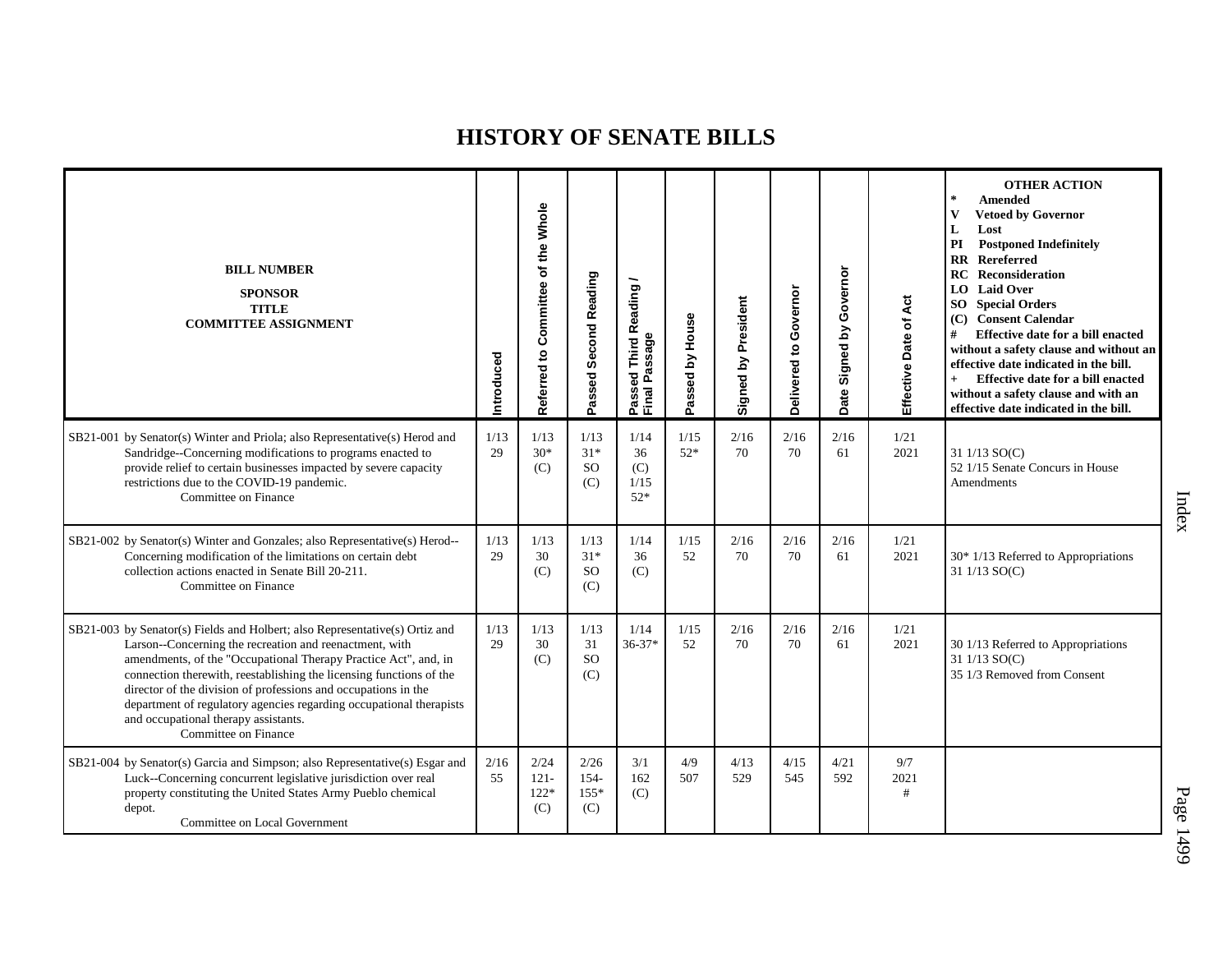# HISTORY OF SENATE BILLS

| BILL NUMBER<br>SPONSOR<br>TITLE<br>COMMITTEE ASSIGNMENT | Introduced | Referred to Committee of the Whole | Passed Second Reading | Passed Third Reading / Final Passage | Passed by House | Signed by President | Delivered to Governor | Date Signed by Governor | Effective Date of Act | OTHER ACTION<br>* Amended<br>V Vetoed by Governor<br>L Lost<br>PI Postponed Indefinitely<br>RR Rereferred<br>RC Reconsideration<br>LO Laid Over<br>SO Special Orders<br>(C) Consent Calendar<br># Effective date for a bill enacted without a safety clause and without an effective date indicated in the bill.<br>+ Effective date for a bill enacted without a safety clause and with an effective date indicated in the bill. |
|---|---|---|---|---|---|---|---|---|---|---|
| SB21-001 by Senator(s) Winter and Priola; also Representative(s) Herod and Sandridge--Concerning modifications to programs enacted to provide relief to certain businesses impacted by severe capacity restrictions due to the COVID-19 pandemic.<br>Committee on Finance | 1/13<br>29 | 1/13<br>30*<br>(C) | 1/13<br>31*<br>SO<br>(C) | 1/14<br>36<br>(C)<br>1/15<br>52* | 1/15<br>52* | 2/16<br>70 | 2/16<br>70 | 2/16<br>61 | 1/21<br>2021 | 31 1/13 SO(C)<br>52 1/15 Senate Concurs in House Amendments |
| SB21-002 by Senator(s) Winter and Gonzales; also Representative(s) Herod--Concerning modification of the limitations on certain debt collection actions enacted in Senate Bill 20-211.<br>Committee on Finance | 1/13<br>29 | 1/13<br>30<br>(C) | 1/13<br>31*<br>SO<br>(C) | 1/14<br>36<br>(C) | 1/15<br>52 | 2/16<br>70 | 2/16<br>70 | 2/16<br>61 | 1/21<br>2021 | 30* 1/13 Referred to Appropriations<br>31 1/13 SO(C) |
| SB21-003 by Senator(s) Fields and Holbert; also Representative(s) Ortiz and Larson--Concerning the recreation and reenactment, with amendments, of the "Occupational Therapy Practice Act", and, in connection therewith, reestablishing the licensing functions of the director of the division of professions and occupations in the department of regulatory agencies regarding occupational therapists and occupational therapy assistants.<br>Committee on Finance | 1/13<br>29 | 1/13<br>30<br>(C) | 1/13<br>31<br>SO<br>(C) | 1/14<br>36-37* | 1/15<br>52 | 2/16<br>70 | 2/16<br>70 | 2/16<br>61 | 1/21<br>2021 | 30 1/13 Referred to Appropriations<br>31 1/13 SO(C)<br>35 1/3 Removed from Consent |
| SB21-004 by Senator(s) Garcia and Simpson; also Representative(s) Esgar and Luck--Concerning concurrent legislative jurisdiction over real property constituting the United States Army Pueblo chemical depot.<br>Committee on Local Government | 2/16<br>55 | 2/24<br>121-<br>122*<br>(C) | 2/26<br>154-<br>155*<br>(C) | 3/1<br>162<br>(C) | 4/9<br>507 | 4/13<br>529 | 4/15<br>545 | 4/21<br>592 | 9/7<br>2021<br># | |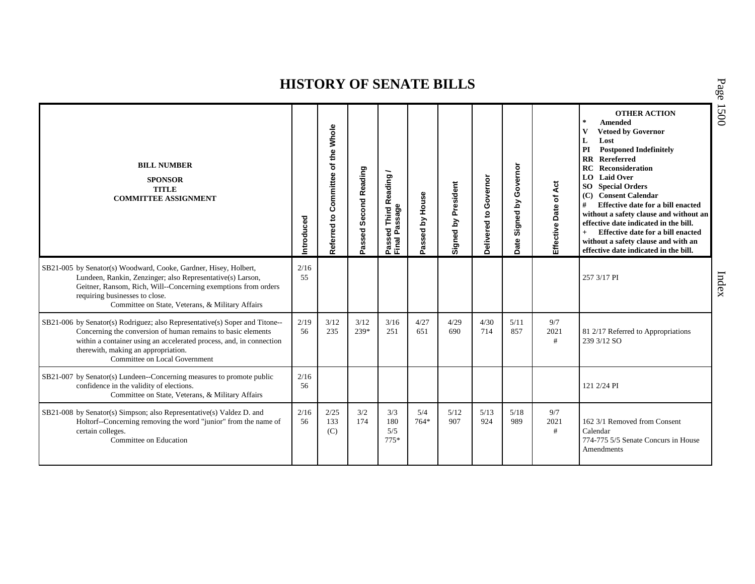# HISTORY OF SENATE BILLS

| BILL NUMBER<br>SPONSOR<br>TITLE<br>COMMITTEE ASSIGNMENT | Introduced | Referred to Committee of the Whole | Passed Second Reading | Passed Third Reading / Final Passage | Passed by House | Signed by President | Delivered to Governor | Date Signed by Governor | Effective Date of Act | OTHER ACTION<br>* Amended<br>V Vetoed by Governor<br>L Lost<br>PI Postponed Indefinitely<br>RR Rereferred<br>RC Reconsideration<br>LO Laid Over<br>SO Special Orders<br>(C) Consent Calendar<br># Effective date for a bill enacted without a safety clause and without an effective date indicated in the bill.<br>+ Effective date for a bill enacted without a safety clause and with an effective date indicated in the bill. |
|---|---|---|---|---|---|---|---|---|---|---|
| SB21-005 by Senator(s) Woodward, Cooke, Gardner, Hisey, Holbert, Lundeen, Rankin, Zenzinger; also Representative(s) Larson, Geitner, Ransom, Rich, Will--Concerning exemptions from orders requiring businesses to close.<br>Committee on State, Veterans, & Military Affairs | 2/16<br>55 | | | | | | | | | 257 3/17 PI |
| SB21-006 by Senator(s) Rodriguez; also Representative(s) Soper and Titone--Concerning the conversion of human remains to basic elements within a container using an accelerated process, and, in connection therewith, making an appropriation.<br>Committee on Local Government | 2/19<br>56 | 3/12<br>235 | 3/12<br>239* | 3/16<br>251 | 4/27<br>651 | 4/29<br>690 | 4/30<br>714 | 5/11<br>857 | 9/7<br>2021<br># | 81 2/17 Referred to Appropriations<br>239 3/12 SO |
| SB21-007 by Senator(s) Lundeen--Concerning measures to promote public confidence in the validity of elections.<br>Committee on State, Veterans, & Military Affairs | 2/16<br>56 | | | | | | | | | 121 2/24 PI |
| SB21-008 by Senator(s) Simpson; also Representative(s) Valdez D. and Holtorf--Concerning removing the word "junior" from the name of certain colleges.<br>Committee on Education | 2/16<br>56 | 2/25<br>133<br>(C) | 3/2<br>174 | 3/3<br>180<br>5/5<br>775* | 5/4<br>764* | 5/12<br>907 | 5/13<br>924 | 5/18<br>989 | 9/7<br>2021<br># | 162 3/1 Removed from Consent Calendar<br>774-775 5/5 Senate Concurs in House Amendments |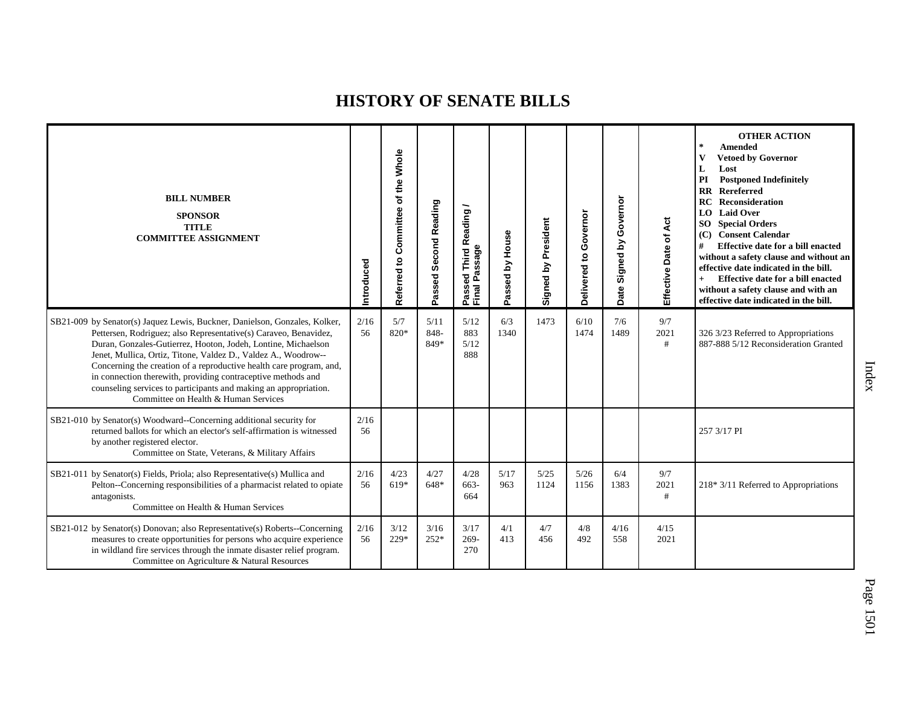# HISTORY OF SENATE BILLS

| BILL NUMBER<br>SPONSOR<br>TITLE<br>COMMITTEE ASSIGNMENT | Introduced | Referred to Committee of the Whole | Passed Second Reading | Passed Third Reading / Final Passage | Passed by House | Signed by President | Delivered to Governor | Date Signed by Governor | Effective Date of Act | OTHER ACTION<br>* Amended<br>V Vetoed by Governor<br>L Lost<br>PI Postponed Indefinitely<br>RR Rereferred<br>RC Reconsideration<br>LO Laid Over<br>SO Special Orders<br>(C) Consent Calendar<br># Effective date for a bill enacted without a safety clause and without an effective date indicated in the bill.<br>+ Effective date for a bill enacted without a safety clause and with an effective date indicated in the bill. |
|---|---|---|---|---|---|---|---|---|---|---|
| SB21-009 by Senator(s) Jaquez Lewis, Buckner, Danielson, Gonzales, Kolker, Pettersen, Rodriguez; also Representative(s) Caraveo, Benavidez, Duran, Gonzales-Gutierrez, Hooton, Jodeh, Lontine, Michaelson Jenet, Mullica, Ortiz, Titone, Valdez D., Valdez A., Woodrow--Concerning the creation of a reproductive health care program, and, in connection therewith, providing contraceptive methods and counseling services to participants and making an appropriation.<br>Committee on Health & Human Services | 2/16<br>56 | 5/7<br>820* | 5/11<br>848-849* | 5/12<br>883<br>5/12<br>888 | 6/3<br>1340 | 1473 | 6/10<br>1474 | 7/6<br>1489 | 9/7<br>2021<br># | 326 3/23 Referred to Appropriations<br>887-888 5/12 Reconsideration Granted |
| SB21-010 by Senator(s) Woodward--Concerning additional security for returned ballots for which an elector's self-affirmation is witnessed by another registered elector.<br>Committee on State, Veterans, & Military Affairs | 2/16<br>56 | | | | | | | | | 257 3/17 PI |
| SB21-011 by Senator(s) Fields, Priola; also Representative(s) Mullica and Pelton--Concerning responsibilities of a pharmacist related to opiate antagonists.<br>Committee on Health & Human Services | 2/16<br>56 | 4/23<br>619* | 4/27<br>648* | 4/28<br>663-664 | 5/17<br>963 | 5/25<br>1124 | 5/26<br>1156 | 6/4<br>1383 | 9/7<br>2021<br># | 218* 3/11 Referred to Appropriations |
| SB21-012 by Senator(s) Donovan; also Representative(s) Roberts--Concerning measures to create opportunities for persons who acquire experience in wildland fire services through the inmate disaster relief program.<br>Committee on Agriculture & Natural Resources | 2/16<br>56 | 3/12<br>229* | 3/16<br>252* | 3/17<br>269-270 | 4/1<br>413 | 4/7<br>456 | 4/8<br>492 | 4/16<br>558 | 4/15<br>2021 | |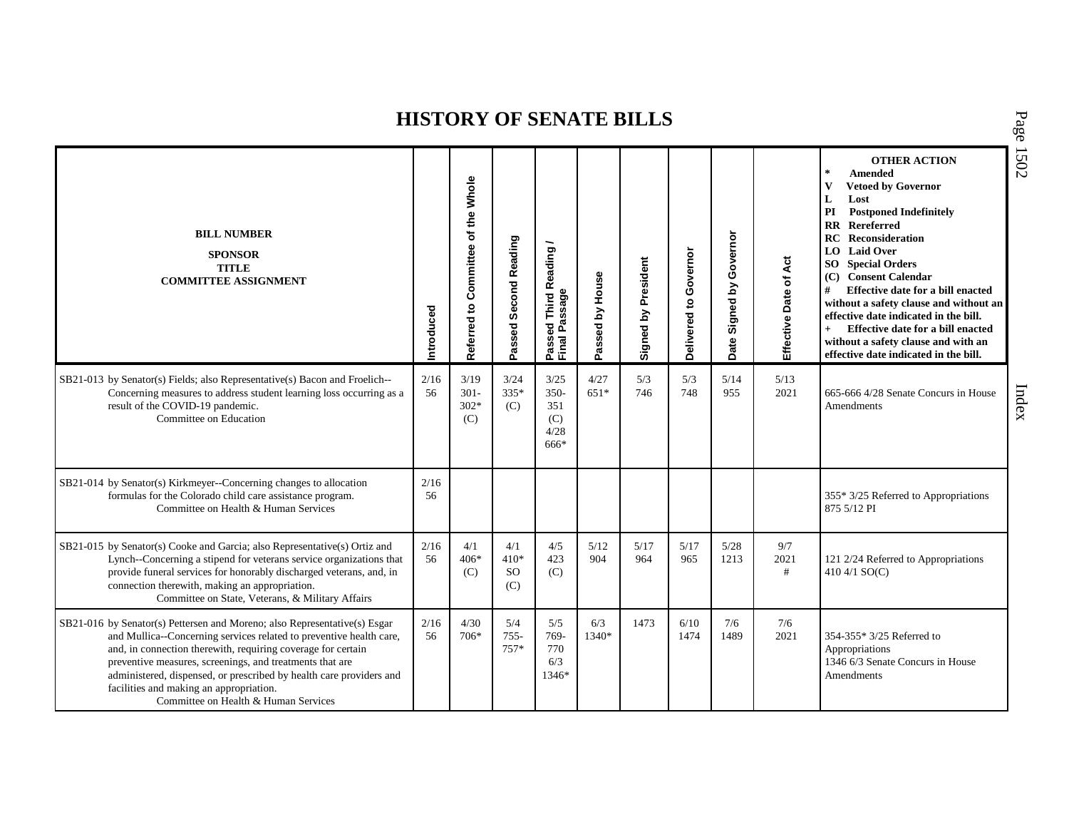# HISTORY OF SENATE BILLS

| BILL NUMBER<br>SPONSOR<br>TITLE<br>COMMITTEE ASSIGNMENT | Introduced | Referred to Committee of the Whole | Passed Second Reading | Passed Third Reading / Final Passage | Passed by House | Signed by President | Delivered to Governor | Date Signed by Governor | Effective Date of Act | OTHER ACTION<br>* Amended<br>V Vetoed by Governor<br>L Lost<br>PI Postponed Indefinitely<br>RR Rereferred<br>RC Reconsideration<br>LO Laid Over<br>SO Special Orders<br>(C) Consent Calendar<br># Effective date for a bill enacted without a safety clause and without an effective date indicated in the bill.<br>+ Effective date for a bill enacted without a safety clause and with an effective date indicated in the bill. |
|---|---|---|---|---|---|---|---|---|---|---|
| SB21-013 by Senator(s) Fields; also Representative(s) Bacon and Froelich--Concerning measures to address student learning loss occurring as a result of the COVID-19 pandemic.<br>Committee on Education | 2/16<br>56 | 3/19<br>301-<br>302*<br>(C) | 3/24<br>335*<br>(C) | 3/25<br>350-<br>351<br>(C)<br>4/28<br>666* | 4/27<br>651* | 5/3<br>746 | 5/3<br>748 | 5/14<br>955 | 5/13<br>2021 | 665-666 4/28 Senate Concurs in House Amendments |
| SB21-014 by Senator(s) Kirkmeyer--Concerning changes to allocation formulas for the Colorado child care assistance program.<br>Committee on Health & Human Services | 2/16<br>56 | | | | | | | | | 355* 3/25 Referred to Appropriations<br>875 5/12 PI |
| SB21-015 by Senator(s) Cooke and Garcia; also Representative(s) Ortiz and Lynch--Concerning a stipend for veterans service organizations that provide funeral services for honorably discharged veterans, and, in connection therewith, making an appropriation.<br>Committee on State, Veterans, & Military Affairs | 2/16<br>56 | 4/1<br>406*<br>(C) | 4/1<br>410*<br>SO<br>(C) | 4/5<br>423<br>(C) | 5/12<br>904 | 5/17<br>964 | 5/17<br>965 | 5/28<br>1213 | 9/7<br>2021<br># | 121 2/24 Referred to Appropriations<br>410 4/1 SO(C) |
| SB21-016 by Senator(s) Pettersen and Moreno; also Representative(s) Esgar and Mullica--Concerning services related to preventive health care, and, in connection therewith, requiring coverage for certain preventive measures, screenings, and treatments that are administered, dispensed, or prescribed by health care providers and facilities and making an appropriation.<br>Committee on Health & Human Services | 2/16<br>56 | 4/30<br>706* | 5/4<br>755-<br>757* | 5/5<br>769-<br>770<br>6/3<br>1346* | 6/3<br>1340* | 1473 | 6/10<br>1474 | 7/6<br>1489 | 7/6<br>2021 | 354-355* 3/25 Referred to Appropriations<br>1346 6/3 Senate Concurs in House Amendments |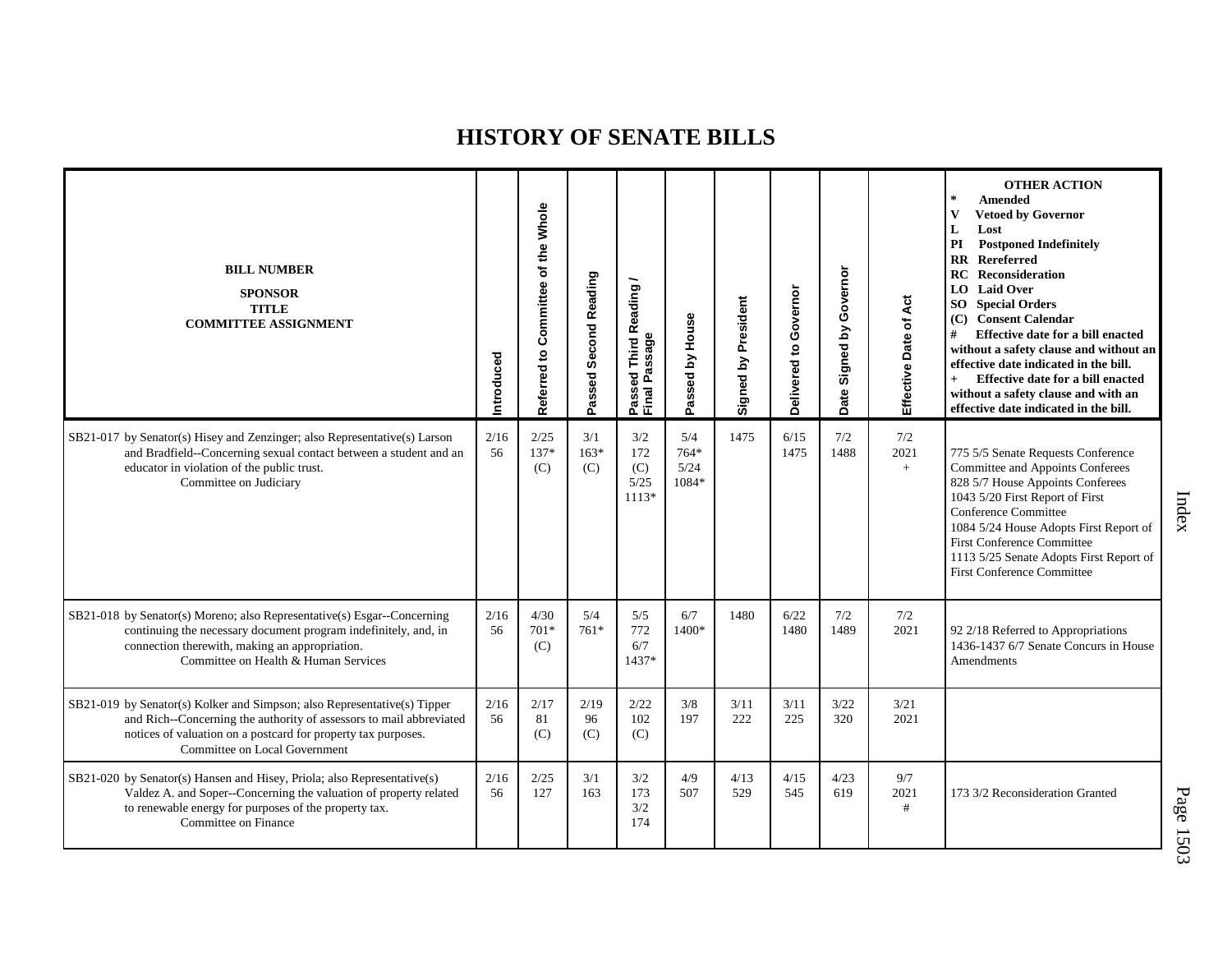# HISTORY OF SENATE BILLS

| BILL NUMBER<br>SPONSOR<br>TITLE<br>COMMITTEE ASSIGNMENT | Introduced | Referred to Committee of the Whole | Passed Second Reading | Passed Third Reading / Final Passage | Passed by House | Signed by President | Delivered to Governor | Date Signed by Governor | Effective Date of Act | OTHER ACTION<br>* Amended<br>V Vetoed by Governor<br>L Lost<br>PI Postponed Indefinitely<br>RR Rereferred<br>RC Reconsideration<br>LO Laid Over<br>SO Special Orders<br>(C) Consent Calendar<br># Effective date for a bill enacted without a safety clause and without an effective date indicated in the bill.<br>+ Effective date for a bill enacted without a safety clause and with an effective date indicated in the bill. |
|---|---|---|---|---|---|---|---|---|---|---|
| SB21-017 by Senator(s) Hisey and Zenzinger; also Representative(s) Larson and Bradfield--Concerning sexual contact between a student and an educator in violation of the public trust.<br>Committee on Judiciary | 2/16<br>56 | 2/25<br>137*<br>(C) | 3/1<br>163*<br>(C) | 3/2<br>172<br>(C)<br>5/25<br>1113* | 5/4<br>764*<br>5/24<br>1084* | 1475 | 6/15<br>1475 | 7/2<br>1488 | 7/2<br>2021<br>+ | 775 5/5 Senate Requests Conference Committee and Appoints Conferees<br>828 5/7 House Appoints Conferees<br>1043 5/20 First Report of First Conference Committee<br>1084 5/24 House Adopts First Report of First Conference Committee<br>1113 5/25 Senate Adopts First Report of First Conference Committee |
| SB21-018 by Senator(s) Moreno; also Representative(s) Esgar--Concerning continuing the necessary document program indefinitely, and, in connection therewith, making an appropriation.<br>Committee on Health & Human Services | 2/16<br>56 | 4/30<br>701*<br>(C) | 5/4<br>761* | 5/5<br>772<br>6/7<br>1437* | 6/7<br>1400* | 1480 | 6/22<br>1480 | 7/2<br>1489 | 7/2<br>2021 | 92 2/18 Referred to Appropriations<br>1436-1437 6/7 Senate Concurs in House Amendments |
| SB21-019 by Senator(s) Kolker and Simpson; also Representative(s) Tipper and Rich--Concerning the authority of assessors to mail abbreviated notices of valuation on a postcard for property tax purposes.<br>Committee on Local Government | 2/16<br>56 | 2/17<br>81<br>(C) | 2/19<br>96<br>(C) | 2/22<br>102<br>(C) | 3/8<br>197 | 3/11<br>222 | 3/11<br>225 | 3/22<br>320 | 3/21<br>2021 | |
| SB21-020 by Senator(s) Hansen and Hisey, Priola; also Representative(s) Valdez A. and Soper--Concerning the valuation of property related to renewable energy for purposes of the property tax.<br>Committee on Finance | 2/16<br>56 | 2/25<br>127 | 3/1<br>163 | 3/2<br>173<br>3/2<br>174 | 4/9<br>507 | 4/13<br>529 | 4/15<br>545 | 4/23<br>619 | 9/7<br>2021<br># | 173 3/2 Reconsideration Granted |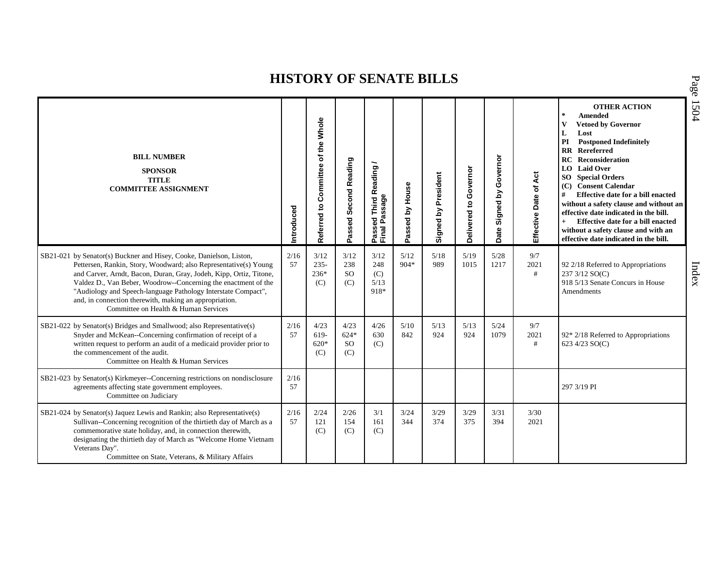# HISTORY OF SENATE BILLS

| BILL NUMBER<br>SPONSOR<br>TITLE<br>COMMITTEE ASSIGNMENT | Introduced | Referred to Committee of the Whole | Passed Second Reading | Passed Third Reading / Final Passage | Passed by House | Signed by President | Delivered to Governor | Date Signed by Governor | Effective Date of Act | OTHER ACTION<br>* Amended<br>V Vetoed by Governor<br>L Lost<br>PI Postponed Indefinitely<br>RR Rereferred<br>RC Reconsideration<br>LO Laid Over<br>SO Special Orders<br>(C) Consent Calendar<br># Effective date for a bill enacted without a safety clause and without an effective date indicated in the bill.<br>+ Effective date for a bill enacted without a safety clause and with an effective date indicated in the bill. |
|---|---|---|---|---|---|---|---|---|---|---|
| SB21-021 by Senator(s) Buckner and Hisey, Cooke, Danielson, Liston, Pettersen, Rankin, Story, Woodward; also Representative(s) Young and Carver, Arndt, Bacon, Duran, Gray, Jodeh, Kipp, Ortiz, Titone, Valdez D., Van Beber, Woodrow--Concerning the enactment of the "Audiology and Speech-language Pathology Interstate Compact", and, in connection therewith, making an appropriation.<br>Committee on Health & Human Services | 2/16<br>57 | 3/12<br>235-<br>236*<br>(C) | 3/12<br>238<br>SO<br>(C) | 3/12<br>248<br>(C)<br>5/13<br>918* | 5/12<br>904* | 5/18<br>989 | 5/19<br>1015 | 5/28<br>1217 | 9/7<br>2021<br># | 92 2/18 Referred to Appropriations<br>237 3/12 SO(C)<br>918 5/13 Senate Concurs in House Amendments |
| SB21-022 by Senator(s) Bridges and Smallwood; also Representative(s) Snyder and McKean--Concerning confirmation of receipt of a written request to perform an audit of a medicaid provider prior to the commencement of the audit.<br>Committee on Health & Human Services | 2/16<br>57 | 4/23<br>619-<br>620*<br>(C) | 4/23<br>624*<br>SO<br>(C) | 4/26<br>630<br>(C) | 5/10<br>842 | 5/13<br>924 | 5/13<br>924 | 5/24<br>1079 | 9/7<br>2021<br># | 92* 2/18 Referred to Appropriations<br>623 4/23 SO(C) |
| SB21-023 by Senator(s) Kirkmeyer--Concerning restrictions on nondisclosure agreements affecting state government employees.<br>Committee on Judiciary | 2/16<br>57 | | | | | | | | | 297 3/19 PI |
| SB21-024 by Senator(s) Jaquez Lewis and Rankin; also Representative(s) Sullivan--Concerning recognition of the thirtieth day of March as a commemorative state holiday, and, in connection therewith, designating the thirtieth day of March as "Welcome Home Vietnam Veterans Day".<br>Committee on State, Veterans, & Military Affairs | 2/16<br>57 | 2/24<br>121<br>(C) | 2/26<br>154<br>(C) | 3/1<br>161<br>(C) | 3/24<br>344 | 3/29<br>374 | 3/29<br>375 | 3/31<br>394 | 3/30<br>2021 | |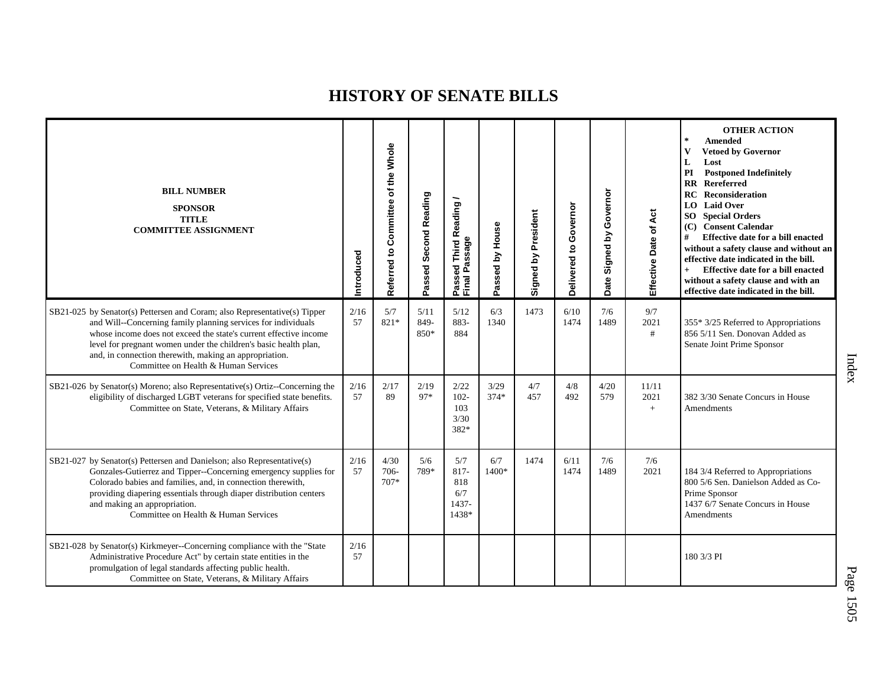# HISTORY OF SENATE BILLS

| BILL NUMBER<br>SPONSOR<br>TITLE<br>COMMITTEE ASSIGNMENT | Introduced | Referred to Committee of the Whole | Passed Second Reading | Passed Third Reading / Final Passage | Passed by House | Signed by President | Delivered to Governor | Date Signed by Governor | Effective Date of Act | OTHER ACTION<br>* Amended<br>V Vetoed by Governor<br>L Lost<br>PI Postponed Indefinitely<br>RR Rereferred<br>RC Reconsideration<br>LO Laid Over<br>SO Special Orders<br>(C) Consent Calendar<br># Effective date for a bill enacted without a safety clause and without an effective date indicated in the bill.<br>+ Effective date for a bill enacted without a safety clause and with an effective date indicated in the bill. |
|---|---|---|---|---|---|---|---|---|---|---|
| SB21-025 by Senator(s) Pettersen and Coram; also Representative(s) Tipper and Will--Concerning family planning services for individuals whose income does not exceed the state's current effective income level for pregnant women under the children's basic health plan, and, in connection therewith, making an appropriation.<br>Committee on Health & Human Services | 2/16<br>57 | 5/7<br>821* | 5/11<br>849-<br>850* | 5/12<br>883-<br>884 | 6/3<br>1340 | 1473 | 6/10<br>1474 | 7/6<br>1489 | 9/7<br>2021<br># | 355* 3/25 Referred to Appropriations<br>856 5/11 Sen. Donovan Added as Senate Joint Prime Sponsor |
| SB21-026 by Senator(s) Moreno; also Representative(s) Ortiz--Concerning the eligibility of discharged LGBT veterans for specified state benefits.<br>Committee on State, Veterans, & Military Affairs | 2/16<br>57 | 2/17<br>89 | 2/19<br>97* | 2/22<br>102-<br>103<br>3/30<br>382* | 3/29<br>374* | 4/7<br>457 | 4/8<br>492 | 4/20<br>579 | 11/11<br>2021<br>+ | 382 3/30 Senate Concurs in House Amendments |
| SB21-027 by Senator(s) Pettersen and Danielson; also Representative(s) Gonzales-Gutierrez and Tipper--Concerning emergency supplies for Colorado babies and families, and, in connection therewith, providing diapering essentials through diaper distribution centers and making an appropriation.<br>Committee on Health & Human Services | 2/16<br>57 | 4/30<br>706-<br>707* | 5/6<br>789* | 5/7<br>817-<br>818<br>6/7<br>1437-<br>1438* | 6/7<br>1400* | 1474 | 6/11<br>1474 | 7/6<br>1489 | 7/6<br>2021 | 184 3/4 Referred to Appropriations<br>800 5/6 Sen. Danielson Added as Co-Prime Sponsor<br>1437 6/7 Senate Concurs in House Amendments |
| SB21-028 by Senator(s) Kirkmeyer--Concerning compliance with the "State Administrative Procedure Act" by certain state entities in the promulgation of legal standards affecting public health.<br>Committee on State, Veterans, & Military Affairs | 2/16<br>57 | | | | | | | | | 180 3/3 PI |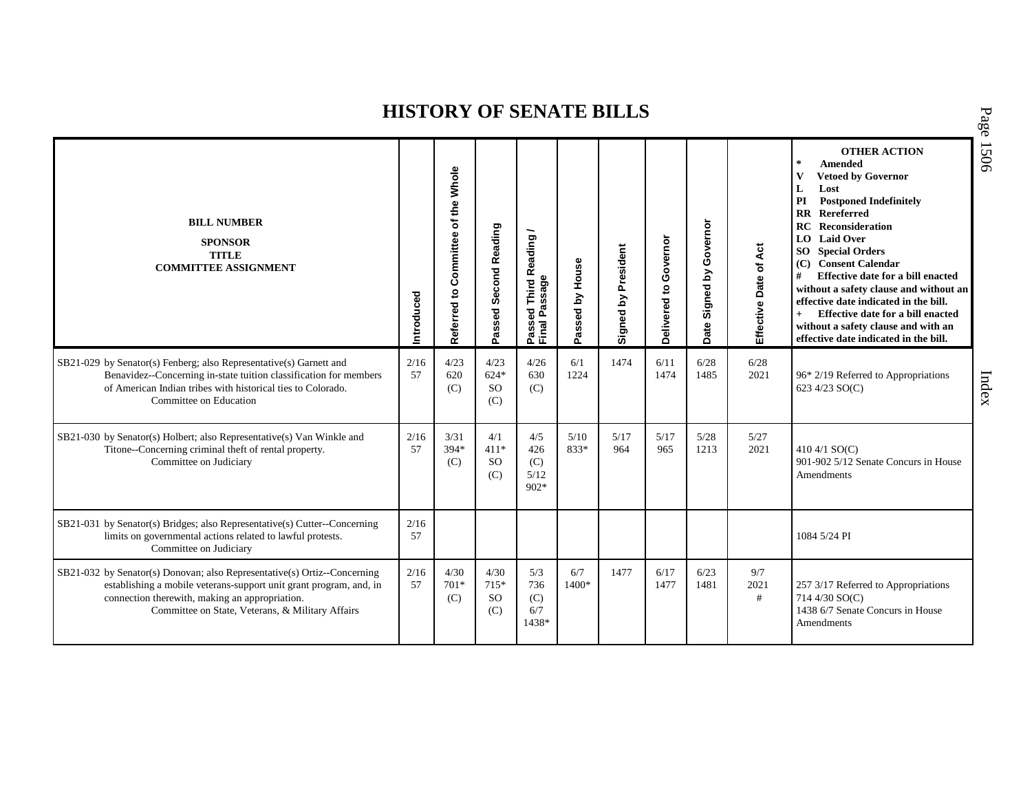# HISTORY OF SENATE BILLS

| BILL NUMBER<br>SPONSOR<br>TITLE<br>COMMITTEE ASSIGNMENT | Introduced | Referred to Committee of the Whole | Passed Second Reading | Passed Third Reading / Final Passage | Passed by House | Signed by President | Delivered to Governor | Date Signed by Governor | Effective Date of Act | OTHER ACTION<br>* Amended<br>V Vetoed by Governor<br>L Lost<br>PI Postponed Indefinitely<br>RR Rereferred<br>RC Reconsideration<br>LO Laid Over<br>SO Special Orders<br>(C) Consent Calendar<br># Effective date for a bill enacted without a safety clause and without an effective date indicated in the bill.<br>+ Effective date for a bill enacted without a safety clause and with an effective date indicated in the bill. |
|---|---|---|---|---|---|---|---|---|---|---|
| SB21-029 by Senator(s) Fenberg; also Representative(s) Garnett and Benavidez--Concerning in-state tuition classification for members of American Indian tribes with historical ties to Colorado.<br>Committee on Education | 2/16<br>57 | 4/23<br>620<br>(C) | 4/23<br>624*<br>SO<br>(C) | 4/26<br>630<br>(C) | 6/1<br>1224 | 1474 | 6/11<br>1474 | 6/28<br>1485 | 6/28<br>2021 | 96* 2/19 Referred to Appropriations<br>623 4/23 SO(C) |
| SB21-030 by Senator(s) Holbert; also Representative(s) Van Winkle and Titone--Concerning criminal theft of rental property.<br>Committee on Judiciary | 2/16<br>57 | 3/31<br>394*<br>(C) | 4/1<br>411*<br>SO<br>(C) | 4/5<br>426<br>(C)<br>5/12<br>902* | 5/10<br>833* | 5/17<br>964 | 5/17<br>965 | 5/28<br>1213 | 5/27<br>2021 | 410 4/1 SO(C)<br>901-902 5/12 Senate Concurs in House Amendments |
| SB21-031 by Senator(s) Bridges; also Representative(s) Cutter--Concerning limits on governmental actions related to lawful protests.<br>Committee on Judiciary | 2/16<br>57 | | | | | | | | | 1084 5/24 PI |
| SB21-032 by Senator(s) Donovan; also Representative(s) Ortiz--Concerning establishing a mobile veterans-support unit grant program, and, in connection therewith, making an appropriation.<br>Committee on State, Veterans, & Military Affairs | 2/16<br>57 | 4/30<br>701*<br>(C) | 4/30<br>715*<br>SO<br>(C) | 5/3<br>736<br>(C)<br>6/7<br>1438* | 6/7<br>1400* | 1477 | 6/17<br>1477 | 6/23<br>1481 | 9/7<br>2021<br># | 257 3/17 Referred to Appropriations<br>714 4/30 SO(C)<br>1438 6/7 Senate Concurs in House Amendments |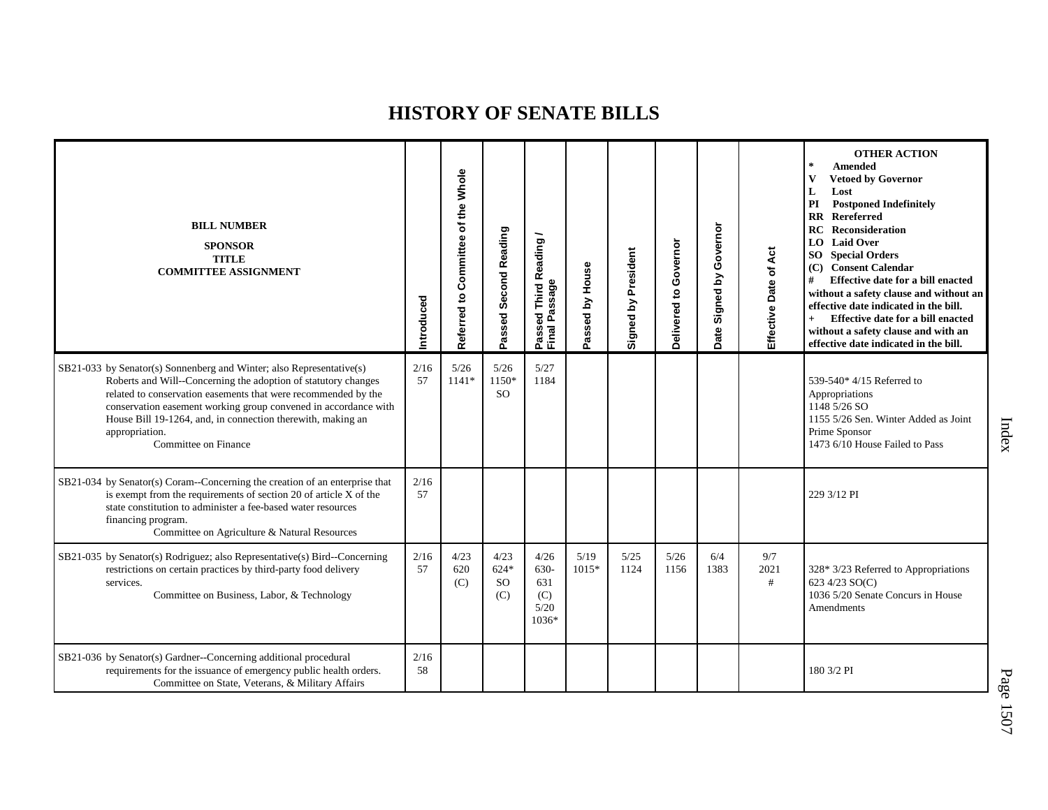# HISTORY OF SENATE BILLS

| BILL NUMBER<br>SPONSOR<br>TITLE<br>COMMITTEE ASSIGNMENT | Introduced | Referred to Committee of the Whole | Passed Second Reading | Passed Third Reading / Final Passage | Passed by House | Signed by President | Delivered to Governor | Date Signed by Governor | Effective Date of Act | OTHER ACTION<br>* Amended<br>V Vetoed by Governor<br>L Lost<br>PI Postponed Indefinitely<br>RR Rereferred<br>RC Reconsideration<br>LO Laid Over<br>SO Special Orders<br>(C) Consent Calendar<br># Effective date for a bill enacted without a safety clause and without an effective date indicated in the bill.<br>+ Effective date for a bill enacted without a safety clause and with an effective date indicated in the bill. |
|---|---|---|---|---|---|---|---|---|---|---|
| SB21-033 by Senator(s) Sonnenberg and Winter; also Representative(s) Roberts and Will--Concerning the adoption of statutory changes related to conservation easements that were recommended by the conservation easement working group convened in accordance with House Bill 19-1264, and, in connection therewith, making an appropriation.<br>Committee on Finance | 2/16<br>57 | 5/26<br>1141* | 5/26<br>1150*<br>SO | 5/27<br>1184 | | | | | | 539-540* 4/15 Referred to Appropriations<br>1148 5/26 SO<br>1155 5/26 Sen. Winter Added as Joint Prime Sponsor<br>1473 6/10 House Failed to Pass |
| SB21-034 by Senator(s) Coram--Concerning the creation of an enterprise that is exempt from the requirements of section 20 of article X of the state constitution to administer a fee-based water resources financing program.<br>Committee on Agriculture & Natural Resources | 2/16<br>57 | | | | | | | | | 229 3/12 PI |
| SB21-035 by Senator(s) Rodriguez; also Representative(s) Bird--Concerning restrictions on certain practices by third-party food delivery services.<br>Committee on Business, Labor, & Technology | 2/16<br>57 | 4/23<br>620<br>(C) | 4/23<br>624*<br>SO<br>(C) | 4/26<br>630-631<br>(C)<br>5/20<br>1036* | 5/19<br>1015* | 5/25<br>1124 | 5/26<br>1156 | 6/4<br>1383 | 9/7<br>2021<br># | 328* 3/23 Referred to Appropriations<br>623 4/23 SO(C)<br>1036 5/20 Senate Concurs in House Amendments |
| SB21-036 by Senator(s) Gardner--Concerning additional procedural requirements for the issuance of emergency public health orders.<br>Committee on State, Veterans, & Military Affairs | 2/16<br>58 | | | | | | | | | 180 3/2 PI |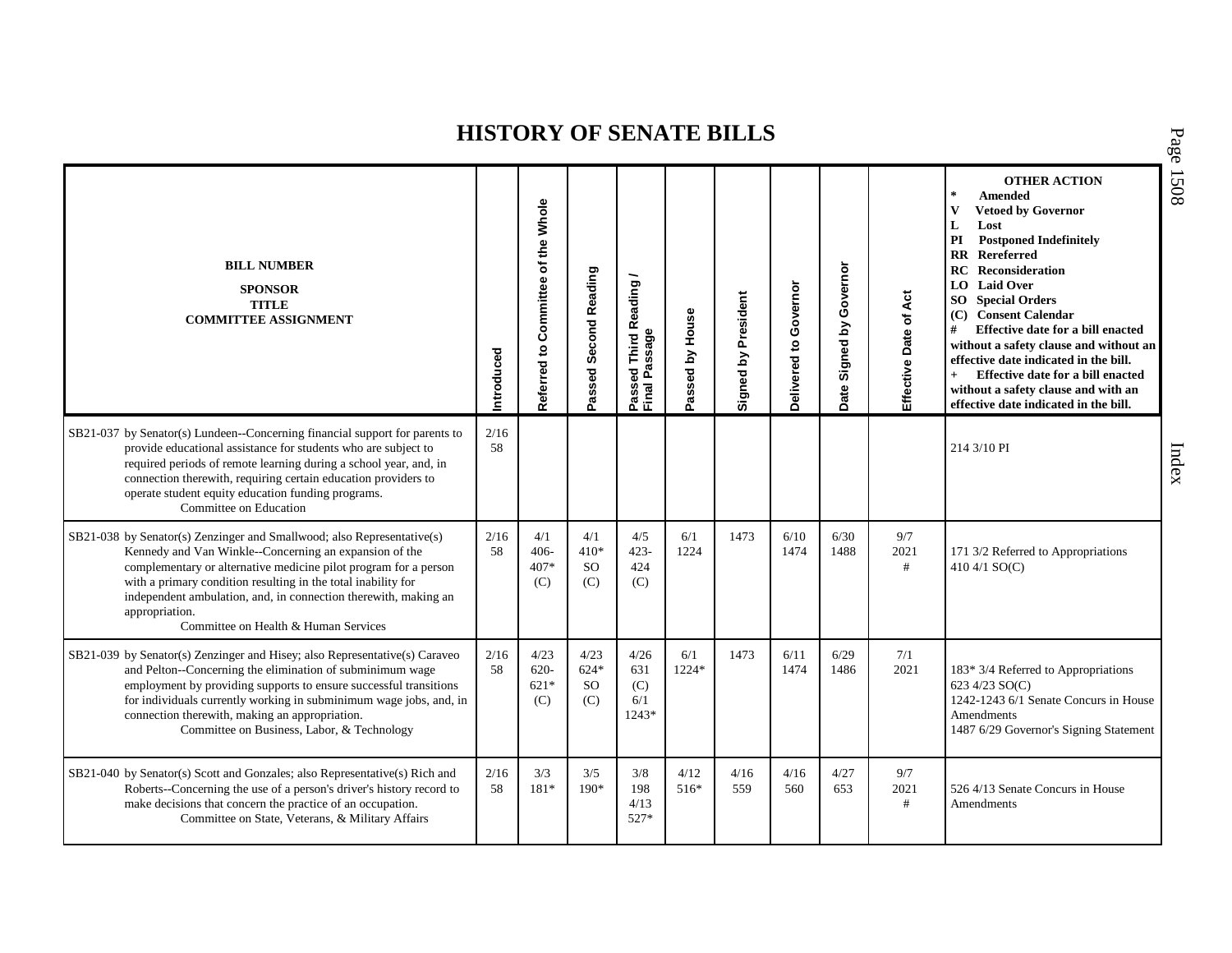# HISTORY OF SENATE BILLS

| BILL NUMBER<br>SPONSOR<br>TITLE<br>COMMITTEE ASSIGNMENT | Introduced | Referred to Committee of the Whole | Passed Second Reading | Passed Third Reading / Final Passage | Passed by House | Signed by President | Delivered to Governor | Date Signed by Governor | Effective Date of Act | OTHER ACTION<br>* Amended<br>V Vetoed by Governor<br>L Lost<br>PI Postponed Indefinitely<br>RR Rereferred<br>RC Reconsideration<br>LO Laid Over<br>SO Special Orders<br>(C) Consent Calendar<br># Effective date for a bill enacted without a safety clause and without an effective date indicated in the bill.<br>+ Effective date for a bill enacted without a safety clause and with an effective date indicated in the bill. |
|---|---|---|---|---|---|---|---|---|---|---|
| SB21-037 by Senator(s) Lundeen--Concerning financial support for parents to provide educational assistance for students who are subject to required periods of remote learning during a school year, and, in connection therewith, requiring certain education providers to operate student equity education funding programs.<br>Committee on Education | 2/16<br>58 | | | | | | | | | 214 3/10 PI |
| SB21-038 by Senator(s) Zenzinger and Smallwood; also Representative(s) Kennedy and Van Winkle--Concerning an expansion of the complementary or alternative medicine pilot program for a person with a primary condition resulting in the total inability for independent ambulation, and, in connection therewith, making an appropriation.<br>Committee on Health & Human Services | 2/16<br>58 | 4/1<br>406-<br>407*<br>(C) | 4/1<br>410*<br>SO<br>(C) | 4/5<br>423-<br>424<br>(C) | 6/1<br>1224 | 1473 | 6/10<br>1474 | 6/30<br>1488 | 9/7<br>2021<br># | 171 3/2 Referred to Appropriations<br>410 4/1 SO(C) |
| SB21-039 by Senator(s) Zenzinger and Hisey; also Representative(s) Caraveo and Pelton--Concerning the elimination of subminimum wage employment by providing supports to ensure successful transitions for individuals currently working in subminimum wage jobs, and, in connection therewith, making an appropriation.<br>Committee on Business, Labor, & Technology | 2/16<br>58 | 4/23<br>620-<br>621*<br>(C) | 4/23<br>624*<br>SO<br>(C) | 4/26<br>631<br>(C)<br>6/1<br>1243* | 6/1<br>1224* | 1473 | 6/11<br>1474 | 6/29<br>1486 | 7/1<br>2021 | 183* 3/4 Referred to Appropriations<br>623 4/23 SO(C)<br>1242-1243 6/1 Senate Concurs in House Amendments<br>1487 6/29 Governor's Signing Statement |
| SB21-040 by Senator(s) Scott and Gonzales; also Representative(s) Rich and Roberts--Concerning the use of a person's driver's history record to make decisions that concern the practice of an occupation.<br>Committee on State, Veterans, & Military Affairs | 2/16<br>58 | 3/3<br>181* | 3/5<br>190* | 3/8<br>198<br>4/13<br>527* | 4/12<br>516* | 4/16<br>559 | 4/16<br>560 | 4/27<br>653 | 9/7<br>2021<br># | 526 4/13 Senate Concurs in House Amendments |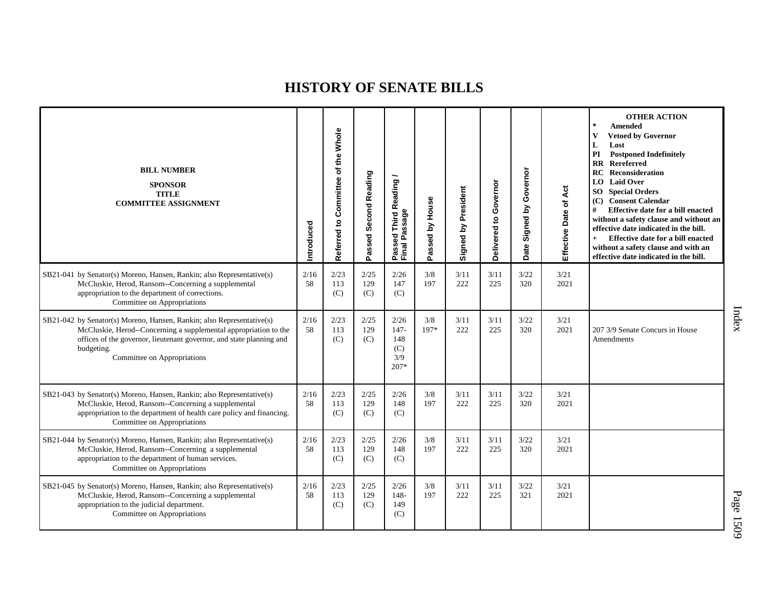# HISTORY OF SENATE BILLS

| BILL NUMBER<br>SPONSOR<br>TITLE<br>COMMITTEE ASSIGNMENT | Introduced | Referred to Committee of the Whole | Passed Second Reading | Passed Third Reading / Final Passage | Passed by House | Signed by President | Delivered to Governor | Date Signed by Governor | Effective Date of Act | OTHER ACTION<br>* Amended<br>V Vetoed by Governor<br>L Lost<br>PI Postponed Indefinitely<br>RR Rereferred<br>RC Reconsideration<br>LO Laid Over<br>SO Special Orders<br>(C) Consent Calendar<br># Effective date for a bill enacted without a safety clause and without an effective date indicated in the bill.<br>+ Effective date for a bill enacted without a safety clause and with an effective date indicated in the bill. |
|---|---|---|---|---|---|---|---|---|---|---|
| SB21-041 by Senator(s) Moreno, Hansen, Rankin; also Representative(s) McCluskie, Herod, Ransom--Concerning a supplemental appropriation to the department of corrections.<br>Committee on Appropriations | 2/16<br>58 | 2/23<br>113<br>(C) | 2/25<br>129<br>(C) | 2/26<br>147<br>(C) | 3/8<br>197 | 3/11<br>222 | 3/11<br>225 | 3/22<br>320 | 3/21<br>2021 | |
| SB21-042 by Senator(s) Moreno, Hansen, Rankin; also Representative(s) McCluskie, Herod--Concerning a supplemental appropriation to the offices of the governor, lieutenant governor, and state planning and budgeting.<br>Committee on Appropriations | 2/16<br>58 | 2/23<br>113<br>(C) | 2/25<br>129<br>(C) | 2/26<br>147-148<br>(C)<br>3/9<br>207* | 3/8<br>197* | 3/11<br>222 | 3/11<br>225 | 3/22<br>320 | 3/21<br>2021 | 207 3/9 Senate Concurs in House Amendments |
| SB21-043 by Senator(s) Moreno, Hansen, Rankin; also Representative(s) McCluskie, Herod, Ransom--Concerning a supplemental appropriation to the department of health care policy and financing.<br>Committee on Appropriations | 2/16<br>58 | 2/23<br>113<br>(C) | 2/25<br>129<br>(C) | 2/26<br>148<br>(C) | 3/8<br>197 | 3/11<br>222 | 3/11<br>225 | 3/22<br>320 | 3/21<br>2021 | |
| SB21-044 by Senator(s) Moreno, Hansen, Rankin; also Representative(s) McCluskie, Herod, Ransom--Concerning a supplemental appropriation to the department of human services.<br>Committee on Appropriations | 2/16<br>58 | 2/23<br>113<br>(C) | 2/25<br>129<br>(C) | 2/26<br>148<br>(C) | 3/8<br>197 | 3/11<br>222 | 3/11<br>225 | 3/22<br>320 | 3/21<br>2021 | |
| SB21-045 by Senator(s) Moreno, Hansen, Rankin; also Representative(s) McCluskie, Herod, Ransom--Concerning a supplemental appropriation to the judicial department.<br>Committee on Appropriations | 2/16<br>58 | 2/23<br>113<br>(C) | 2/25<br>129<br>(C) | 2/26<br>148-149<br>(C) | 3/8<br>197 | 3/11<br>222 | 3/11<br>225 | 3/22<br>321 | 3/21<br>2021 | |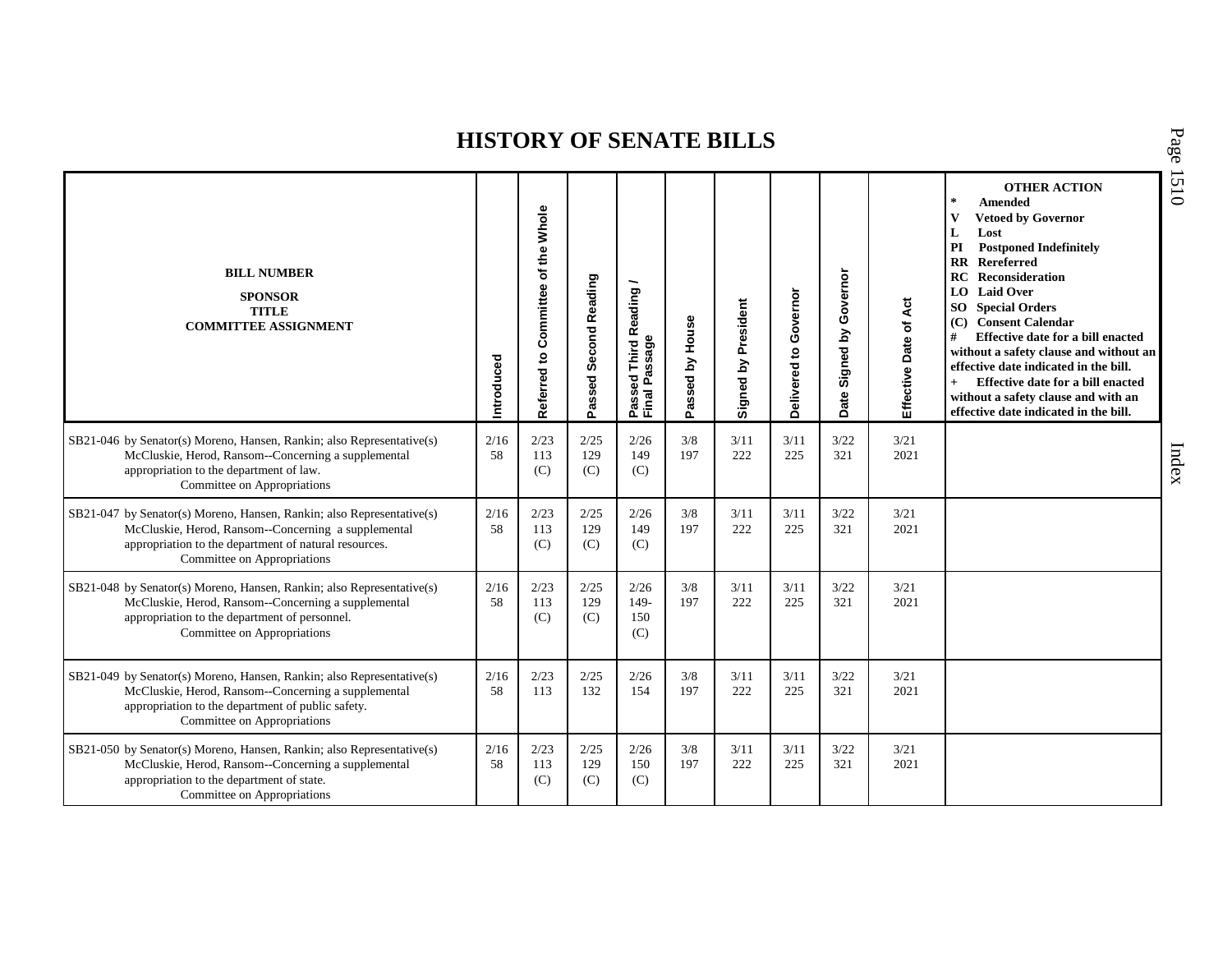# HISTORY OF SENATE BILLS

| BILL NUMBER<br>SPONSOR<br>TITLE<br>COMMITTEE ASSIGNMENT | Introduced | Referred to Committee of the Whole | Passed Second Reading | Passed Third Reading / Final Passage | Passed by House | Signed by President | Delivered to Governor | Date Signed by Governor | Effective Date of Act | OTHER ACTION<br>* Amended<br>V Vetoed by Governor<br>L Lost<br>PI Postponed Indefinitely<br>RR Rereferred<br>RC Reconsideration<br>LO Laid Over<br>SO Special Orders<br>(C) Consent Calendar<br># Effective date for a bill enacted without a safety clause and without an effective date indicated in the bill.<br>+ Effective date for a bill enacted without a safety clause and with an effective date indicated in the bill. |
|---|---|---|---|---|---|---|---|---|---|---|
| SB21-046 by Senator(s) Moreno, Hansen, Rankin; also Representative(s) McCluskie, Herod, Ransom--Concerning a supplemental appropriation to the department of law.<br>Committee on Appropriations | 2/16<br>58 | 2/23<br>113<br>(C) | 2/25<br>129<br>(C) | 2/26<br>149<br>(C) | 3/8<br>197 | 3/11<br>222 | 3/11<br>225 | 3/22<br>321 | 3/21<br>2021 | |
| SB21-047 by Senator(s) Moreno, Hansen, Rankin; also Representative(s) McCluskie, Herod, Ransom--Concerning a supplemental appropriation to the department of natural resources.<br>Committee on Appropriations | 2/16<br>58 | 2/23<br>113<br>(C) | 2/25<br>129<br>(C) | 2/26<br>149<br>(C) | 3/8<br>197 | 3/11<br>222 | 3/11<br>225 | 3/22<br>321 | 3/21<br>2021 | |
| SB21-048 by Senator(s) Moreno, Hansen, Rankin; also Representative(s) McCluskie, Herod, Ransom--Concerning a supplemental appropriation to the department of personnel.<br>Committee on Appropriations | 2/16<br>58 | 2/23<br>113<br>(C) | 2/25<br>129<br>(C) | 2/26<br>149-<br>150<br>(C) | 3/8<br>197 | 3/11<br>222 | 3/11<br>225 | 3/22<br>321 | 3/21<br>2021 | |
| SB21-049 by Senator(s) Moreno, Hansen, Rankin; also Representative(s) McCluskie, Herod, Ransom--Concerning a supplemental appropriation to the department of public safety.<br>Committee on Appropriations | 2/16<br>58 | 2/23<br>113 | 2/25<br>132 | 2/26<br>154 | 3/8<br>197 | 3/11<br>222 | 3/11<br>225 | 3/22<br>321 | 3/21<br>2021 | |
| SB21-050 by Senator(s) Moreno, Hansen, Rankin; also Representative(s) McCluskie, Herod, Ransom--Concerning a supplemental appropriation to the department of state.<br>Committee on Appropriations | 2/16<br>58 | 2/23<br>113<br>(C) | 2/25<br>129<br>(C) | 2/26<br>150<br>(C) | 3/8<br>197 | 3/11<br>222 | 3/11<br>225 | 3/22<br>321 | 3/21<br>2021 | |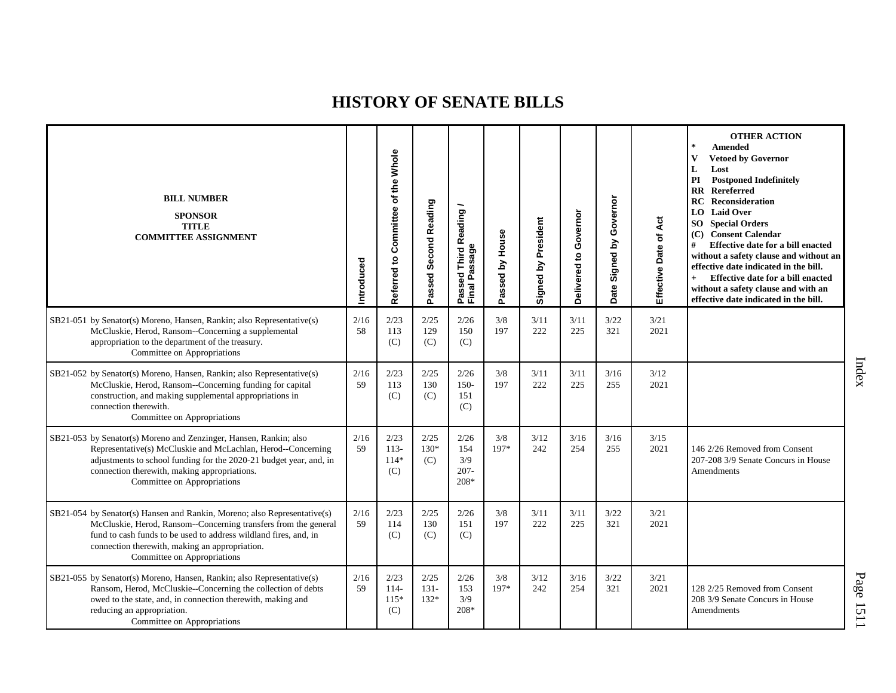# HISTORY OF SENATE BILLS

| BILL NUMBER<br>SPONSOR<br>TITLE<br>COMMITTEE ASSIGNMENT | Introduced | Referred to Committee of the Whole | Passed Second Reading | Passed Third Reading / Final Passage | Passed by House | Signed by President | Delivered to Governor | Date Signed by Governor | Effective Date of Act | OTHER ACTION<br>* Amended<br>V Vetoed by Governor<br>L Lost<br>PI Postponed Indefinitely<br>RR Rereferred<br>RC Reconsideration<br>LO Laid Over<br>SO Special Orders<br>(C) Consent Calendar<br># Effective date for a bill enacted without a safety clause and without an effective date indicated in the bill.<br>+ Effective date for a bill enacted without a safety clause and with an effective date indicated in the bill. |
|---|---|---|---|---|---|---|---|---|---|---|
| SB21-051 by Senator(s) Moreno, Hansen, Rankin; also Representative(s) McCluskie, Herod, Ransom--Concerning a supplemental appropriation to the department of the treasury.<br>Committee on Appropriations | 2/16<br>58 | 2/23<br>113<br>(C) | 2/25<br>129<br>(C) | 2/26<br>150<br>(C) | 3/8<br>197 | 3/11<br>222 | 3/11<br>225 | 3/22<br>321 | 3/21<br>2021 | |
| SB21-052 by Senator(s) Moreno, Hansen, Rankin; also Representative(s) McCluskie, Herod, Ransom--Concerning funding for capital construction, and making supplemental appropriations in connection therewith.<br>Committee on Appropriations | 2/16<br>59 | 2/23<br>113<br>(C) | 2/25<br>130<br>(C) | 2/26<br>150-151<br>(C) | 3/8<br>197 | 3/11<br>222 | 3/11<br>225 | 3/16<br>255 | 3/12<br>2021 | |
| SB21-053 by Senator(s) Moreno and Zenzinger, Hansen, Rankin; also Representative(s) McCluskie and McLachlan, Herod--Concerning adjustments to school funding for the 2020-21 budget year, and, in connection therewith, making appropriations.<br>Committee on Appropriations | 2/16<br>59 | 2/23<br>113-114*<br>(C) | 2/25<br>130*<br>(C) | 2/26<br>154<br>3/9<br>207-208* | 3/8<br>197* | 3/12<br>242 | 3/16<br>254 | 3/16<br>255 | 3/15<br>2021 | 146 2/26 Removed from Consent<br>207-208 3/9 Senate Concurs in House Amendments |
| SB21-054 by Senator(s) Hansen and Rankin, Moreno; also Representative(s) McCluskie, Herod, Ransom--Concerning transfers from the general fund to cash funds to be used to address wildland fires, and, in connection therewith, making an appropriation.<br>Committee on Appropriations | 2/16<br>59 | 2/23<br>114<br>(C) | 2/25<br>130<br>(C) | 2/26<br>151<br>(C) | 3/8<br>197 | 3/11<br>222 | 3/11<br>225 | 3/22<br>321 | 3/21<br>2021 | |
| SB21-055 by Senator(s) Moreno, Hansen, Rankin; also Representative(s) Ransom, Herod, McCluskie--Concerning the collection of debts owed to the state, and, in connection therewith, making and reducing an appropriation.<br>Committee on Appropriations | 2/16<br>59 | 2/23<br>114-115*<br>(C) | 2/25<br>131-132* | 2/26<br>153<br>3/9<br>208* | 3/8<br>197* | 3/12<br>242 | 3/16<br>254 | 3/22<br>321 | 3/21<br>2021 | 128 2/25 Removed from Consent<br>208 3/9 Senate Concurs in House Amendments |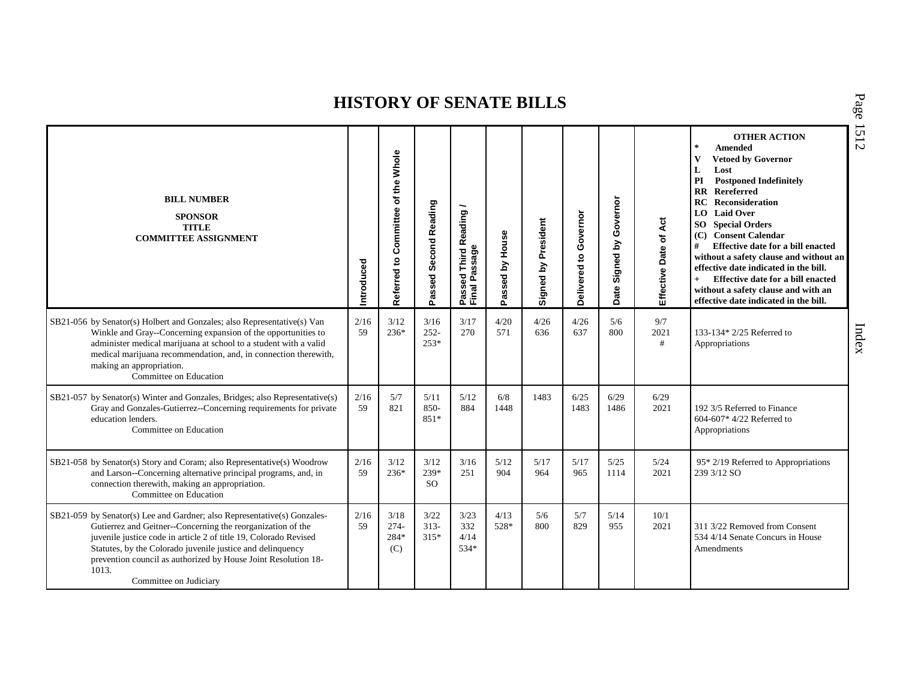# HISTORY OF SENATE BILLS

| BILL NUMBER<br>SPONSOR<br>TITLE<br>COMMITTEE ASSIGNMENT | Introduced | Referred to Committee of the Whole | Passed Second Reading | Passed Third Reading / Final Passage | Passed by House | Signed by President | Delivered to Governor | Date Signed by Governor | Effective Date of Act | OTHER ACTION<br>* Amended<br>V Vetoed by Governor<br>L Lost<br>PI Postponed Indefinitely<br>RR Rereferred<br>RC Reconsideration<br>LO Laid Over<br>SO Special Orders<br>(C) Consent Calendar<br># Effective date for a bill enacted without a safety clause and without an effective date indicated in the bill.<br>+ Effective date for a bill enacted without a safety clause and with an effective date indicated in the bill. |
|---|---|---|---|---|---|---|---|---|---|---|
| SB21-056 by Senator(s) Holbert and Gonzales; also Representative(s) Van Winkle and Gray--Concerning expansion of the opportunities to administer medical marijuana at school to a student with a valid medical marijuana recommendation, and, in connection therewith, making an appropriation.<br>Committee on Education | 2/16<br>59 | 3/12<br>236* | 3/16<br>252-<br>253* | 3/17<br>270 | 4/20<br>571 | 4/26<br>636 | 4/26<br>637 | 5/6<br>800 | 9/7<br>2021<br># | 133-134* 2/25 Referred to Appropriations |
| SB21-057 by Senator(s) Winter and Gonzales, Bridges; also Representative(s) Gray and Gonzales-Gutierrez--Concerning requirements for private education lenders.<br>Committee on Education | 2/16<br>59 | 5/7<br>821 | 5/11<br>850-<br>851* | 5/12<br>884 | 6/8<br>1448 | 1483 | 6/25<br>1483 | 6/29<br>1486 | 6/29<br>2021 | 192 3/5 Referred to Finance<br>604-607* 4/22 Referred to Appropriations |
| SB21-058 by Senator(s) Story and Coram; also Representative(s) Woodrow and Larson--Concerning alternative principal programs, and, in connection therewith, making an appropriation.<br>Committee on Education | 2/16<br>59 | 3/12<br>236* | 3/12<br>239*<br>SO | 3/16<br>251 | 5/12<br>904 | 5/17<br>964 | 5/17<br>965 | 5/25<br>1114 | 5/24<br>2021 | 95* 2/19 Referred to Appropriations<br>239 3/12 SO |
| SB21-059 by Senator(s) Lee and Gardner; also Representative(s) Gonzales-Gutierrez and Geitner--Concerning the reorganization of the juvenile justice code in article 2 of title 19, Colorado Revised Statutes, by the Colorado juvenile justice and delinquency prevention council as authorized by House Joint Resolution 18-1013.<br>Committee on Judiciary | 2/16<br>59 | 3/18<br>274-<br>284*<br>(C) | 3/22<br>313-<br>315* | 3/23<br>332<br>4/14<br>534* | 4/13<br>528* | 5/6<br>800 | 5/7<br>829 | 5/14<br>955 | 10/1<br>2021 | 311 3/22 Removed from Consent<br>534 4/14 Senate Concurs in House Amendments |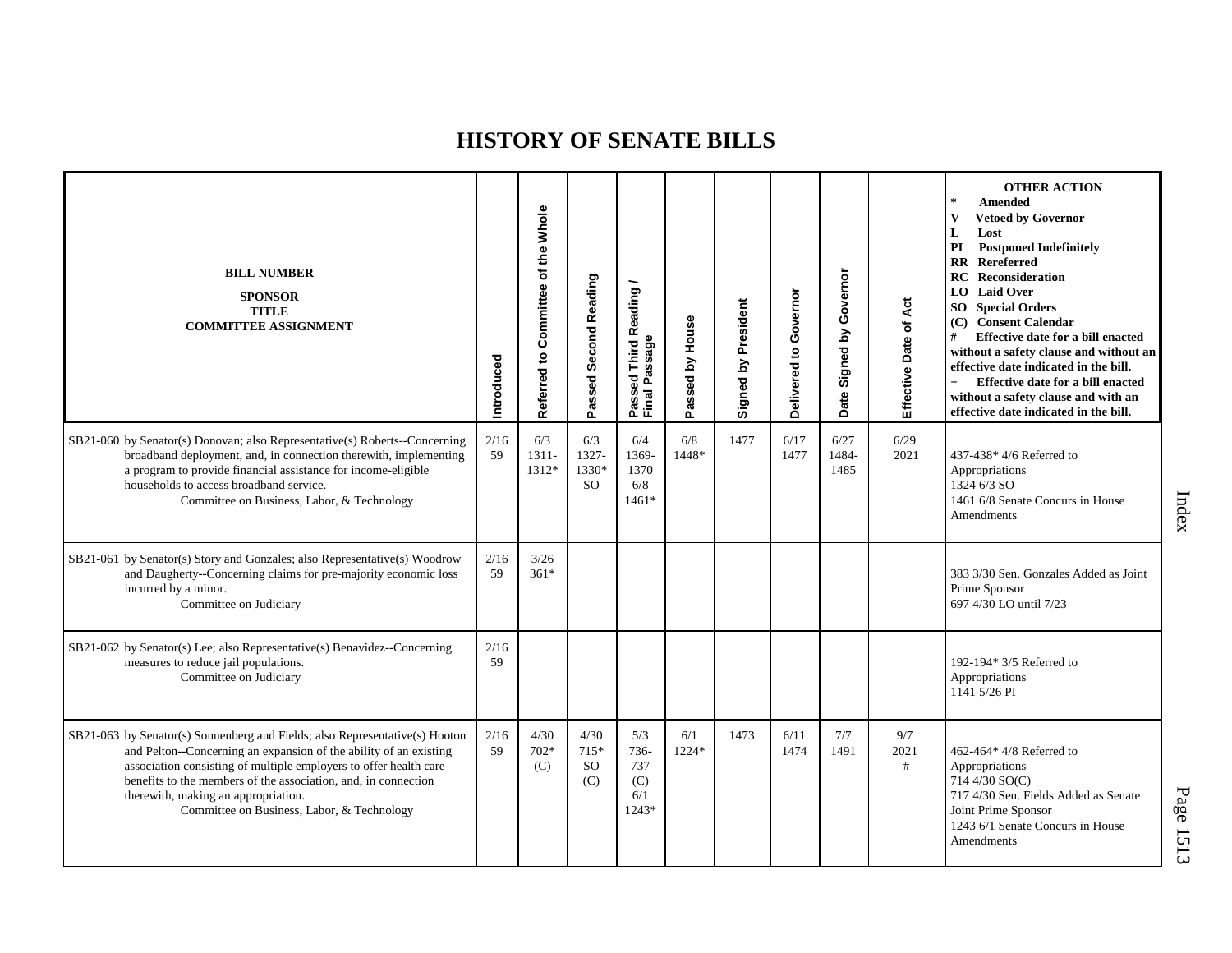# HISTORY OF SENATE BILLS

| BILL NUMBER<br>SPONSOR<br>TITLE<br>COMMITTEE ASSIGNMENT | Introduced | Referred to Committee of the Whole | Passed Second Reading | Passed Third Reading / Final Passage | Passed by House | Signed by President | Delivered to Governor | Date Signed by Governor | Effective Date of Act | OTHER ACTION<br>* Amended<br>V Vetoed by Governor<br>L Lost<br>PI Postponed Indefinitely<br>RR Rereferred<br>RC Reconsideration<br>LO Laid Over<br>SO Special Orders<br>(C) Consent Calendar<br># Effective date for a bill enacted without a safety clause and without an effective date indicated in the bill.<br>+ Effective date for a bill enacted without a safety clause and with an effective date indicated in the bill. |
|---|---|---|---|---|---|---|---|---|---|---|
| SB21-060 by Senator(s) Donovan; also Representative(s) Roberts--Concerning broadband deployment, and, in connection therewith, implementing a program to provide financial assistance for income-eligible households to access broadband service.<br>Committee on Business, Labor, & Technology | 2/16<br>59 | 6/3<br>1311-<br>1312* | 6/3<br>1327-<br>1330*<br>SO | 6/4<br>1369-<br>1370<br>6/8<br>1461* | 6/8<br>1448* | 1477 | 6/17<br>1477 | 6/27<br>1484-<br>1485 | 6/29<br>2021 | 437-438* 4/6 Referred to Appropriations<br>1324 6/3 SO<br>1461 6/8 Senate Concurs in House Amendments |
| SB21-061 by Senator(s) Story and Gonzales; also Representative(s) Woodrow and Daugherty--Concerning claims for pre-majority economic loss incurred by a minor.<br>Committee on Judiciary | 2/16<br>59 | 3/26<br>361* | | | | | | | | 383 3/30 Sen. Gonzales Added as Joint Prime Sponsor<br>697 4/30 LO until 7/23 |
| SB21-062 by Senator(s) Lee; also Representative(s) Benavidez--Concerning measures to reduce jail populations.<br>Committee on Judiciary | 2/16<br>59 | | | | | | | | | 192-194* 3/5 Referred to Appropriations<br>1141 5/26 PI |
| SB21-063 by Senator(s) Sonnenberg and Fields; also Representative(s) Hooton and Pelton--Concerning an expansion of the ability of an existing association consisting of multiple employers to offer health care benefits to the members of the association, and, in connection therewith, making an appropriation.<br>Committee on Business, Labor, & Technology | 2/16<br>59 | 4/30<br>702*<br>(C) | 4/30<br>715*<br>SO<br>(C) | 5/3<br>736-<br>737<br>(C)<br>6/1<br>1243* | 6/1<br>1224* | 1473 | 6/11<br>1474 | 7/7<br>1491 | 9/7<br>2021<br># | 462-464* 4/8 Referred to Appropriations<br>714 4/30 SO(C)<br>717 4/30 Sen. Fields Added as Senate Joint Prime Sponsor<br>1243 6/1 Senate Concurs in House Amendments |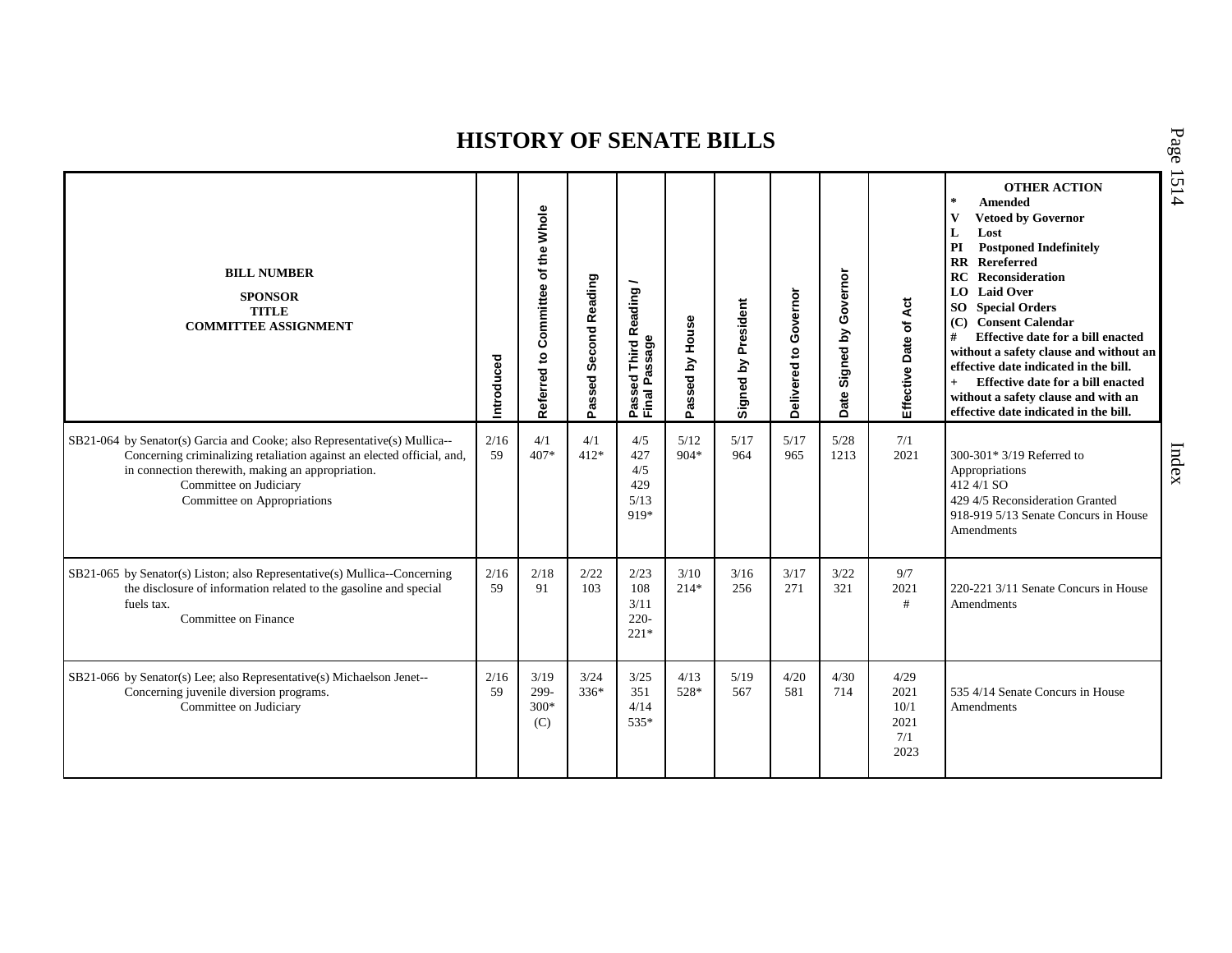# HISTORY OF SENATE BILLS

| BILL NUMBER<br>SPONSOR<br>TITLE<br>COMMITTEE ASSIGNMENT | Introduced | Referred to Committee of the Whole | Passed Second Reading | Passed Third Reading / Final Passage | Passed by House | Signed by President | Delivered to Governor | Date Signed by Governor | Effective Date of Act | OTHER ACTION<br>* Amended<br>V Vetoed by Governor<br>L Lost<br>PI Postponed Indefinitely<br>RR Rereferred<br>RC Reconsideration<br>LO Laid Over<br>SO Special Orders<br>(C) Consent Calendar<br># Effective date for a bill enacted without a safety clause and without an effective date indicated in the bill.<br>+ Effective date for a bill enacted without a safety clause and with an effective date indicated in the bill. |
|---|---|---|---|---|---|---|---|---|---|---|
| SB21-064 by Senator(s) Garcia and Cooke; also Representative(s) Mullica--Concerning criminalizing retaliation against an elected official, and, in connection therewith, making an appropriation.<br>Committee on Judiciary<br>Committee on Appropriations | 2/16<br>59 | 4/1<br>407* | 4/1<br>412* | 4/5<br>427<br>4/5<br>429<br>5/13<br>919* | 5/12<br>904* | 5/17<br>964 | 5/17<br>965 | 5/28<br>1213 | 7/1<br>2021 | 300-301* 3/19 Referred to Appropriations<br>412 4/1 SO<br>429 4/5 Reconsideration Granted<br>918-919 5/13 Senate Concurs in House Amendments |
| SB21-065 by Senator(s) Liston; also Representative(s) Mullica--Concerning the disclosure of information related to the gasoline and special fuels tax.<br>Committee on Finance | 2/16<br>59 | 2/18<br>91 | 2/22<br>103 | 2/23<br>108<br>3/11<br>220-221* | 3/10<br>214* | 3/16<br>256 | 3/17<br>271 | 3/22<br>321 | 9/7<br>2021<br># | 220-221 3/11 Senate Concurs in House Amendments |
| SB21-066 by Senator(s) Lee; also Representative(s) Michaelson Jenet--Concerning juvenile diversion programs.<br>Committee on Judiciary | 2/16<br>59 | 3/19<br>299-300*<br>(C) | 3/24<br>336* | 3/25<br>351<br>4/14<br>535* | 4/13<br>528* | 5/19<br>567 | 4/20<br>581 | 4/30<br>714 | 4/29<br>2021<br>10/1<br>2021<br>7/1<br>2023 | 535 4/14 Senate Concurs in House Amendments |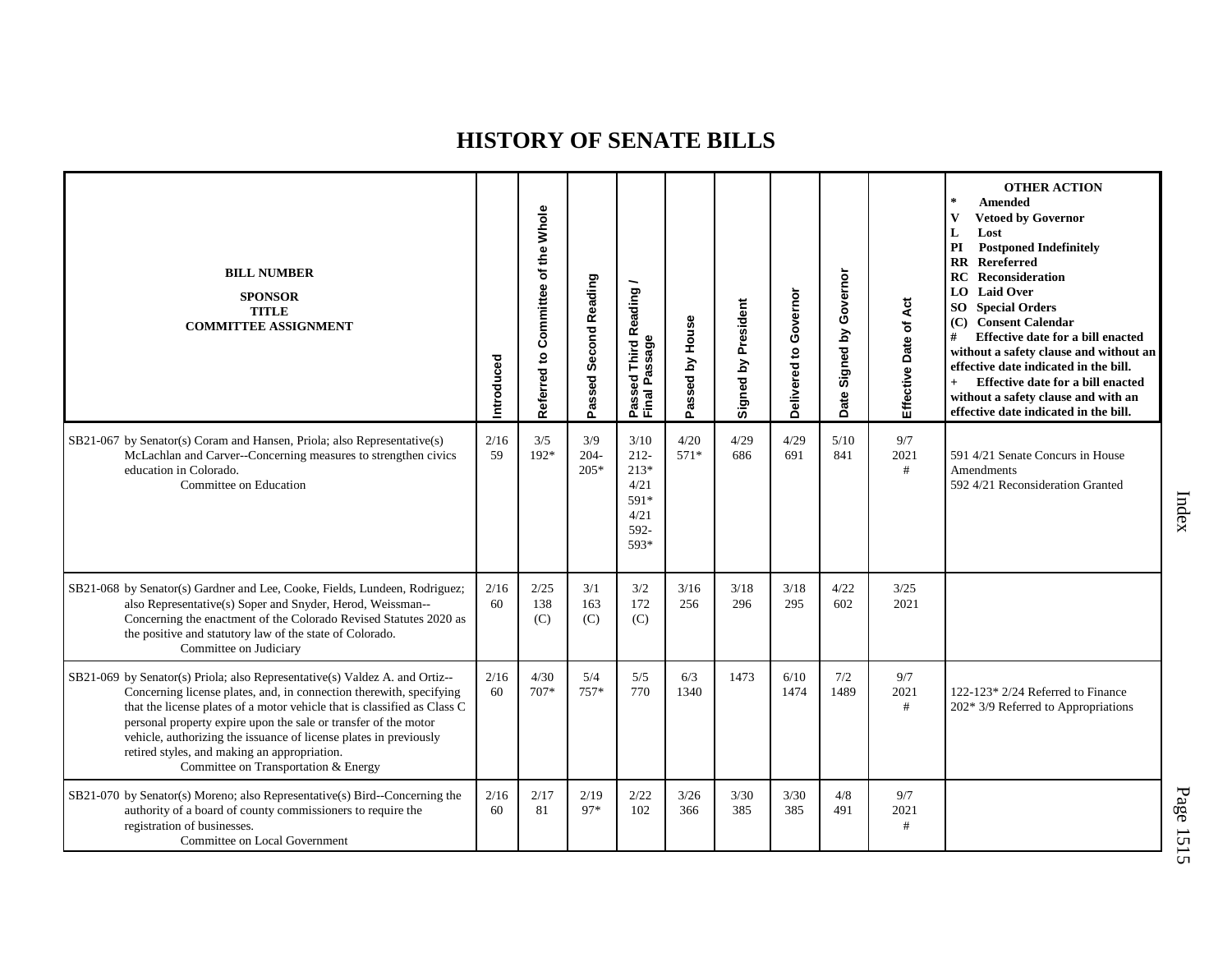# HISTORY OF SENATE BILLS

| BILL NUMBER<br>SPONSOR<br>TITLE<br>COMMITTEE ASSIGNMENT | Introduced | Referred to Committee of the Whole | Passed Second Reading | Passed Third Reading / Final Passage | Passed by House | Signed by President | Delivered to Governor | Date Signed by Governor | Effective Date of Act | OTHER ACTION<br>* Amended<br>V Vetoed by Governor<br>L Lost<br>PI Postponed Indefinitely<br>RR Rereferred<br>RC Reconsideration<br>LO Laid Over<br>SO Special Orders<br>(C) Consent Calendar<br># Effective date for a bill enacted without a safety clause and without an effective date indicated in the bill.<br>+ Effective date for a bill enacted without a safety clause and with an effective date indicated in the bill. |
|---|---|---|---|---|---|---|---|---|---|---|
| SB21-067 by Senator(s) Coram and Hansen, Priola; also Representative(s) McLachlan and Carver--Concerning measures to strengthen civics education in Colorado.<br>Committee on Education | 2/16<br>59 | 3/5<br>192* | 3/9<br>204-<br>205* | 3/10<br>212-<br>213*<br>4/21<br>591*<br>4/21<br>592-<br>593* | 4/20<br>571* | 4/29<br>686 | 4/29<br>691 | 5/10<br>841 | 9/7<br>2021<br># | 591 4/21 Senate Concurs in House Amendments<br>592 4/21 Reconsideration Granted |
| SB21-068 by Senator(s) Gardner and Lee, Cooke, Fields, Lundeen, Rodriguez; also Representative(s) Soper and Snyder, Herod, Weissman--Concerning the enactment of the Colorado Revised Statutes 2020 as the positive and statutory law of the state of Colorado.<br>Committee on Judiciary | 2/16<br>60 | 2/25<br>138<br>(C) | 3/1<br>163<br>(C) | 3/2<br>172<br>(C) | 3/16<br>256 | 3/18<br>296 | 3/18<br>295 | 4/22<br>602 | 3/25<br>2021 | |
| SB21-069 by Senator(s) Priola; also Representative(s) Valdez A. and Ortiz--Concerning license plates, and, in connection therewith, specifying that the license plates of a motor vehicle that is classified as Class C personal property expire upon the sale or transfer of the motor vehicle, authorizing the issuance of license plates in previously retired styles, and making an appropriation.<br>Committee on Transportation & Energy | 2/16<br>60 | 4/30<br>707* | 5/4<br>757* | 5/5<br>770 | 6/3<br>1340 | 1473 | 6/10<br>1474 | 7/2<br>1489 | 9/7<br>2021<br># | 122-123* 2/24 Referred to Finance<br>202* 3/9 Referred to Appropriations |
| SB21-070 by Senator(s) Moreno; also Representative(s) Bird--Concerning the authority of a board of county commissioners to require the registration of businesses.<br>Committee on Local Government | 2/16<br>60 | 2/17<br>81 | 2/19<br>97* | 2/22<br>102 | 3/26<br>366 | 3/30<br>385 | 3/30<br>385 | 4/8<br>491 | 9/7<br>2021<br># | |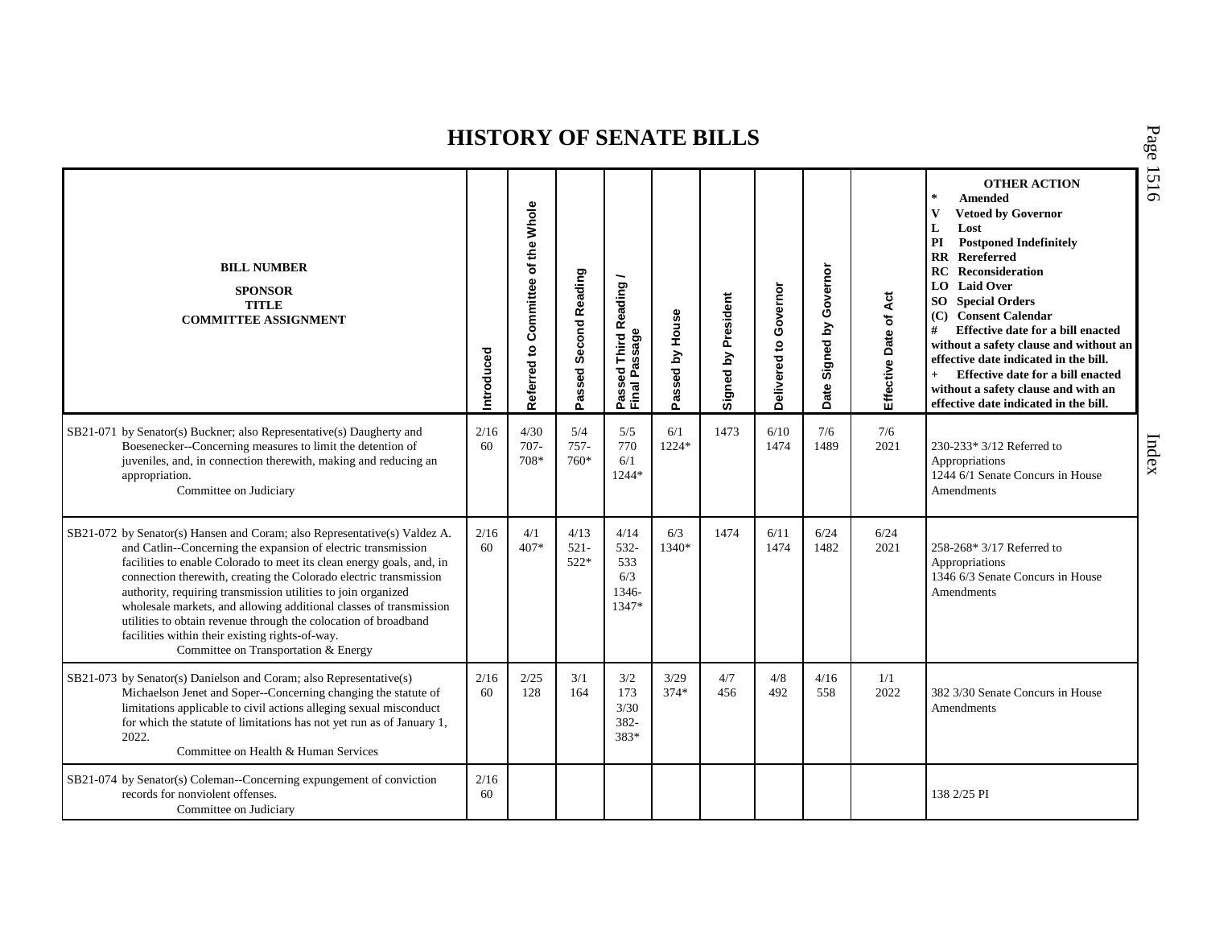# HISTORY OF SENATE BILLS

| BILL NUMBER<br>SPONSOR<br>TITLE<br>COMMITTEE ASSIGNMENT | Introduced | Referred to Committee of the Whole | Passed Second Reading | Passed Third Reading / Final Passage | Passed by House | Signed by President | Delivered to Governor | Date Signed by Governor | Effective Date of Act | OTHER ACTION<br>* Amended<br>V Vetoed by Governor<br>L Lost<br>PI Postponed Indefinitely<br>RR Rereferred<br>RC Reconsideration<br>LO Laid Over<br>SO Special Orders<br>(C) Consent Calendar<br># Effective date for a bill enacted without a safety clause and without an effective date indicated in the bill.<br>+ Effective date for a bill enacted without a safety clause and with an effective date indicated in the bill. |
|---|---|---|---|---|---|---|---|---|---|---|
| SB21-071 by Senator(s) Buckner; also Representative(s) Daugherty and Boesenecker--Concerning measures to limit the detention of juveniles, and, in connection therewith, making and reducing an appropriation.<br>Committee on Judiciary | 2/16<br>60 | 4/30<br>707-708* | 5/4<br>757-760* | 5/5<br>770<br>6/1<br>1244* | 6/1<br>1224* | 1473 | 6/10<br>1474 | 7/6<br>1489 | 7/6<br>2021 | 230-233* 3/12 Referred to Appropriations<br>1244 6/1 Senate Concurs in House Amendments |
| SB21-072 by Senator(s) Hansen and Coram; also Representative(s) Valdez A. and Catlin--Concerning the expansion of electric transmission facilities to enable Colorado to meet its clean energy goals, and, in connection therewith, creating the Colorado electric transmission authority, requiring transmission utilities to join organized wholesale markets, and allowing additional classes of transmission utilities to obtain revenue through the colocation of broadband facilities within their existing rights-of-way.<br>Committee on Transportation & Energy | 2/16<br>60 | 4/1<br>407* | 4/13<br>521-522* | 4/14<br>532-533<br>6/3<br>1346-1347* | 6/3<br>1340* | 1474 | 6/11<br>1474 | 6/24<br>1482 | 6/24<br>2021 | 258-268* 3/17 Referred to Appropriations<br>1346 6/3 Senate Concurs in House Amendments |
| SB21-073 by Senator(s) Danielson and Coram; also Representative(s) Michaelson Jenet and Soper--Concerning changing the statute of limitations applicable to civil actions alleging sexual misconduct for which the statute of limitations has not yet run as of January 1, 2022.<br>Committee on Health & Human Services | 2/16<br>60 | 2/25<br>128 | 3/1<br>164 | 3/2<br>173<br>3/30<br>382-383* | 3/29<br>374* | 4/7<br>456 | 4/8<br>492 | 4/16<br>558 | 1/1<br>2022 | 382 3/30 Senate Concurs in House Amendments |
| SB21-074 by Senator(s) Coleman--Concerning expungement of conviction records for nonviolent offenses.<br>Committee on Judiciary | 2/16<br>60 | | | | | | | | | 138 2/25 PI |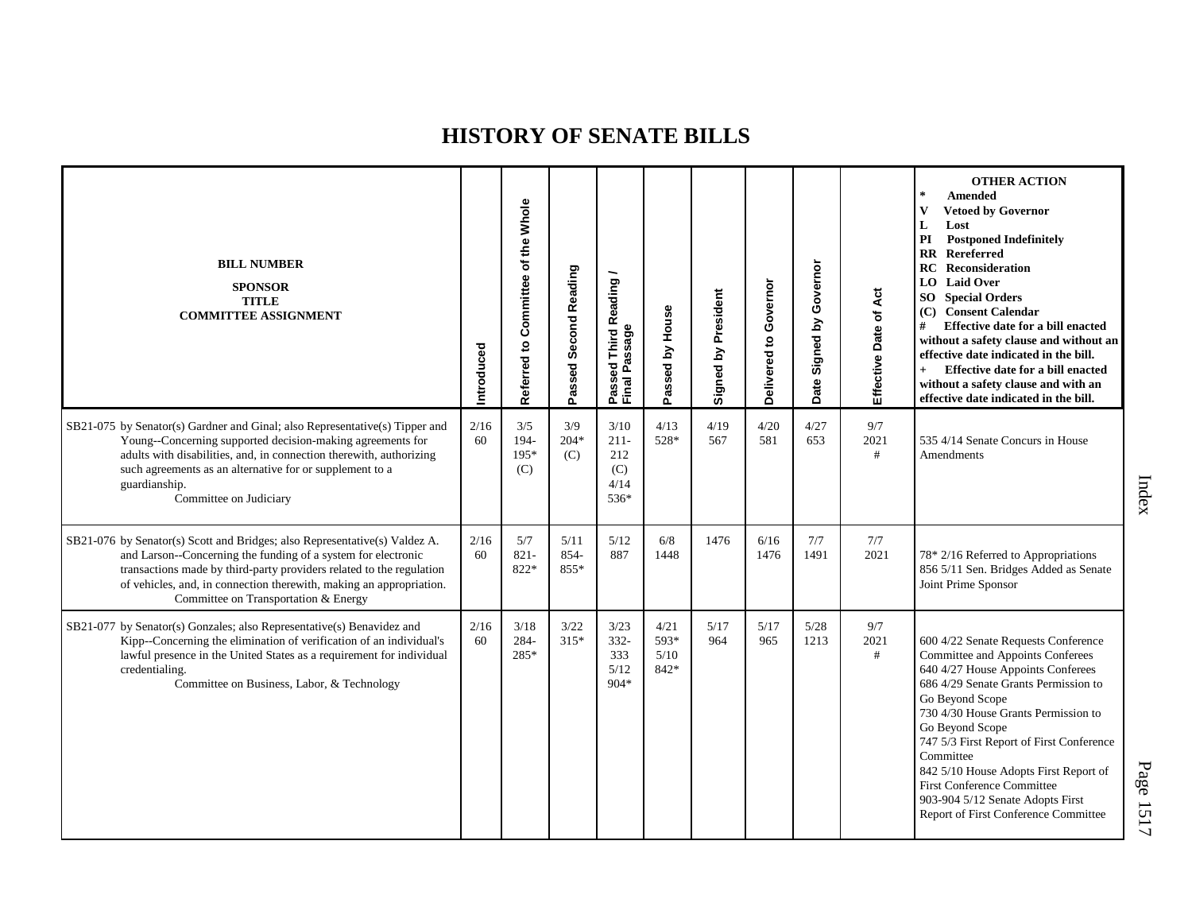# HISTORY OF SENATE BILLS

| BILL NUMBER<br>SPONSOR<br>TITLE<br>COMMITTEE ASSIGNMENT | Introduced | Referred to Committee of the Whole | Passed Second Reading | Passed Third Reading / Final Passage | Passed by House | Signed by President | Delivered to Governor | Date Signed by Governor | Effective Date of Act | OTHER ACTION<br>* Amended<br>V Vetoed by Governor<br>L Lost<br>PI Postponed Indefinitely<br>RR Rereferred<br>RC Reconsideration<br>LO Laid Over<br>SO Special Orders<br>(C) Consent Calendar<br># Effective date for a bill enacted without a safety clause and without an effective date indicated in the bill.<br>+ Effective date for a bill enacted without a safety clause and with an effective date indicated in the bill. |
|---|---|---|---|---|---|---|---|---|---|---|
| SB21-075 by Senator(s) Gardner and Ginal; also Representative(s) Tipper and Young--Concerning supported decision-making agreements for adults with disabilities, and, in connection therewith, authorizing such agreements as an alternative for or supplement to a guardianship.<br>Committee on Judiciary | 2/16<br>60 | 3/5<br>194-195*<br>(C) | 3/9<br>204*<br>(C) | 3/10<br>211-212<br>(C)<br>4/14<br>536* | 4/13<br>528* | 4/19<br>567 | 4/20<br>581 | 4/27<br>653 | 9/7<br>2021<br># | 535 4/14 Senate Concurs in House Amendments |
| SB21-076 by Senator(s) Scott and Bridges; also Representative(s) Valdez A. and Larson--Concerning the funding of a system for electronic transactions made by third-party providers related to the regulation of vehicles, and, in connection therewith, making an appropriation.<br>Committee on Transportation & Energy | 2/16<br>60 | 5/7<br>821-822* | 5/11<br>854-855* | 5/12<br>887 | 6/8<br>1448 | 1476 | 6/16<br>1476 | 7/7<br>1491 | 7/7<br>2021 | 78* 2/16 Referred to Appropriations<br>856 5/11 Sen. Bridges Added as Senate Joint Prime Sponsor |
| SB21-077 by Senator(s) Gonzales; also Representative(s) Benavidez and Kipp--Concerning the elimination of verification of an individual's lawful presence in the United States as a requirement for individual credentialing.<br>Committee on Business, Labor, & Technology | 2/16<br>60 | 3/18<br>284-285* | 3/22<br>315* | 3/23<br>332-333<br>5/12<br>904* | 4/21<br>593*<br>5/10<br>842* | 5/17<br>964 | 5/17<br>965 | 5/28<br>1213 | 9/7<br>2021<br># | 600 4/22 Senate Requests Conference Committee and Appoints Conferees<br>640 4/27 House Appoints Conferees<br>686 4/29 Senate Grants Permission to Go Beyond Scope<br>730 4/30 House Grants Permission to Go Beyond Scope<br>747 5/3 First Report of First Conference Committee<br>842 5/10 House Adopts First Report of First Conference Committee<br>903-904 5/12 Senate Adopts First Report of First Conference Committee |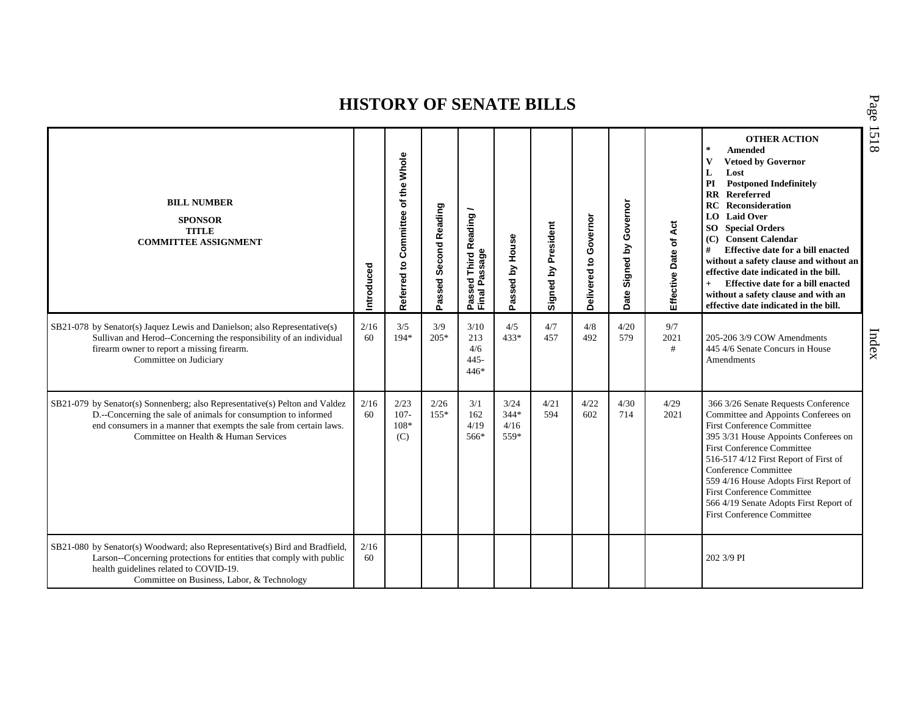# HISTORY OF SENATE BILLS

| BILL NUMBER<br>SPONSOR<br>TITLE<br>COMMITTEE ASSIGNMENT | Introduced | Referred to Committee of the Whole | Passed Second Reading | Passed Third Reading / Final Passage | Passed by House | Signed by President | Delivered to Governor | Date Signed by Governor | Effective Date of Act | OTHER ACTION<br>* Amended<br>V Vetoed by Governor<br>L Lost<br>PI Postponed Indefinitely<br>RR Rereferred<br>RC Reconsideration<br>LO Laid Over<br>SO Special Orders<br>(C) Consent Calendar<br># Effective date for a bill enacted without a safety clause and without an effective date indicated in the bill.<br>+ Effective date for a bill enacted without a safety clause and with an effective date indicated in the bill. |
|---|---|---|---|---|---|---|---|---|---|---|
| SB21-078 by Senator(s) Jaquez Lewis and Danielson; also Representative(s) Sullivan and Herod--Concerning the responsibility of an individual firearm owner to report a missing firearm.<br>Committee on Judiciary | 2/16<br>60 | 3/5<br>194* | 3/9<br>205* | 3/10<br>213<br>4/6<br>445-<br>446* | 4/5<br>433* | 4/7<br>457 | 4/8<br>492 | 4/20<br>579 | 9/7<br>2021<br># | 205-206 3/9 COW Amendments<br>445 4/6 Senate Concurs in House Amendments |
| SB21-079 by Senator(s) Sonnenberg; also Representative(s) Pelton and Valdez D.--Concerning the sale of animals for consumption to informed end consumers in a manner that exempts the sale from certain laws.<br>Committee on Health & Human Services | 2/16<br>60 | 2/23<br>107-<br>108*<br>(C) | 2/26<br>155* | 3/1<br>162<br>4/19<br>566* | 3/24<br>344*<br>4/16<br>559* | 4/21<br>594 | 4/22<br>602 | 4/30<br>714 | 4/29<br>2021 | 366 3/26 Senate Requests Conference Committee and Appoints Conferees on First Conference Committee<br>395 3/31 House Appoints Conferees on First Conference Committee<br>516-517 4/12 First Report of First of Conference Committee<br>559 4/16 House Adopts First Report of First Conference Committee<br>566 4/19 Senate Adopts First Report of First Conference Committee |
| SB21-080 by Senator(s) Woodward; also Representative(s) Bird and Bradfield, Larson--Concerning protections for entities that comply with public health guidelines related to COVID-19.<br>Committee on Business, Labor, & Technology | 2/16<br>60 | | | | | | | | | 202 3/9 PI |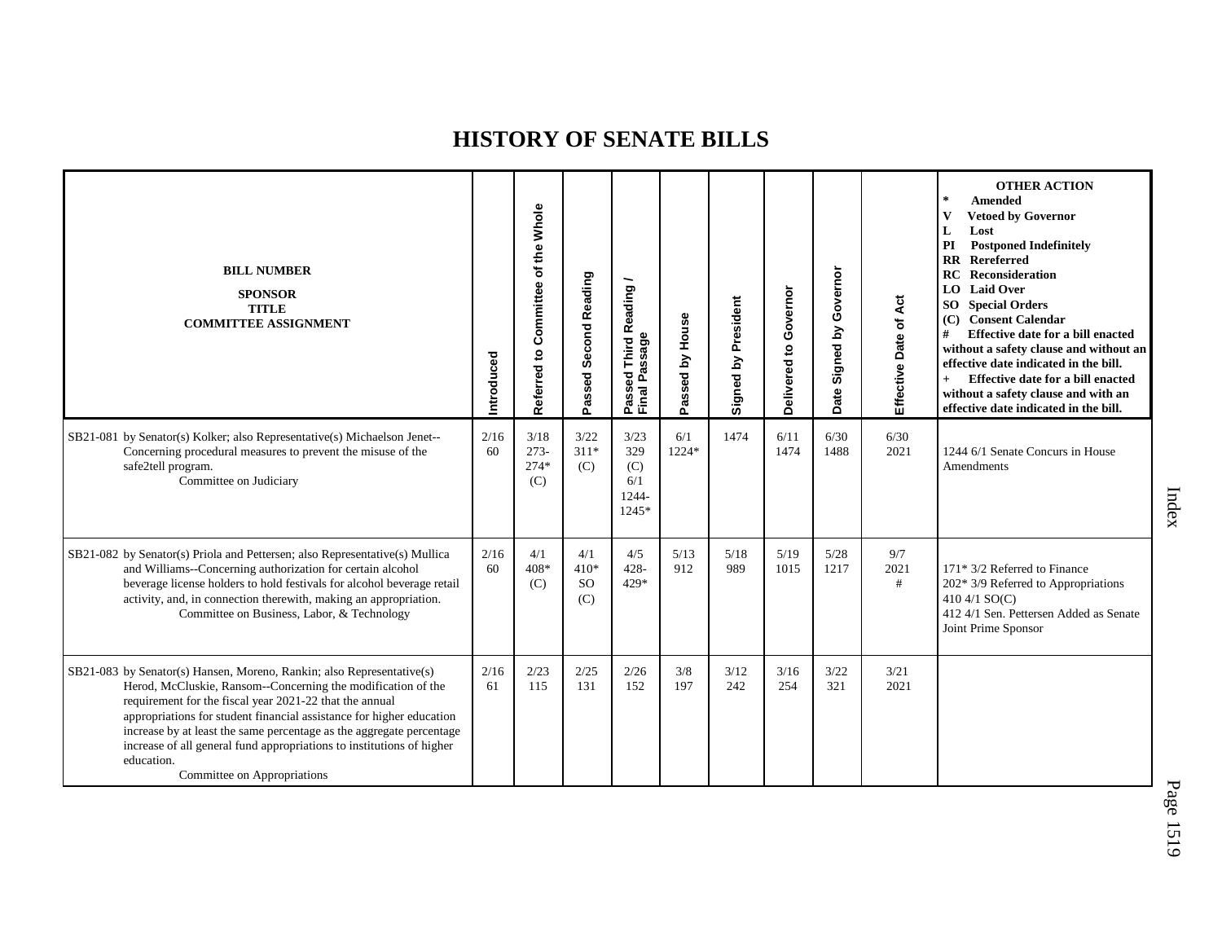# HISTORY OF SENATE BILLS

| BILL NUMBER<br>SPONSOR<br>TITLE<br>COMMITTEE ASSIGNMENT | Introduced | Referred to Committee of the Whole | Passed Second Reading | Passed Third Reading / Final Passage | Passed by House | Signed by President | Delivered to Governor | Date Signed by Governor | Effective Date of Act | OTHER ACTION<br>* Amended<br>V Vetoed by Governor<br>L Lost<br>PI Postponed Indefinitely<br>RR Rereferred<br>RC Reconsideration<br>LO Laid Over<br>SO Special Orders<br>(C) Consent Calendar<br># Effective date for a bill enacted without a safety clause and without an effective date indicated in the bill.<br>+ Effective date for a bill enacted without a safety clause and with an effective date indicated in the bill. |
|---|---|---|---|---|---|---|---|---|---|---|
| SB21-081 by Senator(s) Kolker; also Representative(s) Michaelson Jenet--Concerning procedural measures to prevent the misuse of the safe2tell program.<br>Committee on Judiciary | 2/16<br>60 | 3/18<br>273-<br>274*<br>(C) | 3/22<br>311*<br>(C) | 3/23<br>329<br>(C)<br>6/1<br>1244-<br>1245* | 6/1<br>1224* | 1474 | 6/11<br>1474 | 6/30<br>1488 | 6/30<br>2021 | 1244 6/1 Senate Concurs in House Amendments |
| SB21-082 by Senator(s) Priola and Pettersen; also Representative(s) Mullica and Williams--Concerning authorization for certain alcohol beverage license holders to hold festivals for alcohol beverage retail activity, and, in connection therewith, making an appropriation.<br>Committee on Business, Labor, & Technology | 2/16<br>60 | 4/1<br>408*<br>(C) | 4/1<br>410*<br>SO<br>(C) | 4/5<br>428-<br>429* | 5/13<br>912 | 5/18<br>989 | 5/19<br>1015 | 5/28<br>1217 | 9/7<br>2021<br># | 171* 3/2 Referred to Finance<br>202* 3/9 Referred to Appropriations<br>410 4/1 SO(C)<br>412 4/1 Sen. Pettersen Added as Senate Joint Prime Sponsor |
| SB21-083 by Senator(s) Hansen, Moreno, Rankin; also Representative(s) Herod, McCluskie, Ransom--Concerning the modification of the requirement for the fiscal year 2021-22 that the annual appropriations for student financial assistance for higher education increase by at least the same percentage as the aggregate percentage increase of all general fund appropriations to institutions of higher education.<br>Committee on Appropriations | 2/16<br>61 | 2/23<br>115 | 2/25<br>131 | 2/26<br>152 | 3/8<br>197 | 3/12<br>242 | 3/16<br>254 | 3/22<br>321 | 3/21<br>2021 | |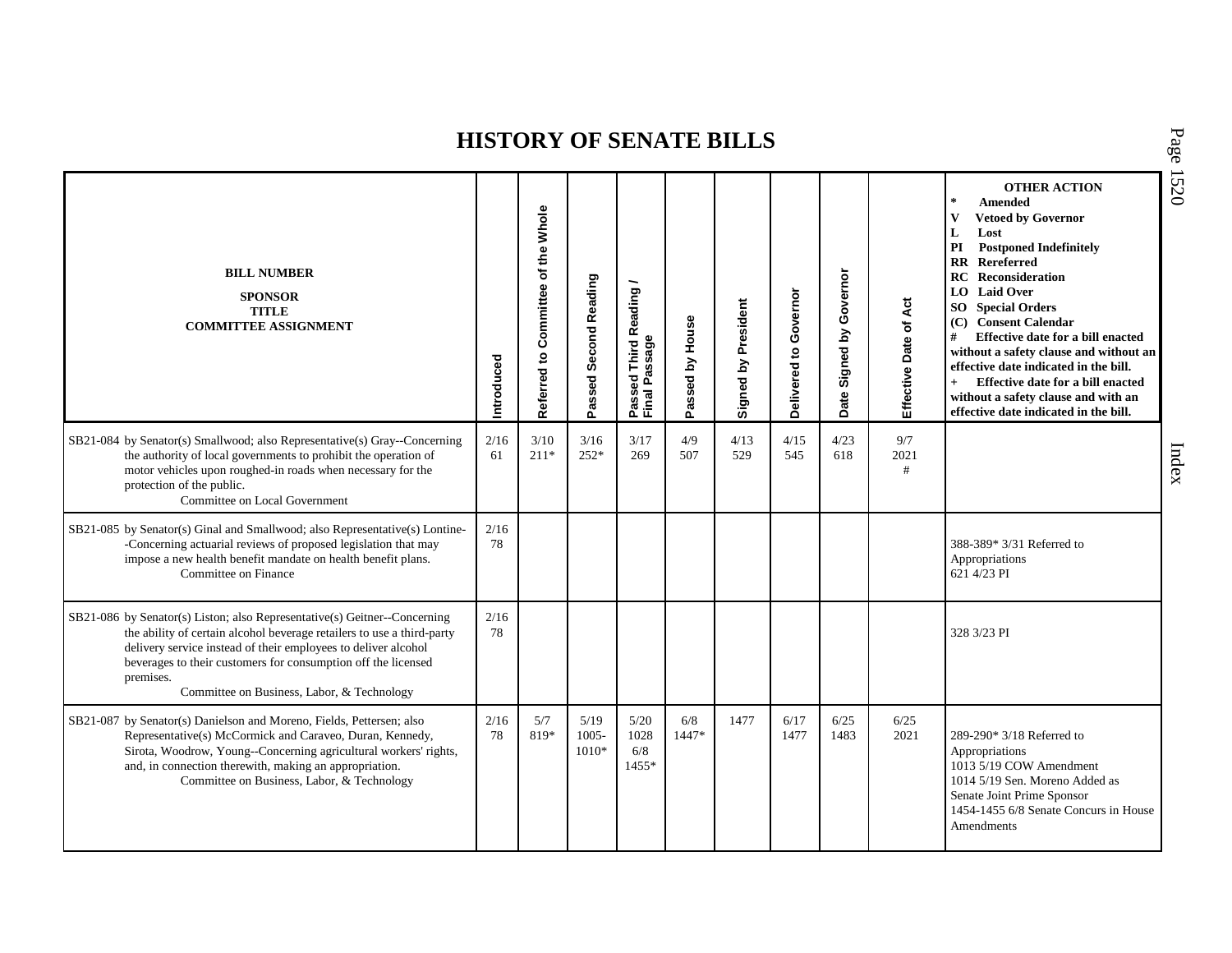# HISTORY OF SENATE BILLS

| BILL NUMBER<br>SPONSOR<br>TITLE<br>COMMITTEE ASSIGNMENT | Introduced | Referred to Committee of the Whole | Passed Second Reading | Passed Third Reading / Final Passage | Passed by House | Signed by President | Delivered to Governor | Date Signed by Governor | Effective Date of Act | OTHER ACTION<br>* Amended<br>V Vetoed by Governor<br>L Lost<br>PI Postponed Indefinitely<br>RR Rereferred<br>RC Reconsideration<br>LO Laid Over<br>SO Special Orders<br>(C) Consent Calendar<br># Effective date for a bill enacted without a safety clause and without an effective date indicated in the bill.<br>+ Effective date for a bill enacted without a safety clause and with an effective date indicated in the bill. |
|---|---|---|---|---|---|---|---|---|---|---|
| SB21-084 by Senator(s) Smallwood; also Representative(s) Gray--Concerning the authority of local governments to prohibit the operation of motor vehicles upon roughed-in roads when necessary for the protection of the public.<br>Committee on Local Government | 2/16<br>61 | 3/10<br>211* | 3/16<br>252* | 3/17<br>269 | 4/9<br>507 | 4/13<br>529 | 4/15<br>545 | 4/23<br>618 | 9/7<br>2021<br># | |
| SB21-085 by Senator(s) Ginal and Smallwood; also Representative(s) Lontine--Concerning actuarial reviews of proposed legislation that may impose a new health benefit mandate on health benefit plans.<br>Committee on Finance | 2/16<br>78 | | | | | | | | | 388-389* 3/31 Referred to Appropriations<br>621 4/23 PI |
| SB21-086 by Senator(s) Liston; also Representative(s) Geitner--Concerning the ability of certain alcohol beverage retailers to use a third-party delivery service instead of their employees to deliver alcohol beverages to their customers for consumption off the licensed premises.<br>Committee on Business, Labor, & Technology | 2/16<br>78 | | | | | | | | | 328 3/23 PI |
| SB21-087 by Senator(s) Danielson and Moreno, Fields, Pettersen; also Representative(s) McCormick and Caraveo, Duran, Kennedy, Sirota, Woodrow, Young--Concerning agricultural workers' rights, and, in connection therewith, making an appropriation.<br>Committee on Business, Labor, & Technology | 2/16<br>78 | 5/7<br>819* | 5/19<br>1005-<br>1010* | 5/20<br>1028<br>6/8<br>1455* | 6/8<br>1447* | 1477 | 6/17<br>1477 | 6/25<br>1483 | 6/25<br>2021 | 289-290* 3/18 Referred to Appropriations<br>1013 5/19 COW Amendment<br>1014 5/19 Sen. Moreno Added as Senate Joint Prime Sponsor<br>1454-1455 6/8 Senate Concurs in House Amendments |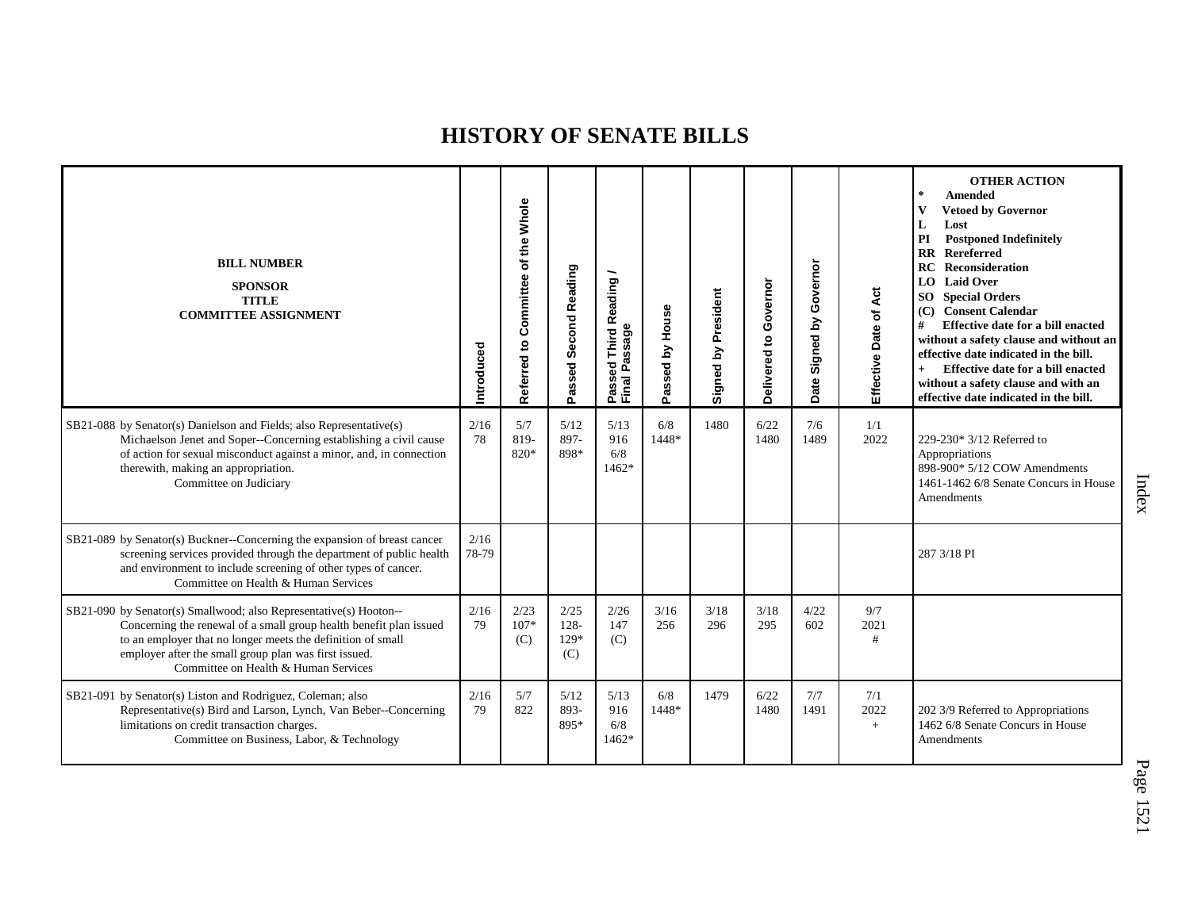# HISTORY OF SENATE BILLS

| BILL NUMBER<br>SPONSOR<br>TITLE<br>COMMITTEE ASSIGNMENT | Introduced | Referred to Committee of the Whole | Passed Second Reading | Passed Third Reading / Final Passage | Passed by House | Signed by President | Delivered to Governor | Date Signed by Governor | Effective Date of Act | OTHER ACTION<br>* Amended<br>V Vetoed by Governor<br>L Lost<br>PI Postponed Indefinitely<br>RR Rereferred<br>RC Reconsideration<br>LO Laid Over<br>SO Special Orders<br>(C) Consent Calendar<br># Effective date for a bill enacted without a safety clause and without an effective date indicated in the bill.<br>+ Effective date for a bill enacted without a safety clause and with an effective date indicated in the bill. |
|---|---|---|---|---|---|---|---|---|---|---|
| SB21-088 by Senator(s) Danielson and Fields; also Representative(s) Michaelson Jenet and Soper--Concerning establishing a civil cause of action for sexual misconduct against a minor, and, in connection therewith, making an appropriation.<br>Committee on Judiciary | 2/16<br>78 | 5/7<br>819-820* | 5/12<br>897-898* | 5/13<br>916<br>6/8<br>1462* | 6/8<br>1448* | 1480 | 6/22<br>1480 | 7/6<br>1489 | 1/1<br>2022 | 229-230* 3/12 Referred to Appropriations<br>898-900* 5/12 COW Amendments<br>1461-1462 6/8 Senate Concurs in House Amendments |
| SB21-089 by Senator(s) Buckner--Concerning the expansion of breast cancer screening services provided through the department of public health and environment to include screening of other types of cancer.<br>Committee on Health & Human Services | 2/16<br>78-79 | | | | | | | | | 287 3/18 PI |
| SB21-090 by Senator(s) Smallwood; also Representative(s) Hooton--Concerning the renewal of a small group health benefit plan issued to an employer that no longer meets the definition of small employer after the small group plan was first issued.<br>Committee on Health & Human Services | 2/16<br>79 | 2/23<br>107*<br>(C) | 2/25<br>128-129*<br>(C) | 2/26<br>147<br>(C) | 3/16<br>256 | 3/18<br>296 | 3/18<br>295 | 4/22<br>602 | 9/7<br>2021<br># | |
| SB21-091 by Senator(s) Liston and Rodriguez, Coleman; also Representative(s) Bird and Larson, Lynch, Van Beber--Concerning limitations on credit transaction charges.<br>Committee on Business, Labor, & Technology | 2/16<br>79 | 5/7<br>822 | 5/12<br>893-895* | 5/13<br>916<br>6/8<br>1462* | 6/8<br>1448* | 1479 | 6/22<br>1480 | 7/7<br>1491 | 7/1<br>2022<br>+ | 202 3/9 Referred to Appropriations<br>1462 6/8 Senate Concurs in House Amendments |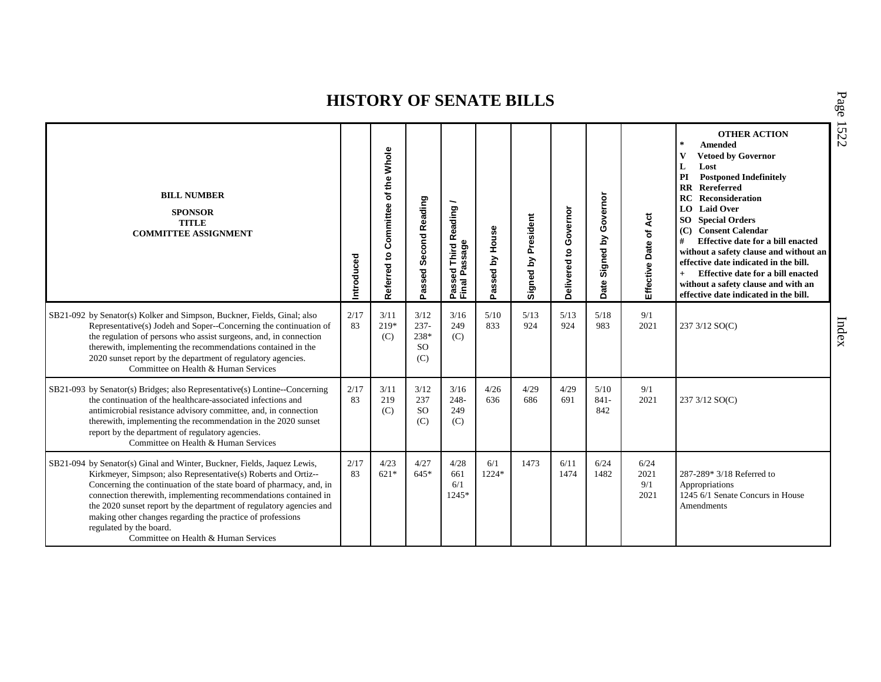# HISTORY OF SENATE BILLS

| BILL NUMBER<br>SPONSOR<br>TITLE<br>COMMITTEE ASSIGNMENT | Introduced | Referred to Committee of the Whole | Passed Second Reading | Passed Third Reading / Final Passage | Passed by House | Signed by President | Delivered to Governor | Date Signed by Governor | Effective Date of Act | OTHER ACTION<br>* Amended<br>V Vetoed by Governor<br>L Lost<br>PI Postponed Indefinitely<br>RR Rereferred<br>RC Reconsideration<br>LO Laid Over<br>SO Special Orders<br>(C) Consent Calendar<br># Effective date for a bill enacted without a safety clause and without an effective date indicated in the bill.<br>+ Effective date for a bill enacted without a safety clause and with an effective date indicated in the bill. |
|---|---|---|---|---|---|---|---|---|---|---|
| SB21-092 by Senator(s) Kolker and Simpson, Buckner, Fields, Ginal; also Representative(s) Jodeh and Soper--Concerning the continuation of the regulation of persons who assist surgeons, and, in connection therewith, implementing the recommendations contained in the 2020 sunset report by the department of regulatory agencies.<br>Committee on Health & Human Services | 2/17<br>83 | 3/11<br>219*<br>(C) | 3/12<br>237-<br>238*<br>SO<br>(C) | 3/16<br>249<br>(C) | 5/10<br>833 | 5/13<br>924 | 5/13<br>924 | 5/18<br>983 | 9/1<br>2021 | 237 3/12 SO(C) |
| SB21-093 by Senator(s) Bridges; also Representative(s) Lontine--Concerning the continuation of the healthcare-associated infections and antimicrobial resistance advisory committee, and, in connection therewith, implementing the recommendation in the 2020 sunset report by the department of regulatory agencies.<br>Committee on Health & Human Services | 2/17<br>83 | 3/11<br>219<br>(C) | 3/12<br>237<br>SO<br>(C) | 3/16<br>248-<br>249<br>(C) | 4/26<br>636 | 4/29<br>686 | 4/29<br>691 | 5/10<br>841-<br>842 | 9/1<br>2021 | 237 3/12 SO(C) |
| SB21-094 by Senator(s) Ginal and Winter, Buckner, Fields, Jaquez Lewis, Kirkmeyer, Simpson; also Representative(s) Roberts and Ortiz--Concerning the continuation of the state board of pharmacy, and, in connection therewith, implementing recommendations contained in the 2020 sunset report by the department of regulatory agencies and making other changes regarding the practice of professions regulated by the board.<br>Committee on Health & Human Services | 2/17<br>83 | 4/23<br>621* | 4/27<br>645* | 4/28<br>661<br>6/1<br>1245* | 6/1<br>1224* | 1473 | 6/11<br>1474 | 6/24<br>1482 | 6/24<br>2021<br>9/1<br>2021 | 287-289* 3/18 Referred to Appropriations<br>1245 6/1 Senate Concurs in House Amendments |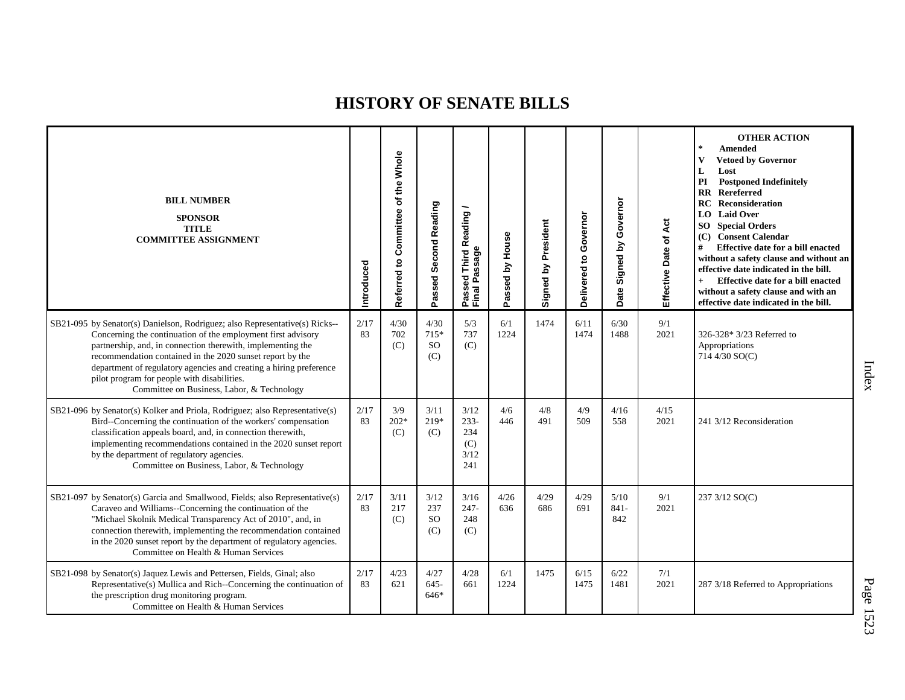# HISTORY OF SENATE BILLS

| BILL NUMBER<br>SPONSOR<br>TITLE<br>COMMITTEE ASSIGNMENT | Introduced | Referred to Committee of the Whole | Passed Second Reading | Passed Third Reading / Final Passage | Passed by House | Signed by President | Delivered to Governor | Date Signed by Governor | Effective Date of Act | OTHER ACTION<br>* Amended<br>V Vetoed by Governor<br>L Lost<br>PI Postponed Indefinitely<br>RR Rereferred<br>RC Reconsideration<br>LO Laid Over<br>SO Special Orders<br>(C) Consent Calendar<br># Effective date for a bill enacted without a safety clause and without an effective date indicated in the bill.<br>+ Effective date for a bill enacted without a safety clause and with an effective date indicated in the bill. |
|---|---|---|---|---|---|---|---|---|---|---|
| SB21-095 by Senator(s) Danielson, Rodriguez; also Representative(s) Ricks--Concerning the continuation of the employment first advisory partnership, and, in connection therewith, implementing the recommendation contained in the 2020 sunset report by the department of regulatory agencies and creating a hiring preference pilot program for people with disabilities.<br>Committee on Business, Labor, & Technology | 2/17<br>83 | 4/30<br>702<br>(C) | 4/30<br>715*<br>SO<br>(C) | 5/3<br>737<br>(C) | 6/1<br>1224 | 1474 | 6/11<br>1474 | 6/30<br>1488 | 9/1<br>2021 | 326-328* 3/23 Referred to Appropriations<br>714 4/30 SO(C) |
| SB21-096 by Senator(s) Kolker and Priola, Rodriguez; also Representative(s) Bird--Concerning the continuation of the workers' compensation classification appeals board, and, in connection therewith, implementing recommendations contained in the 2020 sunset report by the department of regulatory agencies.<br>Committee on Business, Labor, & Technology | 2/17<br>83 | 3/9<br>202*<br>(C) | 3/11<br>219*<br>(C) | 3/12<br>233-234<br>(C)<br>3/12<br>241 | 4/6<br>446 | 4/8<br>491 | 4/9<br>509 | 4/16<br>558 | 4/15<br>2021 | 241 3/12 Reconsideration |
| SB21-097 by Senator(s) Garcia and Smallwood, Fields; also Representative(s) Caraveo and Williams--Concerning the continuation of the "Michael Skolnik Medical Transparency Act of 2010", and, in connection therewith, implementing the recommendation contained in the 2020 sunset report by the department of regulatory agencies.<br>Committee on Health & Human Services | 2/17<br>83 | 3/11<br>217<br>(C) | 3/12<br>237<br>SO<br>(C) | 3/16<br>247-248<br>(C) | 4/26<br>636 | 4/29<br>686 | 4/29<br>691 | 5/10<br>841-842 | 9/1<br>2021 | 237 3/12 SO(C) |
| SB21-098 by Senator(s) Jaquez Lewis and Pettersen, Fields, Ginal; also Representative(s) Mullica and Rich--Concerning the continuation of the prescription drug monitoring program.<br>Committee on Health & Human Services | 2/17<br>83 | 4/23<br>621 | 4/27<br>645-646* | 4/28<br>661 | 6/1<br>1224 | 1475 | 6/15<br>1475 | 6/22<br>1481 | 7/1<br>2021 | 287 3/18 Referred to Appropriations |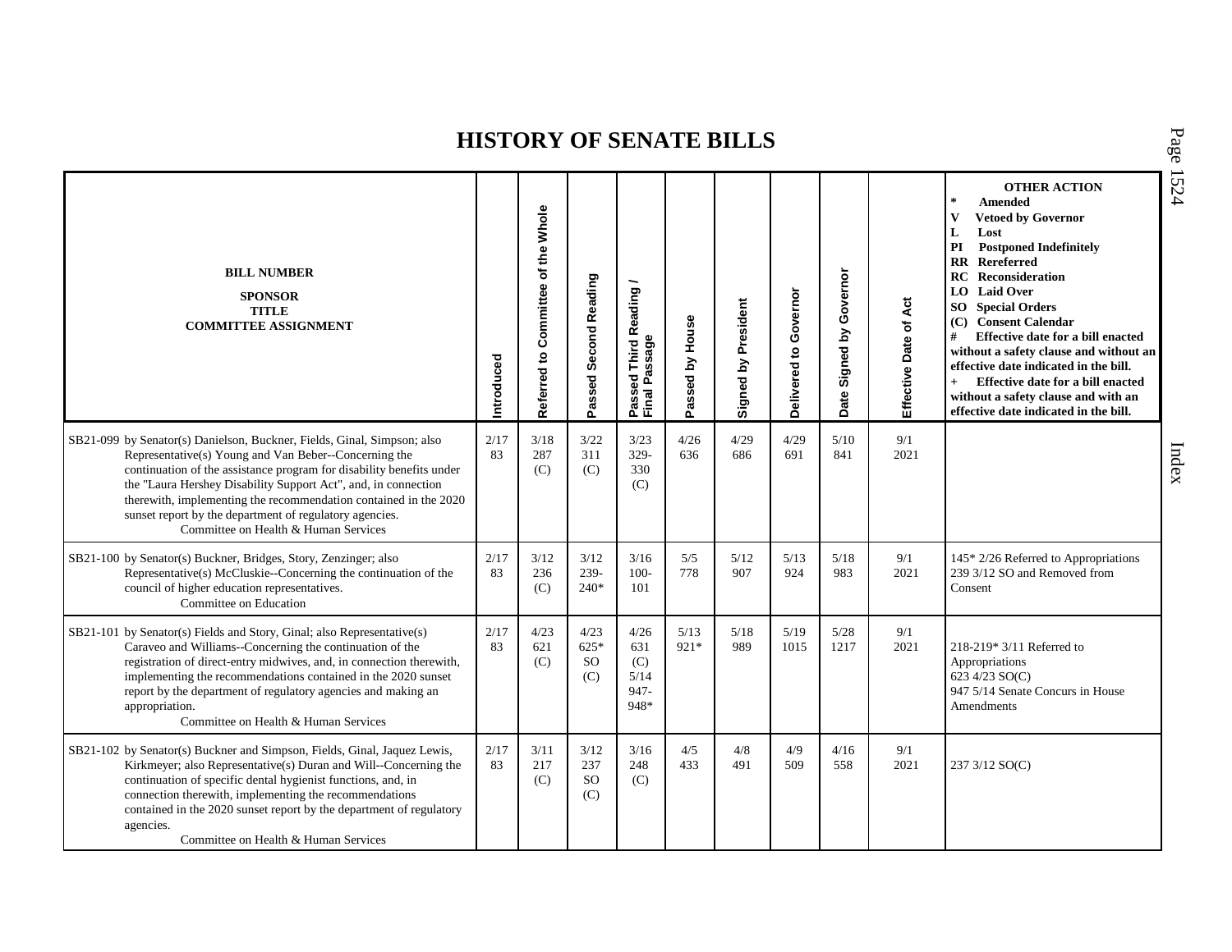# HISTORY OF SENATE BILLS

| BILL NUMBER<br>SPONSOR<br>TITLE<br>COMMITTEE ASSIGNMENT | Introduced | Referred to Committee of the Whole | Passed Second Reading | Passed Third Reading / Final Passage | Passed by House | Signed by President | Delivered to Governor | Date Signed by Governor | Effective Date of Act | OTHER ACTION<br>* Amended<br>V Vetoed by Governor<br>L Lost<br>PI Postponed Indefinitely<br>RR Rereferred<br>RC Reconsideration<br>LO Laid Over<br>SO Special Orders<br>(C) Consent Calendar<br># Effective date for a bill enacted without a safety clause and without an effective date indicated in the bill.<br>+ Effective date for a bill enacted without a safety clause and with an effective date indicated in the bill. |
|---|---|---|---|---|---|---|---|---|---|---|
| SB21-099 by Senator(s) Danielson, Buckner, Fields, Ginal, Simpson; also Representative(s) Young and Van Beber--Concerning the continuation of the assistance program for disability benefits under the "Laura Hershey Disability Support Act", and, in connection therewith, implementing the recommendation contained in the 2020 sunset report by the department of regulatory agencies.<br>Committee on Health & Human Services | 2/17<br>83 | 3/18<br>287<br>(C) | 3/22<br>311<br>(C) | 3/23<br>329-<br>330<br>(C) | 4/26<br>636 | 4/29<br>686 | 4/29<br>691 | 5/10<br>841 | 9/1<br>2021 | |
| SB21-100 by Senator(s) Buckner, Bridges, Story, Zenzinger; also Representative(s) McCluskie--Concerning the continuation of the council of higher education representatives.<br>Committee on Education | 2/17<br>83 | 3/12<br>236<br>(C) | 3/12<br>239-<br>240* | 3/16<br>100-<br>101 | 5/5<br>778 | 5/12<br>907 | 5/13<br>924 | 5/18<br>983 | 9/1<br>2021 | 145* 2/26 Referred to Appropriations<br>239 3/12 SO and Removed from Consent |
| SB21-101 by Senator(s) Fields and Story, Ginal; also Representative(s) Caraveo and Williams--Concerning the continuation of the registration of direct-entry midwives, and, in connection therewith, implementing the recommendations contained in the 2020 sunset report by the department of regulatory agencies and making an appropriation.<br>Committee on Health & Human Services | 2/17<br>83 | 4/23<br>621<br>(C) | 4/23<br>625*<br>SO<br>(C) | 4/26<br>631<br>(C)<br>5/14<br>947-<br>948* | 5/13<br>921* | 5/18<br>989 | 5/19<br>1015 | 5/28<br>1217 | 9/1<br>2021 | 218-219* 3/11 Referred to Appropriations<br>623 4/23 SO(C)<br>947 5/14 Senate Concurs in House Amendments |
| SB21-102 by Senator(s) Buckner and Simpson, Fields, Ginal, Jaquez Lewis, Kirkmeyer; also Representative(s) Duran and Will--Concerning the continuation of specific dental hygienist functions, and, in connection therewith, implementing the recommendations contained in the 2020 sunset report by the department of regulatory agencies.<br>Committee on Health & Human Services | 2/17<br>83 | 3/11<br>217<br>(C) | 3/12<br>237<br>SO<br>(C) | 3/16<br>248<br>(C) | 4/5<br>433 | 4/8<br>491 | 4/9<br>509 | 4/16<br>558 | 9/1<br>2021 | 237 3/12 SO(C) |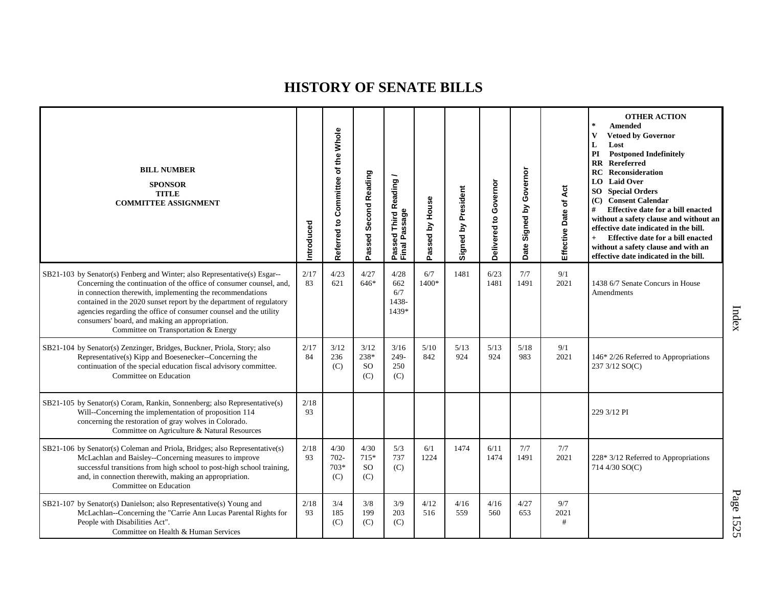# HISTORY OF SENATE BILLS

| BILL NUMBER<br>SPONSOR<br>TITLE<br>COMMITTEE ASSIGNMENT | Introduced | Referred to Committee of the Whole | Passed Second Reading | Passed Third Reading / Final Passage | Passed by House | Signed by President | Delivered to Governor | Date Signed by Governor | Effective Date of Act | OTHER ACTION<br>* Amended<br>V Vetoed by Governor<br>L Lost<br>PI Postponed Indefinitely<br>RR Rereferred<br>RC Reconsideration<br>LO Laid Over<br>SO Special Orders<br>(C) Consent Calendar<br># Effective date for a bill enacted without a safety clause and without an effective date indicated in the bill.<br>+ Effective date for a bill enacted without a safety clause and with an effective date indicated in the bill. |
|---|---|---|---|---|---|---|---|---|---|---|
| SB21-103 by Senator(s) Fenberg and Winter; also Representative(s) Esgar--Concerning the continuation of the office of consumer counsel, and, in connection therewith, implementing the recommendations contained in the 2020 sunset report by the department of regulatory agencies regarding the office of consumer counsel and the utility consumers' board, and making an appropriation.<br>Committee on Transportation & Energy | 2/17<br>83 | 4/23<br>621 | 4/27<br>646* | 4/28<br>662<br>6/7<br>1438-<br>1439* | 6/7<br>1400* | 1481 | 6/23<br>1481 | 7/7<br>1491 | 9/1<br>2021 | 1438 6/7 Senate Concurs in House Amendments |
| SB21-104 by Senator(s) Zenzinger, Bridges, Buckner, Priola, Story; also Representative(s) Kipp and Boesenecker--Concerning the continuation of the special education fiscal advisory committee.<br>Committee on Education | 2/17<br>84 | 3/12<br>236<br>(C) | 3/12<br>238*<br>SO<br>(C) | 3/16<br>249-<br>250<br>(C) | 5/10<br>842 | 5/13<br>924 | 5/13<br>924 | 5/18<br>983 | 9/1<br>2021 | 146* 2/26 Referred to Appropriations<br>237 3/12 SO(C) |
| SB21-105 by Senator(s) Coram, Rankin, Sonnenberg; also Representative(s) Will--Concerning the implementation of proposition 114 concerning the restoration of gray wolves in Colorado.<br>Committee on Agriculture & Natural Resources | 2/18<br>93 | | | | | | | | | 229 3/12 PI |
| SB21-106 by Senator(s) Coleman and Priola, Bridges; also Representative(s) McLachlan and Baisley--Concerning measures to improve successful transitions from high school to post-high school training, and, in connection therewith, making an appropriation.<br>Committee on Education | 2/18<br>93 | 4/30<br>702-<br>703*<br>(C) | 4/30<br>715*<br>SO<br>(C) | 5/3<br>737<br>(C) | 6/1<br>1224 | 1474 | 6/11<br>1474 | 7/7<br>1491 | 7/7<br>2021 | 228* 3/12 Referred to Appropriations<br>714 4/30 SO(C) |
| SB21-107 by Senator(s) Danielson; also Representative(s) Young and McLachlan--Concerning the "Carrie Ann Lucas Parental Rights for People with Disabilities Act".<br>Committee on Health & Human Services | 2/18<br>93 | 3/4<br>185<br>(C) | 3/8<br>199<br>(C) | 3/9<br>203<br>(C) | 4/12<br>516 | 4/16<br>559 | 4/16<br>560 | 4/27<br>653 | 9/7<br>2021<br># | |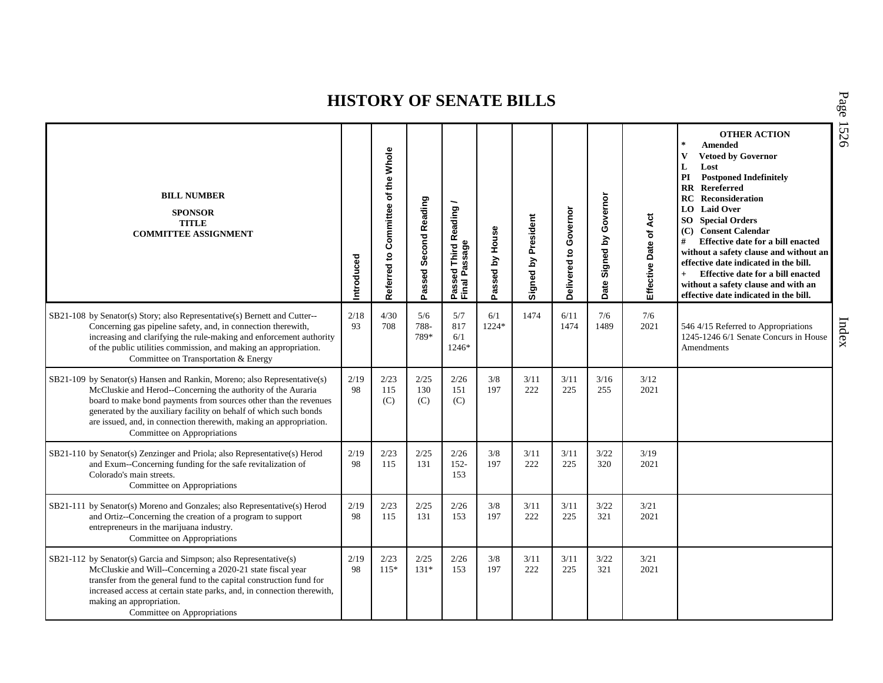# HISTORY OF SENATE BILLS

| BILL NUMBER<br>SPONSOR<br>TITLE<br>COMMITTEE ASSIGNMENT | Introduced | Referred to Committee of the Whole | Passed Second Reading | Passed Third Reading / Final Passage | Passed by House | Signed by President | Delivered to Governor | Date Signed by Governor | Effective Date of Act | OTHER ACTION<br>* Amended<br>V Vetoed by Governor<br>L Lost<br>PI Postponed Indefinitely<br>RR Rereferred<br>RC Reconsideration<br>LO Laid Over<br>SO Special Orders<br>(C) Consent Calendar<br># Effective date for a bill enacted without a safety clause and without an effective date indicated in the bill.<br>+ Effective date for a bill enacted without a safety clause and with an effective date indicated in the bill. |
|---|---|---|---|---|---|---|---|---|---|---|
| SB21-108 by Senator(s) Story; also Representative(s) Bernett and Cutter--Concerning gas pipeline safety, and, in connection therewith, increasing and clarifying the rule-making and enforcement authority of the public utilities commission, and making an appropriation.<br>Committee on Transportation & Energy | 2/18<br>93 | 4/30<br>708 | 5/6<br>788-789* | 5/7<br>817<br>6/1<br>1246* | 6/1<br>1224* | 1474 | 6/11<br>1474 | 7/6<br>1489 | 7/6<br>2021 | 546 4/15 Referred to Appropriations<br>1245-1246 6/1 Senate Concurs in House Amendments |
| SB21-109 by Senator(s) Hansen and Rankin, Moreno; also Representative(s) McCluskie and Herod--Concerning the authority of the Auraria board to make bond payments from sources other than the revenues generated by the auxiliary facility on behalf of which such bonds are issued, and, in connection therewith, making an appropriation.<br>Committee on Appropriations | 2/19<br>98 | 2/23<br>115<br>(C) | 2/25<br>130<br>(C) | 2/26<br>151<br>(C) | 3/8<br>197 | 3/11<br>222 | 3/11<br>225 | 3/16<br>255 | 3/12<br>2021 | |
| SB21-110 by Senator(s) Zenzinger and Priola; also Representative(s) Herod and Exum--Concerning funding for the safe revitalization of Colorado's main streets.<br>Committee on Appropriations | 2/19<br>98 | 2/23<br>115 | 2/25<br>131 | 2/26<br>152-153 | 3/8<br>197 | 3/11<br>222 | 3/11<br>225 | 3/22<br>320 | 3/19<br>2021 | |
| SB21-111 by Senator(s) Moreno and Gonzales; also Representative(s) Herod and Ortiz--Concerning the creation of a program to support entrepreneurs in the marijuana industry.<br>Committee on Appropriations | 2/19<br>98 | 2/23<br>115 | 2/25<br>131 | 2/26<br>153 | 3/8<br>197 | 3/11<br>222 | 3/11<br>225 | 3/22<br>321 | 3/21<br>2021 | |
| SB21-112 by Senator(s) Garcia and Simpson; also Representative(s) McCluskie and Will--Concerning a 2020-21 state fiscal year transfer from the general fund to the capital construction fund for increased access at certain state parks, and, in connection therewith, making an appropriation.<br>Committee on Appropriations | 2/19<br>98 | 2/23<br>115* | 2/25<br>131* | 2/26<br>153 | 3/8<br>197 | 3/11<br>222 | 3/11<br>225 | 3/22<br>321 | 3/21<br>2021 | |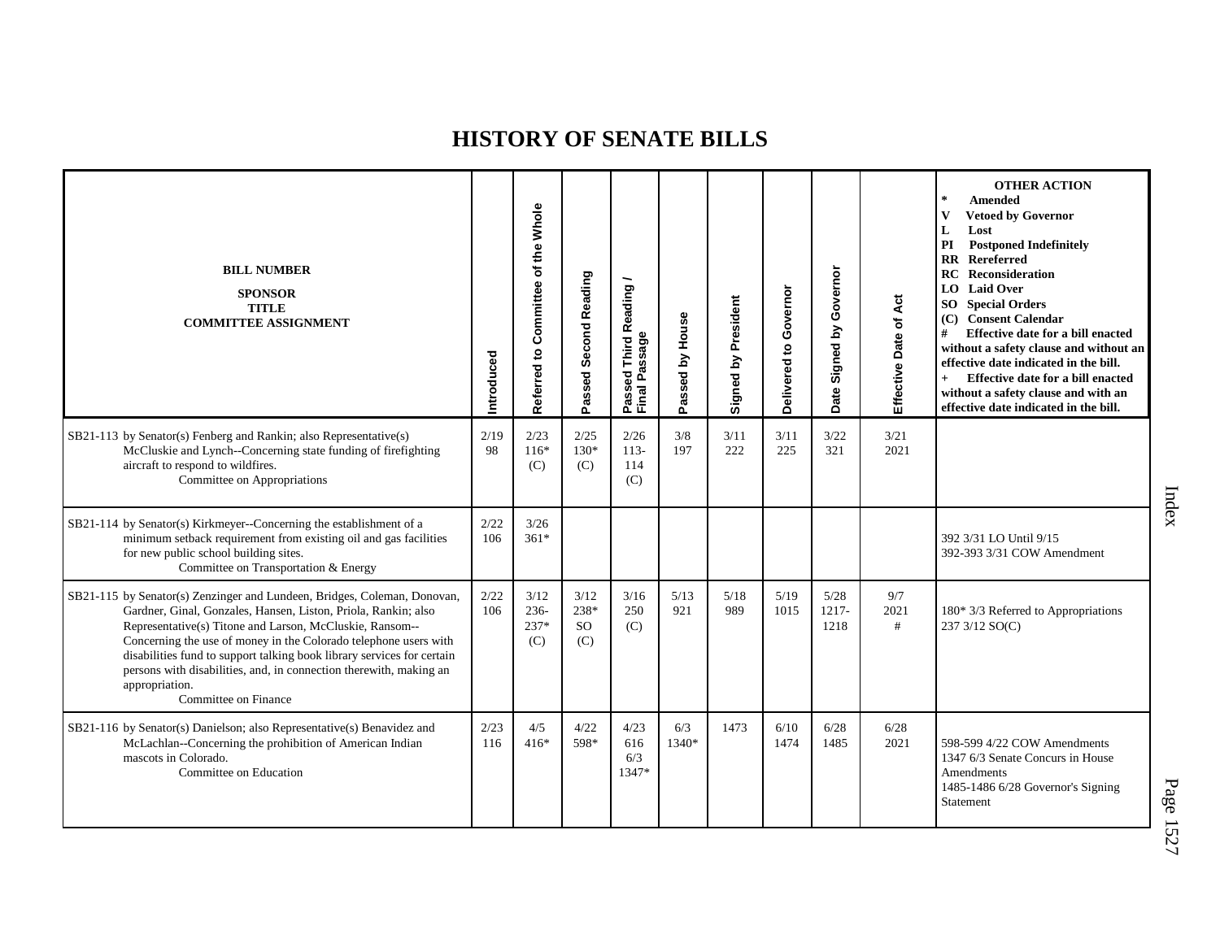# HISTORY OF SENATE BILLS

| BILL NUMBER<br>SPONSOR<br>TITLE<br>COMMITTEE ASSIGNMENT | Introduced | Referred to Committee of the Whole | Passed Second Reading | Passed Third Reading / Final Passage | Passed by House | Signed by President | Delivered to Governor | Date Signed by Governor | Effective Date of Act | OTHER ACTION<br>* Amended<br>V Vetoed by Governor<br>L Lost<br>PI Postponed Indefinitely<br>RR Rereferred<br>RC Reconsideration<br>LO Laid Over<br>SO Special Orders<br>(C) Consent Calendar<br># Effective date for a bill enacted without a safety clause and without an effective date indicated in the bill.<br>+ Effective date for a bill enacted without a safety clause and with an effective date indicated in the bill. |
|---|---|---|---|---|---|---|---|---|---|---|
| SB21-113 by Senator(s) Fenberg and Rankin; also Representative(s) McCluskie and Lynch--Concerning state funding of firefighting aircraft to respond to wildfires.<br>Committee on Appropriations | 2/19<br>98 | 2/23<br>116*<br>(C) | 2/25<br>130*<br>(C) | 2/26<br>113-114<br>(C) | 3/8<br>197 | 3/11<br>222 | 3/11<br>225 | 3/22<br>321 | 3/21<br>2021 | |
| SB21-114 by Senator(s) Kirkmeyer--Concerning the establishment of a minimum setback requirement from existing oil and gas facilities for new public school building sites.<br>Committee on Transportation & Energy | 2/22<br>106 | 3/26<br>361* | | | | | | | | 392 3/31 LO Until 9/15<br>392-393 3/31 COW Amendment |
| SB21-115 by Senator(s) Zenzinger and Lundeen, Bridges, Coleman, Donovan, Gardner, Ginal, Gonzales, Hansen, Liston, Priola, Rankin; also Representative(s) Titone and Larson, McCluskie, Ransom--Concerning the use of money in the Colorado telephone users with disabilities fund to support talking book library services for certain persons with disabilities, and, in connection therewith, making an appropriation.<br>Committee on Finance | 2/22<br>106 | 3/12<br>236-237*<br>(C) | 3/12<br>238*<br>SO<br>(C) | 3/16<br>250<br>(C) | 5/13<br>921 | 5/18<br>989 | 5/19<br>1015 | 5/28<br>1217-1218 | 9/7<br>2021<br># | 180* 3/3 Referred to Appropriations<br>237 3/12 SO(C) |
| SB21-116 by Senator(s) Danielson; also Representative(s) Benavidez and McLachlan--Concerning the prohibition of American Indian mascots in Colorado.<br>Committee on Education | 2/23<br>116 | 4/5<br>416* | 4/22<br>598* | 4/23<br>616<br>6/3<br>1347* | 6/3<br>1340* | 1473 | 6/10<br>1474 | 6/28<br>1485 | 6/28<br>2021 | 598-599 4/22 COW Amendments<br>1347 6/3 Senate Concurs in House Amendments<br>1485-1486 6/28 Governor's Signing Statement |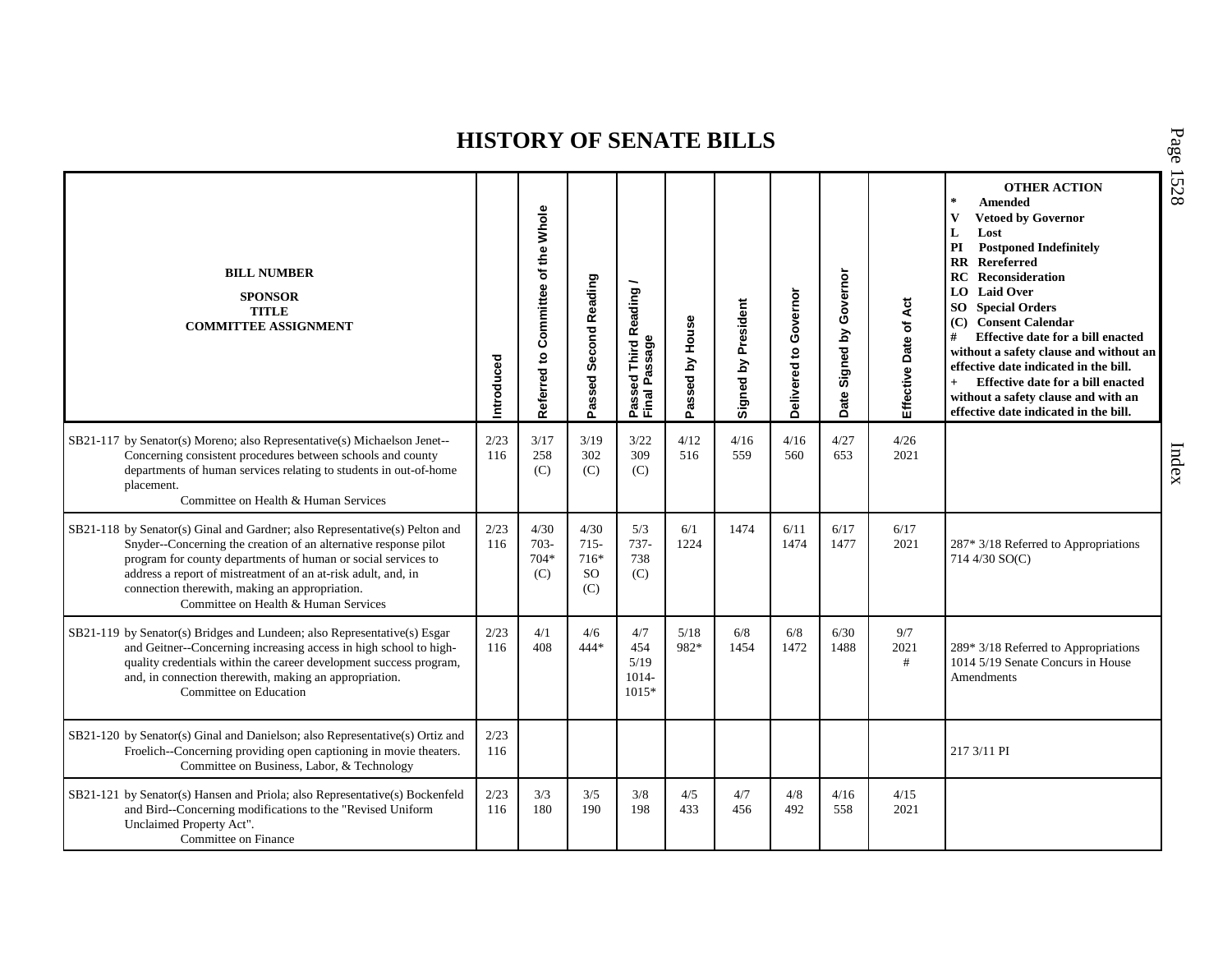# HISTORY OF SENATE BILLS

| BILL NUMBER<br>SPONSOR<br>TITLE<br>COMMITTEE ASSIGNMENT | Introduced | Referred to Committee of the Whole | Passed Second Reading | Passed Third Reading / Final Passage | Passed by House | Signed by President | Delivered to Governor | Date Signed by Governor | Effective Date of Act | OTHER ACTION<br>* Amended<br>V Vetoed by Governor<br>L Lost<br>PI Postponed Indefinitely<br>RR Rereferred<br>RC Reconsideration<br>LO Laid Over<br>SO Special Orders<br>(C) Consent Calendar<br># Effective date for a bill enacted without a safety clause and without an effective date indicated in the bill.<br>+ Effective date for a bill enacted without a safety clause and with an effective date indicated in the bill. |
|---|---|---|---|---|---|---|---|---|---|---|
| SB21-117 by Senator(s) Moreno; also Representative(s) Michaelson Jenet--Concerning consistent procedures between schools and county departments of human services relating to students in out-of-home placement.<br>Committee on Health & Human Services | 2/23<br>116 | 3/17<br>258<br>(C) | 3/19<br>302<br>(C) | 3/22<br>309<br>(C) | 4/12<br>516 | 4/16<br>559 | 4/16<br>560 | 4/27<br>653 | 4/26<br>2021 | |
| SB21-118 by Senator(s) Ginal and Gardner; also Representative(s) Pelton and Snyder--Concerning the creation of an alternative response pilot program for county departments of human or social services to address a report of mistreatment of an at-risk adult, and, in connection therewith, making an appropriation.<br>Committee on Health & Human Services | 2/23<br>116 | 4/30<br>703-<br>704*<br>(C) | 4/30<br>715-<br>716*<br>SO<br>(C) | 5/3<br>737-<br>738<br>(C) | 6/1<br>1224 | 1474 | 6/11<br>1474 | 6/17<br>1477 | 6/17<br>2021 | 287* 3/18 Referred to Appropriations<br>714 4/30 SO(C) |
| SB21-119 by Senator(s) Bridges and Lundeen; also Representative(s) Esgar and Geitner--Concerning increasing access in high school to high-quality credentials within the career development success program, and, in connection therewith, making an appropriation.<br>Committee on Education | 2/23<br>116 | 4/1<br>408 | 4/6<br>444* | 4/7<br>454<br>5/19<br>1014-<br>1015* | 5/18<br>982* | 6/8<br>1454 | 6/8<br>1472 | 6/30<br>1488 | 9/7<br>2021<br># | 289* 3/18 Referred to Appropriations<br>1014 5/19 Senate Concurs in House Amendments |
| SB21-120 by Senator(s) Ginal and Danielson; also Representative(s) Ortiz and Froelich--Concerning providing open captioning in movie theaters.<br>Committee on Business, Labor, & Technology | 2/23<br>116 | | | | | | | | | 217 3/11 PI |
| SB21-121 by Senator(s) Hansen and Priola; also Representative(s) Bockenfeld and Bird--Concerning modifications to the "Revised Uniform Unclaimed Property Act".<br>Committee on Finance | 2/23<br>116 | 3/3<br>180 | 3/5<br>190 | 3/8<br>198 | 4/5<br>433 | 4/7<br>456 | 4/8<br>492 | 4/16<br>558 | 4/15<br>2021 | |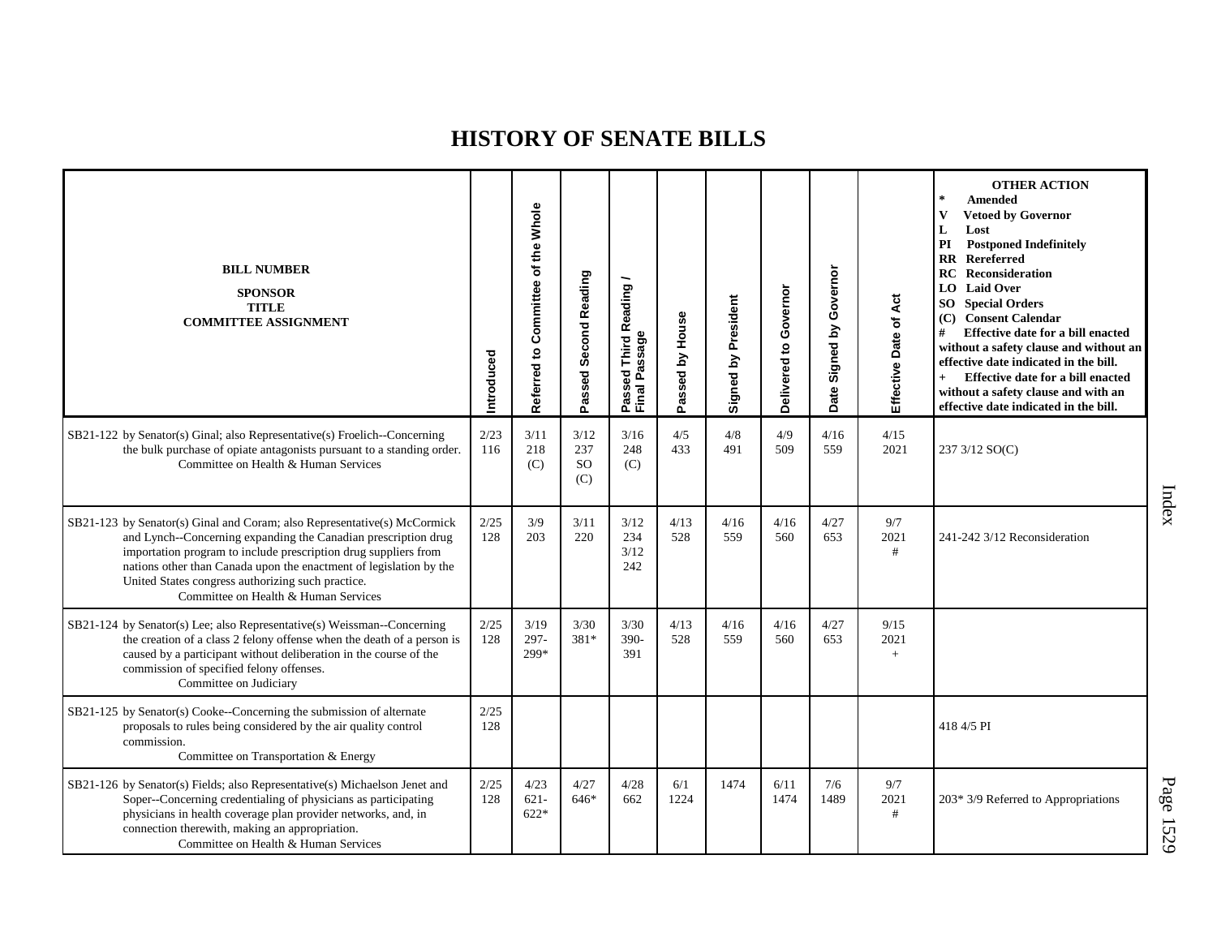# HISTORY OF SENATE BILLS

| BILL NUMBER<br>SPONSOR<br>TITLE<br>COMMITTEE ASSIGNMENT | Introduced | Referred to Committee of the Whole | Passed Second Reading | Passed Third Reading / Final Passage | Passed by House | Signed by President | Delivered to Governor | Date Signed by Governor | Effective Date of Act | OTHER ACTION<br>* Amended<br>V Vetoed by Governor<br>L Lost<br>PI Postponed Indefinitely<br>RR Rereferred<br>RC Reconsideration<br>LO Laid Over<br>SO Special Orders<br>(C) Consent Calendar<br># Effective date for a bill enacted without a safety clause and without an effective date indicated in the bill.<br>+ Effective date for a bill enacted without a safety clause and with an effective date indicated in the bill. |
|---|---|---|---|---|---|---|---|---|---|---|
| SB21-122 by Senator(s) Ginal; also Representative(s) Froelich--Concerning the bulk purchase of opiate antagonists pursuant to a standing order.<br>Committee on Health & Human Services | 2/23<br>116 | 3/11<br>218<br>(C) | 3/12<br>237<br>SO<br>(C) | 3/16<br>248<br>(C) | 4/5<br>433 | 4/8<br>491 | 4/9<br>509 | 4/16<br>559 | 4/15<br>2021 | 237 3/12 SO(C) |
| SB21-123 by Senator(s) Ginal and Coram; also Representative(s) McCormick and Lynch--Concerning expanding the Canadian prescription drug importation program to include prescription drug suppliers from nations other than Canada upon the enactment of legislation by the United States congress authorizing such practice.<br>Committee on Health & Human Services | 2/25<br>128 | 3/9<br>203 | 3/11<br>220 | 3/12<br>234<br>3/12<br>242 | 4/13<br>528 | 4/16<br>559 | 4/16<br>560 | 4/27<br>653 | 9/7<br>2021<br># | 241-242 3/12 Reconsideration |
| SB21-124 by Senator(s) Lee; also Representative(s) Weissman--Concerning the creation of a class 2 felony offense when the death of a person is caused by a participant without deliberation in the course of the commission of specified felony offenses.<br>Committee on Judiciary | 2/25<br>128 | 3/19<br>297-<br>299* | 3/30<br>381* | 3/30<br>390-<br>391 | 4/13<br>528 | 4/16<br>559 | 4/16<br>560 | 4/27<br>653 | 9/15<br>2021<br>+ | |
| SB21-125 by Senator(s) Cooke--Concerning the submission of alternate proposals to rules being considered by the air quality control commission.<br>Committee on Transportation & Energy | 2/25<br>128 | | | | | | | | | 418 4/5 PI |
| SB21-126 by Senator(s) Fields; also Representative(s) Michaelson Jenet and Soper--Concerning credentialing of physicians as participating physicians in health coverage plan provider networks, and, in connection therewith, making an appropriation.<br>Committee on Health & Human Services | 2/25<br>128 | 4/23<br>621-<br>622* | 4/27<br>646* | 4/28<br>662 | 6/1<br>1224 | 1474 | 6/11<br>1474 | 7/6<br>1489 | 9/7<br>2021<br># | 203* 3/9 Referred to Appropriations |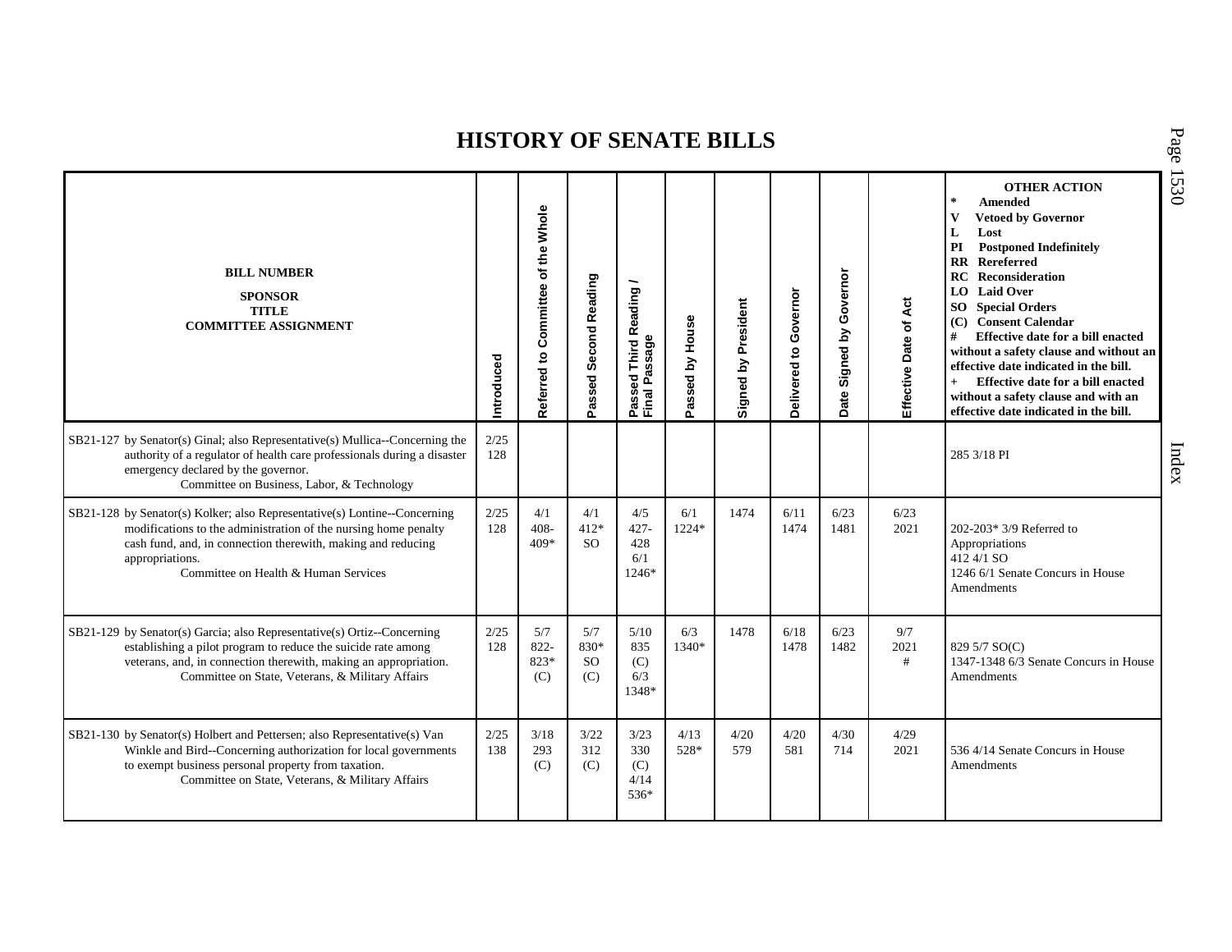# HISTORY OF SENATE BILLS

| BILL NUMBER<br>SPONSOR<br>TITLE<br>COMMITTEE ASSIGNMENT | Introduced | Referred to Committee of the Whole | Passed Second Reading | Passed Third Reading / Final Passage | Passed by House | Signed by President | Delivered to Governor | Date Signed by Governor | Effective Date of Act | OTHER ACTION<br>* Amended<br>V Vetoed by Governor<br>L Lost<br>PI Postponed Indefinitely<br>RR Rereferred<br>RC Reconsideration<br>LO Laid Over<br>SO Special Orders<br>(C) Consent Calendar<br># Effective date for a bill enacted without a safety clause and without an effective date indicated in the bill.<br>+ Effective date for a bill enacted without a safety clause and with an effective date indicated in the bill. |
|---|---|---|---|---|---|---|---|---|---|---|
| SB21-127 by Senator(s) Ginal; also Representative(s) Mullica--Concerning the authority of a regulator of health care professionals during a disaster emergency declared by the governor.<br>Committee on Business, Labor, & Technology | 2/25<br>128 | | | | | | | | | 285 3/18 PI |
| SB21-128 by Senator(s) Kolker; also Representative(s) Lontine--Concerning modifications to the administration of the nursing home penalty cash fund, and, in connection therewith, making and reducing appropriations.<br>Committee on Health & Human Services | 2/25<br>128 | 4/1<br>408-<br>409* | 4/1<br>412*<br>SO | 4/5<br>427-<br>428<br>6/1<br>1246* | 6/1<br>1224* | 1474 | 6/11<br>1474 | 6/23<br>1481 | 6/23<br>2021 | 202-203* 3/9 Referred to Appropriations<br>412 4/1 SO<br>1246 6/1 Senate Concurs in House Amendments |
| SB21-129 by Senator(s) Garcia; also Representative(s) Ortiz--Concerning establishing a pilot program to reduce the suicide rate among veterans, and, in connection therewith, making an appropriation.<br>Committee on State, Veterans, & Military Affairs | 2/25<br>128 | 5/7<br>822-<br>823*<br>(C) | 5/7<br>830*<br>SO<br>(C) | 5/10<br>835<br>(C)<br>6/3<br>1348* | 6/3<br>1340* | 1478 | 6/18<br>1478 | 6/23<br>1482 | 9/7<br>2021<br># | 829 5/7 SO(C)<br>1347-1348 6/3 Senate Concurs in House Amendments |
| SB21-130 by Senator(s) Holbert and Pettersen; also Representative(s) Van Winkle and Bird--Concerning authorization for local governments to exempt business personal property from taxation.<br>Committee on State, Veterans, & Military Affairs | 2/25<br>138 | 3/18<br>293<br>(C) | 3/22<br>312<br>(C) | 3/23<br>330<br>(C)<br>4/14<br>536* | 4/13<br>528* | 4/20<br>579 | 4/20<br>581 | 4/30<br>714 | 4/29<br>2021 | 536 4/14 Senate Concurs in House Amendments |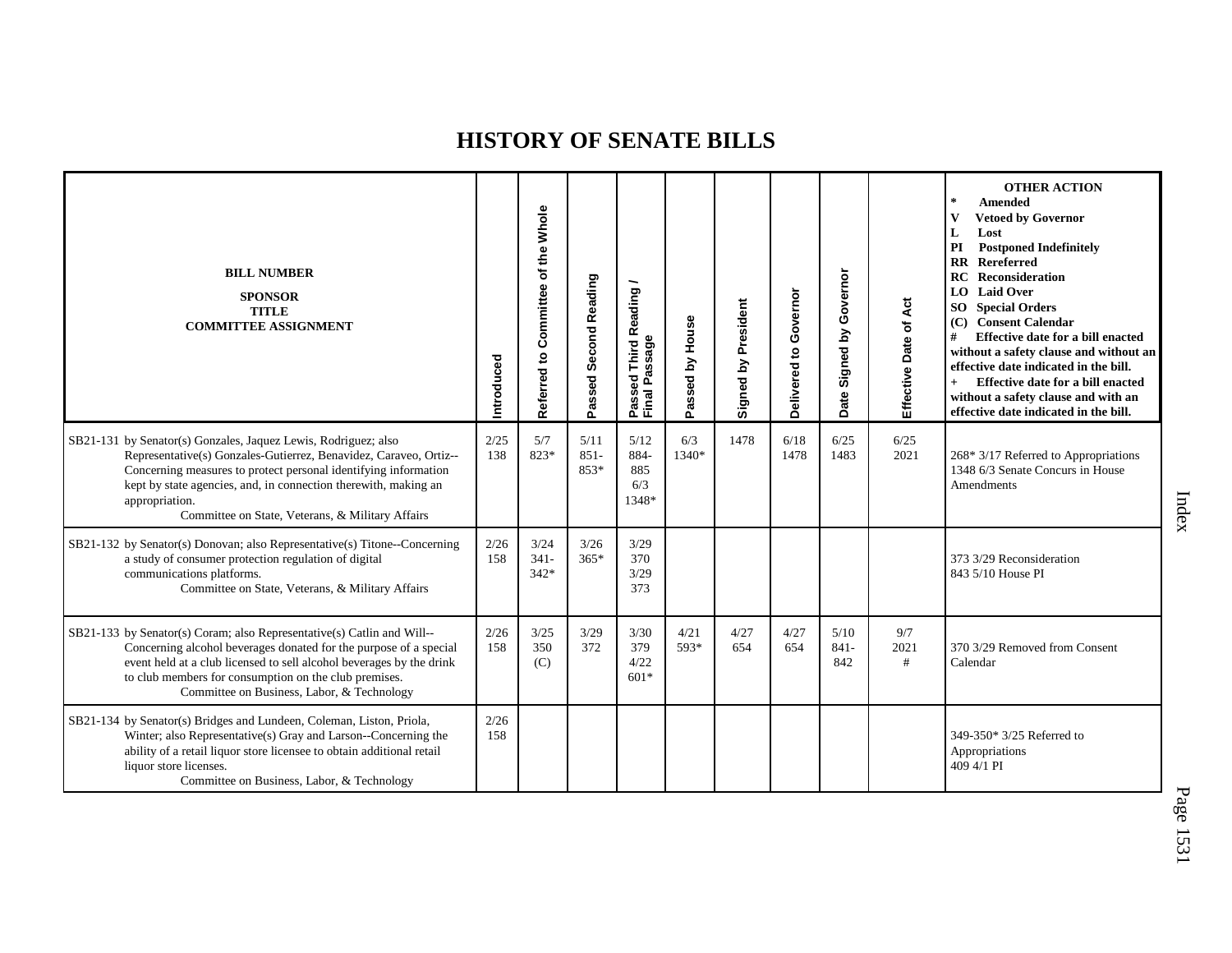# HISTORY OF SENATE BILLS

| BILL NUMBER<br>SPONSOR<br>TITLE<br>COMMITTEE ASSIGNMENT | Introduced | Referred to Committee of the Whole | Passed Second Reading | Passed Third Reading / Final Passage | Passed by House | Signed by President | Delivered to Governor | Date Signed by Governor | Effective Date of Act | OTHER ACTION<br>* Amended<br>V Vetoed by Governor<br>L Lost<br>PI Postponed Indefinitely<br>RR Rereferred<br>RC Reconsideration<br>LO Laid Over<br>SO Special Orders<br>(C) Consent Calendar<br># Effective date for a bill enacted without a safety clause and without an effective date indicated in the bill.<br>+ Effective date for a bill enacted without a safety clause and with an effective date indicated in the bill. |
|---|---|---|---|---|---|---|---|---|---|---|
| SB21-131 by Senator(s) Gonzales, Jaquez Lewis, Rodriguez; also Representative(s) Gonzales-Gutierrez, Benavidez, Caraveo, Ortiz--Concerning measures to protect personal identifying information kept by state agencies, and, in connection therewith, making an appropriation.<br>Committee on State, Veterans, & Military Affairs | 2/25<br>138 | 5/7<br>823* | 5/11<br>851-<br>853* | 5/12<br>884-<br>885<br>6/3<br>1348* | 6/3<br>1340* | 1478 | 6/18<br>1478 | 6/25<br>1483 | 6/25<br>2021 | 268* 3/17 Referred to Appropriations<br>1348 6/3 Senate Concurs in House Amendments |
| SB21-132 by Senator(s) Donovan; also Representative(s) Titone--Concerning a study of consumer protection regulation of digital communications platforms.<br>Committee on State, Veterans, & Military Affairs | 2/26<br>158 | 3/24<br>341-<br>342* | 3/26<br>365* | 3/29<br>370<br>3/29<br>373 | | | | | | 373 3/29 Reconsideration<br>843 5/10 House PI |
| SB21-133 by Senator(s) Coram; also Representative(s) Catlin and Will--Concerning alcohol beverages donated for the purpose of a special event held at a club licensed to sell alcohol beverages by the drink to club members for consumption on the club premises.<br>Committee on Business, Labor, & Technology | 2/26<br>158 | 3/25<br>350<br>(C) | 3/29<br>372 | 3/30<br>379<br>4/22<br>601* | 4/21<br>593* | 4/27<br>654 | 4/27<br>654 | 5/10<br>841-<br>842 | 9/7<br>2021<br># | 370 3/29 Removed from Consent Calendar |
| SB21-134 by Senator(s) Bridges and Lundeen, Coleman, Liston, Priola, Winter; also Representative(s) Gray and Larson--Concerning the ability of a retail liquor store licensee to obtain additional retail liquor store licenses.<br>Committee on Business, Labor, & Technology | 2/26<br>158 | | | | | | | | | 349-350* 3/25 Referred to Appropriations<br>409 4/1 PI |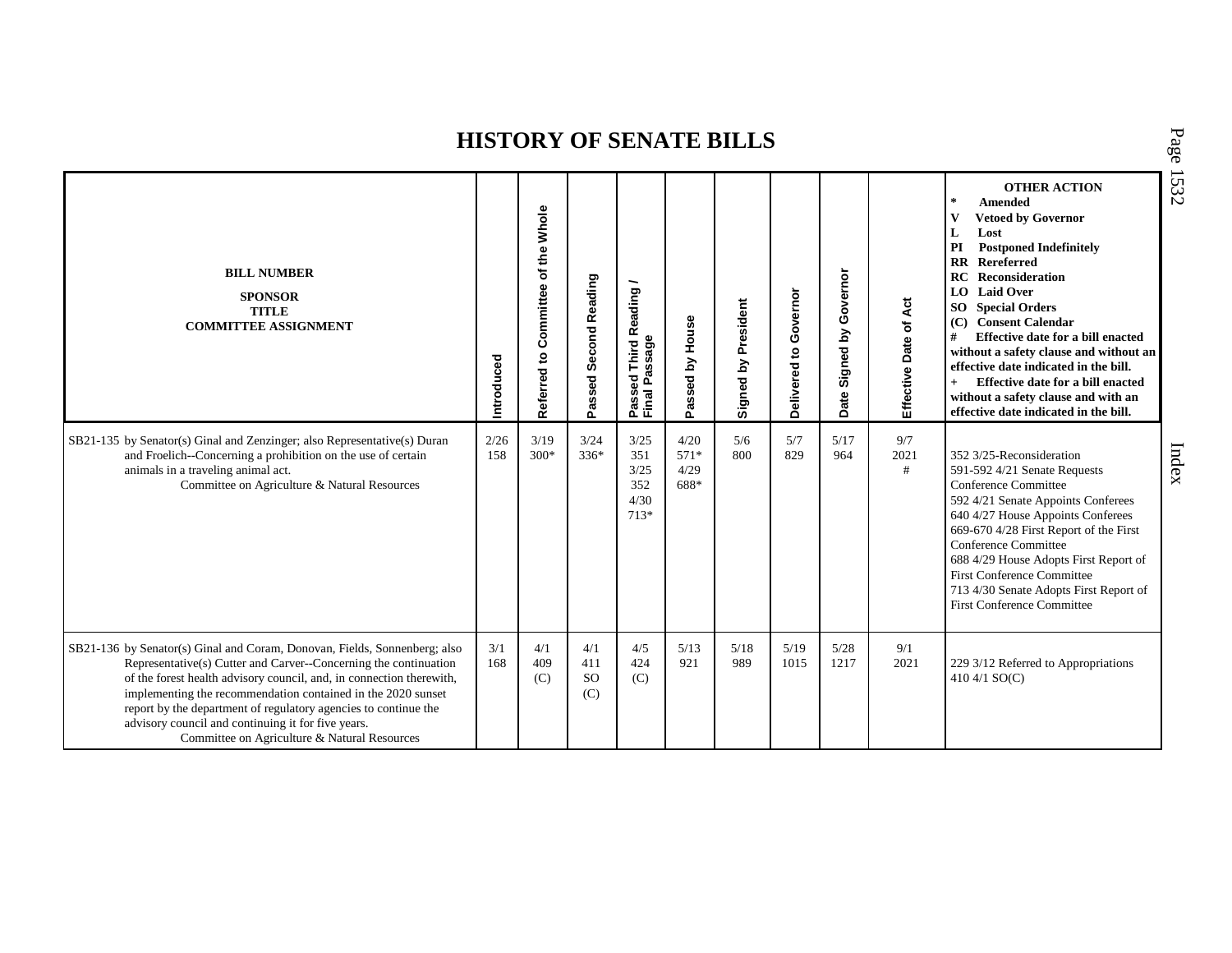# HISTORY OF SENATE BILLS

| BILL NUMBER<br>SPONSOR<br>TITLE<br>COMMITTEE ASSIGNMENT | Introduced | Referred to Committee of the Whole | Passed Second Reading | Passed Third Reading / Final Passage | Passed by House | Signed by President | Delivered to Governor | Date Signed by Governor | Effective Date of Act | OTHER ACTION<br>* Amended<br>V Vetoed by Governor<br>L Lost<br>PI Postponed Indefinitely<br>RR Rereferred<br>RC Reconsideration<br>LO Laid Over<br>SO Special Orders<br>(C) Consent Calendar<br># Effective date for a bill enacted without a safety clause and without an effective date indicated in the bill.<br>+ Effective date for a bill enacted without a safety clause and with an effective date indicated in the bill. |
|---|---|---|---|---|---|---|---|---|---|---|
| SB21-135 by Senator(s) Ginal and Zenzinger; also Representative(s) Duran and Froelich--Concerning a prohibition on the use of certain animals in a traveling animal act.<br>Committee on Agriculture & Natural Resources | 2/26<br>158 | 3/19<br>300* | 3/24<br>336* | 3/25<br>351<br>3/25<br>352<br>4/30<br>713* | 4/20<br>571*<br>4/29<br>688* | 5/6<br>800 | 5/7<br>829 | 5/17<br>964 | 9/7<br>2021<br># | 352 3/25-Reconsideration<br>591-592 4/21 Senate Requests Conference Committee<br>592 4/21 Senate Appoints Conferees<br>640 4/27 House Appoints Conferees<br>669-670 4/28 First Report of the First Conference Committee<br>688 4/29 House Adopts First Report of First Conference Committee<br>713 4/30 Senate Adopts First Report of First Conference Committee |
| SB21-136 by Senator(s) Ginal and Coram, Donovan, Fields, Sonnenberg; also Representative(s) Cutter and Carver--Concerning the continuation of the forest health advisory council, and, in connection therewith, implementing the recommendation contained in the 2020 sunset report by the department of regulatory agencies to continue the advisory council and continuing it for five years.<br>Committee on Agriculture & Natural Resources | 3/1<br>168 | 4/1<br>409<br>(C) | 4/1<br>411<br>SO<br>(C) | 4/5<br>424<br>(C) | 5/13<br>921 | 5/18<br>989 | 5/19<br>1015 | 5/28<br>1217 | 9/1<br>2021 | 229 3/12 Referred to Appropriations<br>410 4/1 SO(C) |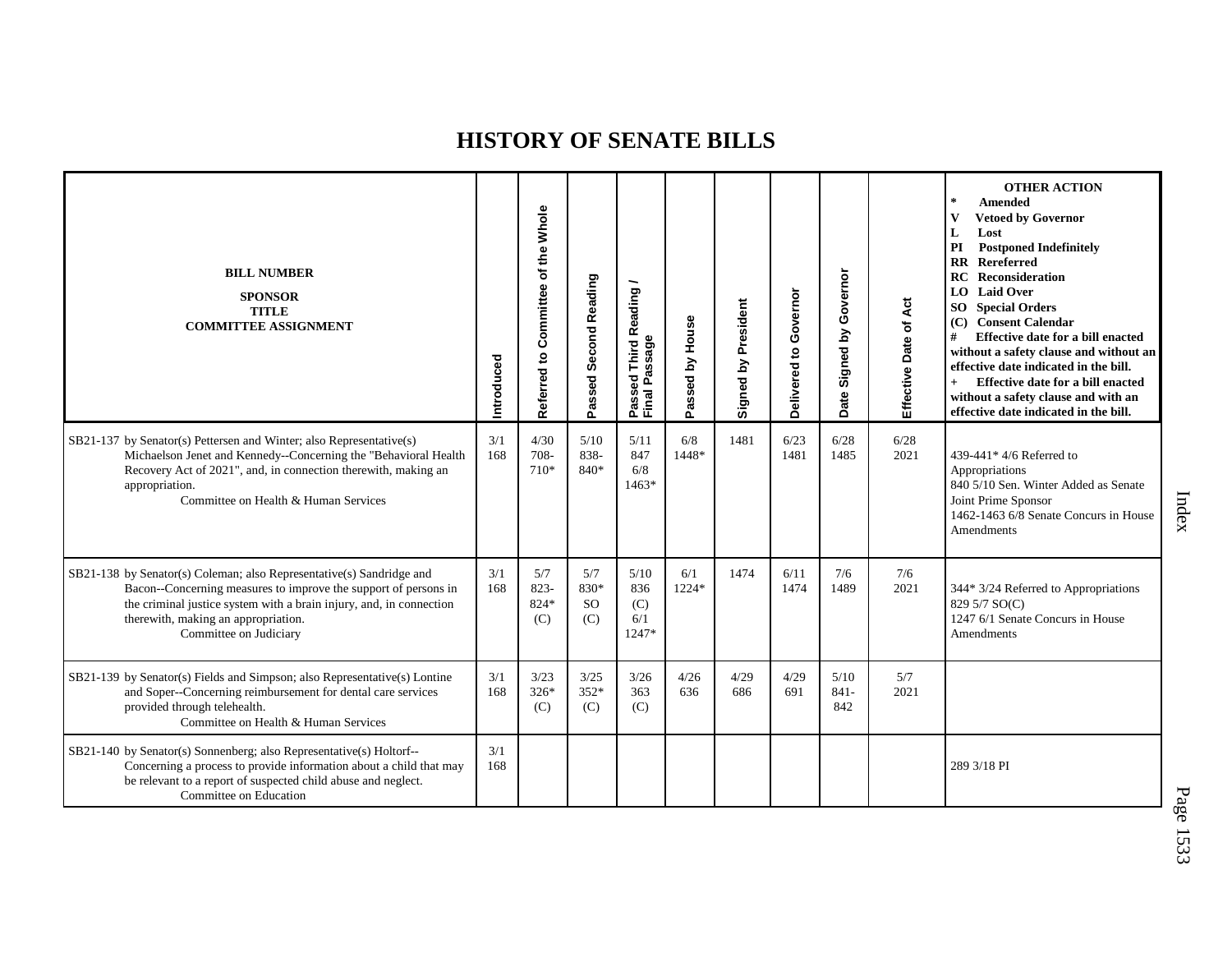# HISTORY OF SENATE BILLS

| BILL NUMBER<br>SPONSOR<br>TITLE<br>COMMITTEE ASSIGNMENT | Introduced | Referred to Committee of the Whole | Passed Second Reading | Passed Third Reading / Final Passage | Passed by House | Signed by President | Delivered to Governor | Date Signed by Governor | Effective Date of Act | OTHER ACTION<br>* Amended<br>V Vetoed by Governor<br>L Lost<br>PI Postponed Indefinitely<br>RR Rereferred<br>RC Reconsideration<br>LO Laid Over<br>SO Special Orders<br>(C) Consent Calendar<br># Effective date for a bill enacted without a safety clause and without an effective date indicated in the bill.<br>+ Effective date for a bill enacted without a safety clause and with an effective date indicated in the bill. |
|---|---|---|---|---|---|---|---|---|---|---|
| SB21-137 by Senator(s) Pettersen and Winter; also Representative(s) Michaelson Jenet and Kennedy--Concerning the "Behavioral Health Recovery Act of 2021", and, in connection therewith, making an appropriation.<br>Committee on Health & Human Services | 3/1<br>168 | 4/30<br>708-<br>710* | 5/10<br>838-<br>840* | 5/11<br>847<br>6/8<br>1463* | 6/8<br>1448* | 1481 | 6/23<br>1481 | 6/28<br>1485 | 6/28<br>2021 | 439-441* 4/6 Referred to Appropriations<br>840 5/10 Sen. Winter Added as Senate Joint Prime Sponsor<br>1462-1463 6/8 Senate Concurs in House Amendments |
| SB21-138 by Senator(s) Coleman; also Representative(s) Sandridge and Bacon--Concerning measures to improve the support of persons in the criminal justice system with a brain injury, and, in connection therewith, making an appropriation.<br>Committee on Judiciary | 3/1<br>168 | 5/7<br>823-<br>824*<br>(C) | 5/7<br>830*<br>SO<br>(C) | 5/10<br>836<br>(C)<br>6/1<br>1247* | 6/1<br>1224* | 1474 | 6/11<br>1474 | 7/6<br>1489 | 7/6<br>2021 | 344* 3/24 Referred to Appropriations<br>829 5/7 SO(C)<br>1247 6/1 Senate Concurs in House Amendments |
| SB21-139 by Senator(s) Fields and Simpson; also Representative(s) Lontine and Soper--Concerning reimbursement for dental care services provided through telehealth.<br>Committee on Health & Human Services | 3/1<br>168 | 3/23<br>326*<br>(C) | 3/25<br>352*<br>(C) | 3/26<br>363<br>(C) | 4/26<br>636 | 4/29<br>686 | 4/29<br>691 | 5/10<br>841-<br>842 | 5/7<br>2021 | |
| SB21-140 by Senator(s) Sonnenberg; also Representative(s) Holtorf--Concerning a process to provide information about a child that may be relevant to a report of suspected child abuse and neglect.<br>Committee on Education | 3/1<br>168 | | | | | | | | | 289 3/18 PI |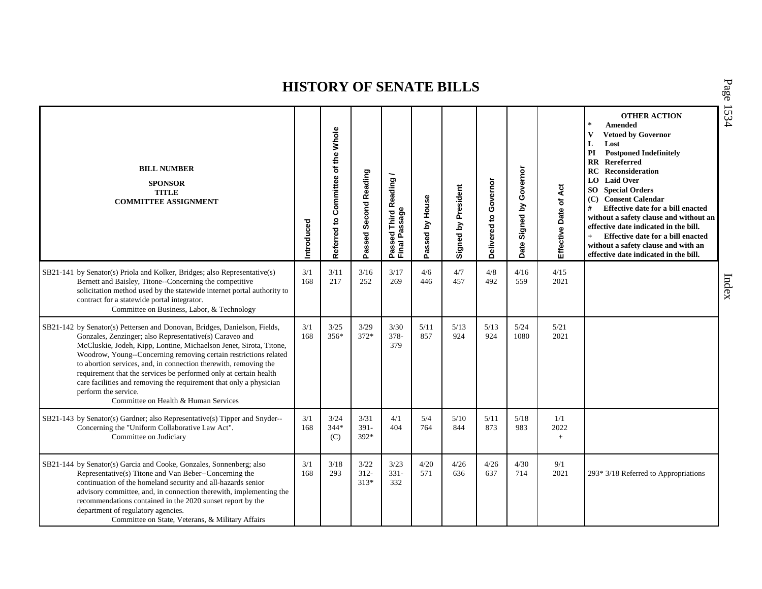# HISTORY OF SENATE BILLS

| BILL NUMBER<br>SPONSOR<br>TITLE<br>COMMITTEE ASSIGNMENT | Introduced | Referred to Committee of the Whole | Passed Second Reading | Passed Third Reading / Final Passage | Passed by House | Signed by President | Delivered to Governor | Date Signed by Governor | Effective Date of Act | OTHER ACTION<br>* Amended<br>V Vetoed by Governor<br>L Lost<br>PI Postponed Indefinitely<br>RR Rereferred<br>RC Reconsideration<br>LO Laid Over<br>SO Special Orders<br>(C) Consent Calendar<br># Effective date for a bill enacted without a safety clause and without an effective date indicated in the bill.<br>+ Effective date for a bill enacted without a safety clause and with an effective date indicated in the bill. |
|---|---|---|---|---|---|---|---|---|---|---|
| SB21-141 by Senator(s) Priola and Kolker, Bridges; also Representative(s) Bernett and Baisley, Titone--Concerning the competitive solicitation method used by the statewide internet portal authority to contract for a statewide portal integrator.<br>Committee on Business, Labor, & Technology | 3/1<br>168 | 3/11<br>217 | 3/16<br>252 | 3/17<br>269 | 4/6<br>446 | 4/7<br>457 | 4/8<br>492 | 4/16<br>559 | 4/15<br>2021 | |
| SB21-142 by Senator(s) Pettersen and Donovan, Bridges, Danielson, Fields, Gonzales, Zenzinger; also Representative(s) Caraveo and McCluskie, Jodeh, Kipp, Lontine, Michaelson Jenet, Sirota, Titone, Woodrow, Young--Concerning removing certain restrictions related to abortion services, and, in connection therewith, removing the requirement that the services be performed only at certain health care facilities and removing the requirement that only a physician perform the service.<br>Committee on Health & Human Services | 3/1<br>168 | 3/25<br>356* | 3/29<br>372* | 3/30<br>378-379 | 5/11<br>857 | 5/13<br>924 | 5/13<br>924 | 5/24<br>1080 | 5/21<br>2021 | |
| SB21-143 by Senator(s) Gardner; also Representative(s) Tipper and Snyder--Concerning the "Uniform Collaborative Law Act".<br>Committee on Judiciary | 3/1<br>168 | 3/24<br>344*<br>(C) | 3/31<br>391-392* | 4/1<br>404 | 5/4<br>764 | 5/10<br>844 | 5/11<br>873 | 5/18<br>983 | 1/1<br>2022<br>+ | |
| SB21-144 by Senator(s) Garcia and Cooke, Gonzales, Sonnenberg; also Representative(s) Titone and Van Beber--Concerning the continuation of the homeland security and all-hazards senior advisory committee, and, in connection therewith, implementing the recommendations contained in the 2020 sunset report by the department of regulatory agencies.<br>Committee on State, Veterans, & Military Affairs | 3/1<br>168 | 3/18<br>293 | 3/22<br>312-313* | 3/23<br>331-332 | 4/20<br>571 | 4/26<br>636 | 4/26<br>637 | 4/30<br>714 | 9/1<br>2021 | 293* 3/18 Referred to Appropriations |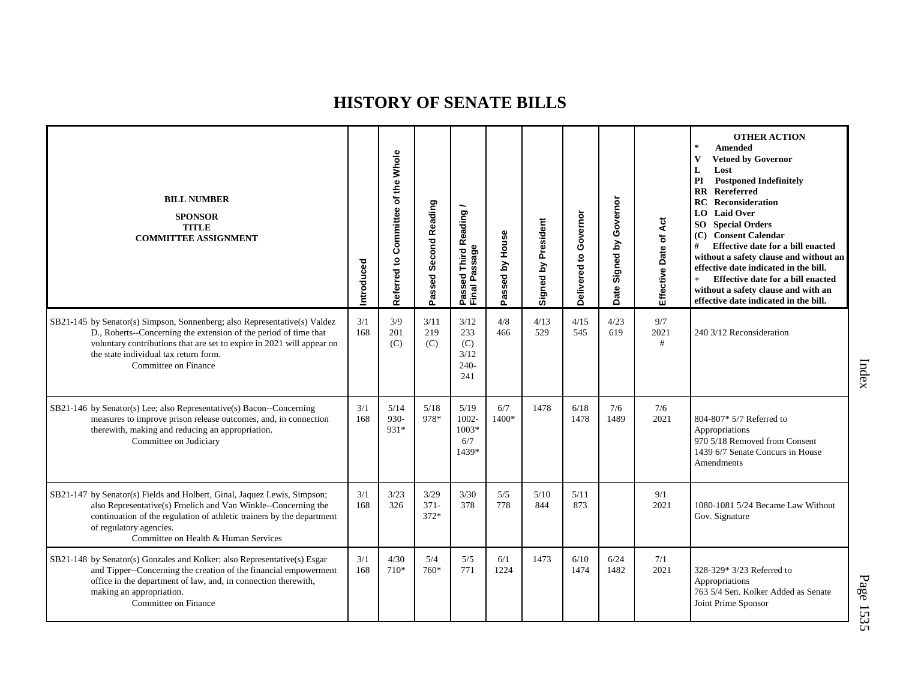# HISTORY OF SENATE BILLS

| BILL NUMBER<br>SPONSOR<br>TITLE<br>COMMITTEE ASSIGNMENT | Introduced | Referred to Committee of the Whole | Passed Second Reading | Passed Third Reading / Final Passage | Passed by House | Signed by President | Delivered to Governor | Date Signed by Governor | Effective Date of Act | OTHER ACTION<br>* Amended<br>V Vetoed by Governor<br>L Lost<br>PI Postponed Indefinitely<br>RR Rereferred<br>RC Reconsideration<br>LO Laid Over<br>SO Special Orders<br>(C) Consent Calendar<br># Effective date for a bill enacted without a safety clause and without an effective date indicated in the bill.<br>+ Effective date for a bill enacted without a safety clause and with an effective date indicated in the bill. |
|---|---|---|---|---|---|---|---|---|---|---|
| SB21-145 by Senator(s) Simpson, Sonnenberg; also Representative(s) Valdez D., Roberts--Concerning the extension of the period of time that voluntary contributions that are set to expire in 2021 will appear on the state individual tax return form.<br>Committee on Finance | 3/1<br>168 | 3/9<br>201<br>(C) | 3/11<br>219<br>(C) | 3/12<br>233<br>(C)<br>3/12<br>240-<br>241 | 4/8<br>466 | 4/13<br>529 | 4/15<br>545 | 4/23<br>619 | 9/7<br>2021<br># | 240 3/12 Reconsideration |
| SB21-146 by Senator(s) Lee; also Representative(s) Bacon--Concerning measures to improve prison release outcomes, and, in connection therewith, making and reducing an appropriation.<br>Committee on Judiciary | 3/1<br>168 | 5/14<br>930-<br>931* | 5/18<br>978* | 5/19<br>1002-<br>1003*<br>6/7<br>1439* | 6/7<br>1400* | 1478 | 6/18<br>1478 | 7/6<br>1489 | 7/6<br>2021 | 804-807* 5/7 Referred to Appropriations<br>970 5/18 Removed from Consent<br>1439 6/7 Senate Concurs in House Amendments |
| SB21-147 by Senator(s) Fields and Holbert, Ginal, Jaquez Lewis, Simpson; also Representative(s) Froelich and Van Winkle--Concerning the continuation of the regulation of athletic trainers by the department of regulatory agencies.<br>Committee on Health & Human Services | 3/1<br>168 | 3/23<br>326 | 3/29<br>371-<br>372* | 3/30<br>378 | 5/5<br>778 | 5/10<br>844 | 5/11<br>873 | | 9/1<br>2021 | 1080-1081 5/24 Became Law Without Gov. Signature |
| SB21-148 by Senator(s) Gonzales and Kolker; also Representative(s) Esgar and Tipper--Concerning the creation of the financial empowerment office in the department of law, and, in connection therewith, making an appropriation.<br>Committee on Finance | 3/1<br>168 | 4/30<br>710* | 5/4<br>760* | 5/5<br>771 | 6/1<br>1224 | 1473 | 6/10<br>1474 | 6/24<br>1482 | 7/1<br>2021 | 328-329* 3/23 Referred to Appropriations<br>763 5/4 Sen. Kolker Added as Senate Joint Prime Sponsor |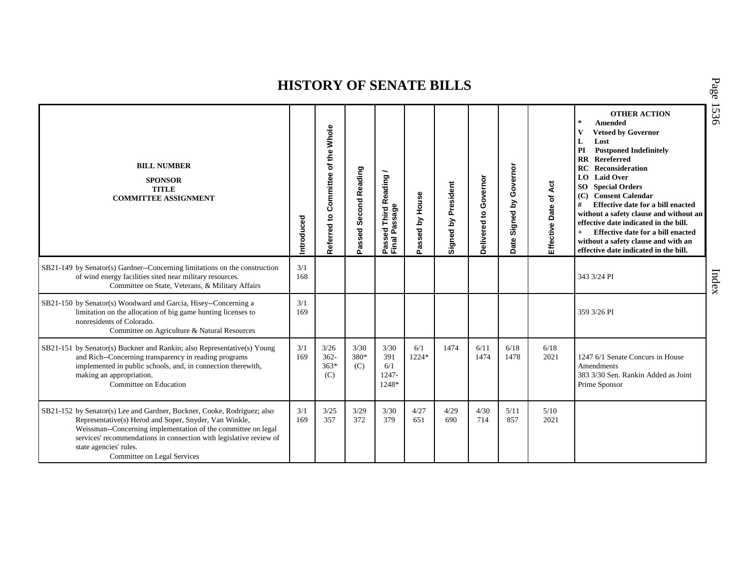# HISTORY OF SENATE BILLS

| BILL NUMBER SPONSOR TITLE COMMITTEE ASSIGNMENT | Introduced | Referred to Committee of the Whole | Passed Second Reading | Passed Third Reading / Final Passage | Passed by House | Signed by President | Delivered to Governor | Date Signed by Governor | Effective Date of Act | OTHER ACTION * Amended V Vetoed by Governor L Lost PI Postponed Indefinitely RR Rereferred RC Reconsideration LO Laid Over SO Special Orders (C) Consent Calendar # Effective date for a bill enacted without a safety clause and without an effective date indicated in the bill. + Effective date for a bill enacted without a safety clause and with an effective date indicated in the bill. |
|---|---|---|---|---|---|---|---|---|---|---|
| SB21-149 by Senator(s) Gardner--Concerning limitations on the construction of wind energy facilities sited near military resources. Committee on State, Veterans, & Military Affairs | 3/1 168 | | | | | | | | | 343 3/24 PI |
| SB21-150 by Senator(s) Woodward and Garcia, Hisey--Concerning a limitation on the allocation of big game hunting licenses to nonresidents of Colorado. Committee on Agriculture & Natural Resources | 3/1 169 | | | | | | | | | 359 3/26 PI |
| SB21-151 by Senator(s) Buckner and Rankin; also Representative(s) Young and Rich--Concerning transparency in reading programs implemented in public schools, and, in connection therewith, making an appropriation. Committee on Education | 3/1 169 | 3/26 362-363* (C) | 3/30 380* (C) | 3/30 391 6/1 1247-1248* | 6/1 1224* | 1474 | 6/11 1474 | 6/18 1478 | 6/18 2021 | 1247 6/1 Senate Concurs in House Amendments 383 3/30 Sen. Rankin Added as Joint Prime Sponsor |
| SB21-152 by Senator(s) Lee and Gardner, Buckner, Cooke, Rodriguez; also Representative(s) Herod and Soper, Snyder, Van Winkle, Weissman--Concerning implementation of the committee on legal services' recommendations in connection with legislative review of state agencies' rules. Committee on Legal Services | 3/1 169 | 3/25 357 | 3/29 372 | 3/30 379 | 4/27 651 | 4/29 690 | 4/30 714 | 5/11 857 | 5/10 2021 | |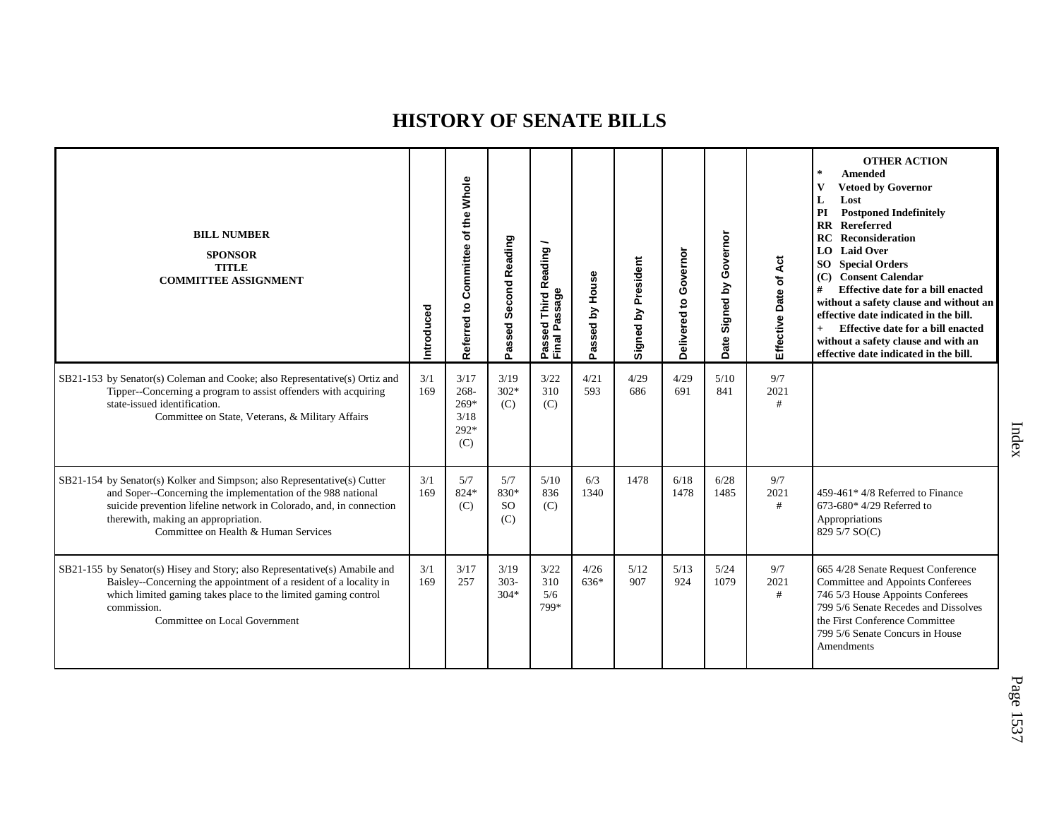# HISTORY OF SENATE BILLS

| BILL NUMBER<br>SPONSOR<br>TITLE<br>COMMITTEE ASSIGNMENT | Introduced | Referred to Committee of the Whole | Passed Second Reading | Passed Third Reading / Final Passage | Passed by House | Signed by President | Delivered to Governor | Date Signed by Governor | Effective Date of Act | OTHER ACTION<br>* Amended<br>V Vetoed by Governor<br>L Lost<br>PI Postponed Indefinitely<br>RR Rereferred<br>RC Reconsideration<br>LO Laid Over<br>SO Special Orders<br>(C) Consent Calendar<br># Effective date for a bill enacted without a safety clause and without an effective date indicated in the bill.<br>+ Effective date for a bill enacted without a safety clause and with an effective date indicated in the bill. |
|---|---|---|---|---|---|---|---|---|---|---|
| SB21-153 by Senator(s) Coleman and Cooke; also Representative(s) Ortiz and Tipper--Concerning a program to assist offenders with acquiring state-issued identification.<br>Committee on State, Veterans, & Military Affairs | 3/1<br>169 | 3/17<br>268-269*<br>3/18<br>292*<br>(C) | 3/19<br>302*<br>(C) | 3/22<br>310<br>(C) | 4/21<br>593 | 4/29<br>686 | 4/29<br>691 | 5/10<br>841 | 9/7<br>2021<br># | |
| SB21-154 by Senator(s) Kolker and Simpson; also Representative(s) Cutter and Soper--Concerning the implementation of the 988 national suicide prevention lifeline network in Colorado, and, in connection therewith, making an appropriation.<br>Committee on Health & Human Services | 3/1<br>169 | 5/7<br>824*<br>(C) | 5/7<br>830*<br>SO<br>(C) | 5/10<br>836<br>(C) | 6/3<br>1340 | 1478 | 6/18<br>1478 | 6/28<br>1485 | 9/7<br>2021<br># | 459-461* 4/8 Referred to Finance<br>673-680* 4/29 Referred to Appropriations<br>829 5/7 SO(C) |
| SB21-155 by Senator(s) Hisey and Story; also Representative(s) Amabile and Baisley--Concerning the appointment of a resident of a locality in which limited gaming takes place to the limited gaming control commission.<br>Committee on Local Government | 3/1<br>169 | 3/17<br>257 | 3/19<br>303-304* | 3/22<br>310<br>5/6<br>799* | 4/26<br>636* | 5/12<br>907 | 5/13<br>924 | 5/24<br>1079 | 9/7<br>2021<br># | 665 4/28 Senate Request Conference Committee and Appoints Conferees<br>746 5/3 House Appoints Conferees<br>799 5/6 Senate Recedes and Dissolves the First Conference Committee<br>799 5/6 Senate Concurs in House Amendments |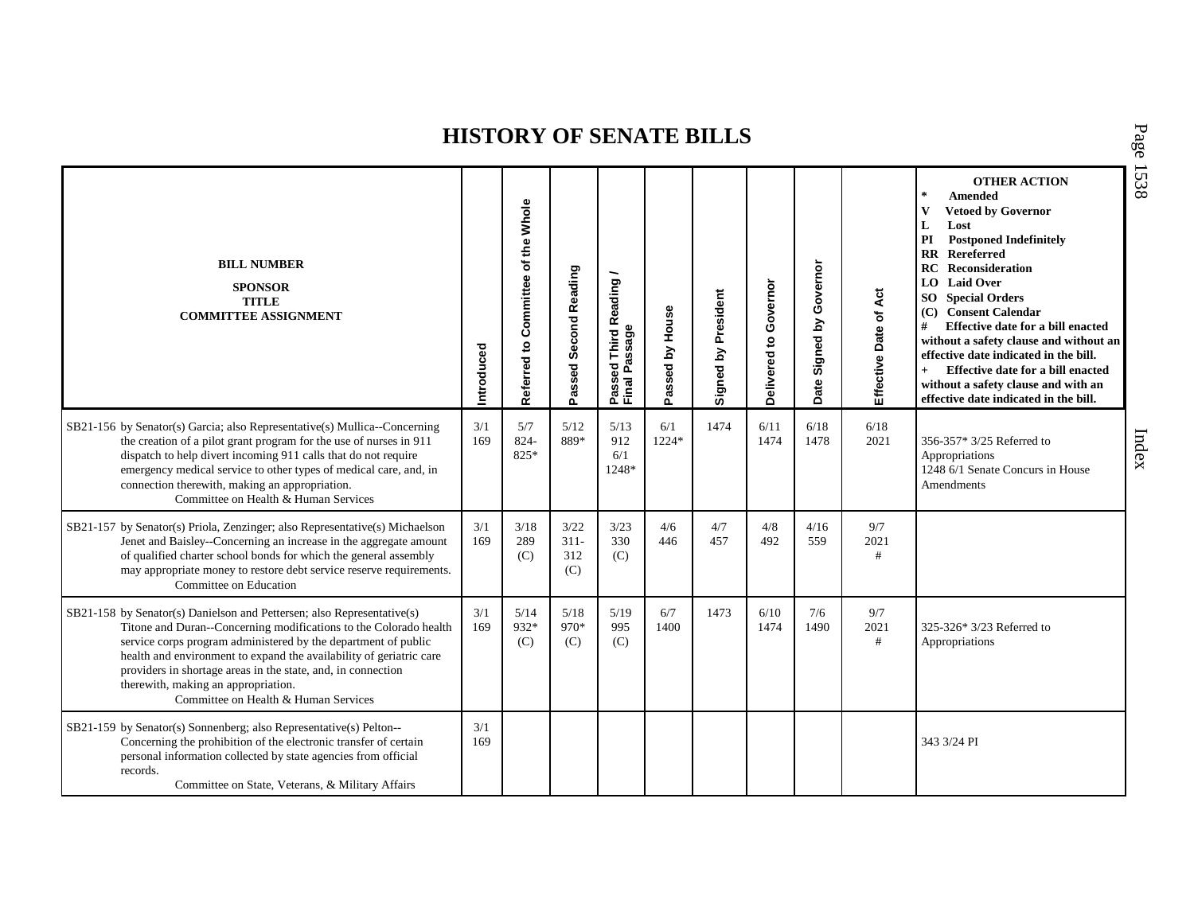# HISTORY OF SENATE BILLS

| BILL NUMBER<br>SPONSOR<br>TITLE<br>COMMITTEE ASSIGNMENT | Introduced | Referred to Committee of the Whole | Passed Second Reading | Passed Third Reading / Final Passage | Passed by House | Signed by President | Delivered to Governor | Date Signed by Governor | Effective Date of Act | OTHER ACTION<br>* Amended<br>V Vetoed by Governor<br>L Lost<br>PI Postponed Indefinitely<br>RR Rereferred<br>RC Reconsideration<br>LO Laid Over<br>SO Special Orders<br>(C) Consent Calendar<br># Effective date for a bill enacted without a safety clause and without an effective date indicated in the bill.<br>+ Effective date for a bill enacted without a safety clause and with an effective date indicated in the bill. |
|---|---|---|---|---|---|---|---|---|---|---|
| SB21-156 by Senator(s) Garcia; also Representative(s) Mullica--Concerning the creation of a pilot grant program for the use of nurses in 911 dispatch to help divert incoming 911 calls that do not require emergency medical service to other types of medical care, and, in connection therewith, making an appropriation.<br>Committee on Health & Human Services | 3/1<br>169 | 5/7<br>824-<br>825* | 5/12<br>889* | 5/13<br>912<br>6/1<br>1248* | 6/1<br>1224* | 1474 | 6/11<br>1474 | 6/18<br>1478 | 6/18<br>2021 | 356-357* 3/25 Referred to Appropriations<br>1248 6/1 Senate Concurs in House Amendments |
| SB21-157 by Senator(s) Priola, Zenzinger; also Representative(s) Michaelson Jenet and Baisley--Concerning an increase in the aggregate amount of qualified charter school bonds for which the general assembly may appropriate money to restore debt service reserve requirements.<br>Committee on Education | 3/1<br>169 | 3/18<br>289<br>(C) | 3/22<br>311-<br>312<br>(C) | 3/23<br>330<br>(C) | 4/6<br>446 | 4/7<br>457 | 4/8<br>492 | 4/16<br>559 | 9/7<br>2021<br># | |
| SB21-158 by Senator(s) Danielson and Pettersen; also Representative(s) Titone and Duran--Concerning modifications to the Colorado health service corps program administered by the department of public health and environment to expand the availability of geriatric care providers in shortage areas in the state, and, in connection therewith, making an appropriation.<br>Committee on Health & Human Services | 3/1<br>169 | 5/14<br>932*<br>(C) | 5/18<br>970*<br>(C) | 5/19<br>995<br>(C) | 6/7<br>1400 | 1473 | 6/10<br>1474 | 7/6<br>1490 | 9/7<br>2021<br># | 325-326* 3/23 Referred to Appropriations |
| SB21-159 by Senator(s) Sonnenberg; also Representative(s) Pelton--Concerning the prohibition of the electronic transfer of certain personal information collected by state agencies from official records.<br>Committee on State, Veterans, & Military Affairs | 3/1<br>169 | | | | | | | | | 343 3/24 PI |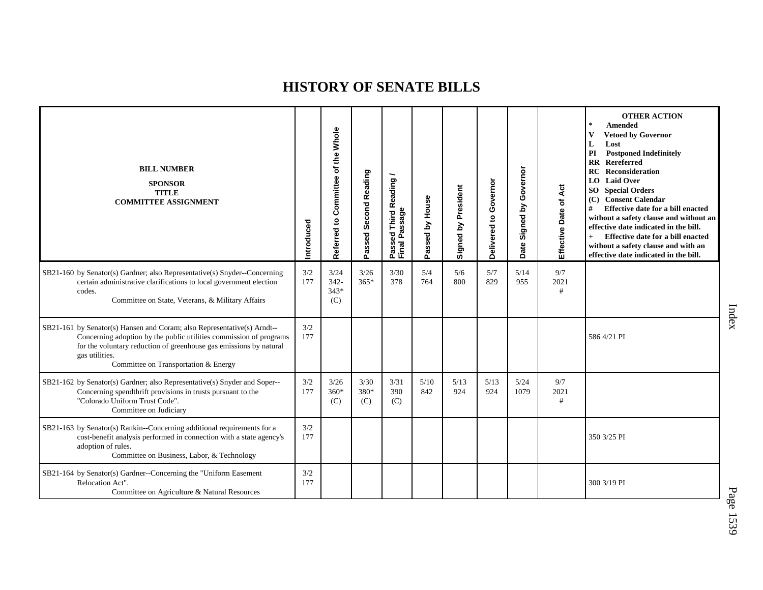# HISTORY OF SENATE BILLS

| BILL NUMBER<br>SPONSOR<br>TITLE<br>COMMITTEE ASSIGNMENT | Introduced | Referred to Committee of the Whole | Passed Second Reading | Passed Third Reading / Final Passage | Passed by House | Signed by President | Delivered to Governor | Date Signed by Governor | Effective Date of Act | OTHER ACTION<br>* Amended<br>V Vetoed by Governor<br>L Lost<br>PI Postponed Indefinitely<br>RR Rereferred<br>RC Reconsideration<br>LO Laid Over<br>SO Special Orders<br>(C) Consent Calendar<br># Effective date for a bill enacted without a safety clause and without an effective date indicated in the bill.<br>+ Effective date for a bill enacted without a safety clause and with an effective date indicated in the bill. |
|---|---|---|---|---|---|---|---|---|---|---|
| SB21-160 by Senator(s) Gardner; also Representative(s) Snyder--Concerning certain administrative clarifications to local government election codes.<br>Committee on State, Veterans, & Military Affairs | 3/2<br>177 | 3/24<br>342-<br>343*<br>(C) | 3/26<br>365* | 3/30<br>378 | 5/4<br>764 | 5/6<br>800 | 5/7<br>829 | 5/14<br>955 | 9/7<br>2021<br># | |
| SB21-161 by Senator(s) Hansen and Coram; also Representative(s) Arndt--Concerning adoption by the public utilities commission of programs for the voluntary reduction of greenhouse gas emissions by natural gas utilities.<br>Committee on Transportation & Energy | 3/2<br>177 | | | | | | | | | 586 4/21 PI |
| SB21-162 by Senator(s) Gardner; also Representative(s) Snyder and Soper--Concerning spendthrift provisions in trusts pursuant to the "Colorado Uniform Trust Code".<br>Committee on Judiciary | 3/2<br>177 | 3/26<br>360*<br>(C) | 3/30<br>380*<br>(C) | 3/31<br>390<br>(C) | 5/10<br>842 | 5/13<br>924 | 5/13<br>924 | 5/24<br>1079 | 9/7<br>2021<br># | |
| SB21-163 by Senator(s) Rankin--Concerning additional requirements for a cost-benefit analysis performed in connection with a state agency's adoption of rules.<br>Committee on Business, Labor, & Technology | 3/2<br>177 | | | | | | | | | 350 3/25 PI |
| SB21-164 by Senator(s) Gardner--Concerning the "Uniform Easement Relocation Act".<br>Committee on Agriculture & Natural Resources | 3/2<br>177 | | | | | | | | | 300 3/19 PI |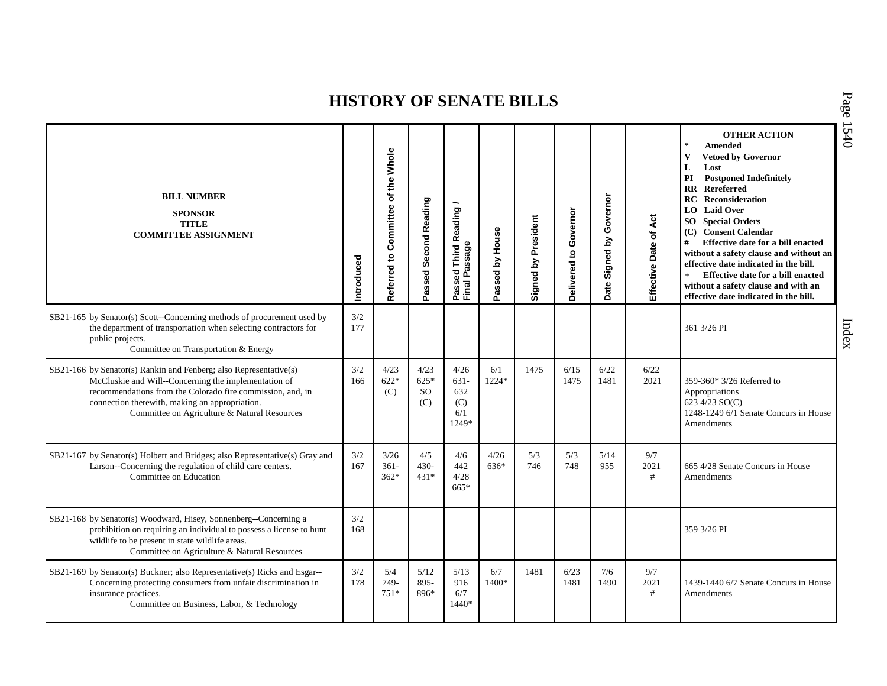# HISTORY OF SENATE BILLS

| BILL NUMBER<br>SPONSOR<br>TITLE<br>COMMITTEE ASSIGNMENT | Introduced | Referred to Committee of the Whole | Passed Second Reading | Passed Third Reading / Final Passage | Passed by House | Signed by President | Delivered to Governor | Date Signed by Governor | Effective Date of Act | OTHER ACTION<br>* Amended<br>V Vetoed by Governor<br>L Lost<br>PI Postponed Indefinitely<br>RR Rereferred<br>RC Reconsideration<br>LO Laid Over<br>SO Special Orders<br>(C) Consent Calendar<br># Effective date for a bill enacted without a safety clause and without an effective date indicated in the bill.<br>+ Effective date for a bill enacted without a safety clause and with an effective date indicated in the bill. |
|---|---|---|---|---|---|---|---|---|---|---|
| SB21-165 by Senator(s) Scott--Concerning methods of procurement used by the department of transportation when selecting contractors for public projects.<br>Committee on Transportation & Energy | 3/2<br>177 | | | | | | | | | 361 3/26 PI |
| SB21-166 by Senator(s) Rankin and Fenberg; also Representative(s) McCluskie and Will--Concerning the implementation of recommendations from the Colorado fire commission, and, in connection therewith, making an appropriation.<br>Committee on Agriculture & Natural Resources | 3/2<br>166 | 4/23<br>622*<br>(C) | 4/23<br>625*<br>SO<br>(C) | 4/26<br>631-<br>632<br>(C)<br>6/1<br>1249* | 6/1<br>1224* | 1475 | 6/15<br>1475 | 6/22<br>1481 | 6/22<br>2021 | 359-360* 3/26 Referred to Appropriations<br>623 4/23 SO(C)<br>1248-1249 6/1 Senate Concurs in House Amendments |
| SB21-167 by Senator(s) Holbert and Bridges; also Representative(s) Gray and Larson--Concerning the regulation of child care centers.<br>Committee on Education | 3/2<br>167 | 3/26<br>361-<br>362* | 4/5<br>430-<br>431* | 4/6<br>442<br>4/28<br>665* | 4/26<br>636* | 5/3<br>746 | 5/3<br>748 | 5/14<br>955 | 9/7<br>2021<br># | 665 4/28 Senate Concurs in House Amendments |
| SB21-168 by Senator(s) Woodward, Hisey, Sonnenberg--Concerning a prohibition on requiring an individual to possess a license to hunt wildlife to be present in state wildlife areas.<br>Committee on Agriculture & Natural Resources | 3/2<br>168 | | | | | | | | | 359 3/26 PI |
| SB21-169 by Senator(s) Buckner; also Representative(s) Ricks and Esgar--Concerning protecting consumers from unfair discrimination in insurance practices.<br>Committee on Business, Labor, & Technology | 3/2<br>178 | 5/4<br>749-<br>751* | 5/12<br>895-<br>896* | 5/13<br>916<br>6/7<br>1440* | 6/7<br>1400* | 1481 | 6/23<br>1481 | 7/6<br>1490 | 9/7<br>2021<br># | 1439-1440 6/7 Senate Concurs in House Amendments |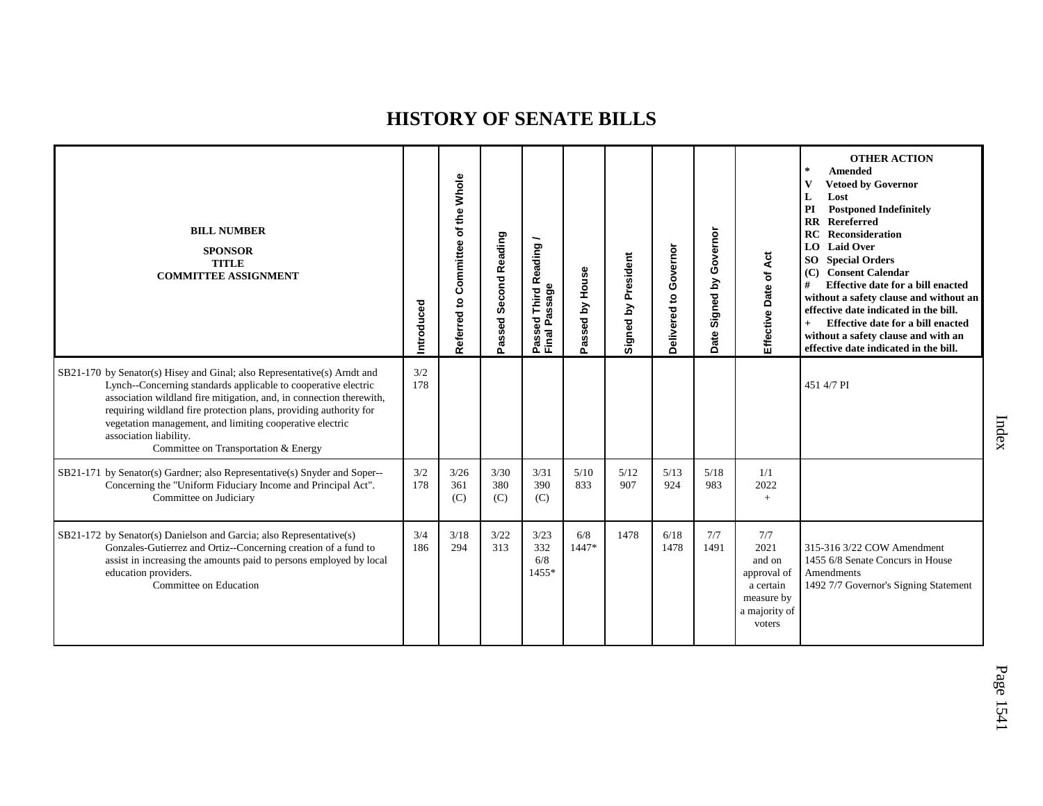# HISTORY OF SENATE BILLS

| BILL NUMBER<br>SPONSOR<br>TITLE<br>COMMITTEE ASSIGNMENT | Introduced | Referred to Committee of the Whole | Passed Second Reading | Passed Third Reading / Final Passage | Passed by House | Signed by President | Delivered to Governor | Date Signed by Governor | Effective Date of Act | OTHER ACTION<br>* Amended<br>V Vetoed by Governor<br>L Lost<br>PI Postponed Indefinitely<br>RR Rereferred<br>RC Reconsideration<br>LO Laid Over<br>SO Special Orders<br>(C) Consent Calendar<br># Effective date for a bill enacted without a safety clause and without an effective date indicated in the bill.<br>+ Effective date for a bill enacted without a safety clause and with an effective date indicated in the bill. |
|---|---|---|---|---|---|---|---|---|---|---|
| SB21-170 by Senator(s) Hisey and Ginal; also Representative(s) Arndt and Lynch--Concerning standards applicable to cooperative electric association wildland fire mitigation, and, in connection therewith, requiring wildland fire protection plans, providing authority for vegetation management, and limiting cooperative electric association liability.<br>Committee on Transportation & Energy | 3/2<br>178 | | | | | | | | | 451 4/7 PI |
| SB21-171 by Senator(s) Gardner; also Representative(s) Snyder and Soper--Concerning the "Uniform Fiduciary Income and Principal Act".<br>Committee on Judiciary | 3/2<br>178 | 3/26<br>361<br>(C) | 3/30<br>380<br>(C) | 3/31<br>390<br>(C) | 5/10<br>833 | 5/12<br>907 | 5/13<br>924 | 5/18<br>983 | 1/1<br>2022<br>+ | |
| SB21-172 by Senator(s) Danielson and Garcia; also Representative(s) Gonzales-Gutierrez and Ortiz--Concerning creation of a fund to assist in increasing the amounts paid to persons employed by local education providers.<br>Committee on Education | 3/4<br>186 | 3/18<br>294 | 3/22<br>313 | 3/23<br>332<br>6/8<br>1455* | 6/8<br>1447* | 1478 | 6/18<br>1478 | 7/7<br>1491 | 7/7<br>2021<br>and on approval of a certain measure by a majority of voters | 315-316 3/22 COW Amendment<br>1455 6/8 Senate Concurs in House Amendments<br>1492 7/7 Governor's Signing Statement |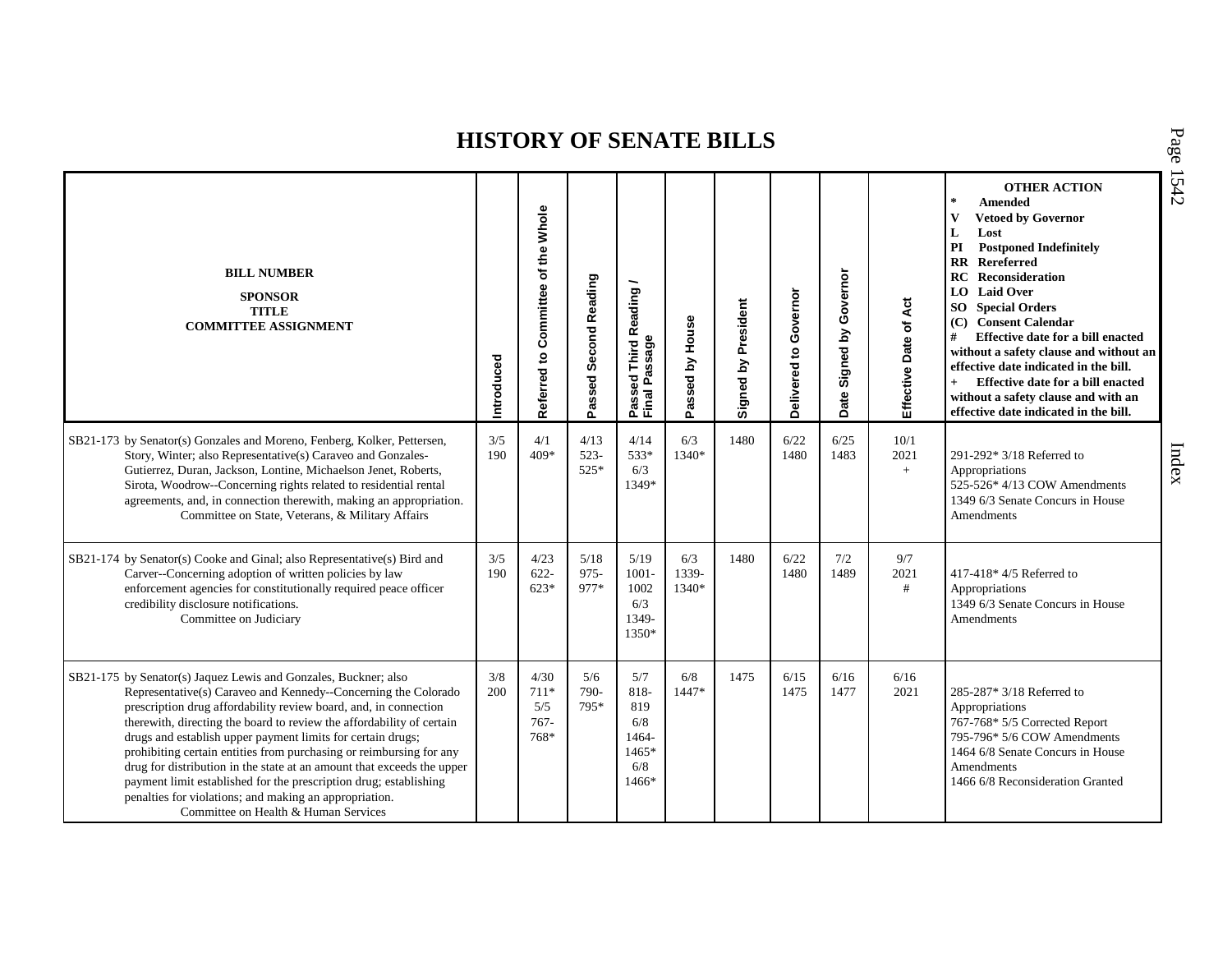# HISTORY OF SENATE BILLS

| BILL NUMBER<br>SPONSOR<br>TITLE<br>COMMITTEE ASSIGNMENT | Introduced | Referred to Committee of the Whole | Passed Second Reading | Passed Third Reading / Final Passage | Passed by House | Signed by President | Delivered to Governor | Date Signed by Governor | Effective Date of Act | OTHER ACTION<br>* Amended<br>V Vetoed by Governor<br>L Lost<br>PI Postponed Indefinitely<br>RR Rereferred<br>RC Reconsideration<br>LO Laid Over<br>SO Special Orders<br>(C) Consent Calendar<br># Effective date for a bill enacted without a safety clause and without an effective date indicated in the bill.<br>+ Effective date for a bill enacted without a safety clause and with an effective date indicated in the bill. |
|---|---|---|---|---|---|---|---|---|---|---|
| SB21-173 by Senator(s) Gonzales and Moreno, Fenberg, Kolker, Pettersen, Story, Winter; also Representative(s) Caraveo and Gonzales-Gutierrez, Duran, Jackson, Lontine, Michaelson Jenet, Roberts, Sirota, Woodrow--Concerning rights related to residential rental agreements, and, in connection therewith, making an appropriation.<br>Committee on State, Veterans, & Military Affairs | 3/5<br>190 | 4/1<br>409* | 4/13<br>523-<br>525* | 4/14<br>533*<br>6/3<br>1349* | 6/3<br>1340* | 1480 | 6/22<br>1480 | 6/25<br>1483 | 10/1<br>2021<br>+ | 291-292* 3/18 Referred to Appropriations<br>525-526* 4/13 COW Amendments<br>1349 6/3 Senate Concurs in House Amendments |
| SB21-174 by Senator(s) Cooke and Ginal; also Representative(s) Bird and Carver--Concerning adoption of written policies by law enforcement agencies for constitutionally required peace officer credibility disclosure notifications.<br>Committee on Judiciary | 3/5<br>190 | 4/23<br>622-<br>623* | 5/18<br>975-<br>977* | 5/19<br>1001-<br>1002<br>6/3<br>1349-<br>1350* | 6/3<br>1339-<br>1340* | 1480 | 6/22<br>1480 | 7/2<br>1489 | 9/7<br>2021<br># | 417-418* 4/5 Referred to Appropriations<br>1349 6/3 Senate Concurs in House Amendments |
| SB21-175 by Senator(s) Jaquez Lewis and Gonzales, Buckner; also Representative(s) Caraveo and Kennedy--Concerning the Colorado prescription drug affordability review board, and, in connection therewith, directing the board to review the affordability of certain drugs and establish upper payment limits for certain drugs; prohibiting certain entities from purchasing or reimbursing for any drug for distribution in the state at an amount that exceeds the upper payment limit established for the prescription drug; establishing penalties for violations; and making an appropriation.<br>Committee on Health & Human Services | 3/8<br>200 | 4/30<br>711*<br>5/5<br>767-<br>768* | 5/6<br>790-<br>795* | 5/7<br>818-<br>819<br>6/8<br>1464-<br>1465*<br>6/8<br>1466* | 6/8<br>1447* | 1475 | 6/15<br>1475 | 6/16<br>1477 | 6/16<br>2021 | 285-287* 3/18 Referred to Appropriations<br>767-768* 5/5 Corrected Report<br>795-796* 5/6 COW Amendments<br>1464 6/8 Senate Concurs in House Amendments<br>1466 6/8 Reconsideration Granted |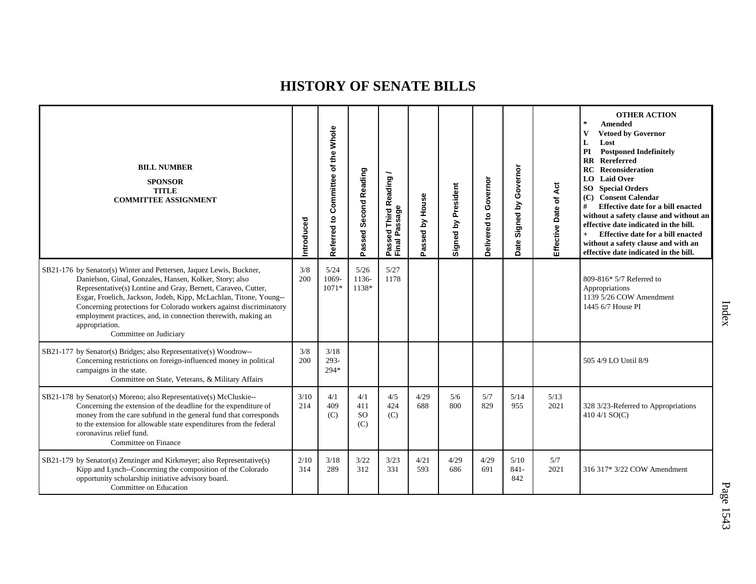# HISTORY OF SENATE BILLS

| BILL NUMBER<br>SPONSOR<br>TITLE<br>COMMITTEE ASSIGNMENT | Introduced | Referred to Committee of the Whole | Passed Second Reading | Passed Third Reading / Final Passage | Passed by House | Signed by President | Delivered to Governor | Date Signed by Governor | Effective Date of Act | OTHER ACTION<br>* Amended<br>V Vetoed by Governor<br>L Lost<br>PI Postponed Indefinitely<br>RR Rereferred<br>RC Reconsideration<br>LO Laid Over<br>SO Special Orders<br>(C) Consent Calendar<br># Effective date for a bill enacted without a safety clause and without an effective date indicated in the bill.<br>+ Effective date for a bill enacted without a safety clause and with an effective date indicated in the bill. |
|---|---|---|---|---|---|---|---|---|---|---|
| SB21-176 by Senator(s) Winter and Pettersen, Jaquez Lewis, Buckner, Danielson, Ginal, Gonzales, Hansen, Kolker, Story; also Representative(s) Lontine and Gray, Bernett, Caraveo, Cutter, Esgar, Froelich, Jackson, Jodeh, Kipp, McLachlan, Titone, Young--Concerning protections for Colorado workers against discriminatory employment practices, and, in connection therewith, making an appropriation.<br>Committee on Judiciary | 3/8<br>200 | 5/24<br>1069-1071* | 5/26<br>1136-1138* | 5/27<br>1178 | | | | | | 809-816* 5/7 Referred to Appropriations<br>1139 5/26 COW Amendment<br>1445 6/7 House PI |
| SB21-177 by Senator(s) Bridges; also Representative(s) Woodrow--Concerning restrictions on foreign-influenced money in political campaigns in the state.<br>Committee on State, Veterans, & Military Affairs | 3/8<br>200 | 3/18<br>293-294* | | | | | | | | 505 4/9 LO Until 8/9 |
| SB21-178 by Senator(s) Moreno; also Representative(s) McCluskie--Concerning the extension of the deadline for the expenditure of money from the care subfund in the general fund that corresponds to the extension for allowable state expenditures from the federal coronavirus relief fund.<br>Committee on Finance | 3/10<br>214 | 4/1<br>409<br>(C) | 4/1<br>411<br>SO<br>(C) | 4/5<br>424<br>(C) | 4/29<br>688 | 5/6<br>800 | 5/7<br>829 | 5/14<br>955 | 5/13<br>2021 | 328 3/23-Referred to Appropriations<br>410 4/1 SO(C) |
| SB21-179 by Senator(s) Zenzinger and Kirkmeyer; also Representative(s) Kipp and Lynch--Concerning the composition of the Colorado opportunity scholarship initiative advisory board.<br>Committee on Education | 2/10<br>314 | 3/18<br>289 | 3/22<br>312 | 3/23<br>331 | 4/21<br>593 | 4/29<br>686 | 4/29<br>691 | 5/10<br>841-842 | 5/7<br>2021 | 316 317* 3/22 COW Amendment |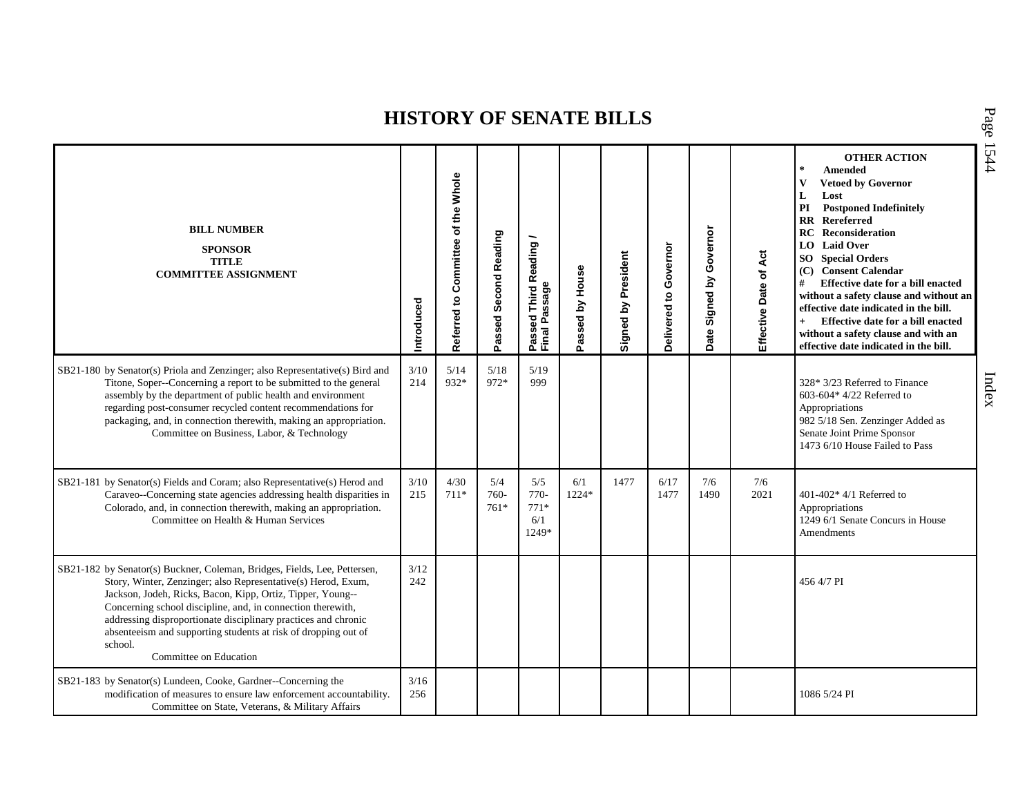# HISTORY OF SENATE BILLS

| BILL NUMBER<br>SPONSOR<br>TITLE<br>COMMITTEE ASSIGNMENT | Introduced | Referred to Committee of the Whole | Passed Second Reading | Passed Third Reading / Final Passage | Passed by House | Signed by President | Delivered to Governor | Date Signed by Governor | Effective Date of Act | OTHER ACTION<br>* Amended<br>V Vetoed by Governor<br>L Lost<br>PI Postponed Indefinitely<br>RR Rereferred<br>RC Reconsideration<br>LO Laid Over<br>SO Special Orders<br>(C) Consent Calendar<br># Effective date for a bill enacted without a safety clause and without an effective date indicated in the bill.<br>+ Effective date for a bill enacted without a safety clause and with an effective date indicated in the bill. |
|---|---|---|---|---|---|---|---|---|---|---|
| SB21-180 by Senator(s) Priola and Zenzinger; also Representative(s) Bird and Titone, Soper--Concerning a report to be submitted to the general assembly by the department of public health and environment regarding post-consumer recycled content recommendations for packaging, and, in connection therewith, making an appropriation.<br>Committee on Business, Labor, & Technology | 3/10<br>214 | 5/14<br>932* | 5/18<br>972* | 5/19<br>999 | | | | | | 328* 3/23 Referred to Finance<br>603-604* 4/22 Referred to Appropriations<br>982 5/18 Sen. Zenzinger Added as Senate Joint Prime Sponsor<br>1473 6/10 House Failed to Pass |
| SB21-181 by Senator(s) Fields and Coram; also Representative(s) Herod and Caraveo--Concerning state agencies addressing health disparities in Colorado, and, in connection therewith, making an appropriation.<br>Committee on Health & Human Services | 3/10<br>215 | 4/30<br>711* | 5/4<br>760-761* | 5/5<br>770-771*<br>6/1<br>1249* | 6/1<br>1224* | 1477 | 6/17<br>1477 | 7/6<br>1490 | 7/6<br>2021 | 401-402* 4/1 Referred to Appropriations<br>1249 6/1 Senate Concurs in House Amendments |
| SB21-182 by Senator(s) Buckner, Coleman, Bridges, Fields, Lee, Pettersen, Story, Winter, Zenzinger; also Representative(s) Herod, Exum, Jackson, Jodeh, Ricks, Bacon, Kipp, Ortiz, Tipper, Young--Concerning school discipline, and, in connection therewith, addressing disproportionate disciplinary practices and chronic absenteeism and supporting students at risk of dropping out of school.<br>Committee on Education | 3/12<br>242 | | | | | | | | | 456 4/7 PI |
| SB21-183 by Senator(s) Lundeen, Cooke, Gardner--Concerning the modification of measures to ensure law enforcement accountability.<br>Committee on State, Veterans, & Military Affairs | 3/16<br>256 | | | | | | | | | 1086 5/24 PI |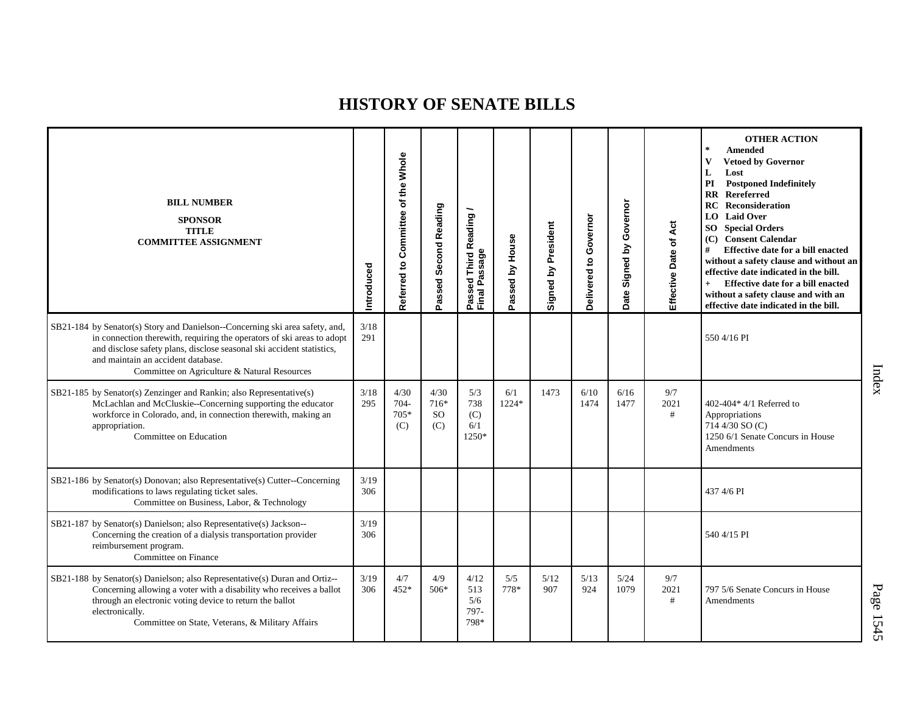# HISTORY OF SENATE BILLS

| BILL NUMBER<br>SPONSOR<br>TITLE<br>COMMITTEE ASSIGNMENT | Introduced | Referred to Committee of the Whole | Passed Second Reading | Passed Third Reading / Final Passage | Passed by House | Signed by President | Delivered to Governor | Date Signed by Governor | Effective Date of Act | OTHER ACTION<br>* Amended<br>V Vetoed by Governor<br>L Lost<br>PI Postponed Indefinitely<br>RR Rereferred<br>RC Reconsideration<br>LO Laid Over<br>SO Special Orders<br>(C) Consent Calendar<br># Effective date for a bill enacted without a safety clause and without an effective date indicated in the bill.<br>+ Effective date for a bill enacted without a safety clause and with an effective date indicated in the bill. |
|---|---|---|---|---|---|---|---|---|---|---|
| SB21-184 by Senator(s) Story and Danielson--Concerning ski area safety, and, in connection therewith, requiring the operators of ski areas to adopt and disclose safety plans, disclose seasonal ski accident statistics, and maintain an accident database.<br>Committee on Agriculture & Natural Resources | 3/18<br>291 | | | | | | | | | 550 4/16 PI |
| SB21-185 by Senator(s) Zenzinger and Rankin; also Representative(s) McLachlan and McCluskie--Concerning supporting the educator workforce in Colorado, and, in connection therewith, making an appropriation.<br>Committee on Education | 3/18<br>295 | 4/30<br>704-<br>705*<br>(C) | 4/30<br>716*<br>SO<br>(C) | 5/3<br>738<br>(C)<br>6/1<br>1250* | 6/1<br>1224* | 1473 | 6/10<br>1474 | 6/16<br>1477 | 9/7<br>2021<br># | 402-404* 4/1 Referred to Appropriations<br>714 4/30 SO (C)<br>1250 6/1 Senate Concurs in House Amendments |
| SB21-186 by Senator(s) Donovan; also Representative(s) Cutter--Concerning modifications to laws regulating ticket sales.<br>Committee on Business, Labor, & Technology | 3/19<br>306 | | | | | | | | | 437 4/6 PI |
| SB21-187 by Senator(s) Danielson; also Representative(s) Jackson--Concerning the creation of a dialysis transportation provider reimbursement program.<br>Committee on Finance | 3/19<br>306 | | | | | | | | | 540 4/15 PI |
| SB21-188 by Senator(s) Danielson; also Representative(s) Duran and Ortiz--Concerning allowing a voter with a disability who receives a ballot through an electronic voting device to return the ballot electronically.<br>Committee on State, Veterans, & Military Affairs | 3/19<br>306 | 4/7<br>452* | 4/9<br>506* | 4/12<br>513<br>5/6<br>797-<br>798* | 5/5<br>778* | 5/12<br>907 | 5/13<br>924 | 5/24<br>1079 | 9/7<br>2021<br># | 797 5/6 Senate Concurs in House Amendments |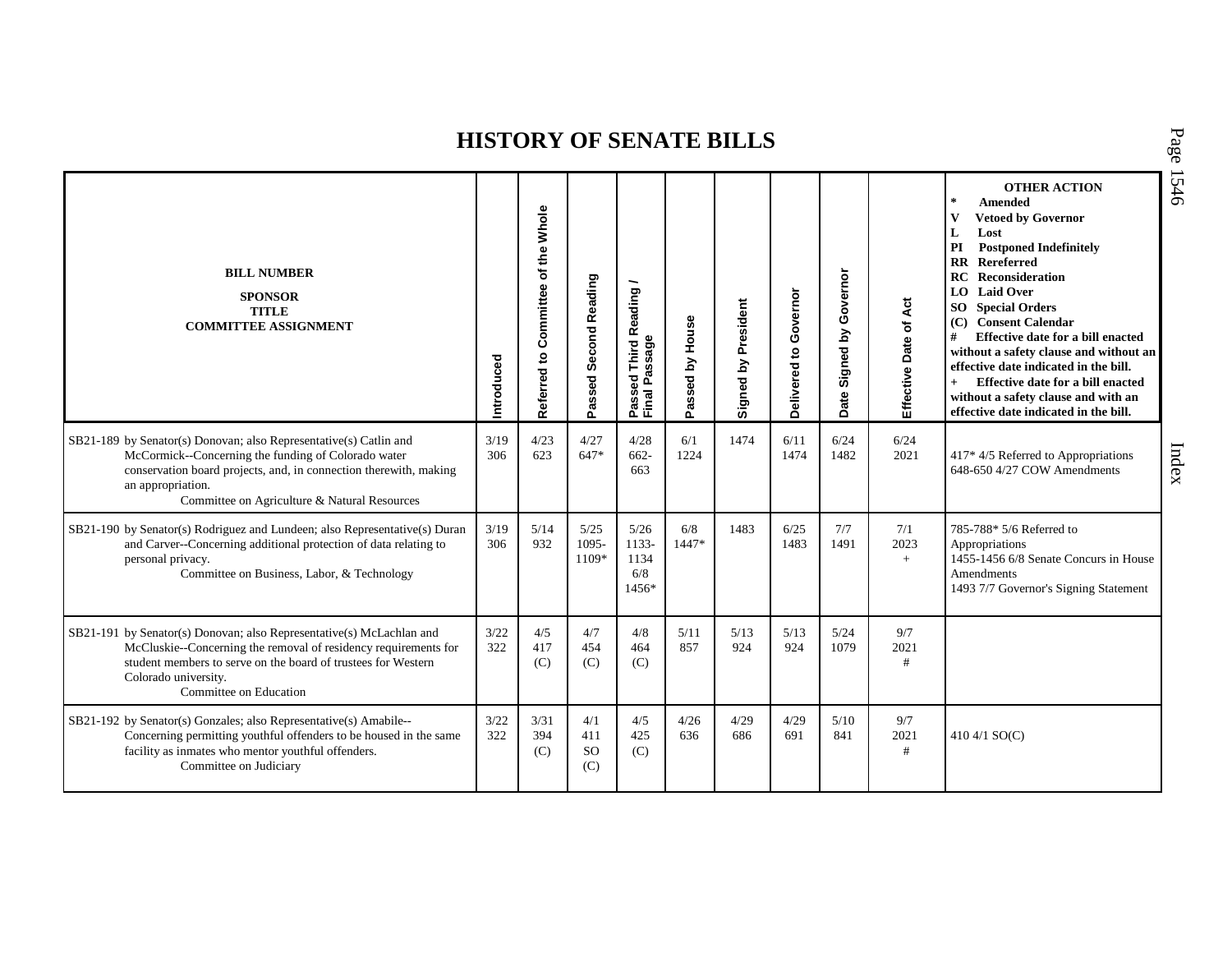# HISTORY OF SENATE BILLS

| BILL NUMBER SPONSOR TITLE COMMITTEE ASSIGNMENT | Introduced | Referred to Committee of the Whole | Passed Second Reading | Passed Third Reading / Final Passage | Passed by House | Signed by President | Delivered to Governor | Date Signed by Governor | Effective Date of Act | OTHER ACTION * Amended V Vetoed by Governor L Lost PI Postponed Indefinitely RR Rereferred RC Reconsideration LO Laid Over SO Special Orders (C) Consent Calendar # Effective date for a bill enacted without a safety clause and without an effective date indicated in the bill. + Effective date for a bill enacted without a safety clause and with an effective date indicated in the bill. |
|---|---|---|---|---|---|---|---|---|---|---|
| SB21-189 by Senator(s) Donovan; also Representative(s) Catlin and McCormick--Concerning the funding of Colorado water conservation board projects, and, in connection therewith, making an appropriation. Committee on Agriculture & Natural Resources | 3/19 306 | 4/23 623 | 4/27 647* | 4/28 662-663 | 6/1 1224 | 1474 | 6/11 1474 | 6/24 1482 | 6/24 2021 | 417* 4/5 Referred to Appropriations 648-650 4/27 COW Amendments |
| SB21-190 by Senator(s) Rodriguez and Lundeen; also Representative(s) Duran and Carver--Concerning additional protection of data relating to personal privacy. Committee on Business, Labor, & Technology | 3/19 306 | 5/14 932 | 5/25 1095-1109* | 5/26 1133-1134 6/8 1456* | 6/8 1447* | 1483 | 6/25 1483 | 7/7 1491 | 7/1 2023 + | 785-788* 5/6 Referred to Appropriations 1455-1456 6/8 Senate Concurs in House Amendments 1493 7/7 Governor's Signing Statement |
| SB21-191 by Senator(s) Donovan; also Representative(s) McLachlan and McCluskie--Concerning the removal of residency requirements for student members to serve on the board of trustees for Western Colorado university. Committee on Education | 3/22 322 | 4/5 417 (C) | 4/7 454 (C) | 4/8 464 (C) | 5/11 857 | 5/13 924 | 5/13 924 | 5/24 1079 | 9/7 2021 # | |
| SB21-192 by Senator(s) Gonzales; also Representative(s) Amabile--Concerning permitting youthful offenders to be housed in the same facility as inmates who mentor youthful offenders. Committee on Judiciary | 3/22 322 | 3/31 394 (C) | 4/1 411 SO (C) | 4/5 425 (C) | 4/26 636 | 4/29 686 | 4/29 691 | 5/10 841 | 9/7 2021 # | 410 4/1 SO(C) |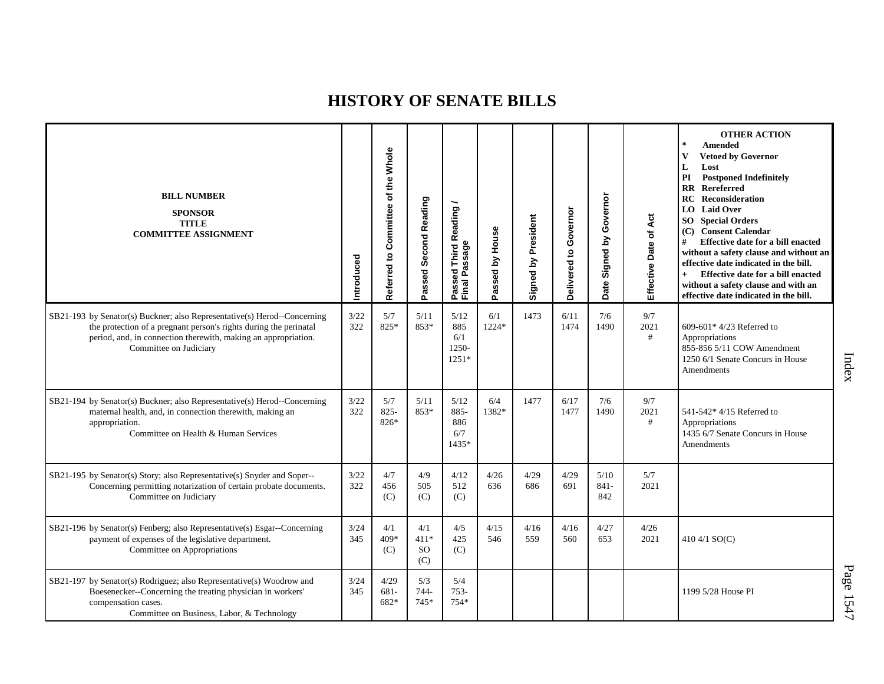# HISTORY OF SENATE BILLS

| BILL NUMBER<br>SPONSOR<br>TITLE<br>COMMITTEE ASSIGNMENT | Introduced | Referred to Committee of the Whole | Passed Second Reading | Passed Third Reading / Final Passage | Passed by House | Signed by President | Delivered to Governor | Date Signed by Governor | Effective Date of Act | OTHER ACTION<br>* Amended<br>V Vetoed by Governor<br>L Lost<br>PI Postponed Indefinitely<br>RR Rereferred<br>RC Reconsideration<br>LO Laid Over<br>SO Special Orders<br>(C) Consent Calendar<br># Effective date for a bill enacted without a safety clause and without an effective date indicated in the bill.<br>+ Effective date for a bill enacted without a safety clause and with an effective date indicated in the bill. |
|---|---|---|---|---|---|---|---|---|---|---|
| SB21-193 by Senator(s) Buckner; also Representative(s) Herod--Concerning the protection of a pregnant person's rights during the perinatal period, and, in connection therewith, making an appropriation.<br>Committee on Judiciary | 3/22<br>322 | 5/7<br>825* | 5/11<br>853* | 5/12<br>885<br>6/1<br>1250-<br>1251* | 6/1<br>1224* | 1473 | 6/11<br>1474 | 7/6<br>1490 | 9/7<br>2021<br># | 609-601* 4/23 Referred to Appropriations<br>855-856 5/11 COW Amendment<br>1250 6/1 Senate Concurs in House Amendments |
| SB21-194 by Senator(s) Buckner; also Representative(s) Herod--Concerning maternal health, and, in connection therewith, making an appropriation.<br>Committee on Health & Human Services | 3/22<br>322 | 5/7<br>825-<br>826* | 5/11<br>853* | 5/12<br>885-<br>886<br>6/7<br>1435* | 6/4<br>1382* | 1477 | 6/17<br>1477 | 7/6<br>1490 | 9/7<br>2021<br># | 541-542* 4/15 Referred to Appropriations<br>1435 6/7 Senate Concurs in House Amendments |
| SB21-195 by Senator(s) Story; also Representative(s) Snyder and Soper--Concerning permitting notarization of certain probate documents.<br>Committee on Judiciary | 3/22<br>322 | 4/7<br>456<br>(C) | 4/9<br>505<br>(C) | 4/12<br>512<br>(C) | 4/26<br>636 | 4/29<br>686 | 4/29<br>691 | 5/10<br>841-<br>842 | 5/7<br>2021 | |
| SB21-196 by Senator(s) Fenberg; also Representative(s) Esgar--Concerning payment of expenses of the legislative department.<br>Committee on Appropriations | 3/24<br>345 | 4/1<br>409*<br>(C) | 4/1<br>411*<br>SO<br>(C) | 4/5<br>425<br>(C) | 4/15<br>546 | 4/16<br>559 | 4/16<br>560 | 4/27<br>653 | 4/26<br>2021 | 410 4/1 SO(C) |
| SB21-197 by Senator(s) Rodriguez; also Representative(s) Woodrow and Boesenecker--Concerning the treating physician in workers' compensation cases.<br>Committee on Business, Labor, & Technology | 3/24<br>345 | 4/29<br>681-<br>682* | 5/3<br>744-<br>745* | 5/4<br>753-<br>754* | | | | | | 1199 5/28 House PI |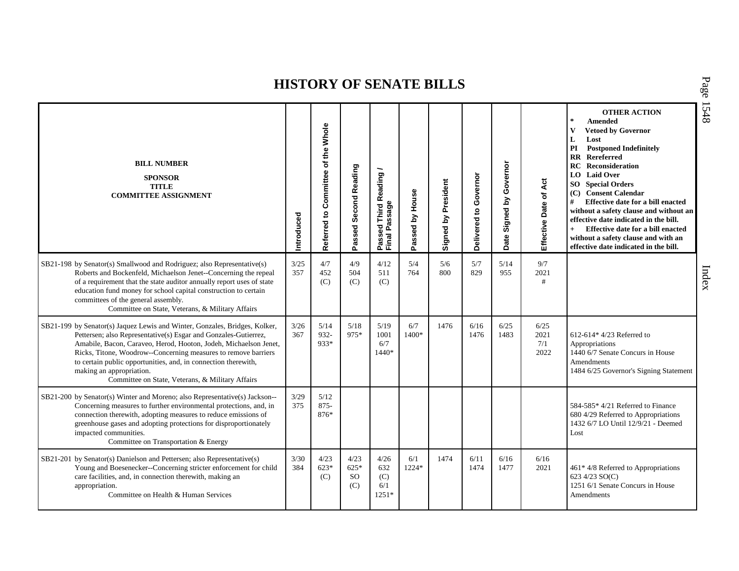# HISTORY OF SENATE BILLS

| BILL NUMBER<br>SPONSOR<br>TITLE<br>COMMITTEE ASSIGNMENT | Introduced | Referred to Committee of the Whole | Passed Second Reading | Passed Third Reading / Final Passage | Passed by House | Signed by President | Delivered to Governor | Date Signed by Governor | Effective Date of Act | OTHER ACTION<br>* Amended<br>V Vetoed by Governor<br>L Lost<br>PI Postponed Indefinitely<br>RR Rereferred<br>RC Reconsideration<br>LO Laid Over<br>SO Special Orders<br>(C) Consent Calendar<br># Effective date for a bill enacted without a safety clause and without an effective date indicated in the bill.<br>+ Effective date for a bill enacted without a safety clause and with an effective date indicated in the bill. |
|---|---|---|---|---|---|---|---|---|---|---|
| SB21-198 by Senator(s) Smallwood and Rodriguez; also Representative(s) Roberts and Bockenfeld, Michaelson Jenet--Concerning the repeal of a requirement that the state auditor annually report uses of state education fund money for school capital construction to certain committees of the general assembly.<br>Committee on State, Veterans, & Military Affairs | 3/25<br>357 | 4/7<br>452<br>(C) | 4/9<br>504<br>(C) | 4/12<br>511<br>(C) | 5/4<br>764 | 5/6<br>800 | 5/7<br>829 | 5/14<br>955 | 9/7<br>2021<br># | |
| SB21-199 by Senator(s) Jaquez Lewis and Winter, Gonzales, Bridges, Kolker, Pettersen; also Representative(s) Esgar and Gonzales-Gutierrez, Amabile, Bacon, Caraveo, Herod, Hooton, Jodeh, Michaelson Jenet, Ricks, Titone, Woodrow--Concerning measures to remove barriers to certain public opportunities, and, in connection therewith, making an appropriation.<br>Committee on State, Veterans, & Military Affairs | 3/26<br>367 | 5/14<br>932-<br>933* | 5/18<br>975* | 5/19<br>1001<br>6/7<br>1440* | 6/7<br>1400* | 1476 | 6/16<br>1476 | 6/25<br>1483 | 6/25<br>2021<br>7/1<br>2022 | 612-614* 4/23 Referred to Appropriations<br>1440 6/7 Senate Concurs in House Amendments<br>1484 6/25 Governor's Signing Statement |
| SB21-200 by Senator(s) Winter and Moreno; also Representative(s) Jackson--Concerning measures to further environmental protections, and, in connection therewith, adopting measures to reduce emissions of greenhouse gases and adopting protections for disproportionately impacted communities.<br>Committee on Transportation & Energy | 3/29<br>375 | 5/12<br>875-<br>876* | | | | | | | | 584-585* 4/21 Referred to Finance<br>680 4/29 Referred to Appropriations<br>1432 6/7 LO Until 12/9/21 - Deemed Lost |
| SB21-201 by Senator(s) Danielson and Pettersen; also Representative(s) Young and Boesenecker--Concerning stricter enforcement for child care facilities, and, in connection therewith, making an appropriation.<br>Committee on Health & Human Services | 3/30<br>384 | 4/23<br>623*<br>(C) | 4/23<br>625*<br>SO<br>(C) | 4/26<br>632<br>(C)<br>6/1<br>1251* | 6/1<br>1224* | 1474 | 6/11<br>1474 | 6/16<br>1477 | 6/16<br>2021 | 461* 4/8 Referred to Appropriations<br>623 4/23 SO(C)<br>1251 6/1 Senate Concurs in House Amendments |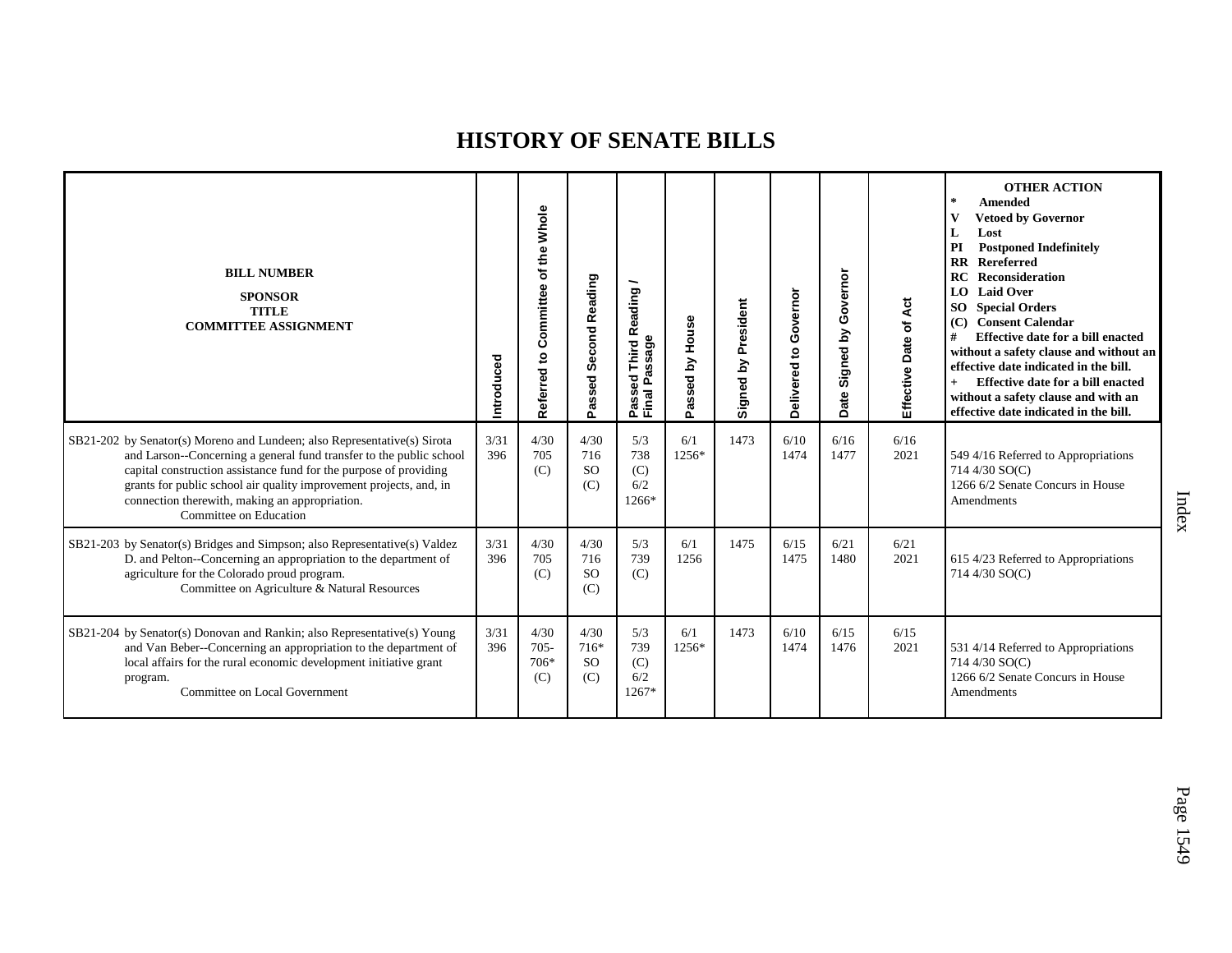# HISTORY OF SENATE BILLS

| BILL NUMBER<br>SPONSOR<br>TITLE<br>COMMITTEE ASSIGNMENT | Introduced | Referred to Committee of the Whole | Passed Second Reading | Passed Third Reading / Final Passage | Passed by House | Signed by President | Delivered to Governor | Date Signed by Governor | Effective Date of Act | OTHER ACTION<br>* Amended<br>V Vetoed by Governor<br>L Lost<br>PI Postponed Indefinitely<br>RR Rereferred<br>RC Reconsideration<br>LO Laid Over<br>SO Special Orders<br>(C) Consent Calendar<br># Effective date for a bill enacted without a safety clause and without an effective date indicated in the bill.<br>+ Effective date for a bill enacted without a safety clause and with an effective date indicated in the bill. |
|---|---|---|---|---|---|---|---|---|---|---|
| SB21-202 by Senator(s) Moreno and Lundeen; also Representative(s) Sirota and Larson--Concerning a general fund transfer to the public school capital construction assistance fund for the purpose of providing grants for public school air quality improvement projects, and, in connection therewith, making an appropriation.<br>Committee on Education | 3/31<br>396 | 4/30<br>705<br>(C) | 4/30<br>716<br>SO<br>(C) | 5/3<br>738<br>(C)<br>6/2<br>1266* | 6/1<br>1256* | 1473 | 6/10<br>1474 | 6/16<br>1477 | 6/16<br>2021 | 549 4/16 Referred to Appropriations<br>714 4/30 SO(C)<br>1266 6/2 Senate Concurs in House Amendments |
| SB21-203 by Senator(s) Bridges and Simpson; also Representative(s) Valdez D. and Pelton--Concerning an appropriation to the department of agriculture for the Colorado proud program.<br>Committee on Agriculture & Natural Resources | 3/31<br>396 | 4/30<br>705<br>(C) | 4/30<br>716<br>SO<br>(C) | 5/3<br>739<br>(C) | 6/1<br>1256 | 1475 | 6/15<br>1475 | 6/21<br>1480 | 6/21<br>2021 | 615 4/23 Referred to Appropriations<br>714 4/30 SO(C) |
| SB21-204 by Senator(s) Donovan and Rankin; also Representative(s) Young and Van Beber--Concerning an appropriation to the department of local affairs for the rural economic development initiative grant program.<br>Committee on Local Government | 3/31<br>396 | 4/30<br>705-<br>706*<br>(C) | 4/30<br>716*<br>SO<br>(C) | 5/3<br>739<br>(C)<br>6/2<br>1267* | 6/1<br>1256* | 1473 | 6/10<br>1474 | 6/15<br>1476 | 6/15<br>2021 | 531 4/14 Referred to Appropriations<br>714 4/30 SO(C)<br>1266 6/2 Senate Concurs in House Amendments |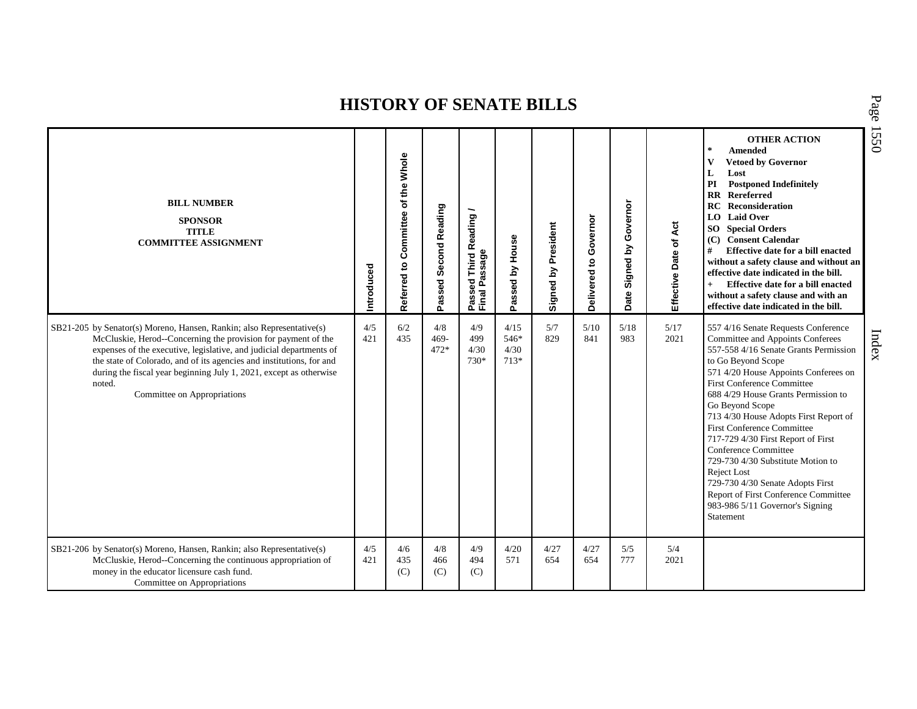# HISTORY OF SENATE BILLS

| BILL NUMBER<br>SPONSOR<br>TITLE<br>COMMITTEE ASSIGNMENT | Introduced | Referred to Committee of the Whole | Passed Second Reading | Passed Third Reading / Final Passage | Passed by House | Signed by President | Delivered to Governor | Date Signed by Governor | Effective Date of Act | OTHER ACTION<br>* Amended<br>V Vetoed by Governor<br>L Lost<br>PI Postponed Indefinitely<br>RR Rereferred<br>RC Reconsideration<br>LO Laid Over<br>SO Special Orders<br>(C) Consent Calendar<br># Effective date for a bill enacted without a safety clause and without an effective date indicated in the bill.<br>+ Effective date for a bill enacted without a safety clause and with an effective date indicated in the bill. |
|---|---|---|---|---|---|---|---|---|---|---|
| SB21-205 by Senator(s) Moreno, Hansen, Rankin; also Representative(s) McCluskie, Herod--Concerning the provision for payment of the expenses of the executive, legislative, and judicial departments of the state of Colorado, and of its agencies and institutions, for and during the fiscal year beginning July 1, 2021, except as otherwise noted.<br>Committee on Appropriations | 4/5<br>421 | 6/2<br>435 | 4/8<br>469-<br>472* | 4/9<br>499<br>4/30<br>730* | 4/15<br>546*<br>4/30<br>713* | 5/7<br>829 | 5/10<br>841 | 5/18<br>983 | 5/17<br>2021 | 557 4/16 Senate Requests Conference Committee and Appoints Conferees<br>557-558 4/16 Senate Grants Permission to Go Beyond Scope<br>571 4/20 House Appoints Conferees on First Conference Committee<br>688 4/29 House Grants Permission to Go Beyond Scope<br>713 4/30 House Adopts First Report of First Conference Committee<br>717-729 4/30 First Report of First Conference Committee<br>729-730 4/30 Substitute Motion to Reject Lost<br>729-730 4/30 Senate Adopts First Report of First Conference Committee<br>983-986 5/11 Governor's Signing Statement |
| SB21-206 by Senator(s) Moreno, Hansen, Rankin; also Representative(s) McCluskie, Herod--Concerning the continuous appropriation of money in the educator licensure cash fund.<br>Committee on Appropriations | 4/5<br>421 | 4/6<br>435<br>(C) | 4/8<br>466<br>(C) | 4/9<br>494<br>(C) | 4/20<br>571 | 4/27<br>654 | 4/27<br>654 | 5/5<br>777 | 5/4<br>2021 | |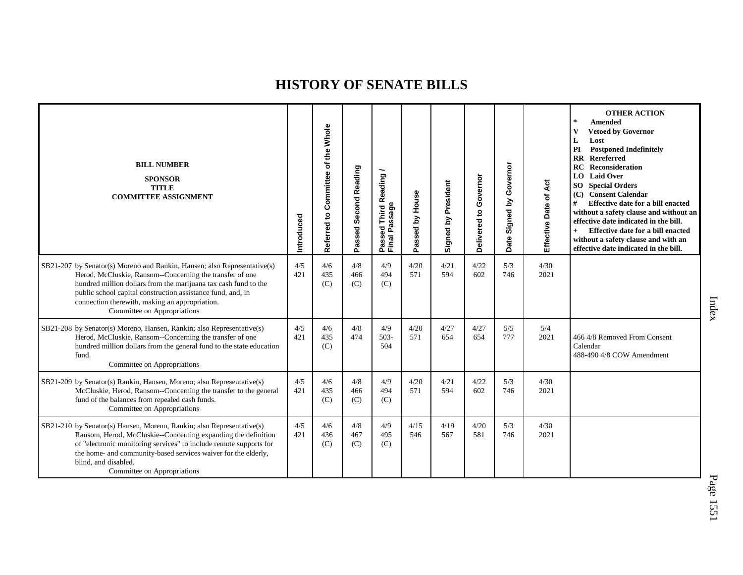# HISTORY OF SENATE BILLS

| BILL NUMBER<br>SPONSOR<br>TITLE<br>COMMITTEE ASSIGNMENT | Introduced | Referred to Committee of the Whole | Passed Second Reading | Passed Third Reading / Final Passage | Passed by House | Signed by President | Delivered to Governor | Date Signed by Governor | Effective Date of Act | OTHER ACTION<br>* Amended<br>V Vetoed by Governor<br>L Lost<br>PI Postponed Indefinitely<br>RR Rereferred<br>RC Reconsideration<br>LO Laid Over<br>SO Special Orders<br>(C) Consent Calendar<br># Effective date for a bill enacted without a safety clause and without an effective date indicated in the bill.<br>+ Effective date for a bill enacted without a safety clause and with an effective date indicated in the bill. |
|---|---|---|---|---|---|---|---|---|---|---|
| SB21-207 by Senator(s) Moreno and Rankin, Hansen; also Representative(s) Herod, McCluskie, Ransom--Concerning the transfer of one hundred million dollars from the marijuana tax cash fund to the public school capital construction assistance fund, and, in connection therewith, making an appropriation.<br>Committee on Appropriations | 4/5<br>421 | 4/6<br>435<br>(C) | 4/8<br>466<br>(C) | 4/9<br>494<br>(C) | 4/20<br>571 | 4/21<br>594 | 4/22<br>602 | 5/3<br>746 | 4/30<br>2021 | |
| SB21-208 by Senator(s) Moreno, Hansen, Rankin; also Representative(s) Herod, McCluskie, Ransom--Concerning the transfer of one hundred million dollars from the general fund to the state education fund.<br>Committee on Appropriations | 4/5<br>421 | 4/6<br>435<br>(C) | 4/8<br>474 | 4/9<br>503-<br>504 | 4/20<br>571 | 4/27<br>654 | 4/27<br>654 | 5/5<br>777 | 5/4<br>2021 | 466 4/8 Removed From Consent Calendar<br>488-490 4/8 COW Amendment |
| SB21-209 by Senator(s) Rankin, Hansen, Moreno; also Representative(s) McCluskie, Herod, Ransom--Concerning the transfer to the general fund of the balances from repealed cash funds.<br>Committee on Appropriations | 4/5<br>421 | 4/6<br>435<br>(C) | 4/8<br>466<br>(C) | 4/9<br>494<br>(C) | 4/20<br>571 | 4/21<br>594 | 4/22<br>602 | 5/3<br>746 | 4/30<br>2021 | |
| SB21-210 by Senator(s) Hansen, Moreno, Rankin; also Representative(s) Ransom, Herod, McCluskie--Concerning expanding the definition of "electronic monitoring services" to include remote supports for the home- and community-based services waiver for the elderly, blind, and disabled.<br>Committee on Appropriations | 4/5<br>421 | 4/6<br>436<br>(C) | 4/8<br>467<br>(C) | 4/9<br>495<br>(C) | 4/15<br>546 | 4/19<br>567 | 4/20<br>581 | 5/3<br>746 | 4/30<br>2021 | |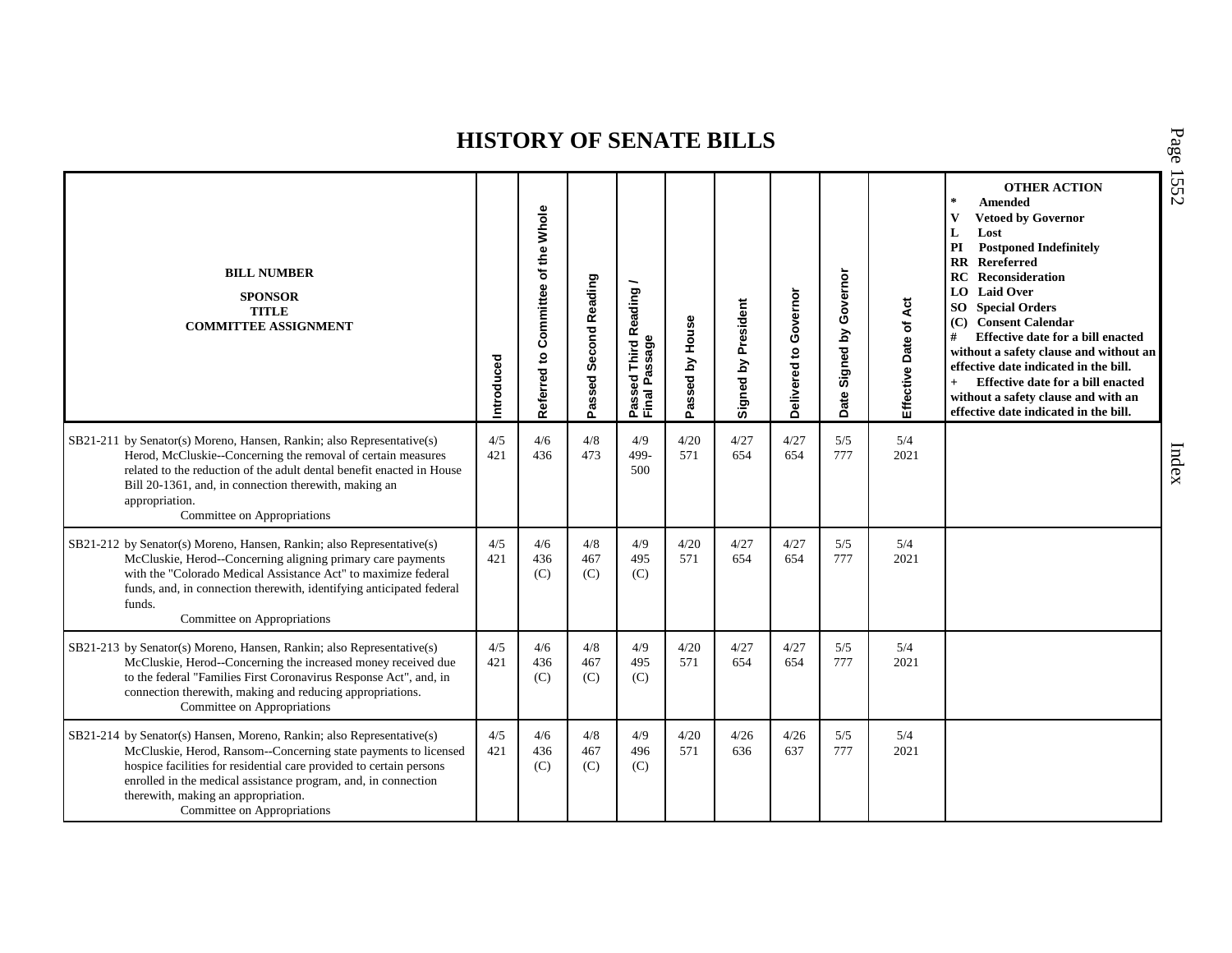# HISTORY OF SENATE BILLS

| BILL NUMBER<br>SPONSOR<br>TITLE<br>COMMITTEE ASSIGNMENT | Introduced | Referred to Committee of the Whole | Passed Second Reading | Passed Third Reading / Final Passage | Passed by House | Signed by President | Delivered to Governor | Date Signed by Governor | Effective Date of Act | OTHER ACTION<br>* Amended<br>V Vetoed by Governor<br>L Lost<br>PI Postponed Indefinitely<br>RR Rereferred<br>RC Reconsideration<br>LO Laid Over<br>SO Special Orders<br>(C) Consent Calendar<br># Effective date for a bill enacted without a safety clause and without an effective date indicated in the bill.<br>+ Effective date for a bill enacted without a safety clause and with an effective date indicated in the bill. |
|---|---|---|---|---|---|---|---|---|---|---|
| SB21-211 by Senator(s) Moreno, Hansen, Rankin; also Representative(s) Herod, McCluskie--Concerning the removal of certain measures related to the reduction of the adult dental benefit enacted in House Bill 20-1361, and, in connection therewith, making an appropriation.<br>Committee on Appropriations | 4/5<br>421 | 4/6<br>436 | 4/8<br>473 | 4/9<br>499-500 | 4/20<br>571 | 4/27<br>654 | 4/27<br>654 | 5/5<br>777 | 5/4<br>2021 | |
| SB21-212 by Senator(s) Moreno, Hansen, Rankin; also Representative(s) McCluskie, Herod--Concerning aligning primary care payments with the "Colorado Medical Assistance Act" to maximize federal funds, and, in connection therewith, identifying anticipated federal funds.<br>Committee on Appropriations | 4/5<br>421 | 4/6<br>436<br>(C) | 4/8<br>467<br>(C) | 4/9<br>495<br>(C) | 4/20<br>571 | 4/27<br>654 | 4/27<br>654 | 5/5<br>777 | 5/4<br>2021 | |
| SB21-213 by Senator(s) Moreno, Hansen, Rankin; also Representative(s) McCluskie, Herod--Concerning the increased money received due to the federal "Families First Coronavirus Response Act", and, in connection therewith, making and reducing appropriations.<br>Committee on Appropriations | 4/5<br>421 | 4/6<br>436<br>(C) | 4/8<br>467<br>(C) | 4/9<br>495<br>(C) | 4/20<br>571 | 4/27<br>654 | 4/27<br>654 | 5/5<br>777 | 5/4<br>2021 | |
| SB21-214 by Senator(s) Hansen, Moreno, Rankin; also Representative(s) McCluskie, Herod, Ransom--Concerning state payments to licensed hospice facilities for residential care provided to certain persons enrolled in the medical assistance program, and, in connection therewith, making an appropriation.<br>Committee on Appropriations | 4/5<br>421 | 4/6<br>436<br>(C) | 4/8<br>467<br>(C) | 4/9<br>496<br>(C) | 4/20<br>571 | 4/26<br>636 | 4/26<br>637 | 5/5<br>777 | 5/4<br>2021 | |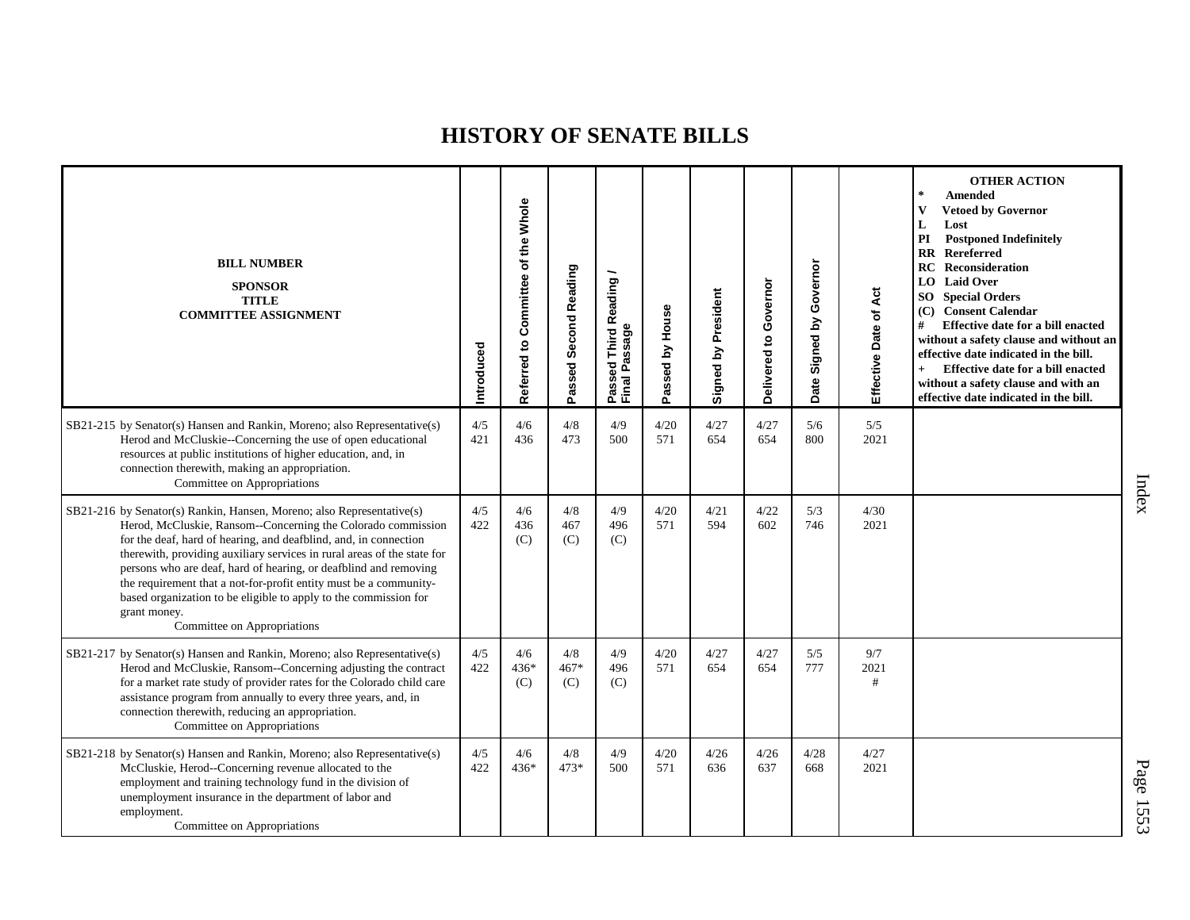# HISTORY OF SENATE BILLS

| BILL NUMBER<br>SPONSOR<br>TITLE<br>COMMITTEE ASSIGNMENT | Introduced | Referred to Committee of the Whole | Passed Second Reading | Passed Third Reading / Final Passage | Passed by House | Signed by President | Delivered to Governor | Date Signed by Governor | Effective Date of Act | OTHER ACTION<br>* Amended<br>V Vetoed by Governor<br>L Lost<br>PI Postponed Indefinitely<br>RR Rereferred<br>RC Reconsideration<br>LO Laid Over<br>SO Special Orders<br>(C) Consent Calendar<br># Effective date for a bill enacted without a safety clause and without an effective date indicated in the bill.<br>+ Effective date for a bill enacted without a safety clause and with an effective date indicated in the bill. |
|---|---|---|---|---|---|---|---|---|---|---|
| SB21-215 by Senator(s) Hansen and Rankin, Moreno; also Representative(s) Herod and McCluskie--Concerning the use of open educational resources at public institutions of higher education, and, in connection therewith, making an appropriation.<br>Committee on Appropriations | 4/5<br>421 | 4/6<br>436 | 4/8<br>473 | 4/9<br>500 | 4/20<br>571 | 4/27<br>654 | 4/27<br>654 | 5/6<br>800 | 5/5<br>2021 | |
| SB21-216 by Senator(s) Rankin, Hansen, Moreno; also Representative(s) Herod, McCluskie, Ransom--Concerning the Colorado commission for the deaf, hard of hearing, and deafblind, and, in connection therewith, providing auxiliary services in rural areas of the state for persons who are deaf, hard of hearing, or deafblind and removing the requirement that a not-for-profit entity must be a community-based organization to be eligible to apply to the commission for grant money.<br>Committee on Appropriations | 4/5<br>422 | 4/6<br>436<br>(C) | 4/8<br>467<br>(C) | 4/9<br>496<br>(C) | 4/20<br>571 | 4/21<br>594 | 4/22<br>602 | 5/3<br>746 | 4/30<br>2021 | |
| SB21-217 by Senator(s) Hansen and Rankin, Moreno; also Representative(s) Herod and McCluskie, Ransom--Concerning adjusting the contract for a market rate study of provider rates for the Colorado child care assistance program from annually to every three years, and, in connection therewith, reducing an appropriation.<br>Committee on Appropriations | 4/5<br>422 | 4/6<br>436*<br>(C) | 4/8<br>467*<br>(C) | 4/9<br>496<br>(C) | 4/20<br>571 | 4/27<br>654 | 4/27<br>654 | 5/5<br>777 | 9/7<br>2021<br># | |
| SB21-218 by Senator(s) Hansen and Rankin, Moreno; also Representative(s) McCluskie, Herod--Concerning revenue allocated to the employment and training technology fund in the division of unemployment insurance in the department of labor and employment.<br>Committee on Appropriations | 4/5<br>422 | 4/6<br>436* | 4/8<br>473* | 4/9<br>500 | 4/20<br>571 | 4/26<br>636 | 4/26<br>637 | 4/28<br>668 | 4/27<br>2021 | |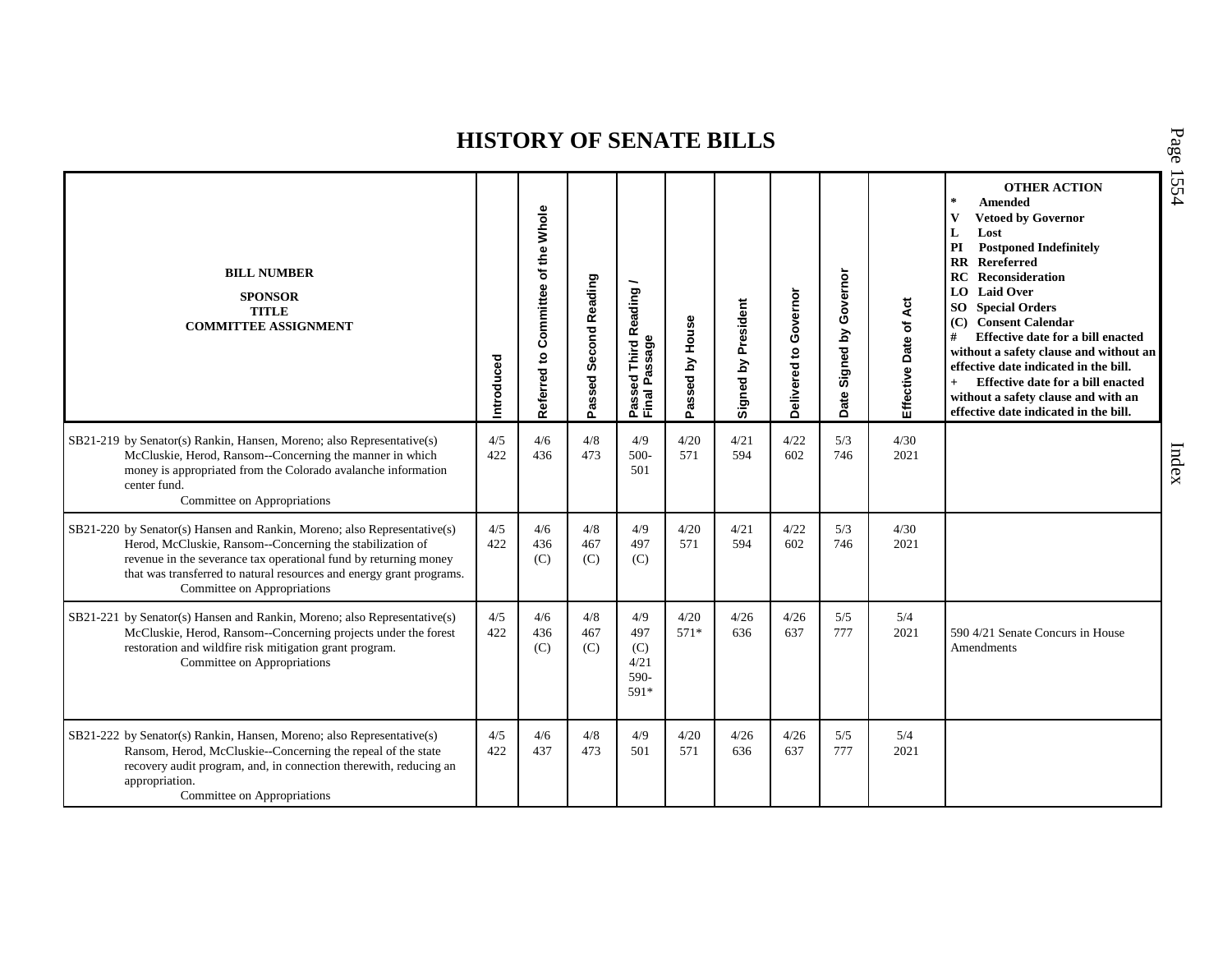# HISTORY OF SENATE BILLS

| BILL NUMBER<br>SPONSOR<br>TITLE<br>COMMITTEE ASSIGNMENT | Introduced | Referred to Committee of the Whole | Passed Second Reading | Passed Third Reading / Final Passage | Passed by House | Signed by President | Delivered to Governor | Date Signed by Governor | Effective Date of Act | OTHER ACTION<br>* Amended<br>V Vetoed by Governor<br>L Lost<br>PI Postponed Indefinitely<br>RR Rereferred<br>RC Reconsideration<br>LO Laid Over<br>SO Special Orders<br>(C) Consent Calendar<br># Effective date for a bill enacted without a safety clause and without an effective date indicated in the bill.<br>+ Effective date for a bill enacted without a safety clause and with an effective date indicated in the bill. |
|---|---|---|---|---|---|---|---|---|---|---|
| SB21-219 by Senator(s) Rankin, Hansen, Moreno; also Representative(s) McCluskie, Herod, Ransom--Concerning the manner in which money is appropriated from the Colorado avalanche information center fund.<br>Committee on Appropriations | 4/5<br>422 | 4/6<br>436 | 4/8<br>473 | 4/9<br>500-<br>501 | 4/20<br>571 | 4/21<br>594 | 4/22<br>602 | 5/3<br>746 | 4/30<br>2021 | |
| SB21-220 by Senator(s) Hansen and Rankin, Moreno; also Representative(s) Herod, McCluskie, Ransom--Concerning the stabilization of revenue in the severance tax operational fund by returning money that was transferred to natural resources and energy grant programs.<br>Committee on Appropriations | 4/5<br>422 | 4/6<br>436<br>(C) | 4/8<br>467<br>(C) | 4/9<br>497<br>(C) | 4/20<br>571 | 4/21<br>594 | 4/22<br>602 | 5/3<br>746 | 4/30<br>2021 | |
| SB21-221 by Senator(s) Hansen and Rankin, Moreno; also Representative(s) McCluskie, Herod, Ransom--Concerning projects under the forest restoration and wildfire risk mitigation grant program.<br>Committee on Appropriations | 4/5<br>422 | 4/6<br>436<br>(C) | 4/8<br>467<br>(C) | 4/9<br>497<br>(C)<br>4/21<br>590-<br>591* | 4/20<br>571* | 4/26<br>636 | 4/26<br>637 | 5/5<br>777 | 5/4<br>2021 | 590 4/21 Senate Concurs in House Amendments |
| SB21-222 by Senator(s) Rankin, Hansen, Moreno; also Representative(s) Ransom, Herod, McCluskie--Concerning the repeal of the state recovery audit program, and, in connection therewith, reducing an appropriation.<br>Committee on Appropriations | 4/5<br>422 | 4/6<br>437 | 4/8<br>473 | 4/9<br>501 | 4/20<br>571 | 4/26<br>636 | 4/26<br>637 | 5/5<br>777 | 5/4<br>2021 | |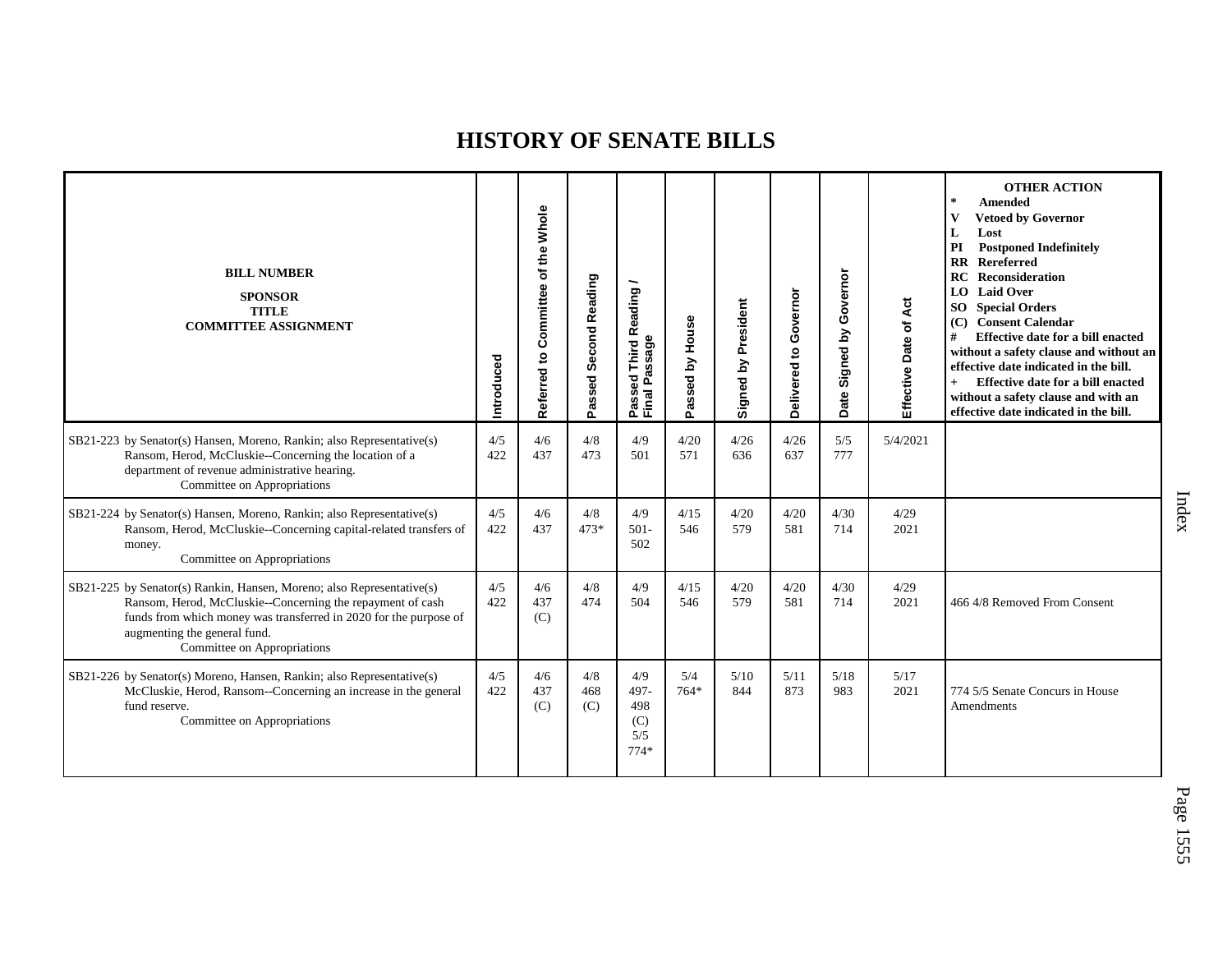# HISTORY OF SENATE BILLS

| BILL NUMBER<br>SPONSOR<br>TITLE<br>COMMITTEE ASSIGNMENT | Introduced | Referred to Committee of the Whole | Passed Second Reading | Passed Third Reading / Final Passage | Passed by House | Signed by President | Delivered to Governor | Date Signed by Governor | Effective Date of Act | OTHER ACTION<br>* Amended<br>V Vetoed by Governor<br>L Lost<br>PI Postponed Indefinitely<br>RR Rereferred<br>RC Reconsideration<br>LO Laid Over<br>SO Special Orders<br>(C) Consent Calendar<br># Effective date for a bill enacted without a safety clause and without an effective date indicated in the bill.<br>+ Effective date for a bill enacted without a safety clause and with an effective date indicated in the bill. |
|---|---|---|---|---|---|---|---|---|---|---|
| SB21-223 by Senator(s) Hansen, Moreno, Rankin; also Representative(s) Ransom, Herod, McCluskie--Concerning the location of a department of revenue administrative hearing.<br>Committee on Appropriations | 4/5<br>422 | 4/6<br>437 | 4/8<br>473 | 4/9<br>501 | 4/20<br>571 | 4/26<br>636 | 4/26<br>637 | 5/5<br>777 | 5/4/2021 | |
| SB21-224 by Senator(s) Hansen, Moreno, Rankin; also Representative(s) Ransom, Herod, McCluskie--Concerning capital-related transfers of money.<br>Committee on Appropriations | 4/5<br>422 | 4/6<br>437 | 4/8<br>473* | 4/9<br>501-<br>502 | 4/15<br>546 | 4/20<br>579 | 4/20<br>581 | 4/30<br>714 | 4/29<br>2021 | |
| SB21-225 by Senator(s) Rankin, Hansen, Moreno; also Representative(s) Ransom, Herod, McCluskie--Concerning the repayment of cash funds from which money was transferred in 2020 for the purpose of augmenting the general fund.<br>Committee on Appropriations | 4/5<br>422 | 4/6<br>437<br>(C) | 4/8<br>474 | 4/9<br>504 | 4/15<br>546 | 4/20<br>579 | 4/20<br>581 | 4/30<br>714 | 4/29<br>2021 | 466 4/8 Removed From Consent |
| SB21-226 by Senator(s) Moreno, Hansen, Rankin; also Representative(s) McCluskie, Herod, Ransom--Concerning an increase in the general fund reserve.<br>Committee on Appropriations | 4/5<br>422 | 4/6<br>437<br>(C) | 4/8<br>468<br>(C) | 4/9<br>497-<br>498<br>(C)<br>5/5<br>774* | 5/4<br>764* | 5/10<br>844 | 5/11<br>873 | 5/18<br>983 | 5/17<br>2021 | 774 5/5 Senate Concurs in House Amendments |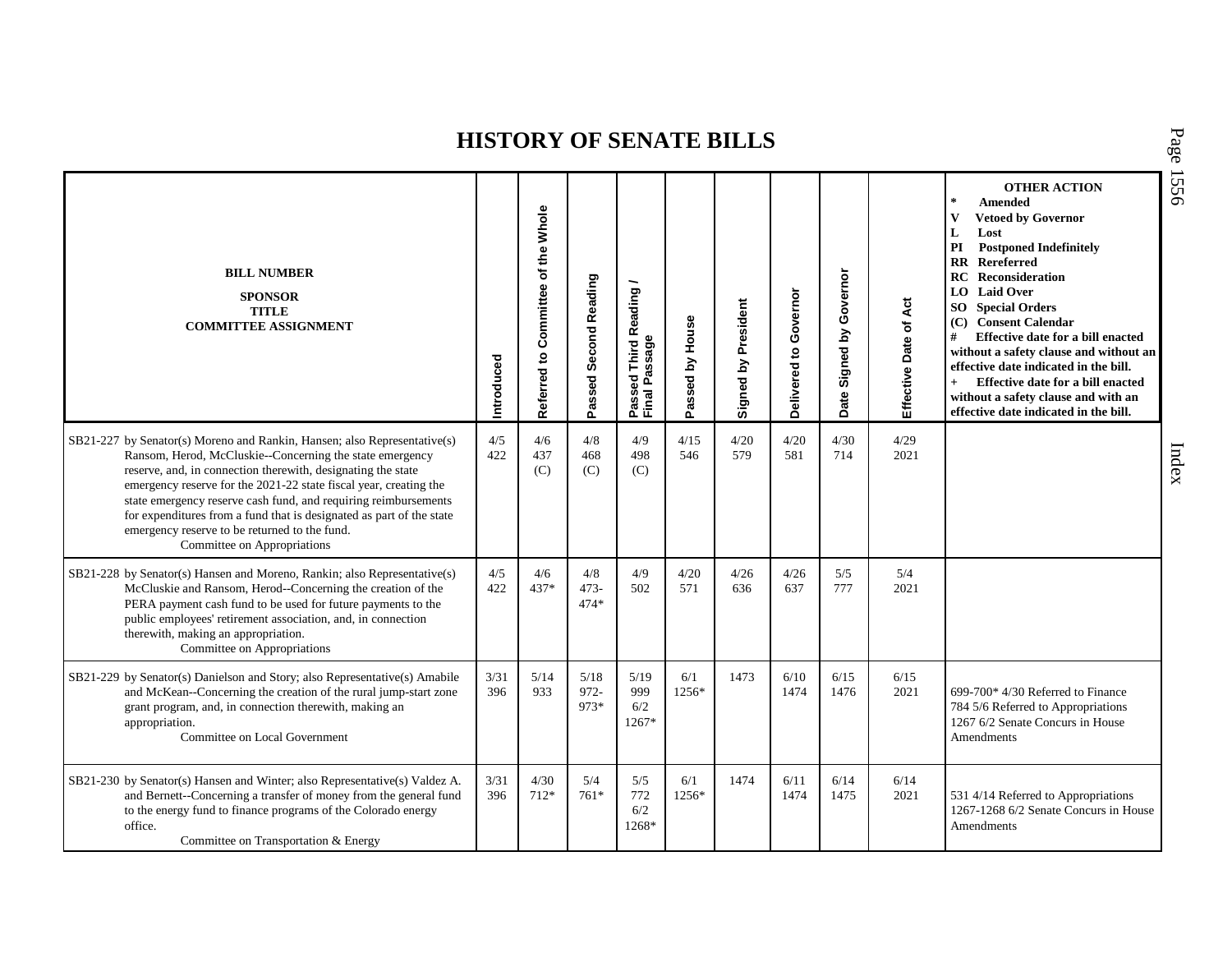# HISTORY OF SENATE BILLS

| BILL NUMBER<br>SPONSOR<br>TITLE<br>COMMITTEE ASSIGNMENT | Introduced | Referred to Committee of the Whole | Passed Second Reading | Passed Third Reading / Final Passage | Passed by House | Signed by President | Delivered to Governor | Date Signed by Governor | Effective Date of Act | OTHER ACTION<br>* Amended<br>V Vetoed by Governor<br>L Lost<br>PI Postponed Indefinitely<br>RR Rereferred<br>RC Reconsideration<br>LO Laid Over<br>SO Special Orders<br>(C) Consent Calendar<br># Effective date for a bill enacted without a safety clause and without an effective date indicated in the bill.<br>+ Effective date for a bill enacted without a safety clause and with an effective date indicated in the bill. |
|---|---|---|---|---|---|---|---|---|---|---|
| SB21-227 by Senator(s) Moreno and Rankin, Hansen; also Representative(s) Ransom, Herod, McCluskie--Concerning the state emergency reserve, and, in connection therewith, designating the state emergency reserve for the 2021-22 state fiscal year, creating the state emergency reserve cash fund, and requiring reimbursements for expenditures from a fund that is designated as part of the state emergency reserve to be returned to the fund.<br>Committee on Appropriations | 4/5<br>422 | 4/6<br>437<br>(C) | 4/8<br>468<br>(C) | 4/9<br>498<br>(C) | 4/15<br>546 | 4/20<br>579 | 4/20<br>581 | 4/30<br>714 | 4/29<br>2021 | |
| SB21-228 by Senator(s) Hansen and Moreno, Rankin; also Representative(s) McCluskie and Ransom, Herod--Concerning the creation of the PERA payment cash fund to be used for future payments to the public employees' retirement association, and, in connection therewith, making an appropriation.<br>Committee on Appropriations | 4/5<br>422 | 4/6<br>437* | 4/8<br>473-<br>474* | 4/9<br>502 | 4/20<br>571 | 4/26<br>636 | 4/26<br>637 | 5/5<br>777 | 5/4<br>2021 | |
| SB21-229 by Senator(s) Danielson and Story; also Representative(s) Amabile and McKean--Concerning the creation of the rural jump-start zone grant program, and, in connection therewith, making an appropriation.<br>Committee on Local Government | 3/31<br>396 | 5/14<br>933 | 5/18<br>972-<br>973* | 5/19<br>999<br>6/2<br>1267* | 6/1<br>1256* | 1473 | 6/10<br>1474 | 6/15<br>1476 | 6/15<br>2021 | 699-700* 4/30 Referred to Finance<br>784 5/6 Referred to Appropriations<br>1267 6/2 Senate Concurs in House Amendments |
| SB21-230 by Senator(s) Hansen and Winter; also Representative(s) Valdez A. and Bennett--Concerning a transfer of money from the general fund to the energy fund to finance programs of the Colorado energy office.<br>Committee on Transportation & Energy | 3/31<br>396 | 4/30<br>712* | 5/4<br>761* | 5/5<br>772<br>6/2<br>1268* | 6/1<br>1256* | 1474 | 6/11<br>1474 | 6/14<br>1475 | 6/14<br>2021 | 531 4/14 Referred to Appropriations<br>1267-1268 6/2 Senate Concurs in House Amendments |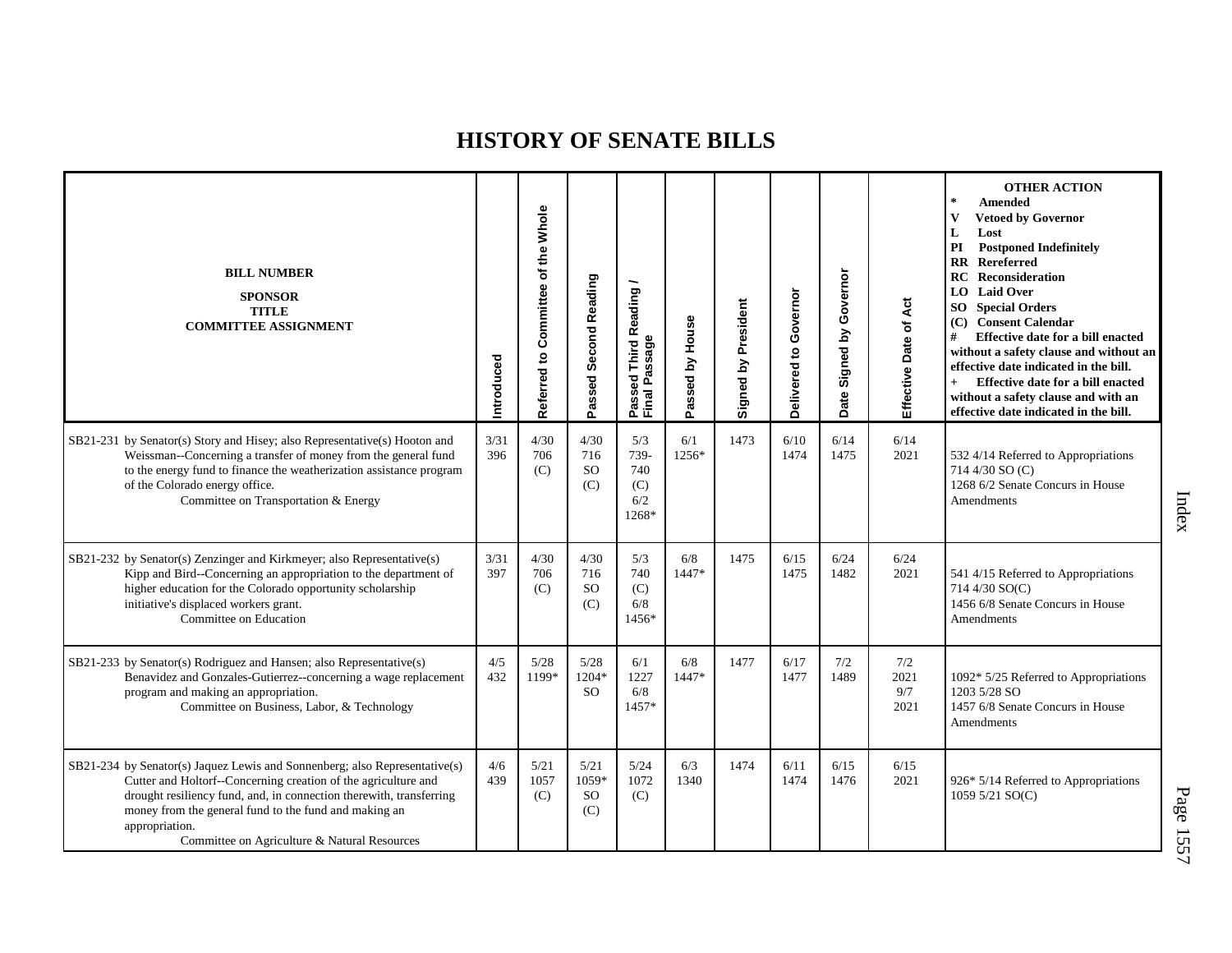# HISTORY OF SENATE BILLS

| BILL NUMBER<br>SPONSOR<br>TITLE<br>COMMITTEE ASSIGNMENT | Introduced | Referred to Committee of the Whole | Passed Second Reading | Passed Third Reading / Final Passage | Passed by House | Signed by President | Delivered to Governor | Date Signed by Governor | Effective Date of Act | OTHER ACTION<br>* Amended<br>V Vetoed by Governor<br>L Lost<br>PI Postponed Indefinitely<br>RR Rereferred<br>RC Reconsideration<br>LO Laid Over<br>SO Special Orders<br>(C) Consent Calendar<br># Effective date for a bill enacted without a safety clause and without an effective date indicated in the bill.<br>+ Effective date for a bill enacted without a safety clause and with an effective date indicated in the bill. |
|---|---|---|---|---|---|---|---|---|---|---|
| SB21-231 by Senator(s) Story and Hisey; also Representative(s) Hooton and Weissman--Concerning a transfer of money from the general fund to the energy fund to finance the weatherization assistance program of the Colorado energy office.<br>Committee on Transportation & Energy | 3/31<br>396 | 4/30<br>706<br>(C) | 4/30<br>716<br>SO<br>(C) | 5/3<br>739-<br>740<br>(C)<br>6/2<br>1268* | 6/1<br>1256* | 1473 | 6/10<br>1474 | 6/14<br>1475 | 6/14<br>2021 | 532 4/14 Referred to Appropriations<br>714 4/30 SO (C)<br>1268 6/2 Senate Concurs in House Amendments |
| SB21-232 by Senator(s) Zenzinger and Kirkmeyer; also Representative(s) Kipp and Bird--Concerning an appropriation to the department of higher education for the Colorado opportunity scholarship initiative's displaced workers grant.<br>Committee on Education | 3/31<br>397 | 4/30<br>706<br>(C) | 4/30<br>716<br>SO<br>(C) | 5/3<br>740<br>(C)<br>6/8<br>1456* | 6/8<br>1447* | 1475 | 6/15<br>1475 | 6/24<br>1482 | 6/24<br>2021 | 541 4/15 Referred to Appropriations<br>714 4/30 SO(C)<br>1456 6/8 Senate Concurs in House Amendments |
| SB21-233 by Senator(s) Rodriguez and Hansen; also Representative(s) Benavidez and Gonzales-Gutierrez--concerning a wage replacement program and making an appropriation.<br>Committee on Business, Labor, & Technology | 4/5<br>432 | 5/28<br>1199* | 5/28<br>1204*<br>SO | 6/1<br>1227<br>6/8<br>1457* | 6/8<br>1447* | 1477 | 6/17<br>1477 | 7/2<br>1489 | 7/2<br>2021<br>9/7<br>2021 | 1092* 5/25 Referred to Appropriations<br>1203 5/28 SO<br>1457 6/8 Senate Concurs in House Amendments |
| SB21-234 by Senator(s) Jaquez Lewis and Sonnenberg; also Representative(s) Cutter and Holtorf--Concerning creation of the agriculture and drought resiliency fund, and, in connection therewith, transferring money from the general fund to the fund and making an appropriation.<br>Committee on Agriculture & Natural Resources | 4/6<br>439 | 5/21<br>1057<br>(C) | 5/21<br>1059*<br>SO<br>(C) | 5/24<br>1072<br>(C) | 6/3<br>1340 | 1474 | 6/11<br>1474 | 6/15<br>1476 | 6/15<br>2021 | 926* 5/14 Referred to Appropriations<br>1059 5/21 SO(C) |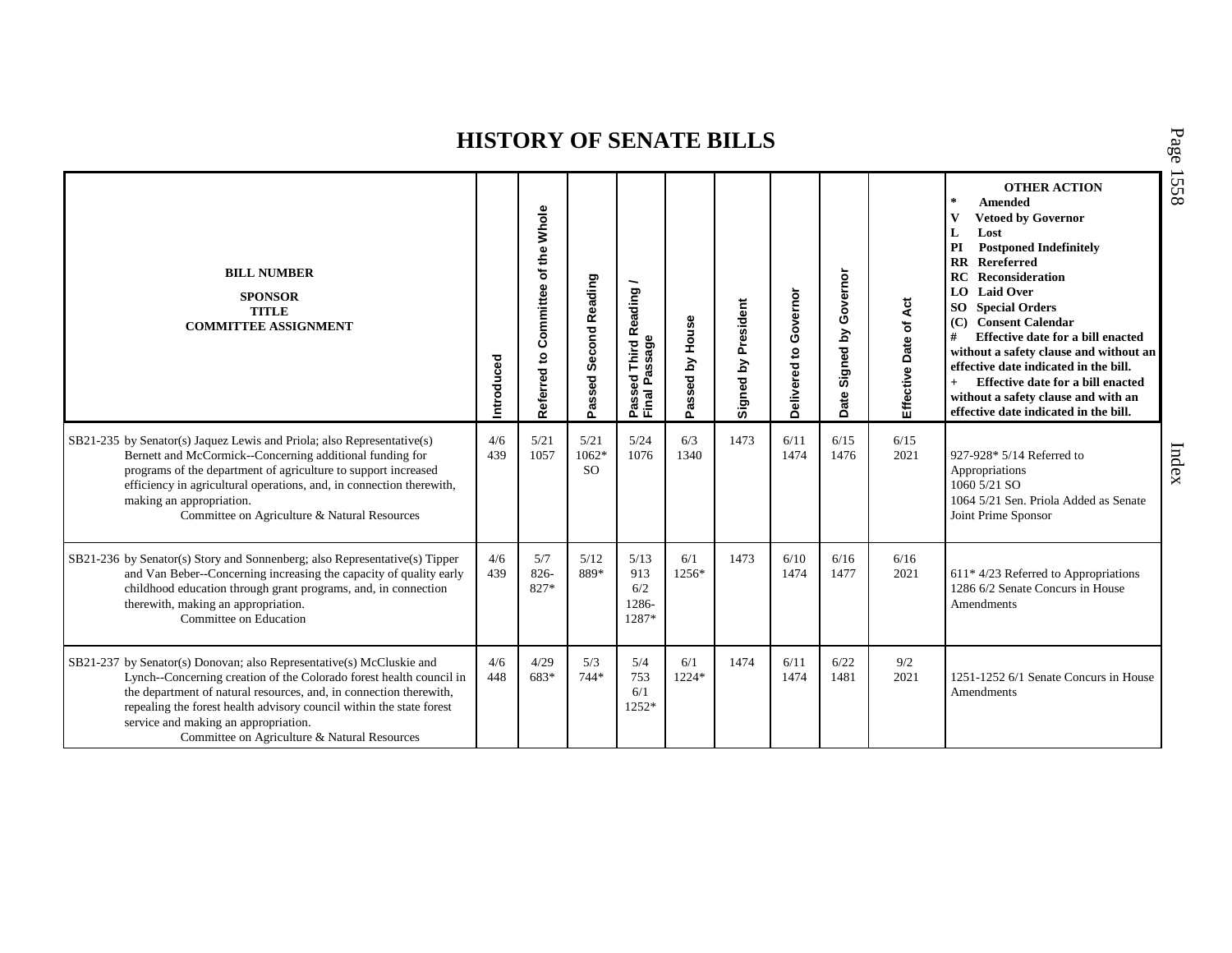# HISTORY OF SENATE BILLS

| BILL NUMBER<br>SPONSOR<br>TITLE<br>COMMITTEE ASSIGNMENT | Introduced | Referred to Committee of the Whole | Passed Second Reading | Passed Third Reading / Final Passage | Passed by House | Signed by President | Delivered to Governor | Date Signed by Governor | Effective Date of Act | OTHER ACTION<br>* Amended<br>V Vetoed by Governor<br>L Lost<br>PI Postponed Indefinitely<br>RR Rereferred<br>RC Reconsideration<br>LO Laid Over<br>SO Special Orders<br>(C) Consent Calendar<br># Effective date for a bill enacted without a safety clause and without an effective date indicated in the bill.<br>+ Effective date for a bill enacted without a safety clause and with an effective date indicated in the bill. |
|---|---|---|---|---|---|---|---|---|---|---|
| SB21-235 by Senator(s) Jaquez Lewis and Priola; also Representative(s) Bernett and McCormick--Concerning additional funding for programs of the department of agriculture to support increased efficiency in agricultural operations, and, in connection therewith, making an appropriation.<br>Committee on Agriculture & Natural Resources | 4/6<br>439 | 5/21<br>1057 | 5/21<br>1062*<br>SO | 5/24<br>1076 | 6/3<br>1340 | 1473 | 6/11<br>1474 | 6/15<br>1476 | 6/15<br>2021 | 927-928* 5/14 Referred to Appropriations<br>1060 5/21 SO<br>1064 5/21 Sen. Priola Added as Senate Joint Prime Sponsor |
| SB21-236 by Senator(s) Story and Sonnenberg; also Representative(s) Tipper and Van Beber--Concerning increasing the capacity of quality early childhood education through grant programs, and, in connection therewith, making an appropriation.<br>Committee on Education | 4/6<br>439 | 5/7<br>826-<br>827* | 5/12<br>889* | 5/13<br>913<br>6/2<br>1286-<br>1287* | 6/1<br>1256* | 1473 | 6/10<br>1474 | 6/16<br>1477 | 6/16<br>2021 | 611* 4/23 Referred to Appropriations<br>1286 6/2 Senate Concurs in House Amendments |
| SB21-237 by Senator(s) Donovan; also Representative(s) McCluskie and Lynch--Concerning creation of the Colorado forest health council in the department of natural resources, and, in connection therewith, repealing the forest health advisory council within the state forest service and making an appropriation.<br>Committee on Agriculture & Natural Resources | 4/6<br>448 | 4/29<br>683* | 5/3<br>744* | 5/4<br>753<br>6/1<br>1252* | 6/1<br>1224* | 1474 | 6/11<br>1474 | 6/22<br>1481 | 9/2<br>2021 | 1251-1252 6/1 Senate Concurs in House Amendments |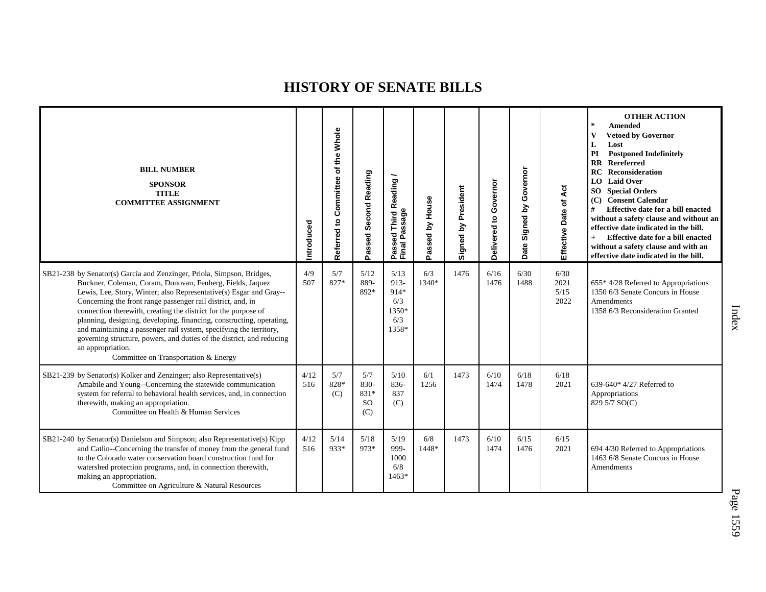# HISTORY OF SENATE BILLS

| BILL NUMBER<br>SPONSOR<br>TITLE<br>COMMITTEE ASSIGNMENT | Introduced | Referred to Committee of the Whole | Passed Second Reading | Passed Third Reading / Final Passage | Passed by House | Signed by President | Delivered to Governor | Date Signed by Governor | Effective Date of Act | OTHER ACTION<br>* Amended<br>V Vetoed by Governor<br>L Lost<br>PI Postponed Indefinitely<br>RR Rereferred<br>RC Reconsideration<br>LO Laid Over<br>SO Special Orders<br>(C) Consent Calendar<br># Effective date for a bill enacted without a safety clause and without an effective date indicated in the bill.<br>+ Effective date for a bill enacted without a safety clause and with an effective date indicated in the bill. |
|---|---|---|---|---|---|---|---|---|---|---|
| SB21-238 by Senator(s) Garcia and Zenzinger, Priola, Simpson, Bridges, Buckner, Coleman, Coram, Donovan, Fenberg, Fields, Jaquez Lewis, Lee, Story, Winter; also Representative(s) Esgar and Gray--Concerning the front range passenger rail district, and, in connection therewith, creating the district for the purpose of planning, designing, developing, financing, constructing, operating, and maintaining a passenger rail system, specifying the territory, governing structure, powers, and duties of the district, and reducing an appropriation.<br>Committee on Transportation & Energy | 4/9<br>507 | 5/7<br>827* | 5/12<br>889-892* | 5/13<br>913-914*<br>6/3<br>1350*<br>6/3<br>1358* | 6/3<br>1340* | 1476 | 6/16<br>1476 | 6/30<br>1488 | 6/30<br>2021<br>5/15<br>2022 | 655* 4/28 Referred to Appropriations<br>1350 6/3 Senate Concurs in House Amendments<br>1358 6/3 Reconsideration Granted |
| SB21-239 by Senator(s) Kolker and Zenzinger; also Representative(s) Amabile and Young--Concerning the statewide communication system for referral to behavioral health services, and, in connection therewith, making an appropriation.<br>Committee on Health & Human Services | 4/12<br>516 | 5/7<br>828*<br>(C) | 5/7<br>830-831*<br>SO<br>(C) | 5/10<br>836-837<br>(C) | 6/1<br>1256 | 1473 | 6/10<br>1474 | 6/18<br>1478 | 6/18<br>2021 | 639-640* 4/27 Referred to Appropriations<br>829 5/7 SO(C) |
| SB21-240 by Senator(s) Danielson and Simpson; also Representative(s) Kipp and Catlin--Concerning the transfer of money from the general fund to the Colorado water conservation board construction fund for watershed protection programs, and, in connection therewith, making an appropriation.<br>Committee on Agriculture & Natural Resources | 4/12<br>516 | 5/14<br>933* | 5/18<br>973* | 5/19<br>999-1000<br>6/8<br>1463* | 6/8<br>1448* | 1473 | 6/10<br>1474 | 6/15<br>1476 | 6/15<br>2021 | 694 4/30 Referred to Appropriations<br>1463 6/8 Senate Concurs in House Amendments |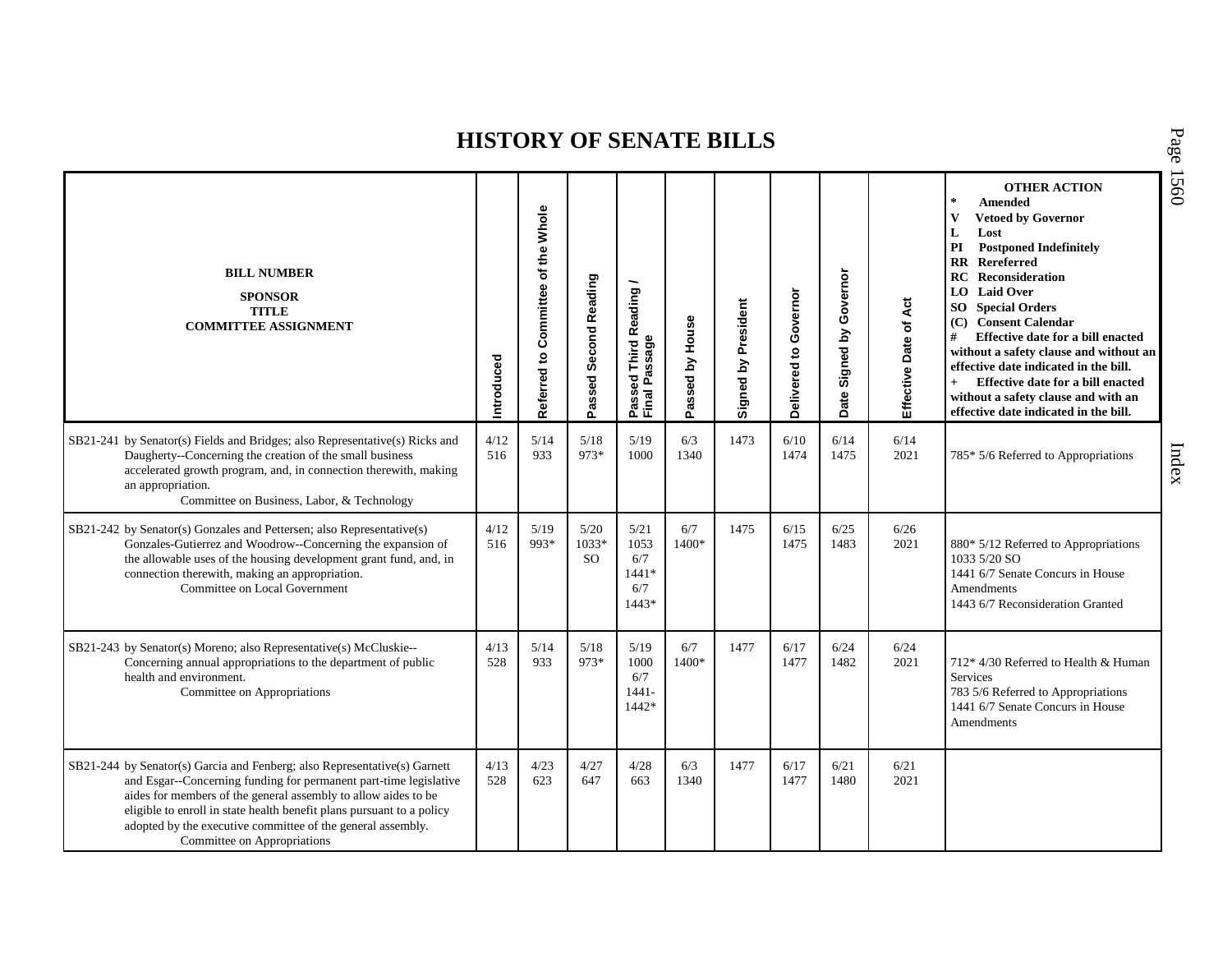# HISTORY OF SENATE BILLS

| BILL NUMBER<br>SPONSOR<br>TITLE<br>COMMITTEE ASSIGNMENT | Introduced | Referred to Committee of the Whole | Passed Second Reading | Passed Third Reading / Final Passage | Passed by House | Signed by President | Delivered to Governor | Date Signed by Governor | Effective Date of Act | OTHER ACTION<br>* Amended<br>V Vetoed by Governor<br>L Lost<br>PI Postponed Indefinitely<br>RR Rereferred<br>RC Reconsideration<br>LO Laid Over<br>SO Special Orders<br>(C) Consent Calendar<br># Effective date for a bill enacted without a safety clause and without an effective date indicated in the bill.<br>+ Effective date for a bill enacted without a safety clause and with an effective date indicated in the bill. |
|---|---|---|---|---|---|---|---|---|---|---|
| SB21-241 by Senator(s) Fields and Bridges; also Representative(s) Ricks and Daugherty--Concerning the creation of the small business accelerated growth program, and, in connection therewith, making an appropriation.<br>Committee on Business, Labor, & Technology | 4/12<br>516 | 5/14<br>933 | 5/18<br>973* | 5/19<br>1000 | 6/3<br>1340 | 1473 | 6/10<br>1474 | 6/14<br>1475 | 6/14<br>2021 | 785* 5/6 Referred to Appropriations |
| SB21-242 by Senator(s) Gonzales and Pettersen; also Representative(s) Gonzales-Gutierrez and Woodrow--Concerning the expansion of the allowable uses of the housing development grant fund, and, in connection therewith, making an appropriation.<br>Committee on Local Government | 4/12<br>516 | 5/19<br>993* | 5/20<br>1033*<br>SO | 5/21<br>1053<br>6/7<br>1441*<br>6/7<br>1443* | 6/7<br>1400* | 1475 | 6/15<br>1475 | 6/25<br>1483 | 6/26<br>2021 | 880* 5/12 Referred to Appropriations<br>1033 5/20 SO<br>1441 6/7 Senate Concurs in House Amendments<br>1443 6/7 Reconsideration Granted |
| SB21-243 by Senator(s) Moreno; also Representative(s) McCluskie--Concerning annual appropriations to the department of public health and environment.<br>Committee on Appropriations | 4/13<br>528 | 5/14<br>933 | 5/18<br>973* | 5/19<br>1000<br>6/7<br>1441-<br>1442* | 6/7<br>1400* | 1477 | 6/17<br>1477 | 6/24<br>1482 | 6/24<br>2021 | 712* 4/30 Referred to Health & Human Services<br>783 5/6 Referred to Appropriations<br>1441 6/7 Senate Concurs in House Amendments |
| SB21-244 by Senator(s) Garcia and Fenberg; also Representative(s) Garnett and Esgar--Concerning funding for permanent part-time legislative aides for members of the general assembly to allow aides to be eligible to enroll in state health benefit plans pursuant to a policy adopted by the executive committee of the general assembly.<br>Committee on Appropriations | 4/13<br>528 | 4/23<br>623 | 4/27<br>647 | 4/28<br>663 | 6/3<br>1340 | 1477 | 6/17<br>1477 | 6/21<br>1480 | 6/21<br>2021 | |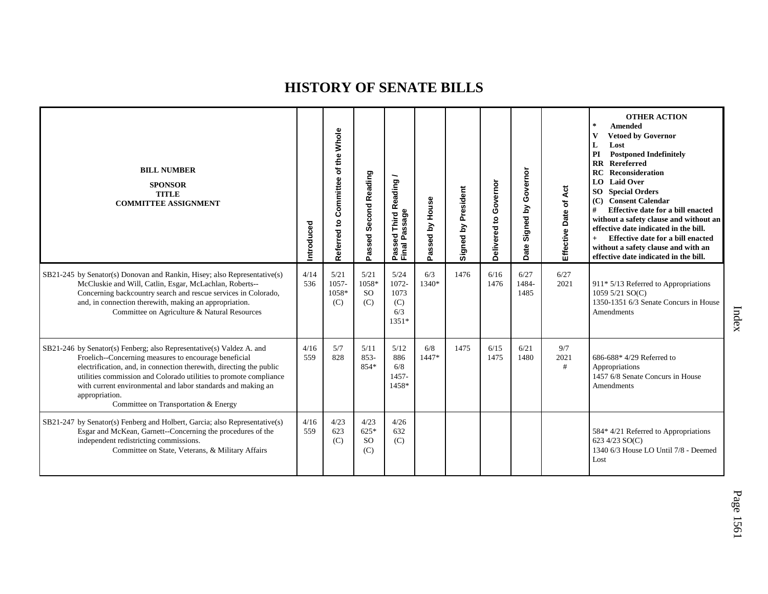# HISTORY OF SENATE BILLS

| BILL NUMBER<br>SPONSOR<br>TITLE<br>COMMITTEE ASSIGNMENT | Introduced | Referred to Committee of the Whole | Passed Second Reading | Passed Third Reading / Final Passage | Passed by House | Signed by President | Delivered to Governor | Date Signed by Governor | Effective Date of Act | OTHER ACTION<br>* Amended<br>V Vetoed by Governor<br>L Lost<br>PI Postponed Indefinitely<br>RR Rereferred<br>RC Reconsideration<br>LO Laid Over<br>SO Special Orders<br>(C) Consent Calendar<br># Effective date for a bill enacted without a safety clause and without an effective date indicated in the bill.<br>+ Effective date for a bill enacted without a safety clause and with an effective date indicated in the bill. |
|---|---|---|---|---|---|---|---|---|---|---|
| SB21-245 by Senator(s) Donovan and Rankin, Hisey; also Representative(s) McCluskie and Will, Catlin, Esgar, McLachlan, Roberts--Concerning backcountry search and rescue services in Colorado, and, in connection therewith, making an appropriation.<br>Committee on Agriculture & Natural Resources | 4/14<br>536 | 5/21<br>1057-<br>1058*<br>(C) | 5/21<br>1058*<br>SO<br>(C) | 5/24<br>1072-<br>1073<br>(C)<br>6/3<br>1351* | 6/3<br>1340* | 1476 | 6/16<br>1476 | 6/27<br>1484-<br>1485 | 6/27<br>2021 | 911* 5/13 Referred to Appropriations<br>1059 5/21 SO(C)<br>1350-1351 6/3 Senate Concurs in House Amendments |
| SB21-246 by Senator(s) Fenberg; also Representative(s) Valdez A. and Froelich--Concerning measures to encourage beneficial electrification, and, in connection therewith, directing the public utilities commission and Colorado utilities to promote compliance with current environmental and labor standards and making an appropriation.<br>Committee on Transportation & Energy | 4/16<br>559 | 5/7<br>828 | 5/11<br>853-<br>854* | 5/12<br>886<br>6/8<br>1457-<br>1458* | 6/8<br>1447* | 1475 | 6/15<br>1475 | 6/21<br>1480 | 9/7<br>2021<br># | 686-688* 4/29 Referred to Appropriations<br>1457 6/8 Senate Concurs in House Amendments |
| SB21-247 by Senator(s) Fenberg and Holbert, Garcia; also Representative(s) Esgar and McKean, Garnett--Concerning the procedures of the independent redistricting commissions.<br>Committee on State, Veterans, & Military Affairs | 4/16<br>559 | 4/23<br>623<br>(C) | 4/23<br>625*<br>SO<br>(C) | 4/26<br>632<br>(C) | | | | | | 584* 4/21 Referred to Appropriations<br>623 4/23 SO(C)<br>1340 6/3 House LO Until 7/8 - Deemed Lost |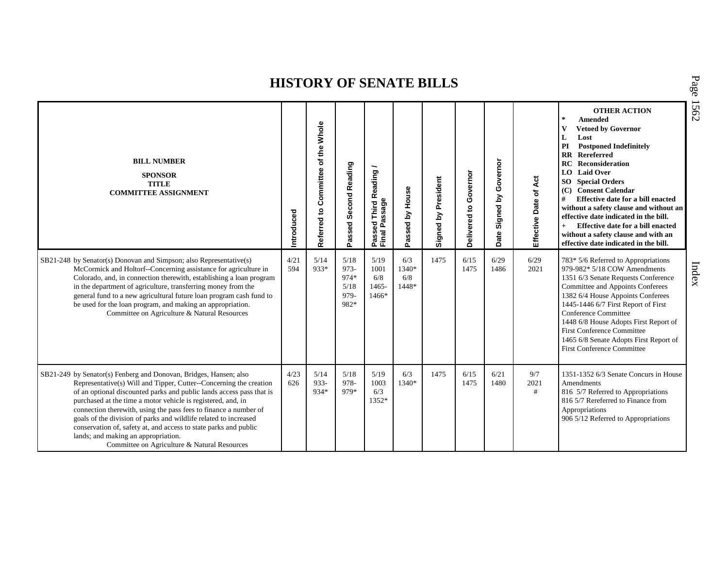# HISTORY OF SENATE BILLS

| BILL NUMBER<br>SPONSOR<br>TITLE<br>COMMITTEE ASSIGNMENT | Introduced | Referred to Committee of the Whole | Passed Second Reading | Passed Third Reading / Final Passage | Passed by House | Signed by President | Delivered to Governor | Date Signed by Governor | Effective Date of Act | OTHER ACTION<br>* Amended<br>V Vetoed by Governor<br>L Lost<br>PI Postponed Indefinitely<br>RR Rereferred<br>RC Reconsideration<br>LO Laid Over<br>SO Special Orders<br>(C) Consent Calendar<br># Effective date for a bill enacted without a safety clause and without an effective date indicated in the bill.<br>+ Effective date for a bill enacted without a safety clause and with an effective date indicated in the bill. |
|---|---|---|---|---|---|---|---|---|---|---|
| SB21-248 by Senator(s) Donovan and Simpson; also Representative(s) McCormick and Holtorf--Concerning assistance for agriculture in Colorado, and, in connection therewith, establishing a loan program in the department of agriculture, transferring money from the general fund to a new agricultural future loan program cash fund to be used for the loan program, and making an appropriation.<br>Committee on Agriculture & Natural Resources | 4/21<br>594 | 5/14<br>933* | 5/18<br>973-974*<br>5/18<br>979-982* | 5/19<br>1001<br>6/8<br>1465-1466* | 6/3<br>1340*<br>6/8<br>1448* | 1475 | 6/15<br>1475 | 6/29<br>1486 | 6/29<br>2021 | 783* 5/6 Referred to Appropriations<br>979-982* 5/18 COW Amendments<br>1351 6/3 Senate Requests Conference Committee and Appoints Conferees<br>1382 6/4 House Appoints Conferees<br>1445-1446 6/7 First Report of First Conference Committee<br>1448 6/8 House Adopts First Report of First Conference Committee<br>1465 6/8 Senate Adopts First Report of First Conference Committee |
| SB21-249 by Senator(s) Fenberg and Donovan, Bridges, Hansen; also Representative(s) Will and Tipper, Cutter--Concerning the creation of an optional discounted parks and public lands access pass that is purchased at the time a motor vehicle is registered, and, in connection therewith, using the pass fees to finance a number of goals of the division of parks and wildlife related to increased conservation of, safety at, and access to state parks and public lands; and making an appropriation.<br>Committee on Agriculture & Natural Resources | 4/23<br>626 | 5/14<br>933-934* | 5/18<br>978-979* | 5/19<br>1003<br>6/3<br>1352* | 6/3<br>1340* | 1475 | 6/15<br>1475 | 6/21<br>1480 | 9/7<br>2021<br># | 1351-1352 6/3 Senate Concurs in House Amendments<br>816 5/7 Referred to Appropriations<br>816 5/7 Rereferred to Finance from Appropriations<br>906 5/12 Referred to Appropriations |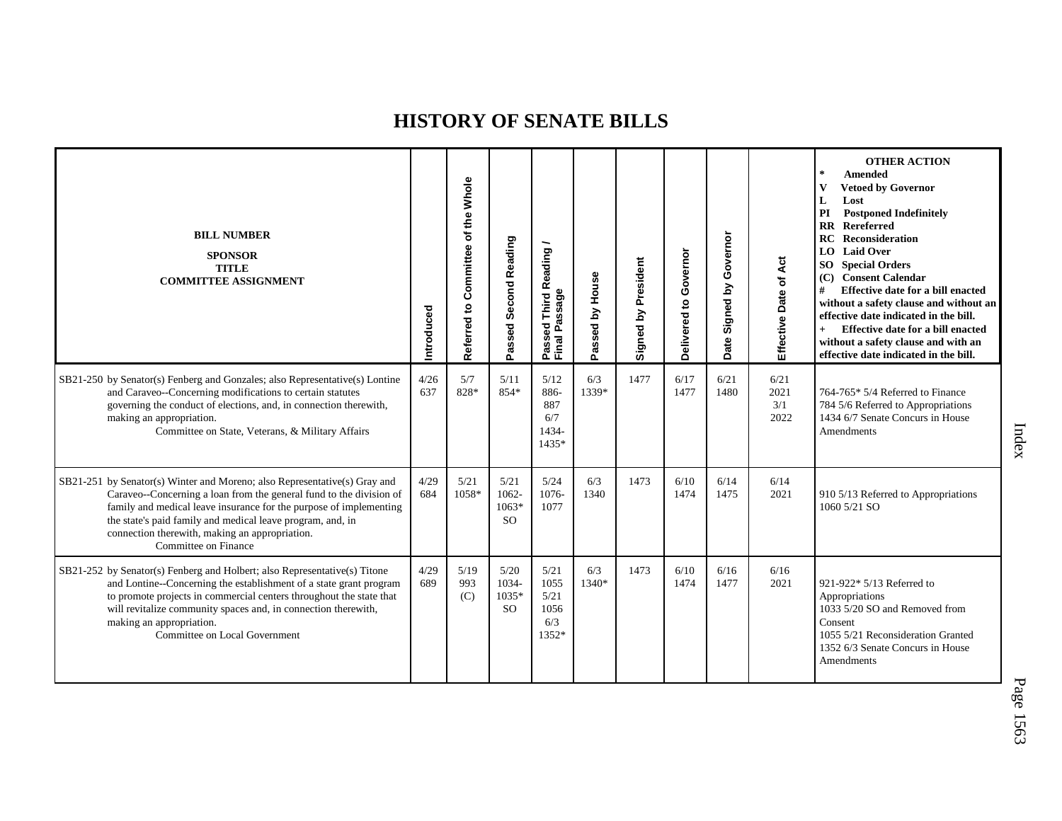# HISTORY OF SENATE BILLS

| BILL NUMBER<br>SPONSOR<br>TITLE<br>COMMITTEE ASSIGNMENT | Introduced | Referred to Committee of the Whole | Passed Second Reading | Passed Third Reading / Final Passage | Passed by House | Signed by President | Delivered to Governor | Date Signed by Governor | Effective Date of Act | OTHER ACTION<br>* Amended<br>V Vetoed by Governor<br>L Lost<br>PI Postponed Indefinitely<br>RR Rereferred<br>RC Reconsideration<br>LO Laid Over<br>SO Special Orders<br>(C) Consent Calendar<br># Effective date for a bill enacted without a safety clause and without an effective date indicated in the bill.<br>+ Effective date for a bill enacted without a safety clause and with an effective date indicated in the bill. |
|---|---|---|---|---|---|---|---|---|---|---|
| SB21-250 by Senator(s) Fenberg and Gonzales; also Representative(s) Lontine and Caraveo--Concerning modifications to certain statutes governing the conduct of elections, and, in connection therewith, making an appropriation.<br>Committee on State, Veterans, & Military Affairs | 4/26<br>637 | 5/7<br>828* | 5/11<br>854* | 5/12<br>886-<br>887<br>6/7<br>1434-<br>1435* | 6/3<br>1339* | 1477 | 6/17<br>1477 | 6/21<br>1480 | 6/21<br>2021<br>3/1<br>2022 | 764-765* 5/4 Referred to Finance<br>784 5/6 Referred to Appropriations<br>1434 6/7 Senate Concurs in House Amendments |
| SB21-251 by Senator(s) Winter and Moreno; also Representative(s) Gray and Caraveo--Concerning a loan from the general fund to the division of family and medical leave insurance for the purpose of implementing the state's paid family and medical leave program, and, in connection therewith, making an appropriation.<br>Committee on Finance | 4/29<br>684 | 5/21<br>1058* | 5/21<br>1062-<br>1063*<br>SO | 5/24<br>1076-<br>1077 | 6/3<br>1340 | 1473 | 6/10<br>1474 | 6/14<br>1475 | 6/14<br>2021 | 910 5/13 Referred to Appropriations<br>1060 5/21 SO |
| SB21-252 by Senator(s) Fenberg and Holbert; also Representative(s) Titone and Lontine--Concerning the establishment of a state grant program to promote projects in commercial centers throughout the state that will revitalize community spaces and, in connection therewith, making an appropriation.<br>Committee on Local Government | 4/29<br>689 | 5/19<br>993<br>(C) | 5/20<br>1034-<br>1035*<br>SO | 5/21<br>1055<br>5/21<br>1056<br>6/3<br>1352* | 6/3<br>1340* | 1473 | 6/10<br>1474 | 6/16<br>1477 | 6/16<br>2021 | 921-922* 5/13 Referred to Appropriations<br>1033 5/20 SO and Removed from Consent<br>1055 5/21 Reconsideration Granted<br>1352 6/3 Senate Concurs in House Amendments |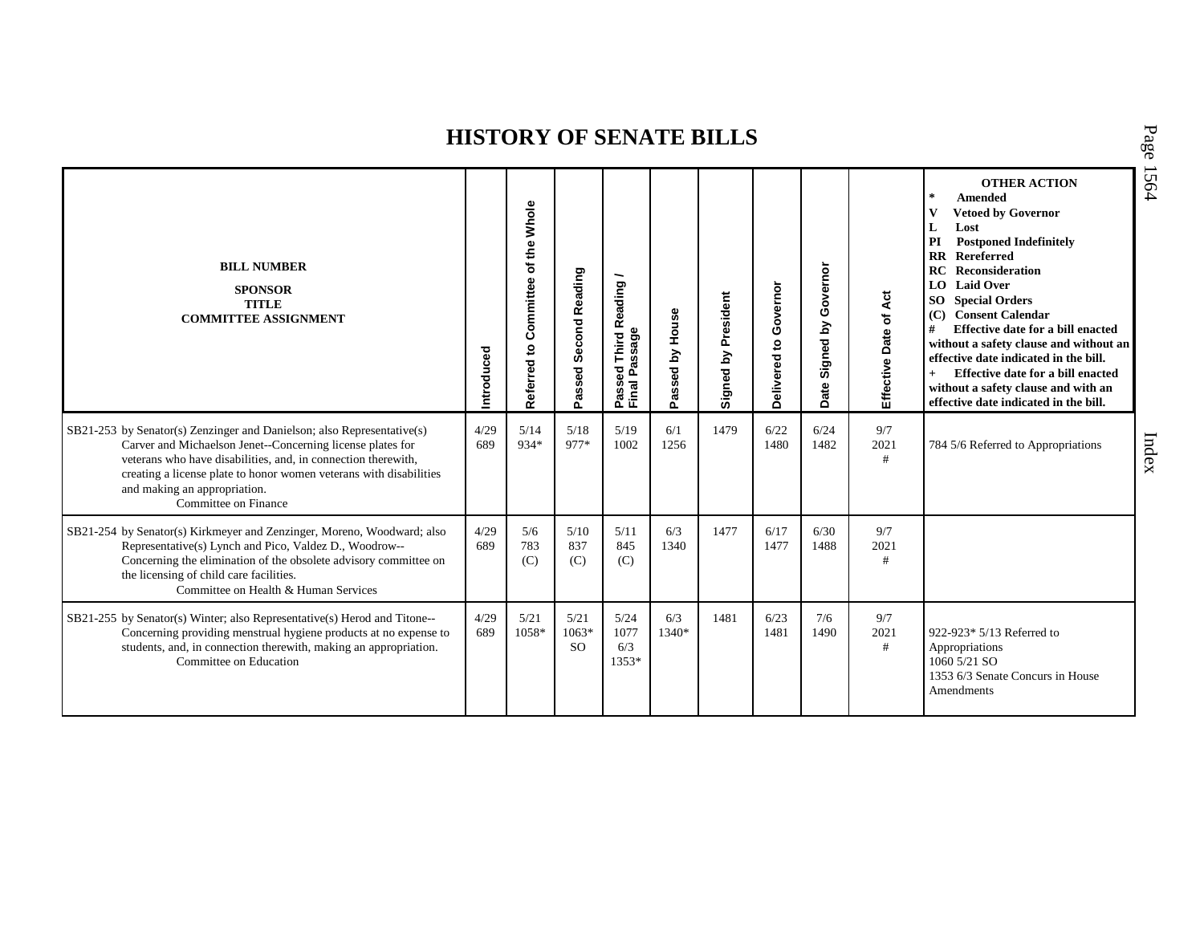# HISTORY OF SENATE BILLS

| BILL NUMBER<br>SPONSOR<br>TITLE<br>COMMITTEE ASSIGNMENT | Introduced | Referred to Committee of the Whole | Passed Second Reading | Passed Third Reading / Final Passage | Passed by House | Signed by President | Delivered to Governor | Date Signed by Governor | Effective Date of Act | OTHER ACTION<br>* Amended<br>V Vetoed by Governor<br>L Lost<br>PI Postponed Indefinitely<br>RR Rereferred<br>RC Reconsideration<br>LO Laid Over<br>SO Special Orders<br>(C) Consent Calendar<br># Effective date for a bill enacted without a safety clause and without an effective date indicated in the bill.<br>+ Effective date for a bill enacted without a safety clause and with an effective date indicated in the bill. |
|---|---|---|---|---|---|---|---|---|---|---|
| SB21-253 by Senator(s) Zenzinger and Danielson; also Representative(s) Carver and Michaelson Jenet--Concerning license plates for veterans who have disabilities, and, in connection therewith, creating a license plate to honor women veterans with disabilities and making an appropriation.<br>Committee on Finance | 4/29<br>689 | 5/14<br>934* | 5/18<br>977* | 5/19<br>1002 | 6/1<br>1256 | 1479 | 6/22<br>1480 | 6/24<br>1482 | 9/7<br>2021<br># | 784 5/6 Referred to Appropriations |
| SB21-254 by Senator(s) Kirkmeyer and Zenzinger, Moreno, Woodward; also Representative(s) Lynch and Pico, Valdez D., Woodrow--Concerning the elimination of the obsolete advisory committee on the licensing of child care facilities.<br>Committee on Health & Human Services | 4/29<br>689 | 5/6<br>783<br>(C) | 5/10<br>837<br>(C) | 5/11<br>845<br>(C) | 6/3<br>1340 | 1477 | 6/17<br>1477 | 6/30<br>1488 | 9/7<br>2021<br># | |
| SB21-255 by Senator(s) Winter; also Representative(s) Herod and Titone--Concerning providing menstrual hygiene products at no expense to students, and, in connection therewith, making an appropriation.<br>Committee on Education | 4/29<br>689 | 5/21<br>1058* | 5/21<br>1063*<br>SO | 5/24<br>1077<br>6/3<br>1353* | 6/3<br>1340* | 1481 | 6/23<br>1481 | 7/6<br>1490 | 9/7<br>2021<br># | 922-923* 5/13 Referred to Appropriations<br>1060 5/21 SO<br>1353 6/3 Senate Concurs in House Amendments |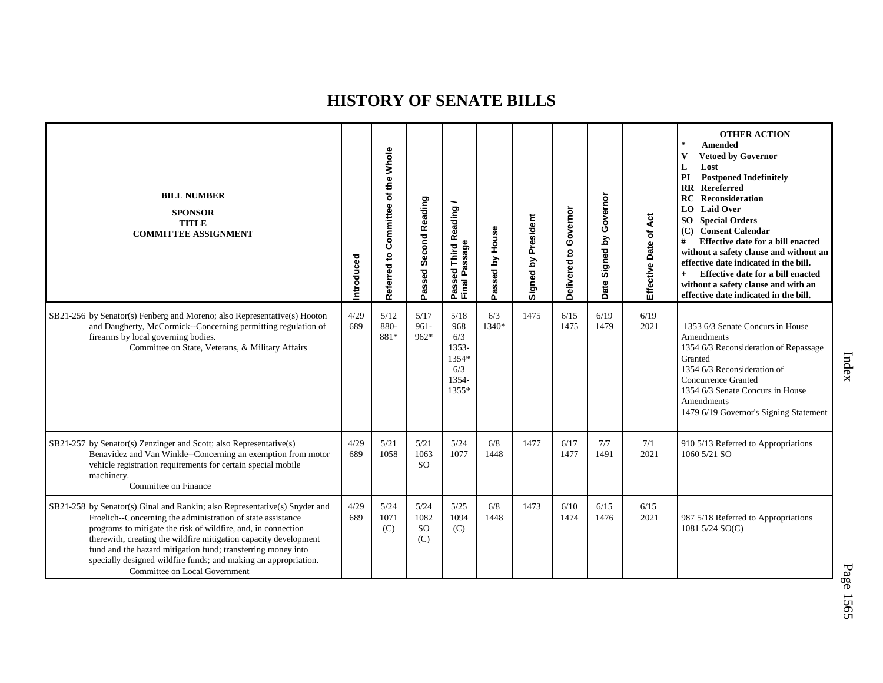# HISTORY OF SENATE BILLS

| BILL NUMBER<br>SPONSOR<br>TITLE<br>COMMITTEE ASSIGNMENT | Introduced | Referred to Committee of the Whole | Passed Second Reading | Passed Third Reading / Final Passage | Passed by House | Signed by President | Delivered to Governor | Date Signed by Governor | Effective Date of Act | OTHER ACTION<br>* Amended<br>V Vetoed by Governor<br>L Lost<br>PI Postponed Indefinitely<br>RR Rereferred<br>RC Reconsideration<br>LO Laid Over<br>SO Special Orders<br>(C) Consent Calendar<br># Effective date for a bill enacted without a safety clause and without an effective date indicated in the bill.<br>+ Effective date for a bill enacted without a safety clause and with an effective date indicated in the bill. |
|---|---|---|---|---|---|---|---|---|---|---|
| SB21-256 by Senator(s) Fenberg and Moreno; also Representative(s) Hooton and Daugherty, McCormick--Concerning permitting regulation of firearms by local governing bodies.<br>Committee on State, Veterans, & Military Affairs | 4/29<br>689 | 5/12<br>880-<br>881* | 5/17<br>961-<br>962* | 5/18<br>968<br>6/3<br>1353-<br>1354*<br>6/3<br>1354-<br>1355* | 6/3<br>1340* | 1475 | 6/15<br>1475 | 6/19<br>1479 | 6/19<br>2021 | 1353 6/3 Senate Concurs in House Amendments<br>1354 6/3 Reconsideration of Repassage Granted<br>1354 6/3 Reconsideration of Concurrence Granted<br>1354 6/3 Senate Concurs in House Amendments<br>1479 6/19 Governor's Signing Statement |
| SB21-257 by Senator(s) Zenzinger and Scott; also Representative(s) Benavidez and Van Winkle--Concerning an exemption from motor vehicle registration requirements for certain special mobile machinery.<br>Committee on Finance | 4/29<br>689 | 5/21<br>1058 | 5/21<br>1063<br>SO | 5/24<br>1077 | 6/8<br>1448 | 1477 | 6/17<br>1477 | 7/7<br>1491 | 7/1<br>2021 | 910 5/13 Referred to Appropriations<br>1060 5/21 SO |
| SB21-258 by Senator(s) Ginal and Rankin; also Representative(s) Snyder and Froelich--Concerning the administration of state assistance programs to mitigate the risk of wildfire, and, in connection therewith, creating the wildfire mitigation capacity development fund and the hazard mitigation fund; transferring money into specially designed wildfire funds; and making an appropriation.<br>Committee on Local Government | 4/29<br>689 | 5/24<br>1071<br>(C) | 5/24<br>1082<br>SO<br>(C) | 5/25<br>1094<br>(C) | 6/8<br>1448 | 1473 | 6/10<br>1474 | 6/15<br>1476 | 6/15<br>2021 | 987 5/18 Referred to Appropriations<br>1081 5/24 SO(C) |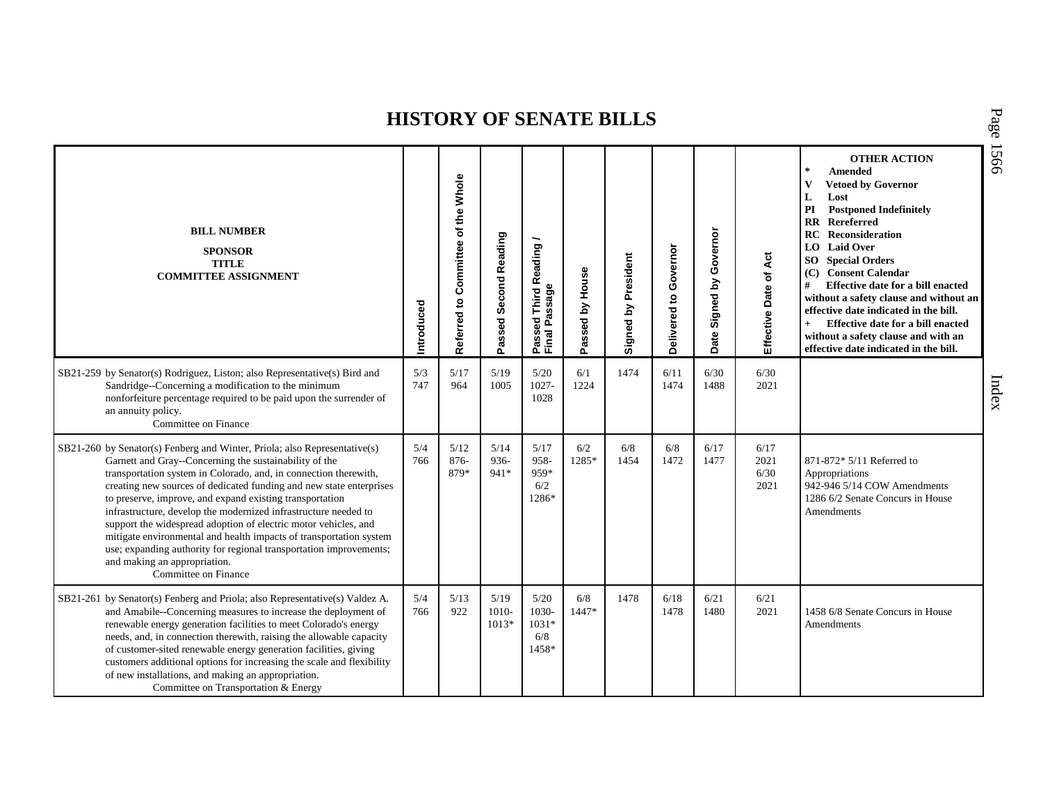# HISTORY OF SENATE BILLS

| BILL NUMBER<br>SPONSOR<br>TITLE<br>COMMITTEE ASSIGNMENT | Introduced | Referred to Committee of the Whole | Passed Second Reading | Passed Third Reading / Final Passage | Passed by House | Signed by President | Delivered to Governor | Date Signed by Governor | Effective Date of Act | OTHER ACTION<br>* Amended<br>V Vetoed by Governor<br>L Lost<br>PI Postponed Indefinitely<br>RR Rereferred<br>RC Reconsideration<br>LO Laid Over<br>SO Special Orders<br>(C) Consent Calendar<br># Effective date for a bill enacted without a safety clause and without an effective date indicated in the bill.<br>+ Effective date for a bill enacted without a safety clause and with an effective date indicated in the bill. |
|---|---|---|---|---|---|---|---|---|---|---|
| SB21-259 by Senator(s) Rodriguez, Liston; also Representative(s) Bird and Sandridge--Concerning a modification to the minimum nonforfeiture percentage required to be paid upon the surrender of an annuity policy.<br>Committee on Finance | 5/3<br>747 | 5/17<br>964 | 5/19<br>1005 | 5/20<br>1027-<br>1028 | 6/1<br>1224 | 1474 | 6/11<br>1474 | 6/30<br>1488 | 6/30<br>2021 | |
| SB21-260 by Senator(s) Fenberg and Winter, Priola; also Representative(s) Garnett and Gray--Concerning the sustainability of the transportation system in Colorado, and, in connection therewith, creating new sources of dedicated funding and new state enterprises to preserve, improve, and expand existing transportation infrastructure, develop the modernized infrastructure needed to support the widespread adoption of electric motor vehicles, and mitigate environmental and health impacts of transportation system use; expanding authority for regional transportation improvements; and making an appropriation.<br>Committee on Finance | 5/4<br>766 | 5/12<br>876-<br>879* | 5/14<br>936-<br>941* | 5/17<br>958-<br>959*<br>6/2<br>1286* | 6/2<br>1285* | 6/8<br>1454 | 6/8<br>1472 | 6/17<br>1477 | 6/17<br>2021<br>6/30<br>2021 | 871-872* 5/11 Referred to Appropriations<br>942-946 5/14 COW Amendments<br>1286 6/2 Senate Concurs in House Amendments |
| SB21-261 by Senator(s) Fenberg and Priola; also Representative(s) Valdez A. and Amabile--Concerning measures to increase the deployment of renewable energy generation facilities to meet Colorado's energy needs, and, in connection therewith, raising the allowable capacity of customer-sited renewable energy generation facilities, giving customers additional options for increasing the scale and flexibility of new installations, and making an appropriation.<br>Committee on Transportation & Energy | 5/4<br>766 | 5/13<br>922 | 5/19<br>1010-<br>1013* | 5/20<br>1030-<br>1031*<br>6/8<br>1458* | 6/8<br>1447* | 1478 | 6/18<br>1478 | 6/21<br>1480 | 6/21<br>2021 | 1458 6/8 Senate Concurs in House Amendments |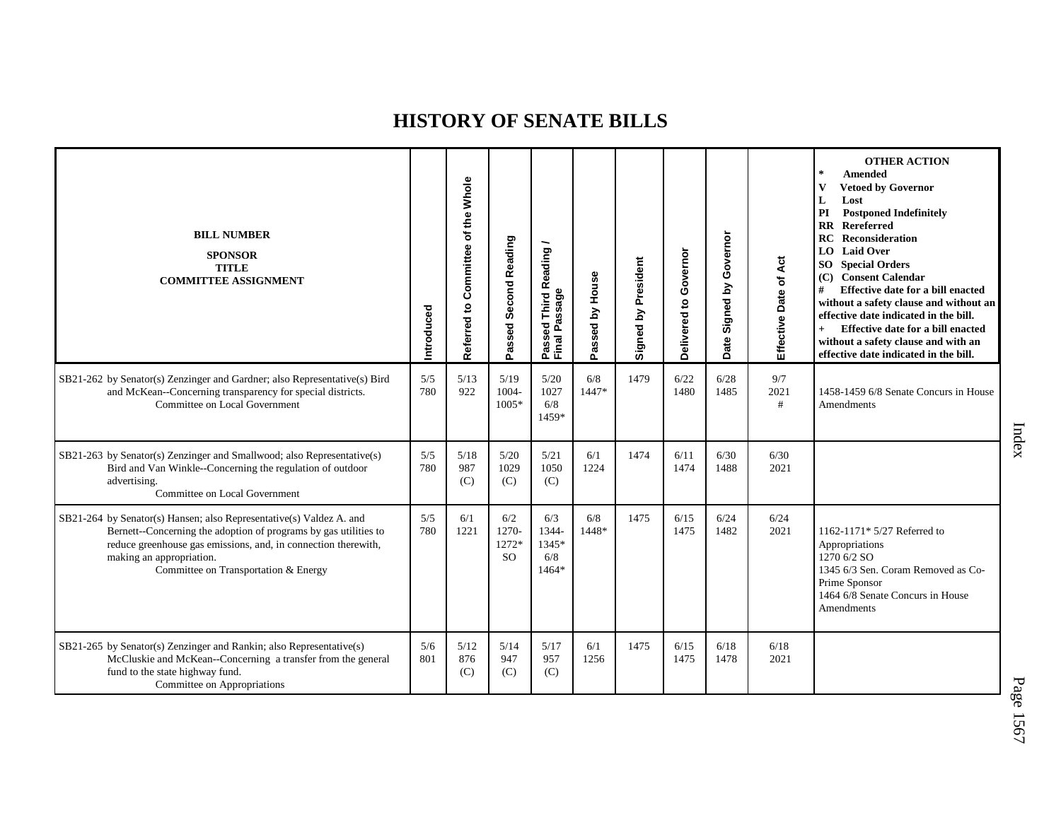# HISTORY OF SENATE BILLS

| BILL NUMBER<br>SPONSOR<br>TITLE<br>COMMITTEE ASSIGNMENT | Introduced | Referred to Committee of the Whole | Passed Second Reading | Passed Third Reading / Final Passage | Passed by House | Signed by President | Delivered to Governor | Date Signed by Governor | Effective Date of Act | OTHER ACTION<br>* Amended<br>V Vetoed by Governor<br>L Lost<br>PI Postponed Indefinitely<br>RR Rereferred<br>RC Reconsideration<br>LO Laid Over<br>SO Special Orders<br>(C) Consent Calendar<br># Effective date for a bill enacted without a safety clause and without an effective date indicated in the bill.<br>+ Effective date for a bill enacted without a safety clause and with an effective date indicated in the bill. |
|---|---|---|---|---|---|---|---|---|---|---|
| SB21-262 by Senator(s) Zenzinger and Gardner; also Representative(s) Bird and McKean--Concerning transparency for special districts.<br>Committee on Local Government | 5/5<br>780 | 5/13<br>922 | 5/19<br>1004-<br>1005* | 5/20<br>1027<br>6/8<br>1459* | 6/8<br>1447* | 1479 | 6/22<br>1480 | 6/28<br>1485 | 9/7<br>2021<br># | 1458-1459 6/8 Senate Concurs in House Amendments |
| SB21-263 by Senator(s) Zenzinger and Smallwood; also Representative(s) Bird and Van Winkle--Concerning the regulation of outdoor advertising.<br>Committee on Local Government | 5/5<br>780 | 5/18<br>987<br>(C) | 5/20<br>1029<br>(C) | 5/21<br>1050<br>(C) | 6/1<br>1224 | 1474 | 6/11<br>1474 | 6/30<br>1488 | 6/30<br>2021 | |
| SB21-264 by Senator(s) Hansen; also Representative(s) Valdez A. and Bernett--Concerning the adoption of programs by gas utilities to reduce greenhouse gas emissions, and, in connection therewith, making an appropriation.<br>Committee on Transportation & Energy | 5/5<br>780 | 6/1<br>1221 | 6/2<br>1270-<br>1272*<br>SO | 6/3<br>1344-<br>1345*<br>6/8<br>1464* | 6/8<br>1448* | 1475 | 6/15<br>1475 | 6/24<br>1482 | 6/24<br>2021 | 1162-1171* 5/27 Referred to Appropriations<br>1270 6/2 SO<br>1345 6/3 Sen. Coram Removed as Co-Prime Sponsor<br>1464 6/8 Senate Concurs in House Amendments |
| SB21-265 by Senator(s) Zenzinger and Rankin; also Representative(s) McCluskie and McKean--Concerning a transfer from the general fund to the state highway fund.<br>Committee on Appropriations | 5/6<br>801 | 5/12<br>876<br>(C) | 5/14<br>947<br>(C) | 5/17<br>957<br>(C) | 6/1<br>1256 | 1475 | 6/15<br>1475 | 6/18<br>1478 | 6/18<br>2021 | |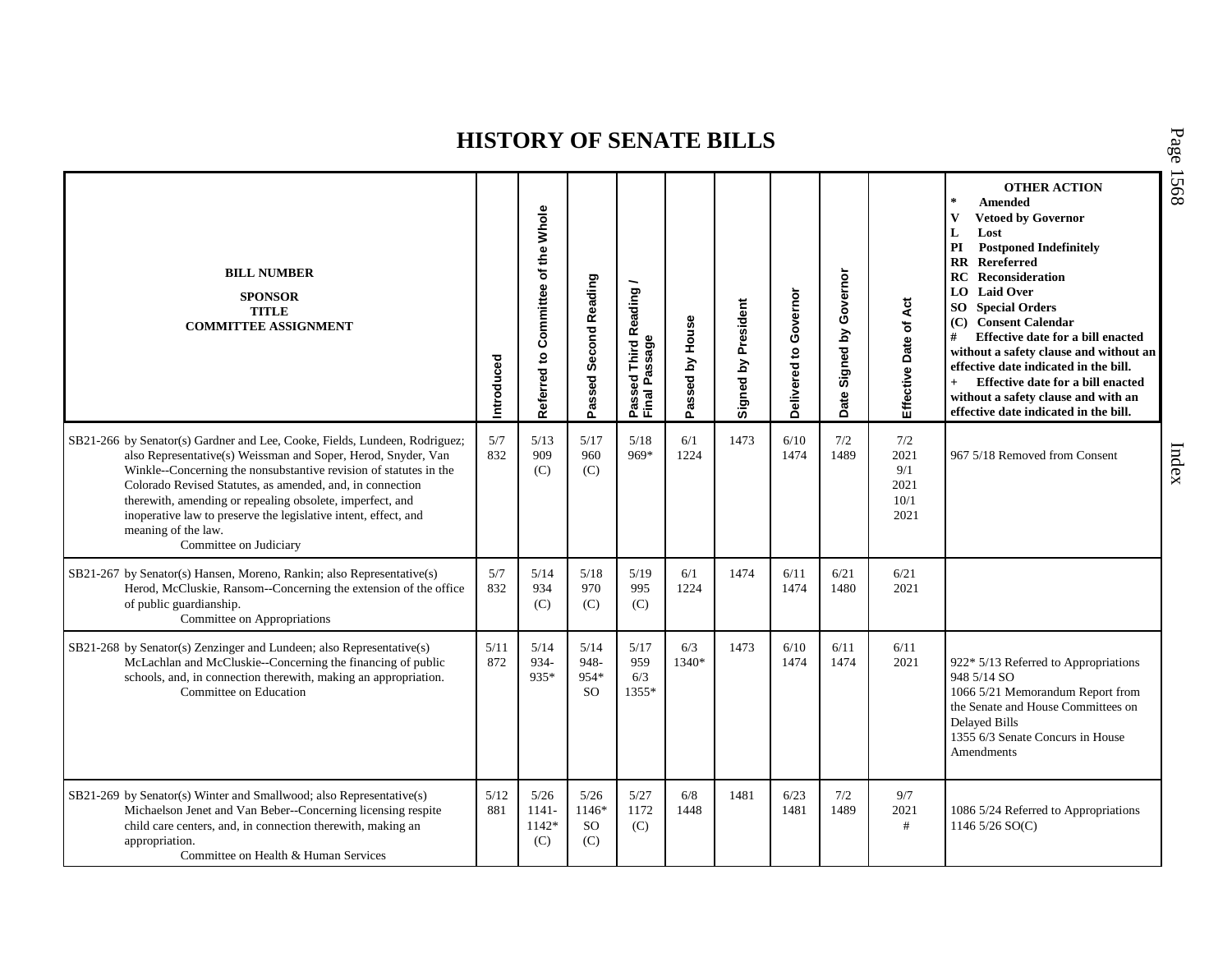# HISTORY OF SENATE BILLS

| BILL NUMBER<br>SPONSOR<br>TITLE<br>COMMITTEE ASSIGNMENT | Introduced | Referred to Committee of the Whole | Passed Second Reading | Passed Third Reading / Final Passage | Passed by House | Signed by President | Delivered to Governor | Date Signed by Governor | Effective Date of Act | OTHER ACTION<br>* Amended<br>V Vetoed by Governor<br>L Lost<br>PI Postponed Indefinitely<br>RR Rereferred<br>RC Reconsideration<br>LO Laid Over<br>SO Special Orders<br>(C) Consent Calendar<br># Effective date for a bill enacted without a safety clause and without an effective date indicated in the bill.<br>+ Effective date for a bill enacted without a safety clause and with an effective date indicated in the bill. |
|---|---|---|---|---|---|---|---|---|---|---|
| SB21-266 by Senator(s) Gardner and Lee, Cooke, Fields, Lundeen, Rodriguez; also Representative(s) Weissman and Soper, Herod, Snyder, Van Winkle--Concerning the nonsubstantive revision of statutes in the Colorado Revised Statutes, as amended, and, in connection therewith, amending or repealing obsolete, imperfect, and inoperative law to preserve the legislative intent, effect, and meaning of the law.<br>Committee on Judiciary | 5/7<br>832 | 5/13<br>909<br>(C) | 5/17<br>960<br>(C) | 5/18<br>969* | 6/1<br>1224 | 1473 | 6/10<br>1474 | 7/2<br>1489 | 7/2<br>2021<br>9/1<br>2021<br>10/1<br>2021 | 967 5/18 Removed from Consent |
| SB21-267 by Senator(s) Hansen, Moreno, Rankin; also Representative(s) Herod, McCluskie, Ransom--Concerning the extension of the office of public guardianship.<br>Committee on Appropriations | 5/7<br>832 | 5/14<br>934<br>(C) | 5/18<br>970<br>(C) | 5/19<br>995<br>(C) | 6/1<br>1224 | 1474 | 6/11<br>1474 | 6/21<br>1480 | 6/21<br>2021 | |
| SB21-268 by Senator(s) Zenzinger and Lundeen; also Representative(s) McLachlan and McCluskie--Concerning the financing of public schools, and, in connection therewith, making an appropriation.<br>Committee on Education | 5/11<br>872 | 5/14<br>934-<br>935* | 5/14<br>948-<br>954*<br>SO | 5/17<br>959<br>6/3<br>1355* | 6/3<br>1340* | 1473 | 6/10<br>1474 | 6/11<br>1474 | 6/11<br>2021 | 922* 5/13 Referred to Appropriations<br>948 5/14 SO<br>1066 5/21 Memorandum Report from the Senate and House Committees on Delayed Bills<br>1355 6/3 Senate Concurs in House Amendments |
| SB21-269 by Senator(s) Winter and Smallwood; also Representative(s) Michaelson Jenet and Van Beber--Concerning licensing respite child care centers, and, in connection therewith, making an appropriation.<br>Committee on Health & Human Services | 5/12<br>881 | 5/26<br>1141-<br>1142*<br>(C) | 5/26<br>1146*<br>SO<br>(C) | 5/27<br>1172<br>(C) | 6/8<br>1448 | 1481 | 6/23<br>1481 | 7/2<br>1489 | 9/7<br>2021<br># | 1086 5/24 Referred to Appropriations<br>1146 5/26 SO(C) |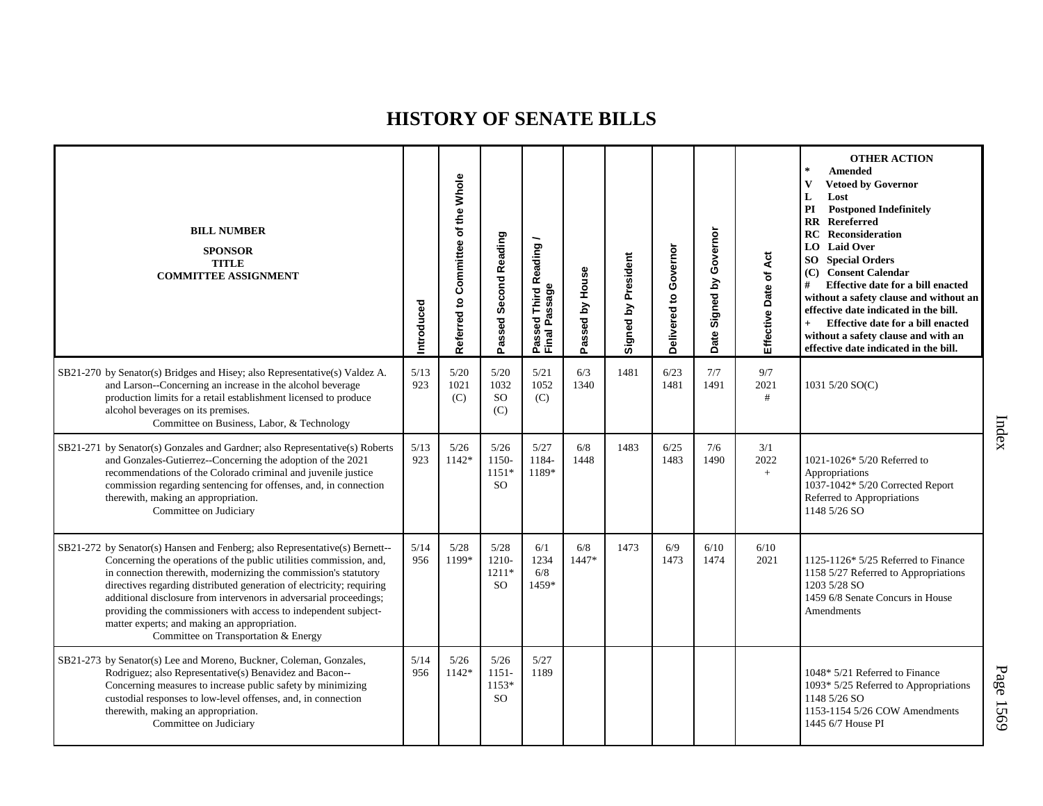# HISTORY OF SENATE BILLS

| BILL NUMBER<br>SPONSOR<br>TITLE<br>COMMITTEE ASSIGNMENT | Introduced | Referred to Committee of the Whole | Passed Second Reading | Passed Third Reading / Final Passage | Passed by House | Signed by President | Delivered to Governor | Date Signed by Governor | Effective Date of Act | OTHER ACTION<br>* Amended<br>V Vetoed by Governor<br>L Lost<br>PI Postponed Indefinitely<br>RR Rereferred<br>RC Reconsideration<br>LO Laid Over<br>SO Special Orders<br>(C) Consent Calendar<br># Effective date for a bill enacted without a safety clause and without an effective date indicated in the bill.<br>+ Effective date for a bill enacted without a safety clause and with an effective date indicated in the bill. |
|---|---|---|---|---|---|---|---|---|---|---|
| SB21-270 by Senator(s) Bridges and Hisey; also Representative(s) Valdez A. and Larson--Concerning an increase in the alcohol beverage production limits for a retail establishment licensed to produce alcohol beverages on its premises.<br>Committee on Business, Labor, & Technology | 5/13<br>923 | 5/20<br>1021<br>(C) | 5/20<br>1032<br>SO<br>(C) | 5/21<br>1052<br>(C) | 6/3<br>1340 | 1481 | 6/23<br>1481 | 7/7<br>1491 | 9/7<br>2021<br># | 1031 5/20 SO(C) |
| SB21-271 by Senator(s) Gonzales and Gardner; also Representative(s) Roberts and Gonzales-Gutierrez--Concerning the adoption of the 2021 recommendations of the Colorado criminal and juvenile justice commission regarding sentencing for offenses, and, in connection therewith, making an appropriation.<br>Committee on Judiciary | 5/13<br>923 | 5/26<br>1142* | 5/26<br>1150-<br>1151*<br>SO | 5/27<br>1184-<br>1189* | 6/8<br>1448 | 1483 | 6/25<br>1483 | 7/6<br>1490 | 3/1<br>2022<br>+ | 1021-1026* 5/20 Referred to Appropriations<br>1037-1042* 5/20 Corrected Report Referred to Appropriations<br>1148 5/26 SO |
| SB21-272 by Senator(s) Hansen and Fenberg; also Representative(s) Bernett--Concerning the operations of the public utilities commission, and, in connection therewith, modernizing the commission's statutory directives regarding distributed generation of electricity; requiring additional disclosure from intervenors in adversarial proceedings; providing the commissioners with access to independent subject-matter experts; and making an appropriation.<br>Committee on Transportation & Energy | 5/14<br>956 | 5/28<br>1199* | 5/28<br>1210-<br>1211*<br>SO | 6/1<br>1234<br>6/8<br>1459* | 6/8<br>1447* | 1473 | 6/9<br>1473 | 6/10<br>1474 | 6/10<br>2021 | 1125-1126* 5/25 Referred to Finance<br>1158 5/27 Referred to Appropriations<br>1203 5/28 SO<br>1459 6/8 Senate Concurs in House Amendments |
| SB21-273 by Senator(s) Lee and Moreno, Buckner, Coleman, Gonzales, Rodriguez; also Representative(s) Benavidez and Bacon--Concerning measures to increase public safety by minimizing custodial responses to low-level offenses, and, in connection therewith, making an appropriation.<br>Committee on Judiciary | 5/14<br>956 | 5/26<br>1142* | 5/26<br>1151-<br>1153*<br>SO | 5/27<br>1189 | | | | | | 1048* 5/21 Referred to Finance<br>1093* 5/25 Referred to Appropriations<br>1148 5/26 SO<br>1153-1154 5/26 COW Amendments<br>1445 6/7 House PI |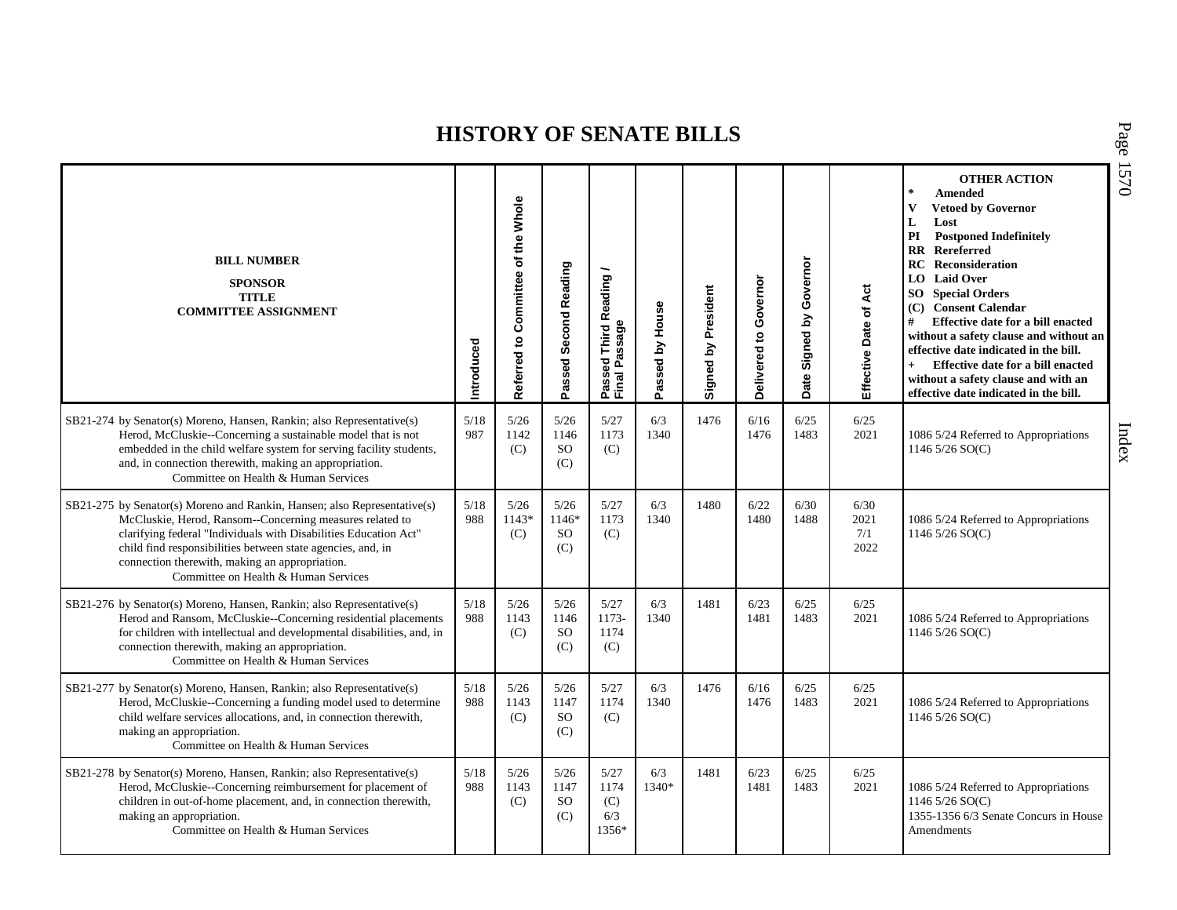# HISTORY OF SENATE BILLS

| BILL NUMBER<br>SPONSOR<br>TITLE<br>COMMITTEE ASSIGNMENT | Introduced | Referred to Committee of the Whole | Passed Second Reading | Passed Third Reading / Final Passage | Passed by House | Signed by President | Delivered to Governor | Date Signed by Governor | Effective Date of Act | OTHER ACTION<br>* Amended<br>V Vetoed by Governor<br>L Lost<br>PI Postponed Indefinitely<br>RR Rereferred<br>RC Reconsideration<br>LO Laid Over<br>SO Special Orders<br>(C) Consent Calendar<br># Effective date for a bill enacted without a safety clause and without an effective date indicated in the bill.<br>+ Effective date for a bill enacted without a safety clause and with an effective date indicated in the bill. |
|---|---|---|---|---|---|---|---|---|---|---|
| SB21-274 by Senator(s) Moreno, Hansen, Rankin; also Representative(s) Herod, McCluskie--Concerning a sustainable model that is not embedded in the child welfare system for serving facility students, and, in connection therewith, making an appropriation.<br>Committee on Health & Human Services | 5/18<br>987 | 5/26<br>1142<br>(C) | 5/26<br>1146<br>SO<br>(C) | 5/27<br>1173<br>(C) | 6/3<br>1340 | 1476 | 6/16<br>1476 | 6/25<br>1483 | 6/25<br>2021 | 1086 5/24 Referred to Appropriations<br>1146 5/26 SO(C) |
| SB21-275 by Senator(s) Moreno and Rankin, Hansen; also Representative(s) McCluskie, Herod, Ransom--Concerning measures related to clarifying federal "Individuals with Disabilities Education Act" child find responsibilities between state agencies, and, in connection therewith, making an appropriation.<br>Committee on Health & Human Services | 5/18<br>988 | 5/26<br>1143*<br>(C) | 5/26<br>1146*<br>SO<br>(C) | 5/27<br>1173<br>(C) | 6/3<br>1340 | 1480 | 6/22<br>1480 | 6/30<br>1488 | 6/30<br>2021<br>7/1<br>2022 | 1086 5/24 Referred to Appropriations<br>1146 5/26 SO(C) |
| SB21-276 by Senator(s) Moreno, Hansen, Rankin; also Representative(s) Herod and Ransom, McCluskie--Concerning residential placements for children with intellectual and developmental disabilities, and, in connection therewith, making an appropriation.<br>Committee on Health & Human Services | 5/18<br>988 | 5/26<br>1143<br>(C) | 5/26<br>1146<br>SO<br>(C) | 5/27<br>1173-<br>1174<br>(C) | 6/3<br>1340 | 1481 | 6/23<br>1481 | 6/25<br>1483 | 6/25<br>2021 | 1086 5/24 Referred to Appropriations<br>1146 5/26 SO(C) |
| SB21-277 by Senator(s) Moreno, Hansen, Rankin; also Representative(s) Herod, McCluskie--Concerning a funding model used to determine child welfare services allocations, and, in connection therewith, making an appropriation.<br>Committee on Health & Human Services | 5/18<br>988 | 5/26<br>1143<br>(C) | 5/26<br>1147<br>SO<br>(C) | 5/27<br>1174<br>(C) | 6/3<br>1340 | 1476 | 6/16<br>1476 | 6/25<br>1483 | 6/25<br>2021 | 1086 5/24 Referred to Appropriations<br>1146 5/26 SO(C) |
| SB21-278 by Senator(s) Moreno, Hansen, Rankin; also Representative(s) Herod, McCluskie--Concerning reimbursement for placement of children in out-of-home placement, and, in connection therewith, making an appropriation.<br>Committee on Health & Human Services | 5/18<br>988 | 5/26<br>1143<br>(C) | 5/26<br>1147<br>SO<br>(C) | 5/27<br>1174<br>(C)<br>6/3<br>1356* | 6/3<br>1340* | 1481 | 6/23<br>1481 | 6/25<br>1483 | 6/25<br>2021 | 1086 5/24 Referred to Appropriations<br>1146 5/26 SO(C)<br>1355-1356 6/3 Senate Concurs in House Amendments |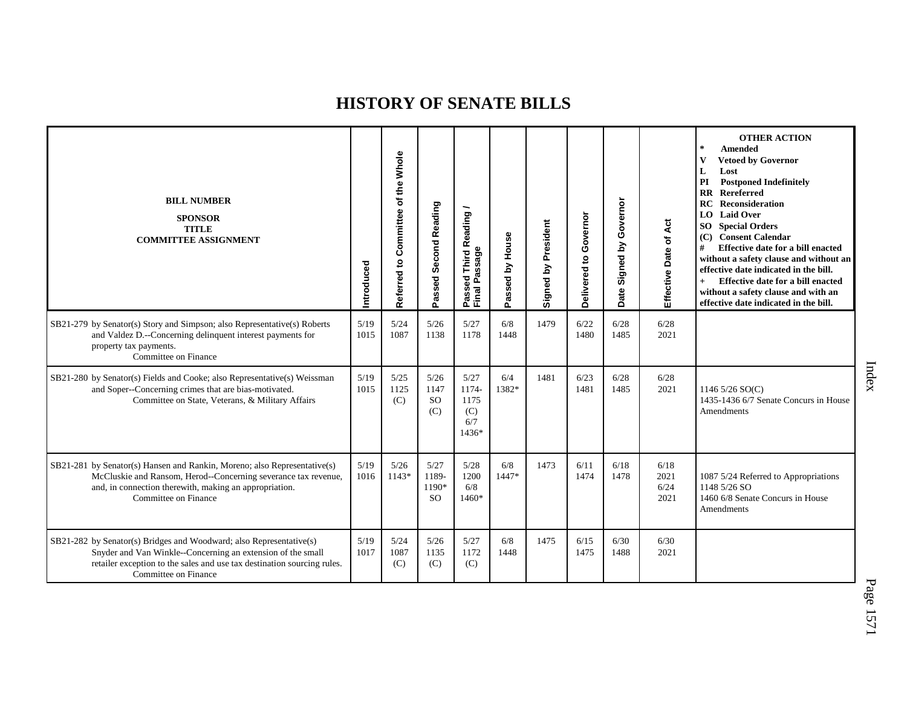# HISTORY OF SENATE BILLS

| BILL NUMBER<br>SPONSOR<br>TITLE<br>COMMITTEE ASSIGNMENT | Introduced | Referred to Committee of the Whole | Passed Second Reading | Passed Third Reading / Final Passage | Passed by House | Signed by President | Delivered to Governor | Date Signed by Governor | Effective Date of Act | OTHER ACTION<br>* Amended<br>V Vetoed by Governor<br>L Lost<br>PI Postponed Indefinitely<br>RR Rereferred<br>RC Reconsideration<br>LO Laid Over<br>SO Special Orders<br>(C) Consent Calendar<br># Effective date for a bill enacted without a safety clause and without an effective date indicated in the bill.<br>+ Effective date for a bill enacted without a safety clause and with an effective date indicated in the bill. |
|---|---|---|---|---|---|---|---|---|---|---|
| SB21-279 by Senator(s) Story and Simpson; also Representative(s) Roberts and Valdez D.--Concerning delinquent interest payments for property tax payments.<br>Committee on Finance | 5/19<br>1015 | 5/24<br>1087 | 5/26<br>1138 | 5/27<br>1178 | 6/8<br>1448 | 1479 | 6/22<br>1480 | 6/28<br>1485 | 6/28<br>2021 | |
| SB21-280 by Senator(s) Fields and Cooke; also Representative(s) Weissman and Soper--Concerning crimes that are bias-motivated.<br>Committee on State, Veterans, & Military Affairs | 5/19<br>1015 | 5/25<br>1125<br>(C) | 5/26<br>1147<br>SO<br>(C) | 5/27<br>1174-<br>1175<br>(C)<br>6/7<br>1436* | 6/4<br>1382* | 1481 | 6/23<br>1481 | 6/28<br>1485 | 6/28<br>2021 | 1146 5/26 SO(C)<br>1435-1436 6/7 Senate Concurs in House Amendments |
| SB21-281 by Senator(s) Hansen and Rankin, Moreno; also Representative(s) McCluskie and Ransom, Herod--Concerning severance tax revenue, and, in connection therewith, making an appropriation.<br>Committee on Finance | 5/19<br>1016 | 5/26<br>1143* | 5/27<br>1189-<br>1190*<br>SO | 5/28<br>1200<br>6/8<br>1460* | 6/8<br>1447* | 1473 | 6/11<br>1474 | 6/18<br>1478 | 6/18<br>2021<br>6/24<br>2021 | 1087 5/24 Referred to Appropriations<br>1148 5/26 SO<br>1460 6/8 Senate Concurs in House Amendments |
| SB21-282 by Senator(s) Bridges and Woodward; also Representative(s) Snyder and Van Winkle--Concerning an extension of the small retailer exception to the sales and use tax destination sourcing rules.<br>Committee on Finance | 5/19<br>1017 | 5/24<br>1087<br>(C) | 5/26<br>1135<br>(C) | 5/27<br>1172<br>(C) | 6/8<br>1448 | 1475 | 6/15<br>1475 | 6/30<br>1488 | 6/30<br>2021 | |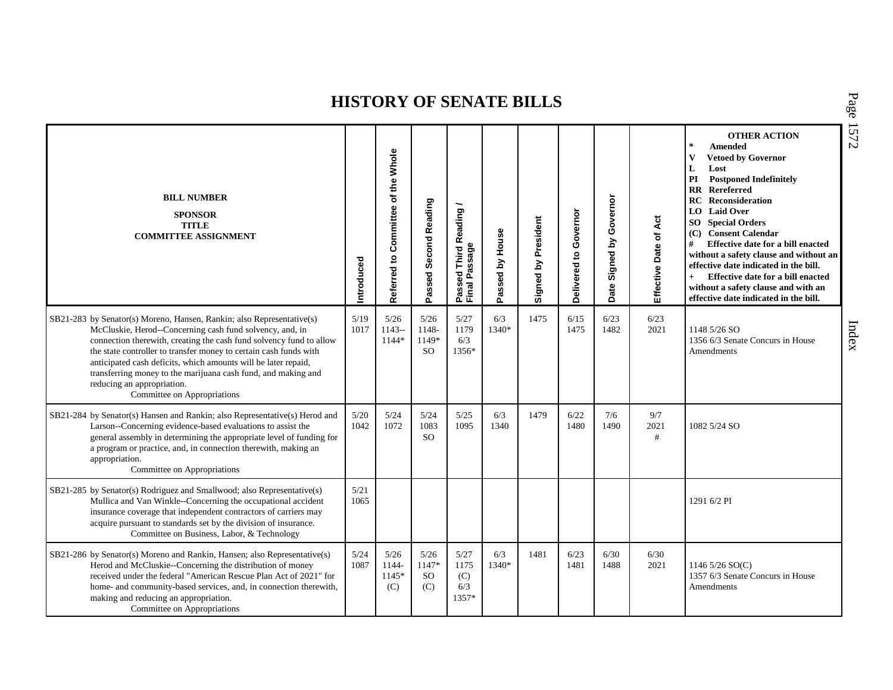# HISTORY OF SENATE BILLS

| BILL NUMBER<br>SPONSOR<br>TITLE<br>COMMITTEE ASSIGNMENT | Introduced | Referred to Committee of the Whole | Passed Second Reading | Passed Third Reading / Final Passage | Passed by House | Signed by President | Delivered to Governor | Date Signed by Governor | Effective Date of Act | OTHER ACTION<br>* Amended<br>V Vetoed by Governor<br>L Lost<br>PI Postponed Indefinitely<br>RR Rereferred<br>RC Reconsideration<br>LO Laid Over<br>SO Special Orders<br>(C) Consent Calendar<br># Effective date for a bill enacted without a safety clause and without an effective date indicated in the bill.<br>+ Effective date for a bill enacted without a safety clause and with an effective date indicated in the bill. |
|---|---|---|---|---|---|---|---|---|---|---|
| SB21-283 by Senator(s) Moreno, Hansen, Rankin; also Representative(s) McCluskie, Herod--Concerning cash fund solvency, and, in connection therewith, creating the cash fund solvency fund to allow the state controller to transfer money to certain cash funds with anticipated cash deficits, which amounts will be later repaid, transferring money to the marijuana cash fund, and making and reducing an appropriation.<br>Committee on Appropriations | 5/19<br>1017 | 5/26<br>1143--<br>1144* | 5/26<br>1148-<br>1149*<br>SO | 5/27<br>1179<br>6/3<br>1356* | 6/3<br>1340* | 1475 | 6/15<br>1475 | 6/23<br>1482 | 6/23<br>2021 | 1148 5/26 SO<br>1356 6/3 Senate Concurs in House Amendments |
| SB21-284 by Senator(s) Hansen and Rankin; also Representative(s) Herod and Larson--Concerning evidence-based evaluations to assist the general assembly in determining the appropriate level of funding for a program or practice, and, in connection therewith, making an appropriation.<br>Committee on Appropriations | 5/20<br>1042 | 5/24<br>1072 | 5/24<br>1083<br>SO | 5/25<br>1095 | 6/3<br>1340 | 1479 | 6/22<br>1480 | 7/6<br>1490 | 9/7<br>2021<br># | 1082 5/24 SO |
| SB21-285 by Senator(s) Rodriguez and Smallwood; also Representative(s) Mullica and Van Winkle--Concerning the occupational accident insurance coverage that independent contractors of carriers may acquire pursuant to standards set by the division of insurance.<br>Committee on Business, Labor, & Technology | 5/21<br>1065 | | | | | | | | | 1291 6/2 PI |
| SB21-286 by Senator(s) Moreno and Rankin, Hansen; also Representative(s) Herod and McCluskie--Concerning the distribution of money received under the federal "American Rescue Plan Act of 2021" for home- and community-based services, and, in connection therewith, making and reducing an appropriation.<br>Committee on Appropriations | 5/24<br>1087 | 5/26<br>1144-<br>1145*<br>(C) | 5/26<br>1147*<br>SO<br>(C) | 5/27<br>1175<br>(C)<br>6/3<br>1357* | 6/3<br>1340* | 1481 | 6/23<br>1481 | 6/30<br>1488 | 6/30<br>2021 | 1146 5/26 SO(C)<br>1357 6/3 Senate Concurs in House Amendments |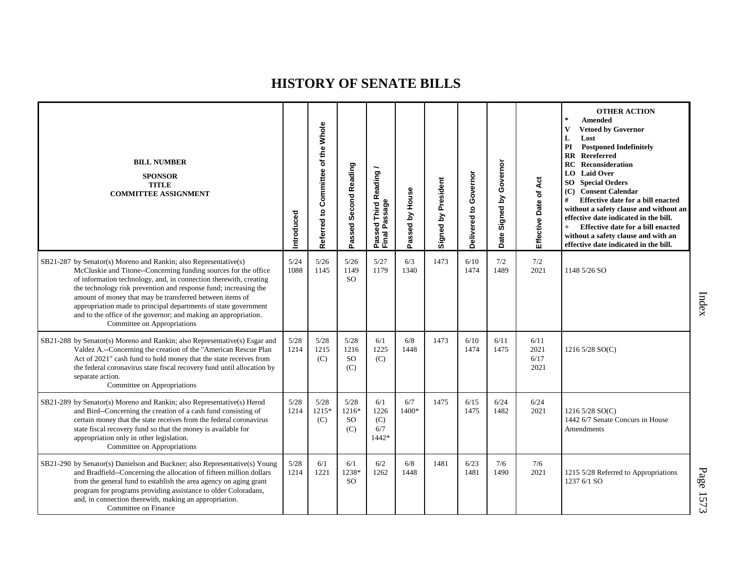# HISTORY OF SENATE BILLS

| BILL NUMBER<br>SPONSOR<br>TITLE<br>COMMITTEE ASSIGNMENT | Introduced | Referred to Committee of the Whole | Passed Second Reading | Passed Third Reading / Final Passage | Passed by House | Signed by President | Delivered to Governor | Date Signed by Governor | Effective Date of Act | OTHER ACTION<br>* Amended<br>V Vetoed by Governor<br>L Lost<br>PI Postponed Indefinitely<br>RR Rereferred<br>RC Reconsideration<br>LO Laid Over<br>SO Special Orders<br>(C) Consent Calendar<br># Effective date for a bill enacted without a safety clause and without an effective date indicated in the bill.<br>+ Effective date for a bill enacted without a safety clause and with an effective date indicated in the bill. |
|---|---|---|---|---|---|---|---|---|---|---|
| SB21-287 by Senator(s) Moreno and Rankin; also Representative(s) McCluskie and Titone--Concerning funding sources for the office of information technology, and, in connection therewith, creating the technology risk prevention and response fund; increasing the amount of money that may be transferred between items of appropriation made to principal departments of state government and to the office of the governor; and making an appropriation.<br>Committee on Appropriations | 5/24<br>1088 | 5/26<br>1145 | 5/26<br>1149<br>SO | 5/27<br>1179 | 6/3<br>1340 | 1473 | 6/10<br>1474 | 7/2<br>1489 | 7/2<br>2021 | 1148 5/26 SO |
| SB21-288 by Senator(s) Moreno and Rankin; also Representative(s) Esgar and Valdez A.--Concerning the creation of the "American Rescue Plan Act of 2021" cash fund to hold money that the state receives from the federal coronavirus state fiscal recovery fund until allocation by separate action.<br>Committee on Appropriations | 5/28<br>1214 | 5/28<br>1215<br>(C) | 5/28<br>1216<br>SO<br>(C) | 6/1<br>1225<br>(C) | 6/8<br>1448 | 1473 | 6/10<br>1474 | 6/11<br>1475 | 6/11<br>2021<br>6/17<br>2021 | 1216 5/28 SO(C) |
| SB21-289 by Senator(s) Moreno and Rankin; also Representative(s) Herod and Bird--Concerning the creation of a cash fund consisting of certain money that the state receives from the federal coronavirus state fiscal recovery fund so that the money is available for appropriation only in other legislation.<br>Committee on Appropriations | 5/28<br>1214 | 5/28<br>1215*<br>(C) | 5/28<br>1216*<br>SO<br>(C) | 6/1<br>1226<br>(C)<br>6/7<br>1442* | 6/7<br>1400* | 1475 | 6/15<br>1475 | 6/24<br>1482 | 6/24<br>2021 | 1216 5/28 SO(C)<br>1442 6/7 Senate Concurs in House Amendments |
| SB21-290 by Senator(s) Danielson and Buckner; also Representative(s) Young and Bradfield--Concerning the allocation of fifteen million dollars from the general fund to establish the area agency on aging grant program for programs providing assistance to older Coloradans, and, in connection therewith, making an appropriation.<br>Committee on Finance | 5/28<br>1214 | 6/1<br>1221 | 6/1<br>1238*<br>SO | 6/2<br>1262 | 6/8<br>1448 | 1481 | 6/23<br>1481 | 7/6<br>1490 | 7/6<br>2021 | 1215 5/28 Referred to Appropriations<br>1237 6/1 SO |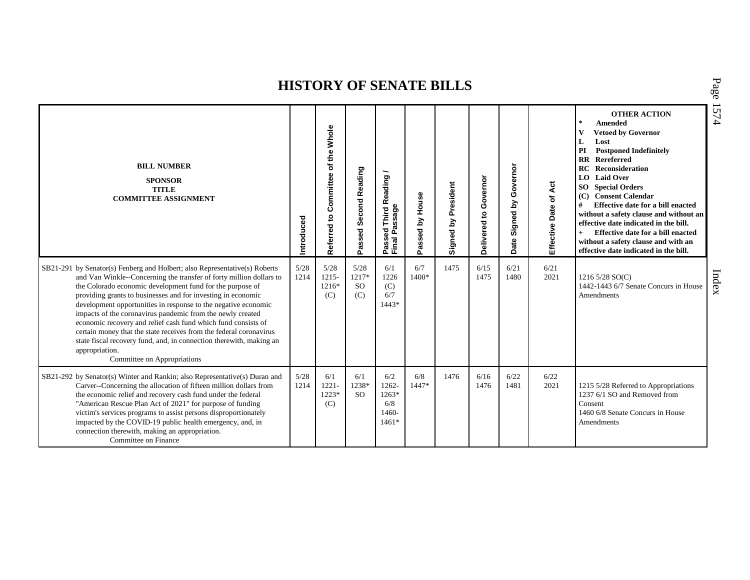# HISTORY OF SENATE BILLS

| BILL NUMBER<br>SPONSOR<br>TITLE<br>COMMITTEE ASSIGNMENT | Introduced | Referred to Committee of the Whole | Passed Second Reading | Passed Third Reading / Final Passage | Passed by House | Signed by President | Delivered to Governor | Date Signed by Governor | Effective Date of Act | OTHER ACTION<br>* Amended<br>V Vetoed by Governor<br>L Lost<br>PI Postponed Indefinitely<br>RR Rereferred<br>RC Reconsideration<br>LO Laid Over<br>SO Special Orders<br>(C) Consent Calendar<br># Effective date for a bill enacted without a safety clause and without an effective date indicated in the bill.<br>+ Effective date for a bill enacted without a safety clause and with an effective date indicated in the bill. |
|---|---|---|---|---|---|---|---|---|---|---|
| SB21-291 by Senator(s) Fenberg and Holbert; also Representative(s) Roberts and Van Winkle--Concerning the transfer of forty million dollars to the Colorado economic development fund for the purpose of providing grants to businesses and for investing in economic development opportunities in response to the negative economic impacts of the coronavirus pandemic from the newly created economic recovery and relief cash fund which fund consists of certain money that the state receives from the federal coronavirus state fiscal recovery fund, and, in connection therewith, making an appropriation.<br>Committee on Appropriations | 5/28<br>1214 | 5/28<br>1215-<br>1216*<br>(C) | 5/28<br>1217*<br>SO<br>(C) | 6/1<br>1226<br>(C)<br>6/7<br>1443* | 6/7<br>1400* | 1475 | 6/15<br>1475 | 6/21<br>1480 | 6/21<br>2021 | 1216 5/28 SO(C)<br>1442-1443 6/7 Senate Concurs in House Amendments |
| SB21-292 by Senator(s) Winter and Rankin; also Representative(s) Duran and Carver--Concerning the allocation of fifteen million dollars from the economic relief and recovery cash fund under the federal "American Rescue Plan Act of 2021" for purpose of funding victim's services programs to assist persons disproportionately impacted by the COVID-19 public health emergency, and, in connection therewith, making an appropriation.<br>Committee on Finance | 5/28<br>1214 | 6/1<br>1221-<br>1223*<br>(C) | 6/1<br>1238*<br>SO | 6/2<br>1262-<br>1263*<br>6/8<br>1460-<br>1461* | 6/8<br>1447* | 1476 | 6/16<br>1476 | 6/22<br>1481 | 6/22<br>2021 | 1215 5/28 Referred to Appropriations<br>1237 6/1 SO and Removed from Consent<br>1460 6/8 Senate Concurs in House Amendments |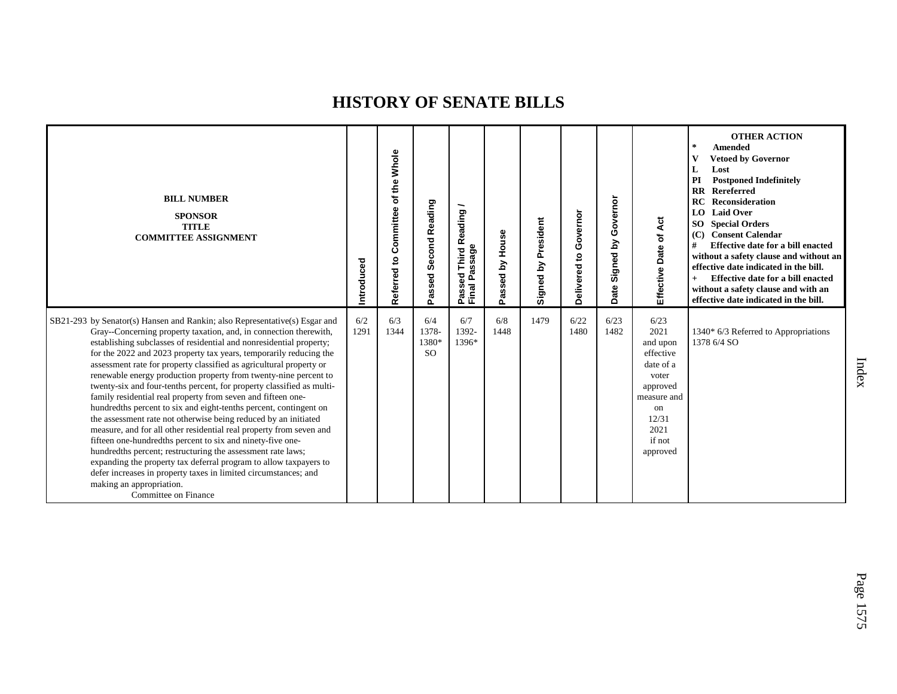# HISTORY OF SENATE BILLS

| BILL NUMBER<br>SPONSOR<br>TITLE<br>COMMITTEE ASSIGNMENT | Introduced | Referred to Committee of the Whole | Passed Second Reading | Passed Third Reading / Final Passage | Passed by House | Signed by President | Delivered to Governor | Date Signed by Governor | Effective Date of Act | OTHER ACTION<br>* Amended<br>V Vetoed by Governor<br>L Lost<br>PI Postponed Indefinitely<br>RR Rereferred<br>RC Reconsideration<br>LO Laid Over<br>SO Special Orders<br>(C) Consent Calendar<br># Effective date for a bill enacted without a safety clause and without an effective date indicated in the bill.<br>+ Effective date for a bill enacted without a safety clause and with an effective date indicated in the bill. |
|---|---|---|---|---|---|---|---|---|---|---|
| SB21-293 by Senator(s) Hansen and Rankin; also Representative(s) Esgar and Gray--Concerning property taxation, and, in connection therewith, establishing subclasses of residential and nonresidential property; for the 2022 and 2023 property tax years, temporarily reducing the assessment rate for property classified as agricultural property or renewable energy production property from twenty-nine percent to twenty-six and four-tenths percent, for property classified as multi-family residential real property from seven and fifteen one-hundredths percent to six and eight-tenths percent, contingent on the assessment rate not otherwise being reduced by an initiated measure, and for all other residential real property from seven and fifteen one-hundredths percent to six and ninety-five one-hundredths percent; restructuring the assessment rate laws; expanding the property tax deferral program to allow taxpayers to defer increases in property taxes in limited circumstances; and making an appropriation.<br>Committee on Finance | 6/2<br>1291 | 6/3<br>1344 | 6/4<br>1378-1380*<br>SO | 6/7<br>1392-1396* | 6/8<br>1448 | 1479 | 6/22<br>1480 | 6/23<br>1482 | 6/23<br>2021<br>and upon effective date of a voter approved measure and on 12/31 2021 if not approved | 1340* 6/3 Referred to Appropriations<br>1378 6/4 SO |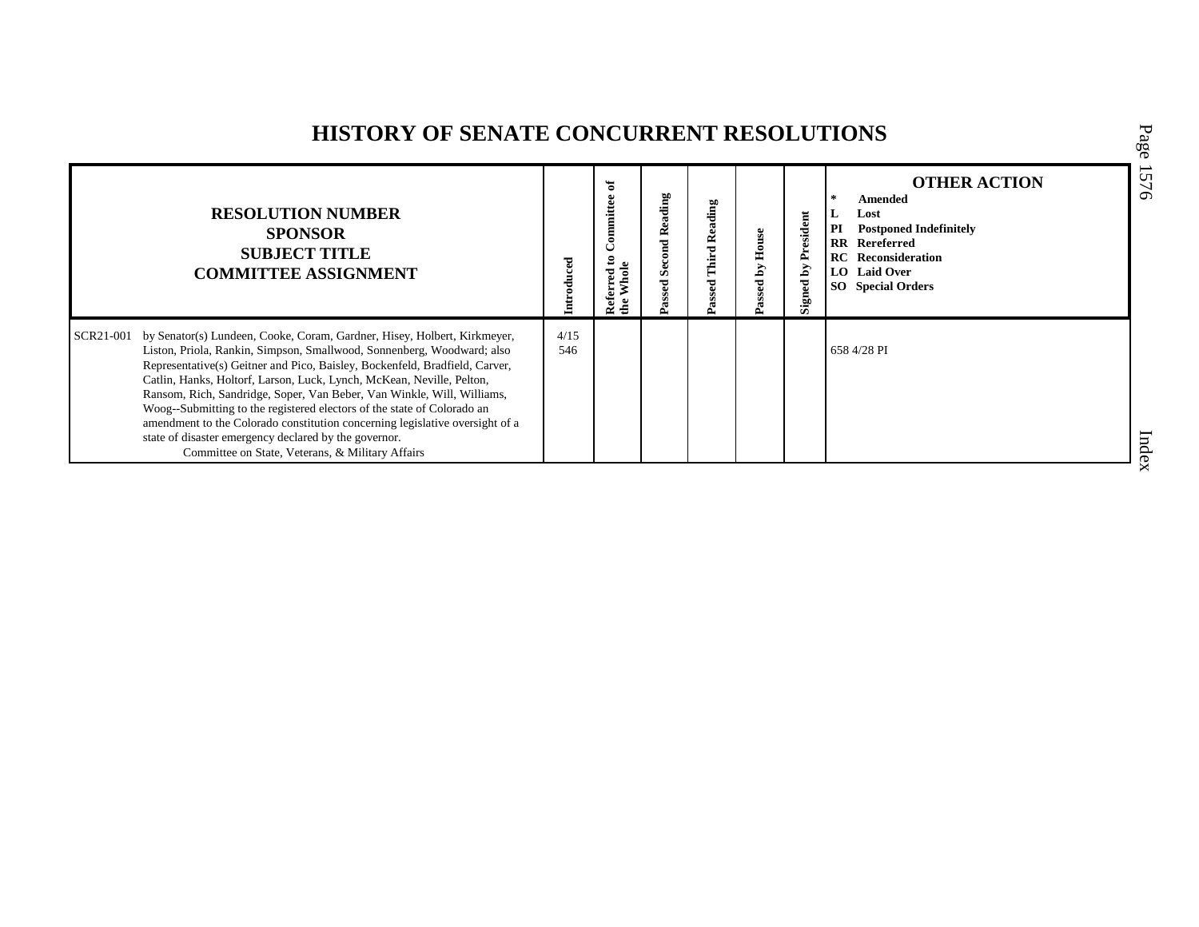# HISTORY OF SENATE CONCURRENT RESOLUTIONS

| RESOLUTION NUMBER<br>SPONSOR<br>SUBJECT TITLE<br>COMMITTEE ASSIGNMENT | Introduced | Referred to Committee of the Whole | Passed Second Reading | Passed Third Reading | Passed by House | Signed by President | OTHER ACTION<br>* Amended<br>L Lost<br>PI Postponed Indefinitely<br>RR Rereferred<br>RC Reconsideration<br>LO Laid Over<br>SO Special Orders |
|---|---|---|---|---|---|---|---|
| SCR21-001 by Senator(s) Lundeen, Cooke, Coram, Gardner, Hisey, Holbert, Kirkmeyer, Liston, Priola, Rankin, Simpson, Smallwood, Sonnenberg, Woodward; also Representative(s) Geitner and Pico, Baisley, Bockenfeld, Bradfield, Carver, Catlin, Hanks, Holtorf, Larson, Luck, Lynch, McKean, Neville, Pelton, Ransom, Rich, Sandridge, Soper, Van Beber, Van Winkle, Will, Williams, Woog--Submitting to the registered electors of the state of Colorado an amendment to the Colorado constitution concerning legislative oversight of a state of disaster emergency declared by the governor.<br>Committee on State, Veterans, & Military Affairs | 4/15<br>546 | | | | | | 658 4/28 PI |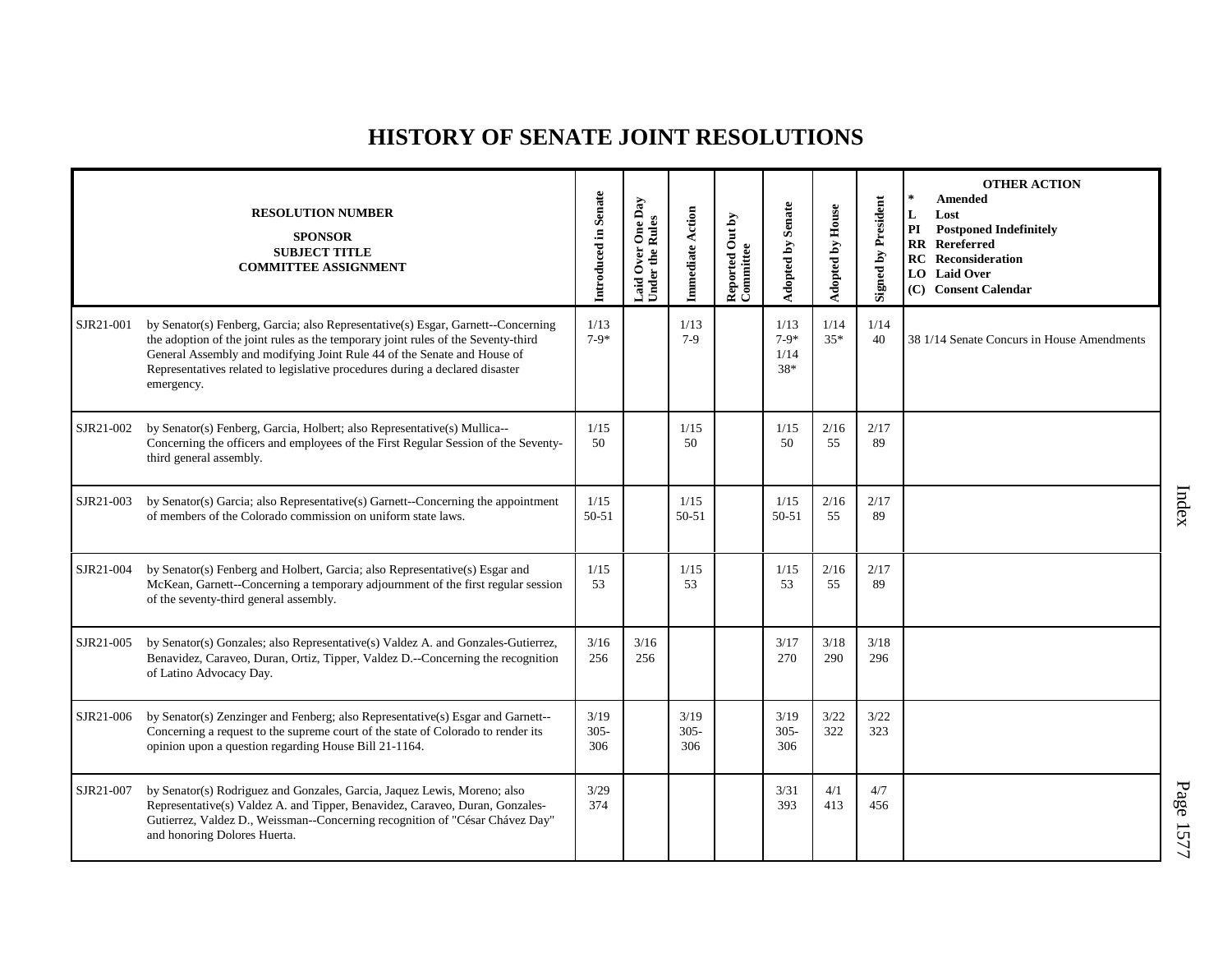# HISTORY OF SENATE JOINT RESOLUTIONS

| RESOLUTION NUMBER<br>SPONSOR<br>SUBJECT TITLE<br>COMMITTEE ASSIGNMENT | | Introduced in Senate | Laid Over One Day Under the Rules | Immediate Action | Reported Out by Committee | Adopted by Senate | Adopted by House | Signed by President | OTHER ACTION<br>* Amended<br>L Lost<br>PI Postponed Indefinitely<br>RR Rereferred<br>RC Reconsideration<br>LO Laid Over<br>(C) Consent Calendar |
|---|---|---|---|---|---|---|---|---|---|
| SJR21-001 | by Senator(s) Fenberg, Garcia; also Representative(s) Esgar, Garnett--Concerning the adoption of the joint rules as the temporary joint rules of the Seventy-third General Assembly and modifying Joint Rule 44 of the Senate and House of Representatives related to legislative procedures during a declared disaster emergency. | 1/13<br>7-9* | | 1/13<br>7-9 | | 1/13<br>7-9*<br>1/14<br>38* | 1/14<br>35* | 1/14<br>40 | 38 1/14 Senate Concurs in House Amendments |
| SJR21-002 | by Senator(s) Fenberg, Garcia, Holbert; also Representative(s) Mullica--Concerning the officers and employees of the First Regular Session of the Seventy-third general assembly. | 1/15<br>50 | | 1/15<br>50 | | 1/15<br>50 | 2/16<br>55 | 2/17<br>89 | |
| SJR21-003 | by Senator(s) Garcia; also Representative(s) Garnett--Concerning the appointment of members of the Colorado commission on uniform state laws. | 1/15<br>50-51 | | 1/15<br>50-51 | | 1/15<br>50-51 | 2/16<br>55 | 2/17<br>89 | |
| SJR21-004 | by Senator(s) Fenberg and Holbert, Garcia; also Representative(s) Esgar and McKean, Garnett--Concerning a temporary adjournment of the first regular session of the seventy-third general assembly. | 1/15<br>53 | | 1/15<br>53 | | 1/15<br>53 | 2/16<br>55 | 2/17<br>89 | |
| SJR21-005 | by Senator(s) Gonzales; also Representative(s) Valdez A. and Gonzales-Gutierrez, Benavidez, Caraveo, Duran, Ortiz, Tipper, Valdez D.--Concerning the recognition of Latino Advocacy Day. | 3/16<br>256 | 3/16<br>256 | | | 3/17<br>270 | 3/18<br>290 | 3/18<br>296 | |
| SJR21-006 | by Senator(s) Zenzinger and Fenberg; also Representative(s) Esgar and Garnett--Concerning a request to the supreme court of the state of Colorado to render its opinion upon a question regarding House Bill 21-1164. | 3/19<br>305-306 | | 3/19<br>305-306 | | 3/19<br>305-306 | 3/22<br>322 | 3/22<br>323 | |
| SJR21-007 | by Senator(s) Rodriguez and Gonzales, Garcia, Jaquez Lewis, Moreno; also Representative(s) Valdez A. and Tipper, Benavidez, Caraveo, Duran, Gonzales-Gutierrez, Valdez D., Weissman--Concerning recognition of "César Chávez Day" and honoring Dolores Huerta. | 3/29<br>374 | | | | 3/31<br>393 | 4/1<br>413 | 4/7<br>456 | |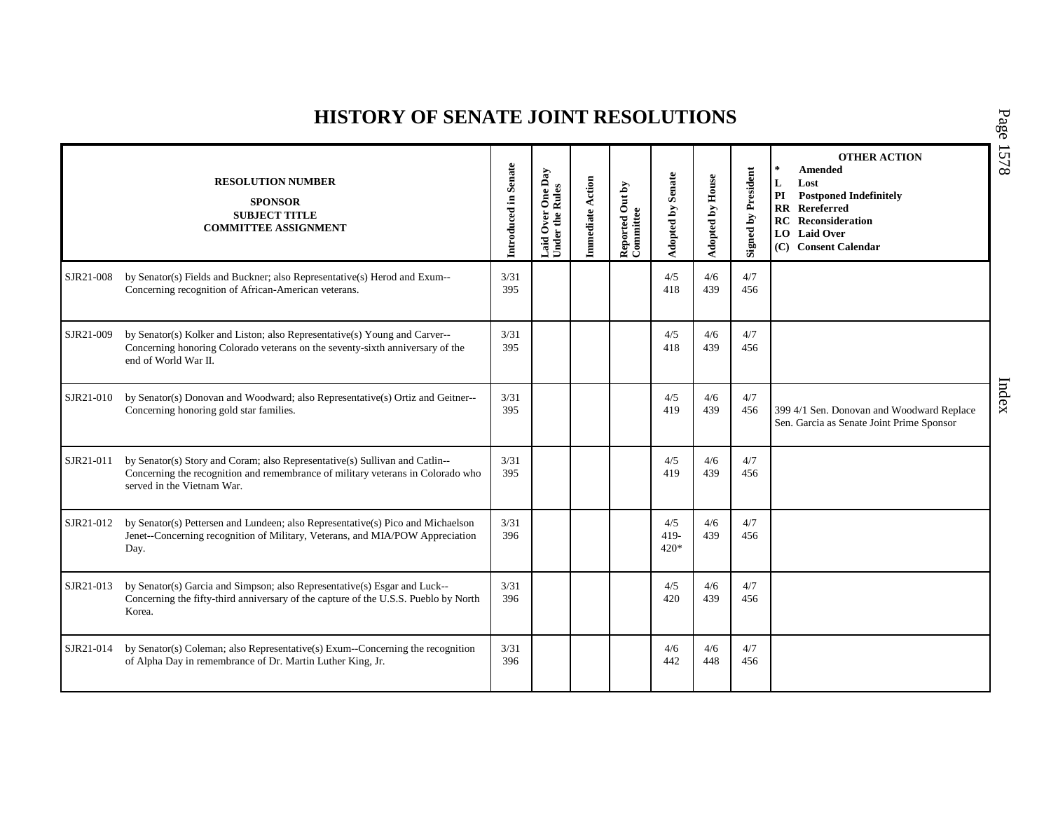# HISTORY OF SENATE JOINT RESOLUTIONS

| RESOLUTION NUMBER<br>SPONSOR<br>SUBJECT TITLE<br>COMMITTEE ASSIGNMENT | | Introduced in Senate | Laid Over One Day Under the Rules | Immediate Action | Reported Out by Committee | Adopted by Senate | Adopted by House | Signed by President | OTHER ACTION<br>* Amended<br>L Lost<br>PI Postponed Indefinitely<br>RR Rereferred<br>RC Reconsideration<br>LO Laid Over<br>(C) Consent Calendar |
|---|---|---|---|---|---|---|---|---|---|
| SJR21-008 | by Senator(s) Fields and Buckner; also Representative(s) Herod and Exum--Concerning recognition of African-American veterans. | 3/31<br>395 | | | | 4/5<br>418 | 4/6<br>439 | 4/7<br>456 | |
| SJR21-009 | by Senator(s) Kolker and Liston; also Representative(s) Young and Carver--Concerning honoring Colorado veterans on the seventy-sixth anniversary of the end of World War II. | 3/31<br>395 | | | | 4/5<br>418 | 4/6<br>439 | 4/7<br>456 | |
| SJR21-010 | by Senator(s) Donovan and Woodward; also Representative(s) Ortiz and Geitner--Concerning honoring gold star families. | 3/31<br>395 | | | | 4/5<br>419 | 4/6<br>439 | 4/7<br>456 | 399 4/1 Sen. Donovan and Woodward Replace Sen. Garcia as Senate Joint Prime Sponsor |
| SJR21-011 | by Senator(s) Story and Coram; also Representative(s) Sullivan and Catlin--Concerning the recognition and remembrance of military veterans in Colorado who served in the Vietnam War. | 3/31<br>395 | | | | 4/5<br>419 | 4/6<br>439 | 4/7<br>456 | |
| SJR21-012 | by Senator(s) Pettersen and Lundeen; also Representative(s) Pico and Michaelson Jenet--Concerning recognition of Military, Veterans, and MIA/POW Appreciation Day. | 3/31<br>396 | | | | 4/5<br>419-420* | 4/6<br>439 | 4/7<br>456 | |
| SJR21-013 | by Senator(s) Garcia and Simpson; also Representative(s) Esgar and Luck--Concerning the fifty-third anniversary of the capture of the U.S.S. Pueblo by North Korea. | 3/31<br>396 | | | | 4/5<br>420 | 4/6<br>439 | 4/7<br>456 | |
| SJR21-014 | by Senator(s) Coleman; also Representative(s) Exum--Concerning the recognition of Alpha Day in remembrance of Dr. Martin Luther King, Jr. | 3/31<br>396 | | | | 4/6<br>442 | 4/6<br>448 | 4/7<br>456 | |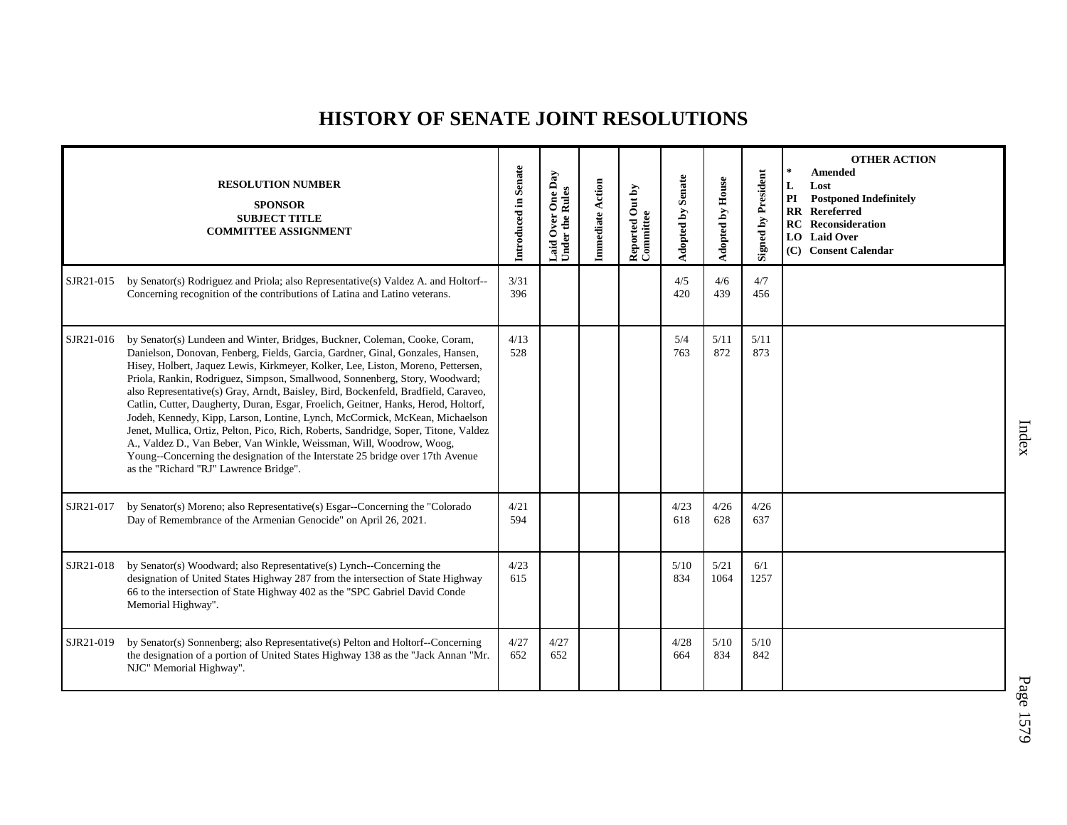# HISTORY OF SENATE JOINT RESOLUTIONS

| RESOLUTION NUMBER SPONSOR SUBJECT TITLE COMMITTEE ASSIGNMENT | | Introduced in Senate | Laid Over One Day Under the Rules | Immediate Action | Reported Out by Committee | Adopted by Senate | Adopted by House | Signed by President | OTHER ACTION * Amended L Lost PI Postponed Indefinitely RR Rereferred RC Reconsideration LO Laid Over (C) Consent Calendar |
|---|---|---|---|---|---|---|---|---|---|
| SJR21-015 | by Senator(s) Rodriguez and Priola; also Representative(s) Valdez A. and Holtorf--Concerning recognition of the contributions of Latina and Latino veterans. | 3/31 396 | | | | 4/5 420 | 4/6 439 | 4/7 456 | |
| SJR21-016 | by Senator(s) Lundeen and Winter, Bridges, Buckner, Coleman, Cooke, Coram, Danielson, Donovan, Fenberg, Fields, Garcia, Gardner, Ginal, Gonzales, Hansen, Hisey, Holbert, Jaquez Lewis, Kirkmeyer, Kolker, Lee, Liston, Moreno, Pettersen, Priola, Rankin, Rodriguez, Simpson, Smallwood, Sonnenberg, Story, Woodward; also Representative(s) Gray, Arndt, Baisley, Bird, Bockenfeld, Bradfield, Caraveo, Catlin, Cutter, Daugherty, Duran, Esgar, Froelich, Geitner, Hanks, Herod, Holtorf, Jodeh, Kennedy, Kipp, Larson, Lontine, Lynch, McCormick, McKean, Michaelson Jenet, Mullica, Ortiz, Pelton, Pico, Rich, Roberts, Sandridge, Soper, Titone, Valdez A., Valdez D., Van Beber, Van Winkle, Weissman, Will, Woodrow, Woog, Young--Concerning the designation of the Interstate 25 bridge over 17th Avenue as the "Richard "RJ" Lawrence Bridge". | 4/13 528 | | | | 5/4 763 | 5/11 872 | 5/11 873 | |
| SJR21-017 | by Senator(s) Moreno; also Representative(s) Esgar--Concerning the "Colorado Day of Remembrance of the Armenian Genocide" on April 26, 2021. | 4/21 594 | | | | 4/23 618 | 4/26 628 | 4/26 637 | |
| SJR21-018 | by Senator(s) Woodward; also Representative(s) Lynch--Concerning the designation of United States Highway 287 from the intersection of State Highway 66 to the intersection of State Highway 402 as the "SPC Gabriel David Conde Memorial Highway". | 4/23 615 | | | | 5/10 834 | 5/21 1064 | 6/1 1257 | |
| SJR21-019 | by Senator(s) Sonnenberg; also Representative(s) Pelton and Holtorf--Concerning the designation of a portion of United States Highway 138 as the "Jack Annan "Mr. NJC" Memorial Highway". | 4/27 652 | 4/27 652 | | | 4/28 664 | 5/10 834 | 5/10 842 | |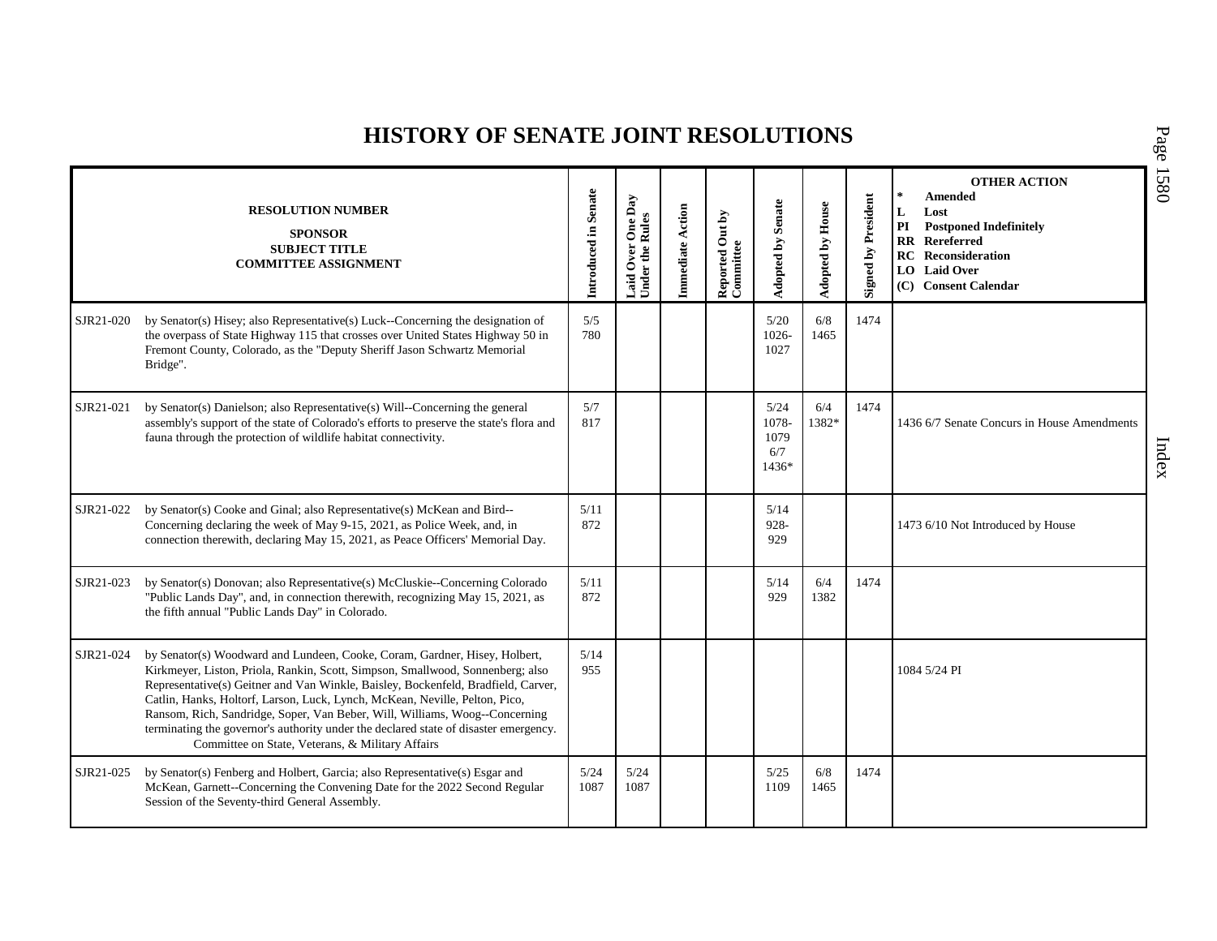# HISTORY OF SENATE JOINT RESOLUTIONS

| RESOLUTION NUMBER<br>SPONSOR<br>SUBJECT TITLE<br>COMMITTEE ASSIGNMENT | | Introduced in Senate | Laid Over One Day Under the Rules | Immediate Action | Reported Out by Committee | Adopted by Senate | Adopted by House | Signed by President | OTHER ACTION<br>* Amended<br>L Lost<br>PI Postponed Indefinitely<br>RR Rereferred<br>RC Reconsideration<br>LO Laid Over<br>(C) Consent Calendar |
|---|---|---|---|---|---|---|---|---|---|
| SJR21-020 | by Senator(s) Hisey; also Representative(s) Luck--Concerning the designation of the overpass of State Highway 115 that crosses over United States Highway 50 in Fremont County, Colorado, as the "Deputy Sheriff Jason Schwartz Memorial Bridge". | 5/5<br>780 | | | | 5/20<br>1026-1027 | 6/8<br>1465 | 1474 | |
| SJR21-021 | by Senator(s) Danielson; also Representative(s) Will--Concerning the general assembly's support of the state of Colorado's efforts to preserve the state's flora and fauna through the protection of wildlife habitat connectivity. | 5/7<br>817 | | | | 5/24<br>1078-1079<br>6/7<br>1436* | 6/4<br>1382* | 1474 | 1436 6/7 Senate Concurs in House Amendments |
| SJR21-022 | by Senator(s) Cooke and Ginal; also Representative(s) McKean and Bird--Concerning declaring the week of May 9-15, 2021, as Police Week, and, in connection therewith, declaring May 15, 2021, as Peace Officers' Memorial Day. | 5/11<br>872 | | | | 5/14<br>928-929 | | | 1473 6/10 Not Introduced by House |
| SJR21-023 | by Senator(s) Donovan; also Representative(s) McCluskie--Concerning Colorado "Public Lands Day", and, in connection therewith, recognizing May 15, 2021, as the fifth annual "Public Lands Day" in Colorado. | 5/11<br>872 | | | | 5/14<br>929 | 6/4<br>1382 | 1474 | |
| SJR21-024 | by Senator(s) Woodward and Lundeen, Cooke, Coram, Gardner, Hisey, Holbert, Kirkmeyer, Liston, Priola, Rankin, Scott, Simpson, Smallwood, Sonnenberg; also Representative(s) Geitner and Van Winkle, Baisley, Bockenfeld, Bradfield, Carver, Catlin, Hanks, Holtorf, Larson, Luck, Lynch, McKean, Neville, Pelton, Pico, Ransom, Rich, Sandridge, Soper, Van Beber, Will, Williams, Woog--Concerning terminating the governor's authority under the declared state of disaster emergency.<br>Committee on State, Veterans, & Military Affairs | 5/14<br>955 | | | | | | | 1084 5/24 PI |
| SJR21-025 | by Senator(s) Fenberg and Holbert, Garcia; also Representative(s) Esgar and McKean, Garnett--Concerning the Convening Date for the 2022 Second Regular Session of the Seventy-third General Assembly. | 5/24<br>1087 | 5/24<br>1087 | | | 5/25<br>1109 | 6/8<br>1465 | 1474 | |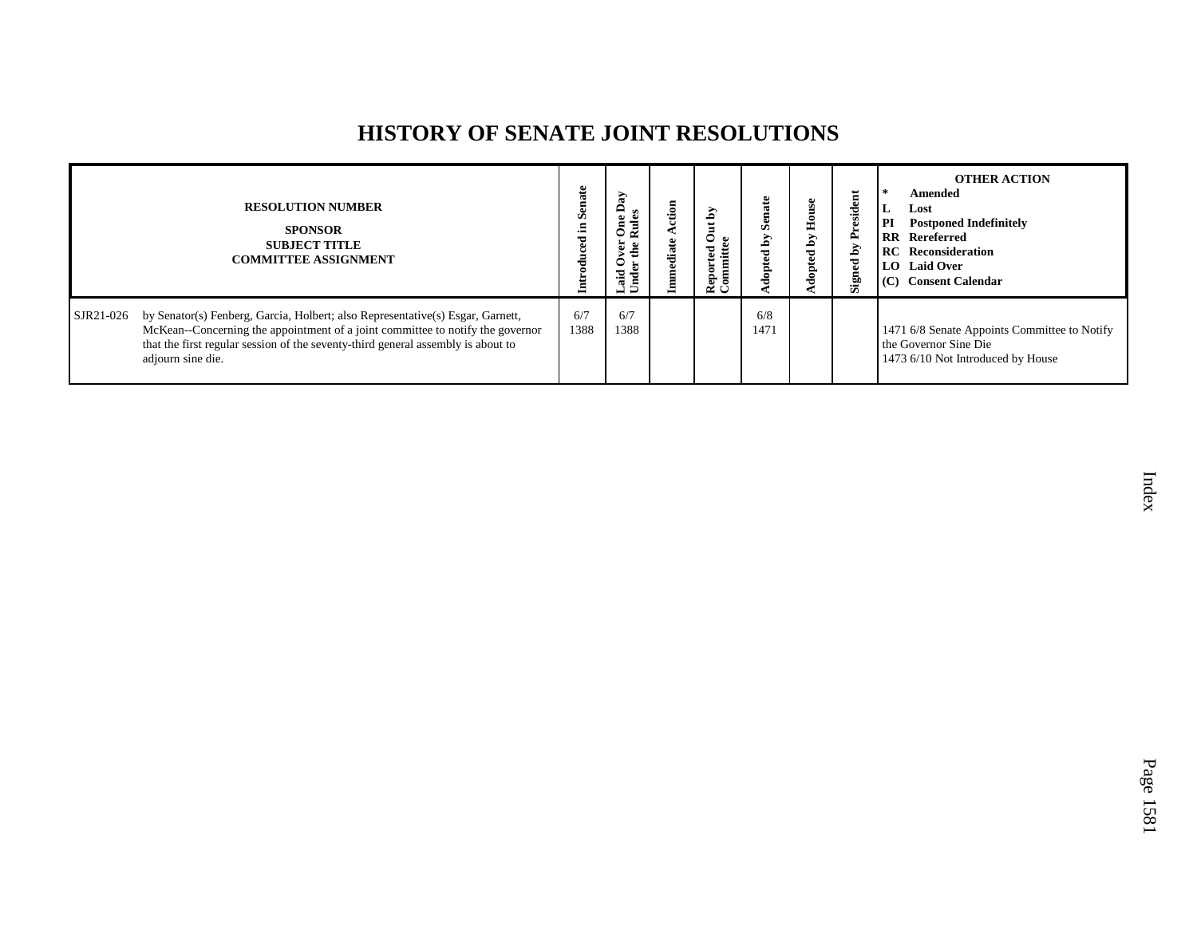# HISTORY OF SENATE JOINT RESOLUTIONS

| RESOLUTION NUMBER<br>SPONSOR<br>SUBJECT TITLE<br>COMMITTEE ASSIGNMENT | Introduced in Senate | Laid Over One Day Under the Rules | Immediate Action | Reported Out by Committee | Adopted by Senate | Adopted by House | Signed by President | OTHER ACTION<br>* Amended<br>L Lost<br>PI Postponed Indefinitely<br>RR Rereferred<br>RC Reconsideration<br>LO Laid Over<br>(C) Consent Calendar |
|---|---|---|---|---|---|---|---|---|
| SJR21-026 by Senator(s) Fenberg, Garcia, Holbert; also Representative(s) Esgar, Garnett, McKean--Concerning the appointment of a joint committee to notify the governor that the first regular session of the seventy-third general assembly is about to adjourn sine die. | 6/7<br>1388 | 6/7<br>1388 | | | 6/8<br>1471 | | | 1471 6/8 Senate Appoints Committee to Notify the Governor Sine Die<br>1473 6/10 Not Introduced by House |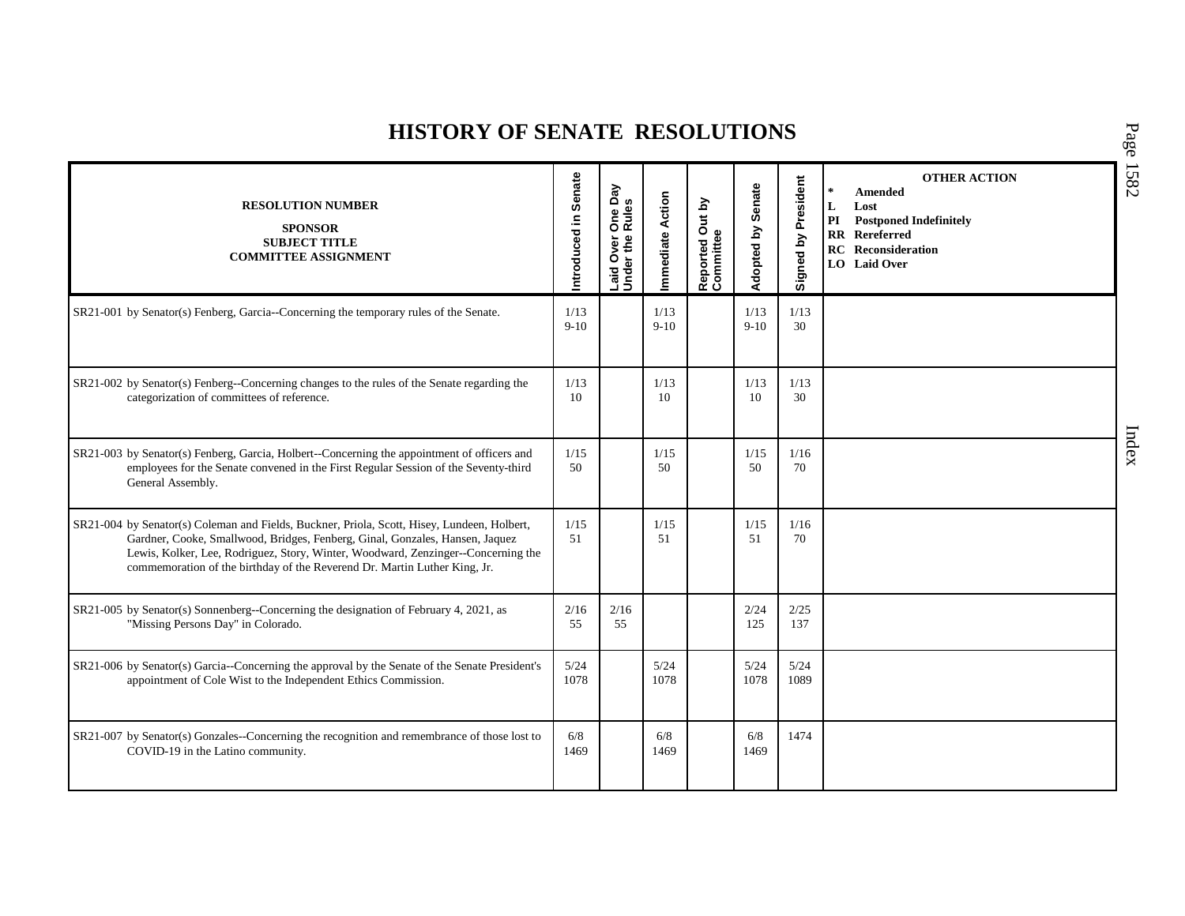# HISTORY OF SENATE RESOLUTIONS

| RESOLUTION NUMBER<br>SPONSOR<br>SUBJECT TITLE<br>COMMITTEE ASSIGNMENT | Introduced in Senate | Laid Over One Day Under the Rules | Immediate Action | Reported Out by Committee | Adopted by Senate | Signed by President | OTHER ACTION<br>* Amended<br>L Lost<br>PI Postponed Indefinitely<br>RR Rereferred<br>RC Reconsideration<br>LO Laid Over |
|---|---|---|---|---|---|---|---|
| SR21-001 by Senator(s) Fenberg, Garcia--Concerning the temporary rules of the Senate. | 1/13<br>9-10 | | 1/13<br>9-10 | | 1/13<br>9-10 | 1/13<br>30 | |
| SR21-002 by Senator(s) Fenberg--Concerning changes to the rules of the Senate regarding the categorization of committees of reference. | 1/13<br>10 | | 1/13<br>10 | | 1/13<br>10 | 1/13<br>30 | |
| SR21-003 by Senator(s) Fenberg, Garcia, Holbert--Concerning the appointment of officers and employees for the Senate convened in the First Regular Session of the Seventy-third General Assembly. | 1/15<br>50 | | 1/15<br>50 | | 1/15<br>50 | 1/16<br>70 | |
| SR21-004 by Senator(s) Coleman and Fields, Buckner, Priola, Scott, Hisey, Lundeen, Holbert, Gardner, Cooke, Smallwood, Bridges, Fenberg, Ginal, Gonzales, Hansen, Jaquez Lewis, Kolker, Lee, Rodriguez, Story, Winter, Woodward, Zenzinger--Concerning the commemoration of the birthday of the Reverend Dr. Martin Luther King, Jr. | 1/15<br>51 | | 1/15<br>51 | | 1/15<br>51 | 1/16<br>70 | |
| SR21-005 by Senator(s) Sonnenberg--Concerning the designation of February 4, 2021, as "Missing Persons Day" in Colorado. | 2/16<br>55 | 2/16<br>55 | | | 2/24<br>125 | 2/25<br>137 | |
| SR21-006 by Senator(s) Garcia--Concerning the approval by the Senate of the Senate President's appointment of Cole Wist to the Independent Ethics Commission. | 5/24<br>1078 | | 5/24<br>1078 | | 5/24<br>1078 | 5/24<br>1089 | |
| SR21-007 by Senator(s) Gonzales--Concerning the recognition and remembrance of those lost to COVID-19 in the Latino community. | 6/8<br>1469 | | 6/8<br>1469 | | 6/8<br>1469 | 1474 | |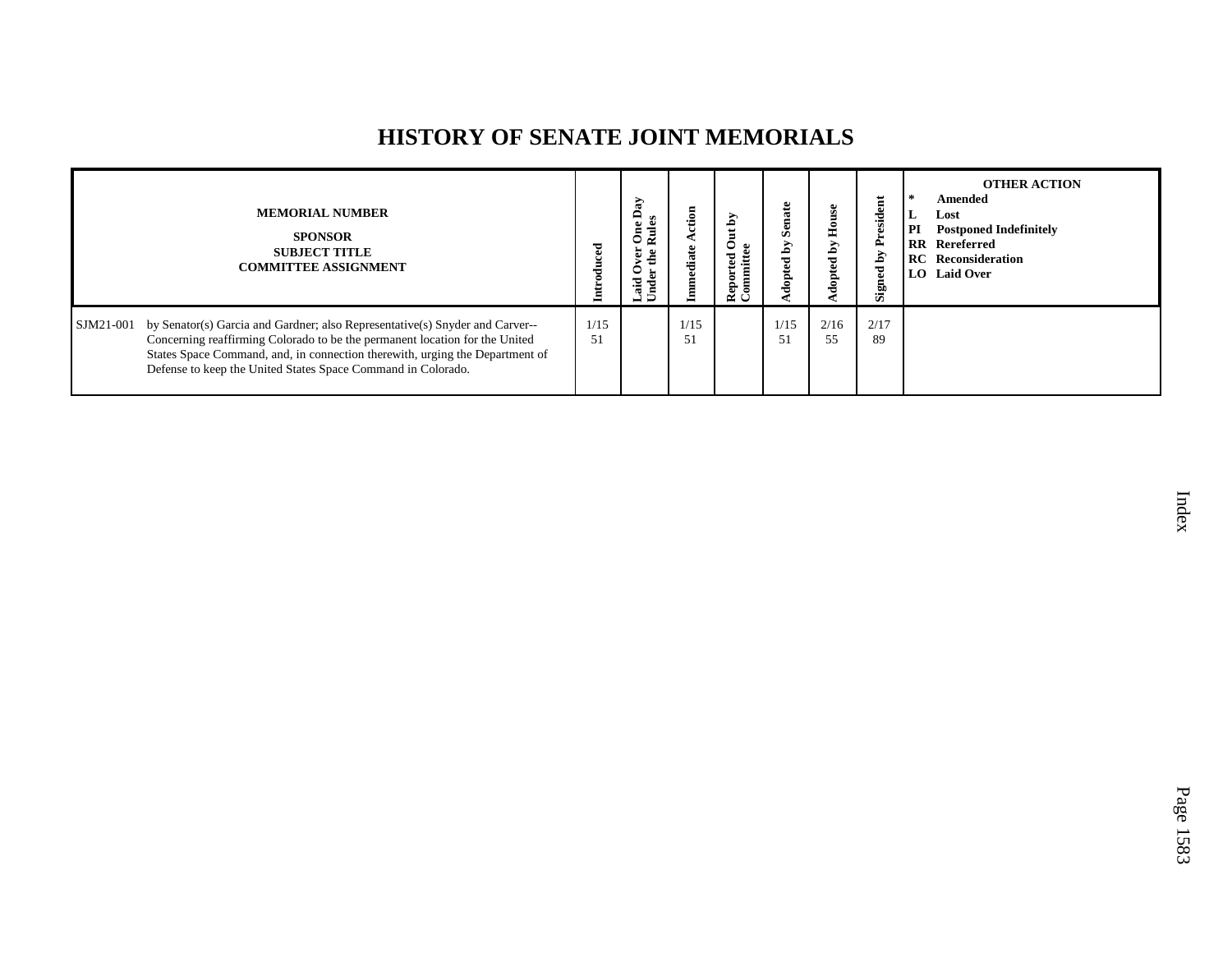# HISTORY OF SENATE JOINT MEMORIALS

| MEMORIAL NUMBER<br>SPONSOR<br>SUBJECT TITLE<br>COMMITTEE ASSIGNMENT | Introduced | Laid Over One Day Under the Rules | Immediate Action | Reported Out by Committee | Adopted by Senate | Adopted by House | Signed by President | OTHER ACTION<br>* Amended<br>L Lost<br>PI Postponed Indefinitely<br>RR Rereferred<br>RC Reconsideration<br>LO Laid Over |
|---|---|---|---|---|---|---|---|---|
| SJM21-001 by Senator(s) Garcia and Gardner; also Representative(s) Snyder and Carver-- Concerning reaffirming Colorado to be the permanent location for the United States Space Command, and, in connection therewith, urging the Department of Defense to keep the United States Space Command in Colorado. | 1/15<br>51 | | 1/15<br>51 | | 1/15<br>51 | 2/16<br>55 | 2/17<br>89 | |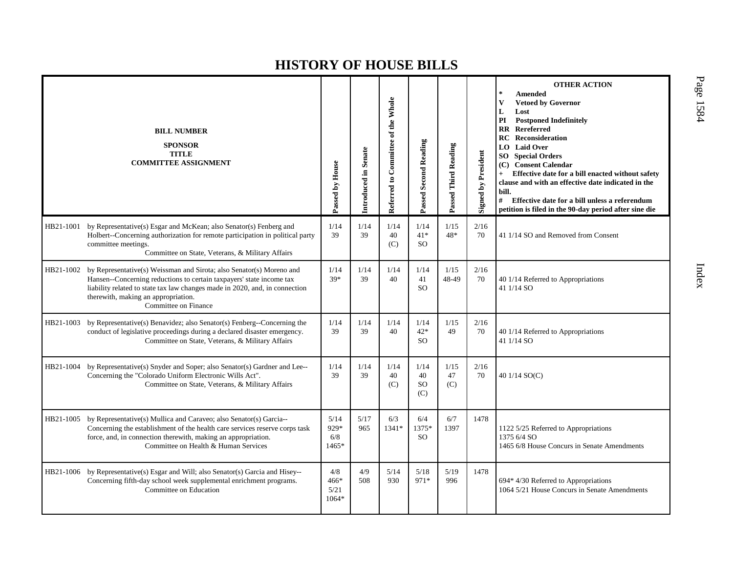# HISTORY OF HOUSE BILLS

| BILL NUMBER<br>SPONSOR<br>TITLE<br>COMMITTEE ASSIGNMENT | Passed by House | Introduced in Senate | Referred to Committee of the Whole | Passed Second Reading | Passed Third Reading | Signed by President | OTHER ACTION<br>* Amended<br>V Vetoed by Governor<br>L Lost<br>PI Postponed Indefinitely<br>RR Rereferred<br>RC Reconsideration<br>LO Laid Over<br>SO Special Orders<br>(C) Consent Calendar<br>+ Effective date for a bill enacted without safety clause and with an effective date indicated in the bill.<br># Effective date for a bill unless a referendum petition is filed in the 90-day period after sine die |
|---|---|---|---|---|---|---|---|
| HB21-1001 by Representative(s) Esgar and McKean; also Senator(s) Fenberg and Holbert--Concerning authorization for remote participation in political party committee meetings.<br>Committee on State, Veterans, & Military Affairs | 1/14<br>39 | 1/14<br>39 | 1/14<br>40<br>(C) | 1/14<br>41*<br>SO | 1/15<br>48* | 2/16<br>70 | 41 1/14 SO and Removed from Consent |
| HB21-1002 by Representative(s) Weissman and Sirota; also Senator(s) Moreno and Hansen--Concerning reductions to certain taxpayers' state income tax liability related to state tax law changes made in 2020, and, in connection therewith, making an appropriation.<br>Committee on Finance | 1/14<br>39* | 1/14<br>39 | 1/14<br>40 | 1/14<br>41<br>SO | 1/15<br>48-49 | 2/16<br>70 | 40 1/14 Referred to Appropriations<br>41 1/14 SO |
| HB21-1003 by Representative(s) Benavidez; also Senator(s) Fenberg--Concerning the conduct of legislative proceedings during a declared disaster emergency.<br>Committee on State, Veterans, & Military Affairs | 1/14<br>39 | 1/14<br>39 | 1/14<br>40 | 1/14<br>42*<br>SO | 1/15<br>49 | 2/16<br>70 | 40 1/14 Referred to Appropriations<br>41 1/14 SO |
| HB21-1004 by Representative(s) Snyder and Soper; also Senator(s) Gardner and Lee--Concerning the "Colorado Uniform Electronic Wills Act".<br>Committee on State, Veterans, & Military Affairs | 1/14<br>39 | 1/14<br>39 | 1/14<br>40<br>(C) | 1/14<br>40<br>SO<br>(C) | 1/15<br>47<br>(C) | 2/16<br>70 | 40 1/14 SO(C) |
| HB21-1005 by Representative(s) Mullica and Caraveo; also Senator(s) Garcia--Concerning the establishment of the health care services reserve corps task force, and, in connection therewith, making an appropriation.<br>Committee on Health & Human Services | 5/14<br>929*<br>6/8<br>1465* | 5/17<br>965 | 6/3<br>1341* | 6/4<br>1375*<br>SO | 6/7<br>1397 | 1478 | 1122 5/25 Referred to Appropriations<br>1375 6/4 SO<br>1465 6/8 House Concurs in Senate Amendments |
| HB21-1006 by Representative(s) Esgar and Will; also Senator(s) Garcia and Hisey--Concerning fifth-day school week supplemental enrichment programs.<br>Committee on Education | 4/8<br>466*<br>5/21<br>1064* | 4/9<br>508 | 5/14<br>930 | 5/18<br>971* | 5/19<br>996 | 1478 | 694* 4/30 Referred to Appropriations<br>1064 5/21 House Concurs in Senate Amendments |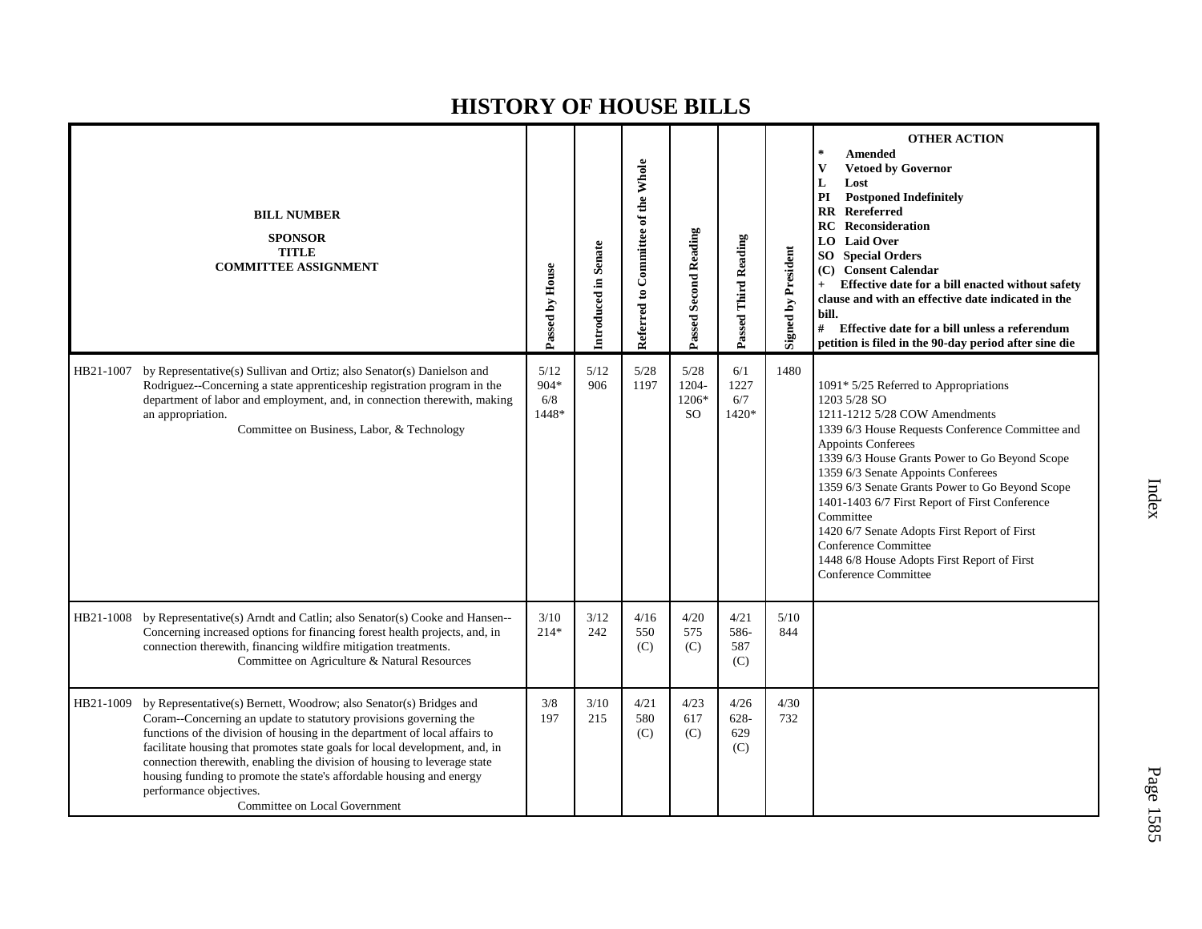# HISTORY OF HOUSE BILLS

| BILL NUMBER<br>SPONSOR<br>TITLE<br>COMMITTEE ASSIGNMENT | Passed by House | Introduced in Senate | Referred to Committee of the Whole | Passed Second Reading | Passed Third Reading | Signed by President | OTHER ACTION<br>* Amended<br>V Vetoed by Governor<br>L Lost<br>PI Postponed Indefinitely<br>RR Rereferred<br>RC Reconsideration<br>LO Laid Over<br>SO Special Orders<br>(C) Consent Calendar<br>+ Effective date for a bill enacted without safety clause and with an effective date indicated in the bill.<br># Effective date for a bill unless a referendum petition is filed in the 90-day period after sine die |
|---|---|---|---|---|---|---|---|
| HB21-1007 by Representative(s) Sullivan and Ortiz; also Senator(s) Danielson and Rodriguez--Concerning a state apprenticeship registration program in the department of labor and employment, and, in connection therewith, making an appropriation.<br>Committee on Business, Labor, & Technology | 5/12<br>904*<br>6/8<br>1448* | 5/12<br>906 | 5/28<br>1197 | 5/28<br>1204-<br>1206*<br>SO | 6/1<br>1227<br>6/7<br>1420* | 1480 | 1091* 5/25 Referred to Appropriations<br>1203 5/28 SO<br>1211-1212 5/28 COW Amendments<br>1339 6/3 House Requests Conference Committee and Appoints Conferees<br>1339 6/3 House Grants Power to Go Beyond Scope<br>1359 6/3 Senate Appoints Conferees<br>1359 6/3 Senate Grants Power to Go Beyond Scope<br>1401-1403 6/7 First Report of First Conference Committee<br>1420 6/7 Senate Adopts First Report of First Conference Committee<br>1448 6/8 House Adopts First Report of First Conference Committee |
| HB21-1008 by Representative(s) Arndt and Catlin; also Senator(s) Cooke and Hansen--Concerning increased options for financing forest health projects, and, in connection therewith, financing wildfire mitigation treatments.<br>Committee on Agriculture & Natural Resources | 3/10<br>214* | 3/12<br>242 | 4/16<br>550<br>(C) | 4/20<br>575<br>(C) | 4/21<br>586-<br>587<br>(C) | 5/10<br>844 | |
| HB21-1009 by Representative(s) Bernett, Woodrow; also Senator(s) Bridges and Coram--Concerning an update to statutory provisions governing the functions of the division of housing in the department of local affairs to facilitate housing that promotes state goals for local development, and, in connection therewith, enabling the division of housing to leverage state housing funding to promote the state's affordable housing and energy performance objectives.<br>Committee on Local Government | 3/8<br>197 | 3/10<br>215 | 4/21<br>580<br>(C) | 4/23<br>617<br>(C) | 4/26<br>628-<br>629<br>(C) | 4/30<br>732 | |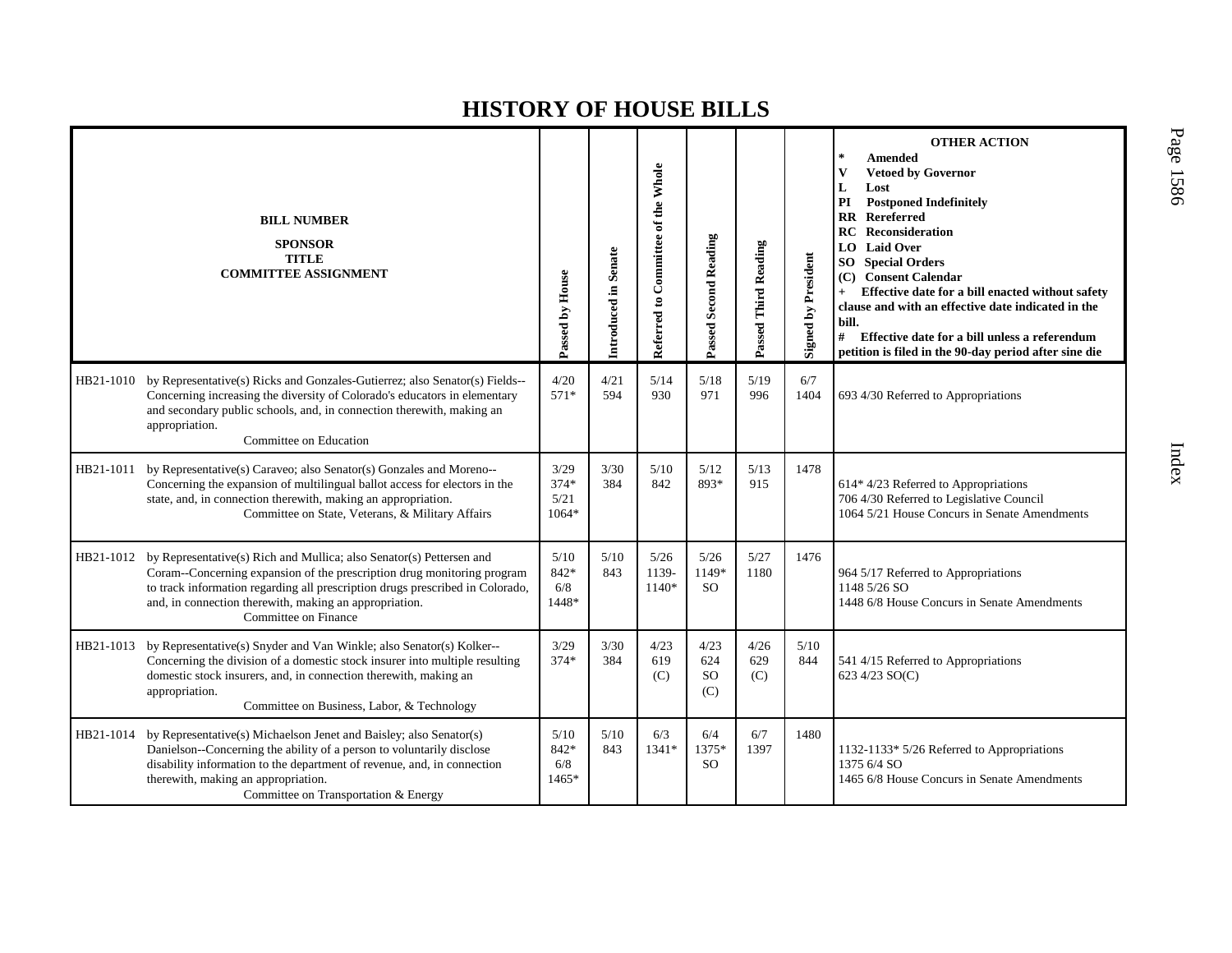# HISTORY OF HOUSE BILLS

| BILL NUMBER<br>SPONSOR<br>TITLE<br>COMMITTEE ASSIGNMENT | Passed by House | Introduced in Senate | Referred to Committee of the Whole | Passed Second Reading | Passed Third Reading | Signed by President | OTHER ACTION<br>* Amended<br>V Vetoed by Governor<br>L Lost<br>PI Postponed Indefinitely<br>RR Rereferred<br>RC Reconsideration<br>LO Laid Over<br>SO Special Orders<br>(C) Consent Calendar<br>+ Effective date for a bill enacted without safety clause and with an effective date indicated in the bill.<br># Effective date for a bill unless a referendum petition is filed in the 90-day period after sine die |
|---|---|---|---|---|---|---|---|
| HB21-1010 by Representative(s) Ricks and Gonzales-Gutierrez; also Senator(s) Fields--Concerning increasing the diversity of Colorado's educators in elementary and secondary public schools, and, in connection therewith, making an appropriation.<br>Committee on Education | 4/20<br>571* | 4/21<br>594 | 5/14<br>930 | 5/18<br>971 | 5/19<br>996 | 6/7<br>1404 | 693 4/30 Referred to Appropriations |
| HB21-1011 by Representative(s) Caraveo; also Senator(s) Gonzales and Moreno--Concerning the expansion of multilingual ballot access for electors in the state, and, in connection therewith, making an appropriation.<br>Committee on State, Veterans, & Military Affairs | 3/29<br>374*<br>5/21<br>1064* | 3/30<br>384 | 5/10<br>842 | 5/12<br>893* | 5/13<br>915 | 1478 | 614* 4/23 Referred to Appropriations<br>706 4/30 Referred to Legislative Council<br>1064 5/21 House Concurs in Senate Amendments |
| HB21-1012 by Representative(s) Rich and Mullica; also Senator(s) Pettersen and Coram--Concerning expansion of the prescription drug monitoring program to track information regarding all prescription drugs prescribed in Colorado, and, in connection therewith, making an appropriation.<br>Committee on Finance | 5/10<br>842*<br>6/8<br>1448* | 5/10<br>843 | 5/26<br>1139-<br>1140* | 5/26<br>1149*<br>SO | 5/27<br>1180 | 1476 | 964 5/17 Referred to Appropriations<br>1148 5/26 SO<br>1448 6/8 House Concurs in Senate Amendments |
| HB21-1013 by Representative(s) Snyder and Van Winkle; also Senator(s) Kolker--Concerning the division of a domestic stock insurer into multiple resulting domestic stock insurers, and, in connection therewith, making an appropriation.<br>Committee on Business, Labor, & Technology | 3/29<br>374* | 3/30<br>384 | 4/23<br>619<br>(C) | 4/23<br>624<br>SO<br>(C) | 4/26<br>629<br>(C) | 5/10<br>844 | 541 4/15 Referred to Appropriations<br>623 4/23 SO(C) |
| HB21-1014 by Representative(s) Michaelson Jenet and Baisley; also Senator(s) Danielson--Concerning the ability of a person to voluntarily disclose disability information to the department of revenue, and, in connection therewith, making an appropriation.<br>Committee on Transportation & Energy | 5/10<br>842*<br>6/8<br>1465* | 5/10<br>843 | 6/3<br>1341* | 6/4<br>1375*<br>SO | 6/7<br>1397 | 1480 | 1132-1133* 5/26 Referred to Appropriations<br>1375 6/4 SO<br>1465 6/8 House Concurs in Senate Amendments |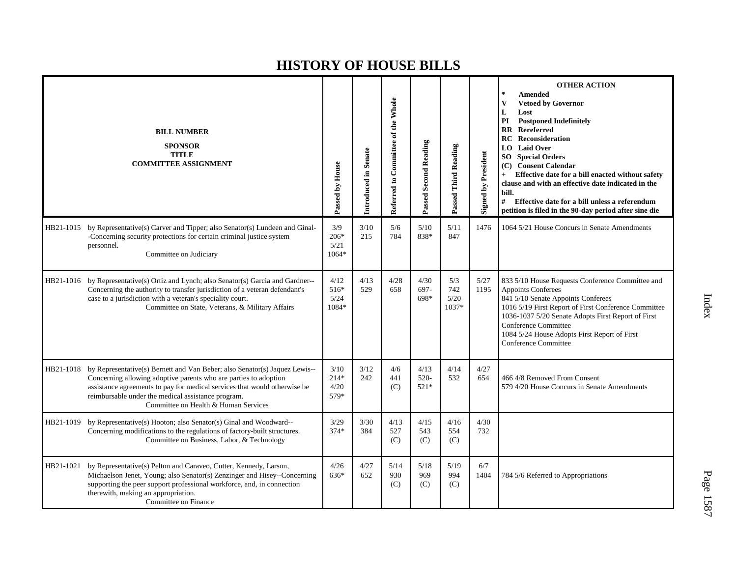# HISTORY OF HOUSE BILLS

| BILL NUMBER<br>SPONSOR<br>TITLE<br>COMMITTEE ASSIGNMENT | Passed by House | Introduced in Senate | Referred to Committee of the Whole | Passed Second Reading | Passed Third Reading | Signed by President | OTHER ACTION<br>* Amended<br>V Vetoed by Governor<br>L Lost<br>PI Postponed Indefinitely<br>RR Rereferred<br>RC Reconsideration<br>LO Laid Over<br>SO Special Orders<br>(C) Consent Calendar<br>+ Effective date for a bill enacted without safety clause and with an effective date indicated in the bill.<br># Effective date for a bill unless a referendum petition is filed in the 90-day period after sine die |
|---|---|---|---|---|---|---|---|
| HB21-1015 by Representative(s) Carver and Tipper; also Senator(s) Lundeen and Ginal--Concerning security protections for certain criminal justice system personnel.<br>Committee on Judiciary | 3/9<br>206*<br>5/21<br>1064* | 3/10<br>215 | 5/6<br>784 | 5/10<br>838* | 5/11<br>847 | 1476 | 1064 5/21 House Concurs in Senate Amendments |
| HB21-1016 by Representative(s) Ortiz and Lynch; also Senator(s) Garcia and Gardner--Concerning the authority to transfer jurisdiction of a veteran defendant's case to a jurisdiction with a veteran's speciality court.<br>Committee on State, Veterans, & Military Affairs | 4/12<br>516*<br>5/24<br>1084* | 4/13<br>529 | 4/28<br>658 | 4/30<br>697-698* | 5/3<br>742<br>5/20<br>1037* | 5/27<br>1195 | 833 5/10 House Requests Conference Committee and Appoints Conferees<br>841 5/10 Senate Appoints Conferees<br>1016 5/19 First Report of First Conference Committee<br>1036-1037 5/20 Senate Adopts First Report of First Conference Committee<br>1084 5/24 House Adopts First Report of First Conference Committee |
| HB21-1018 by Representative(s) Bernett and Van Beber; also Senator(s) Jaquez Lewis--Concerning allowing adoptive parents who are parties to adoption assistance agreements to pay for medical services that would otherwise be reimbursable under the medical assistance program.<br>Committee on Health & Human Services | 3/10<br>214*<br>4/20<br>579* | 3/12<br>242 | 4/6<br>441<br>(C) | 4/13<br>520-521* | 4/14<br>532 | 4/27<br>654 | 466 4/8 Removed From Consent<br>579 4/20 House Concurs in Senate Amendments |
| HB21-1019 by Representative(s) Hooton; also Senator(s) Ginal and Woodward--Concerning modifications to the regulations of factory-built structures.<br>Committee on Business, Labor, & Technology | 3/29<br>374* | 3/30<br>384 | 4/13<br>527<br>(C) | 4/15<br>543<br>(C) | 4/16<br>554<br>(C) | 4/30<br>732 | |
| HB21-1021 by Representative(s) Pelton and Caraveo, Cutter, Kennedy, Larson, Michaelson Jenet, Young; also Senator(s) Zenzinger and Hisey--Concerning supporting the peer support professional workforce, and, in connection therewith, making an appropriation.<br>Committee on Finance | 4/26<br>636* | 4/27<br>652 | 5/14<br>930<br>(C) | 5/18<br>969<br>(C) | 5/19<br>994<br>(C) | 6/7<br>1404 | 784 5/6 Referred to Appropriations |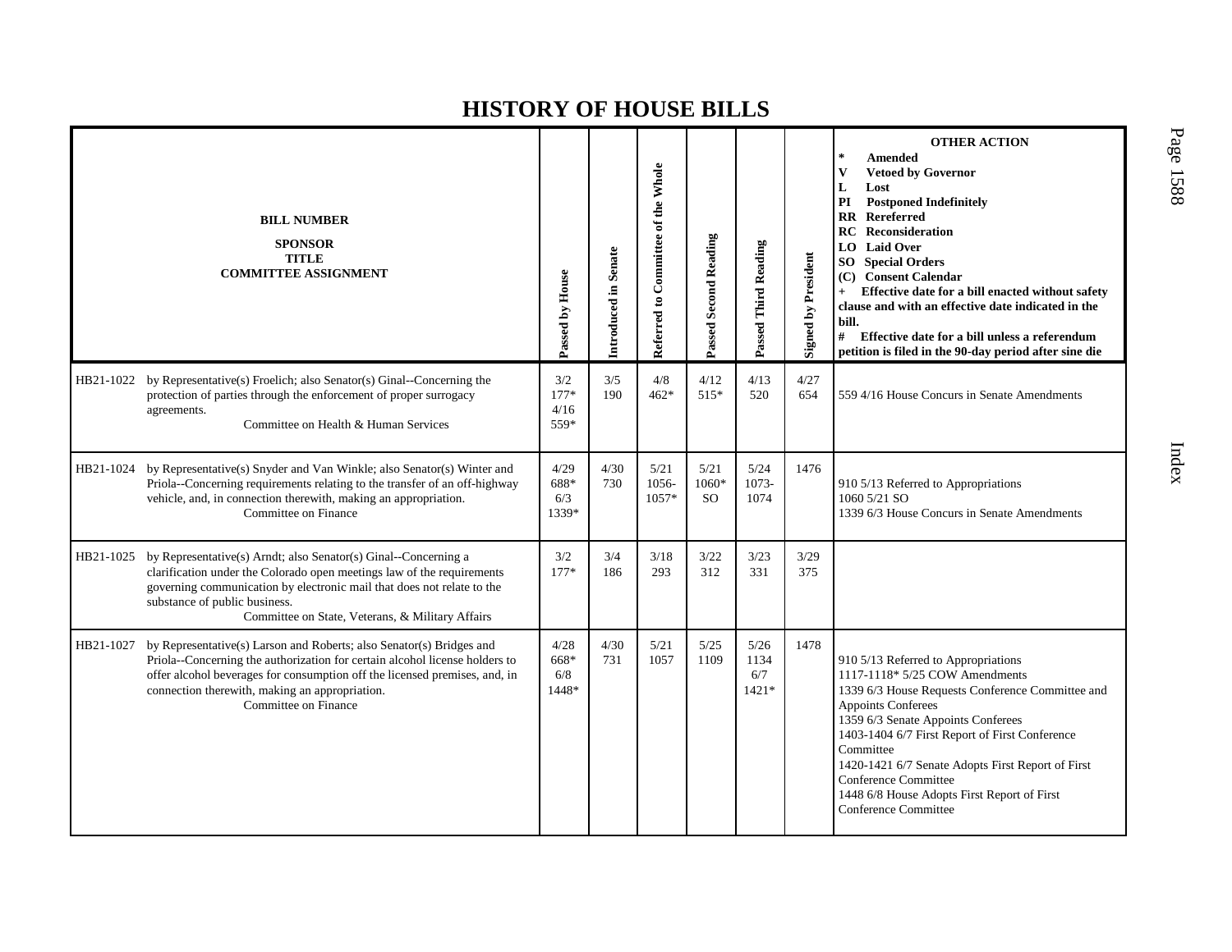# HISTORY OF HOUSE BILLS

| BILL NUMBER<br>SPONSOR<br>TITLE<br>COMMITTEE ASSIGNMENT | Passed by House | Introduced in Senate | Referred to Committee of the Whole | Passed Second Reading | Passed Third Reading | Signed by President | OTHER ACTION<br>* Amended<br>V Vetoed by Governor<br>L Lost<br>PI Postponed Indefinitely<br>RR Rereferred<br>RC Reconsideration<br>LO Laid Over<br>SO Special Orders<br>(C) Consent Calendar<br>+ Effective date for a bill enacted without safety clause and with an effective date indicated in the bill.<br># Effective date for a bill unless a referendum petition is filed in the 90-day period after sine die |
|---|---|---|---|---|---|---|---|
| HB21-1022 by Representative(s) Froelich; also Senator(s) Ginal--Concerning the protection of parties through the enforcement of proper surrogacy agreements.<br>Committee on Health & Human Services | 3/2<br>177*<br>4/16<br>559* | 3/5<br>190 | 4/8<br>462* | 4/12<br>515* | 4/13<br>520 | 4/27<br>654 | 559 4/16 House Concurs in Senate Amendments |
| HB21-1024 by Representative(s) Snyder and Van Winkle; also Senator(s) Winter and Priola--Concerning requirements relating to the transfer of an off-highway vehicle, and, in connection therewith, making an appropriation.<br>Committee on Finance | 4/29<br>688*<br>6/3<br>1339* | 4/30<br>730 | 5/21<br>1056-<br>1057* | 5/21<br>1060*<br>SO | 5/24<br>1073-<br>1074 | 1476 | 910 5/13 Referred to Appropriations<br>1060 5/21 SO<br>1339 6/3 House Concurs in Senate Amendments |
| HB21-1025 by Representative(s) Arndt; also Senator(s) Ginal--Concerning a clarification under the Colorado open meetings law of the requirements governing communication by electronic mail that does not relate to the substance of public business.<br>Committee on State, Veterans, & Military Affairs | 3/2<br>177* | 3/4<br>186 | 3/18<br>293 | 3/22<br>312 | 3/23<br>331 | 3/29<br>375 | |
| HB21-1027 by Representative(s) Larson and Roberts; also Senator(s) Bridges and Priola--Concerning the authorization for certain alcohol license holders to offer alcohol beverages for consumption off the licensed premises, and, in connection therewith, making an appropriation.<br>Committee on Finance | 4/28<br>668*<br>6/8<br>1448* | 4/30<br>731 | 5/21<br>1057 | 5/25<br>1109 | 5/26<br>1134<br>6/7<br>1421* | 1478 | 910 5/13 Referred to Appropriations<br>1117-1118* 5/25 COW Amendments<br>1339 6/3 House Requests Conference Committee and Appoints Conferees<br>1359 6/3 Senate Appoints Conferees<br>1403-1404 6/7 First Report of First Conference Committee<br>1420-1421 6/7 Senate Adopts First Report of First Conference Committee<br>1448 6/8 House Adopts First Report of First Conference Committee |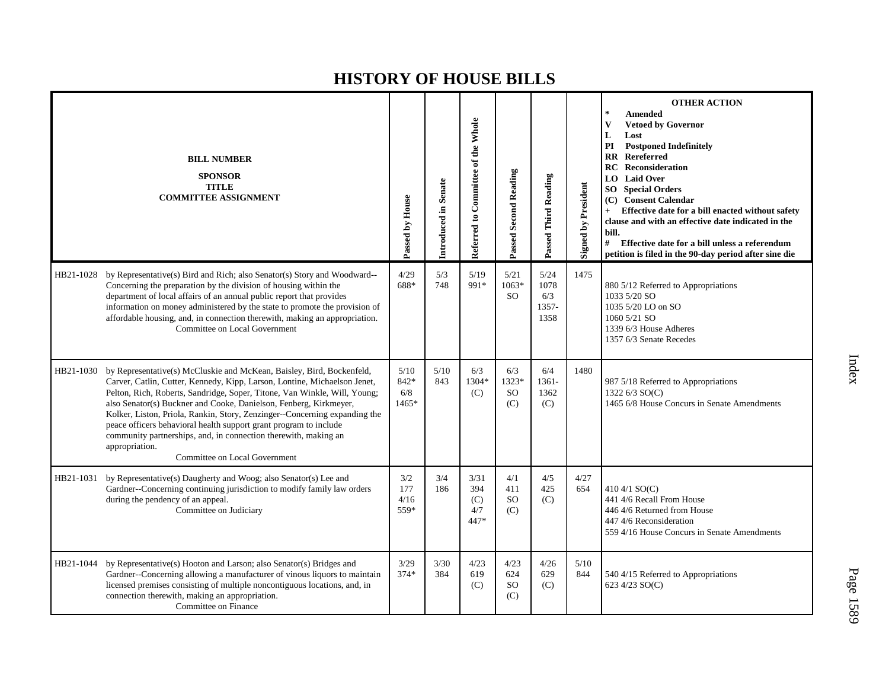# HISTORY OF HOUSE BILLS

| BILL NUMBER<br>SPONSOR<br>TITLE<br>COMMITTEE ASSIGNMENT | Passed by House | Introduced in Senate | Referred to Committee of the Whole | Passed Second Reading | Passed Third Reading | Signed by President | OTHER ACTION<br>* Amended<br>V Vetoed by Governor<br>L Lost<br>PI Postponed Indefinitely<br>RR Rereferred<br>RC Reconsideration<br>LO Laid Over<br>SO Special Orders<br>(C) Consent Calendar<br>+ Effective date for a bill enacted without safety clause and with an effective date indicated in the bill.<br># Effective date for a bill unless a referendum petition is filed in the 90-day period after sine die |
|---|---|---|---|---|---|---|---|
| HB21-1028 by Representative(s) Bird and Rich; also Senator(s) Story and Woodward--Concerning the preparation by the division of housing within the department of local affairs of an annual public report that provides information on money administered by the state to promote the provision of affordable housing, and, in connection therewith, making an appropriation.<br>Committee on Local Government | 4/29<br>688* | 5/3<br>748 | 5/19<br>991* | 5/21<br>1063*<br>SO | 5/24<br>1078<br>6/3<br>1357-<br>1358 | 1475 | 880 5/12 Referred to Appropriations<br>1033 5/20 SO<br>1035 5/20 LO on SO<br>1060 5/21 SO<br>1339 6/3 House Adheres<br>1357 6/3 Senate Recedes |
| HB21-1030 by Representative(s) McCluskie and McKean, Baisley, Bird, Bockenfeld, Carver, Catlin, Cutter, Kennedy, Kipp, Larson, Lontine, Michaelson Jenet, Pelton, Rich, Roberts, Sandridge, Soper, Titone, Van Winkle, Will, Young; also Senator(s) Buckner and Cooke, Danielson, Fenberg, Kirkmeyer, Kolker, Liston, Priola, Rankin, Story, Zenzinger--Concerning expanding the peace officers behavioral health support grant program to include community partnerships, and, in connection therewith, making an appropriation.<br>Committee on Local Government | 5/10<br>842*<br>6/8<br>1465* | 5/10<br>843 | 6/3<br>1304*<br>(C) | 6/3<br>1323*<br>SO<br>(C) | 6/4<br>1361-<br>1362<br>(C) | 1480 | 987 5/18 Referred to Appropriations<br>1322 6/3 SO(C)<br>1465 6/8 House Concurs in Senate Amendments |
| HB21-1031 by Representative(s) Daugherty and Woog; also Senator(s) Lee and Gardner--Concerning continuing jurisdiction to modify family law orders during the pendency of an appeal.<br>Committee on Judiciary | 3/2<br>177<br>4/16<br>559* | 3/4<br>186 | 3/31<br>394<br>(C)<br>4/7<br>447* | 4/1<br>411<br>SO<br>(C) | 4/5<br>425<br>(C) | 4/27<br>654 | 410 4/1 SO(C)<br>441 4/6 Recall From House<br>446 4/6 Returned from House<br>447 4/6 Reconsideration<br>559 4/16 House Concurs in Senate Amendments |
| HB21-1044 by Representative(s) Hooton and Larson; also Senator(s) Bridges and Gardner--Concerning allowing a manufacturer of vinous liquors to maintain licensed premises consisting of multiple noncontiguous locations, and, in connection therewith, making an appropriation.<br>Committee on Finance | 3/29<br>374* | 3/30<br>384 | 4/23<br>619<br>(C) | 4/23<br>624<br>SO<br>(C) | 4/26<br>629<br>(C) | 5/10<br>844 | 540 4/15 Referred to Appropriations<br>623 4/23 SO(C) |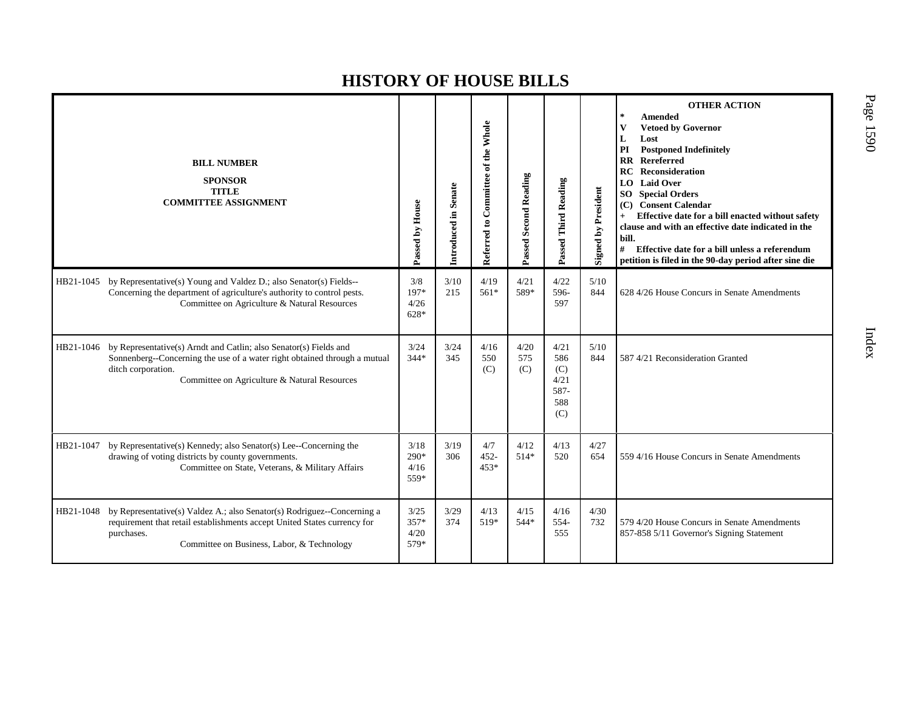# HISTORY OF HOUSE BILLS

| BILL NUMBER<br>SPONSOR<br>TITLE<br>COMMITTEE ASSIGNMENT | Passed by House | Introduced in Senate | Referred to Committee of the Whole | Passed Second Reading | Passed Third Reading | Signed by President | OTHER ACTION<br>* Amended<br>V Vetoed by Governor<br>L Lost<br>PI Postponed Indefinitely<br>RR Rereferred<br>RC Reconsideration<br>LO Laid Over<br>SO Special Orders<br>(C) Consent Calendar<br>+ Effective date for a bill enacted without safety clause and with an effective date indicated in the bill.<br># Effective date for a bill unless a referendum petition is filed in the 90-day period after sine die |
|---|---|---|---|---|---|---|---|
| HB21-1045 by Representative(s) Young and Valdez D.; also Senator(s) Fields--Concerning the department of agriculture's authority to control pests.<br>Committee on Agriculture & Natural Resources | 3/8<br>197*<br>4/26<br>628* | 3/10<br>215 | 4/19<br>561* | 4/21<br>589* | 4/22<br>596-597 | 5/10<br>844 | 628 4/26 House Concurs in Senate Amendments |
| HB21-1046 by Representative(s) Arndt and Catlin; also Senator(s) Fields and Sonnenberg--Concerning the use of a water right obtained through a mutual ditch corporation.<br>Committee on Agriculture & Natural Resources | 3/24<br>344* | 3/24<br>345 | 4/16<br>550<br>(C) | 4/20<br>575<br>(C) | 4/21<br>586<br>(C)<br>4/21<br>587-588<br>(C) | 5/10<br>844 | 587 4/21 Reconsideration Granted |
| HB21-1047 by Representative(s) Kennedy; also Senator(s) Lee--Concerning the drawing of voting districts by county governments.<br>Committee on State, Veterans, & Military Affairs | 3/18<br>290*<br>4/16<br>559* | 3/19<br>306 | 4/7<br>452-453* | 4/12<br>514* | 4/13<br>520 | 4/27<br>654 | 559 4/16 House Concurs in Senate Amendments |
| HB21-1048 by Representative(s) Valdez A.; also Senator(s) Rodriguez--Concerning a requirement that retail establishments accept United States currency for purchases.<br>Committee on Business, Labor, & Technology | 3/25<br>357*<br>4/20<br>579* | 3/29<br>374 | 4/13<br>519* | 4/15<br>544* | 4/16<br>554-555 | 4/30<br>732 | 579 4/20 House Concurs in Senate Amendments<br>857-858 5/11 Governor's Signing Statement |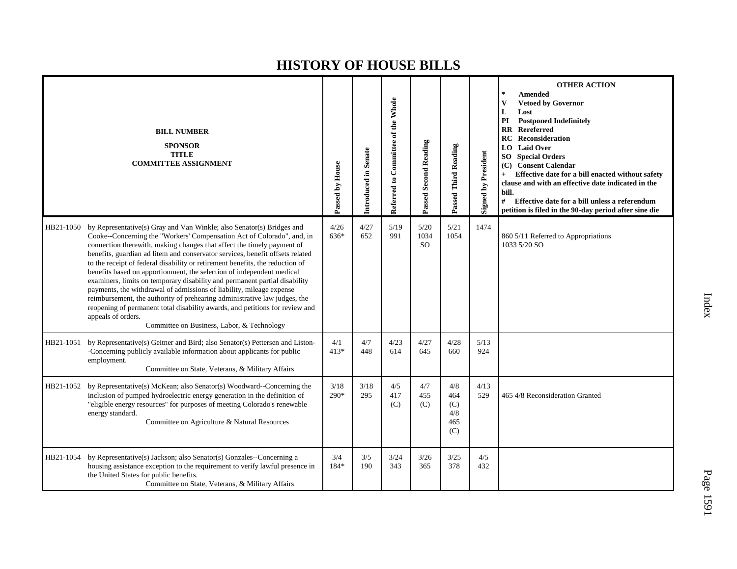# HISTORY OF HOUSE BILLS

| BILL NUMBER<br>SPONSOR<br>TITLE<br>COMMITTEE ASSIGNMENT | | Passed by House | Introduced in Senate | Referred to Committee of the Whole | Passed Second Reading | Passed Third Reading | Signed by President | OTHER ACTION<br>* Amended<br>V Vetoed by Governor<br>L Lost<br>PI Postponed Indefinitely<br>RR Rereferred<br>RC Reconsideration<br>LO Laid Over<br>SO Special Orders<br>(C) Consent Calendar<br>+ Effective date for a bill enacted without safety clause and with an effective date indicated in the bill.<br># Effective date for a bill unless a referendum petition is filed in the 90-day period after sine die |
|---|---|---|---|---|---|---|---|---|
| HB21-1050 | by Representative(s) Gray and Van Winkle; also Senator(s) Bridges and Cooke--Concerning the "Workers' Compensation Act of Colorado", and, in connection therewith, making changes that affect the timely payment of benefits, guardian ad litem and conservator services, benefit offsets related to the receipt of federal disability or retirement benefits, the reduction of benefits based on apportionment, the selection of independent medical examiners, limits on temporary disability and permanent partial disability payments, the withdrawal of admissions of liability, mileage expense reimbursement, the authority of prehearing administrative law judges, the reopening of permanent total disability awards, and petitions for review and appeals of orders.<br>Committee on Business, Labor, & Technology | 4/26<br>636* | 4/27<br>652 | 5/19<br>991 | 5/20<br>1034<br>SO | 5/21<br>1054 | 1474 | 860 5/11 Referred to Appropriations<br>1033 5/20 SO |
| HB21-1051 | by Representative(s) Geitner and Bird; also Senator(s) Pettersen and Liston--Concerning publicly available information about applicants for public employment.<br>Committee on State, Veterans, & Military Affairs | 4/1<br>413* | 4/7<br>448 | 4/23<br>614 | 4/27<br>645 | 4/28<br>660 | 5/13<br>924 | |
| HB21-1052 | by Representative(s) McKean; also Senator(s) Woodward--Concerning the inclusion of pumped hydroelectric energy generation in the definition of "eligible energy resources" for purposes of meeting Colorado's renewable energy standard.<br>Committee on Agriculture & Natural Resources | 3/18<br>290* | 3/18<br>295 | 4/5<br>417<br>(C) | 4/7<br>455<br>(C) | 4/8<br>464<br>(C)<br>4/8<br>465<br>(C) | 4/13<br>529 | 465 4/8 Reconsideration Granted |
| HB21-1054 | by Representative(s) Jackson; also Senator(s) Gonzales--Concerning a housing assistance exception to the requirement to verify lawful presence in the United States for public benefits.<br>Committee on State, Veterans, & Military Affairs | 3/4<br>184* | 3/5<br>190 | 3/24<br>343 | 3/26<br>365 | 3/25<br>378 | 4/5<br>432 | |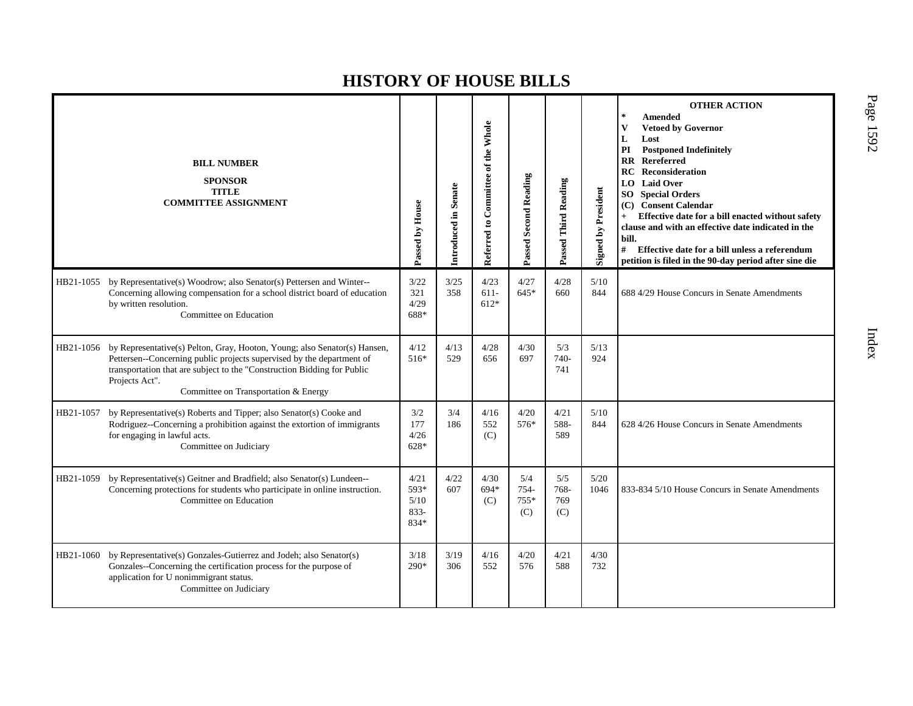# HISTORY OF HOUSE BILLS

| BILL NUMBER<br>SPONSOR<br>TITLE<br>COMMITTEE ASSIGNMENT | Passed by House | Introduced in Senate | Referred to Committee of the Whole | Passed Second Reading | Passed Third Reading | Signed by President | OTHER ACTION<br>* Amended<br>V Vetoed by Governor<br>L Lost<br>PI Postponed Indefinitely<br>RR Rereferred<br>RC Reconsideration<br>LO Laid Over<br>SO Special Orders<br>(C) Consent Calendar<br>+ Effective date for a bill enacted without safety clause and with an effective date indicated in the bill.<br># Effective date for a bill unless a referendum petition is filed in the 90-day period after sine die |
|---|---|---|---|---|---|---|---|
| HB21-1055 by Representative(s) Woodrow; also Senator(s) Pettersen and Winter--Concerning allowing compensation for a school district board of education by written resolution.<br>Committee on Education | 3/22<br>321<br>4/29<br>688* | 3/25<br>358 | 4/23<br>611-<br>612* | 4/27<br>645* | 4/28<br>660 | 5/10<br>844 | 688 4/29 House Concurs in Senate Amendments |
| HB21-1056 by Representative(s) Pelton, Gray, Hooton, Young; also Senator(s) Hansen, Pettersen--Concerning public projects supervised by the department of transportation that are subject to the "Construction Bidding for Public Projects Act".<br>Committee on Transportation & Energy | 4/12<br>516* | 4/13<br>529 | 4/28<br>656 | 4/30<br>697 | 5/3<br>740-<br>741 | 5/13<br>924 | |
| HB21-1057 by Representative(s) Roberts and Tipper; also Senator(s) Cooke and Rodriguez--Concerning a prohibition against the extortion of immigrants for engaging in lawful acts.<br>Committee on Judiciary | 3/2<br>177<br>4/26<br>628* | 3/4<br>186 | 4/16<br>552<br>(C) | 4/20<br>576* | 4/21<br>588-<br>589 | 5/10<br>844 | 628 4/26 House Concurs in Senate Amendments |
| HB21-1059 by Representative(s) Geitner and Bradfield; also Senator(s) Lundeen--Concerning protections for students who participate in online instruction.<br>Committee on Education | 4/21<br>593*<br>5/10<br>833-<br>834* | 4/22<br>607 | 4/30<br>694*<br>(C) | 5/4<br>754-<br>755*<br>(C) | 5/5<br>768-<br>769<br>(C) | 5/20<br>1046 | 833-834 5/10 House Concurs in Senate Amendments |
| HB21-1060 by Representative(s) Gonzales-Gutierrez and Jodeh; also Senator(s) Gonzales--Concerning the certification process for the purpose of application for U nonimmigrant status.<br>Committee on Judiciary | 3/18<br>290* | 3/19<br>306 | 4/16<br>552 | 4/20<br>576 | 4/21<br>588 | 4/30<br>732 | |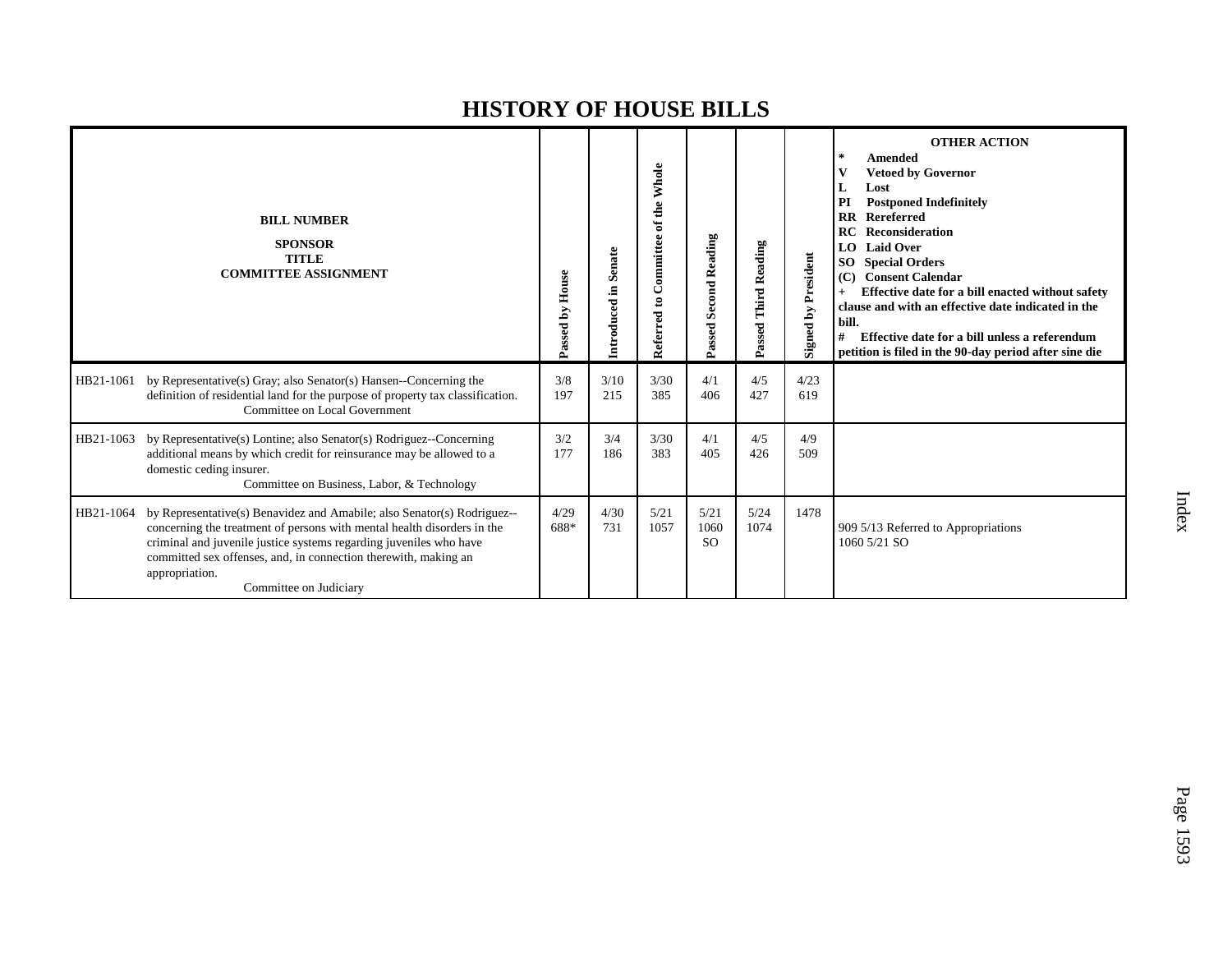# HISTORY OF HOUSE BILLS

| BILL NUMBER<br>SPONSOR<br>TITLE<br>COMMITTEE ASSIGNMENT | Passed by House | Introduced in Senate | Referred to Committee of the Whole | Passed Second Reading | Passed Third Reading | Signed by President | OTHER ACTION<br>* Amended<br>V Vetoed by Governor<br>L Lost<br>PI Postponed Indefinitely<br>RR Rereferred<br>RC Reconsideration<br>LO Laid Over<br>SO Special Orders<br>(C) Consent Calendar<br>+ Effective date for a bill enacted without safety clause and with an effective date indicated in the bill.<br># Effective date for a bill unless a referendum petition is filed in the 90-day period after sine die |
|---|---|---|---|---|---|---|---|
| HB21-1061 by Representative(s) Gray; also Senator(s) Hansen--Concerning the definition of residential land for the purpose of property tax classification.<br>Committee on Local Government | 3/8<br>197 | 3/10<br>215 | 3/30<br>385 | 4/1<br>406 | 4/5<br>427 | 4/23<br>619 | |
| HB21-1063 by Representative(s) Lontine; also Senator(s) Rodriguez--Concerning additional means by which credit for reinsurance may be allowed to a domestic ceding insurer.<br>Committee on Business, Labor, & Technology | 3/2<br>177 | 3/4<br>186 | 3/30<br>383 | 4/1<br>405 | 4/5<br>426 | 4/9<br>509 | |
| HB21-1064 by Representative(s) Benavidez and Amabile; also Senator(s) Rodriguez--concerning the treatment of persons with mental health disorders in the criminal and juvenile justice systems regarding juveniles who have committed sex offenses, and, in connection therewith, making an appropriation.<br>Committee on Judiciary | 4/29<br>688* | 4/30<br>731 | 5/21<br>1057 | 5/21<br>1060<br>SO | 5/24<br>1074 | 1478 | 909 5/13 Referred to Appropriations<br>1060 5/21 SO |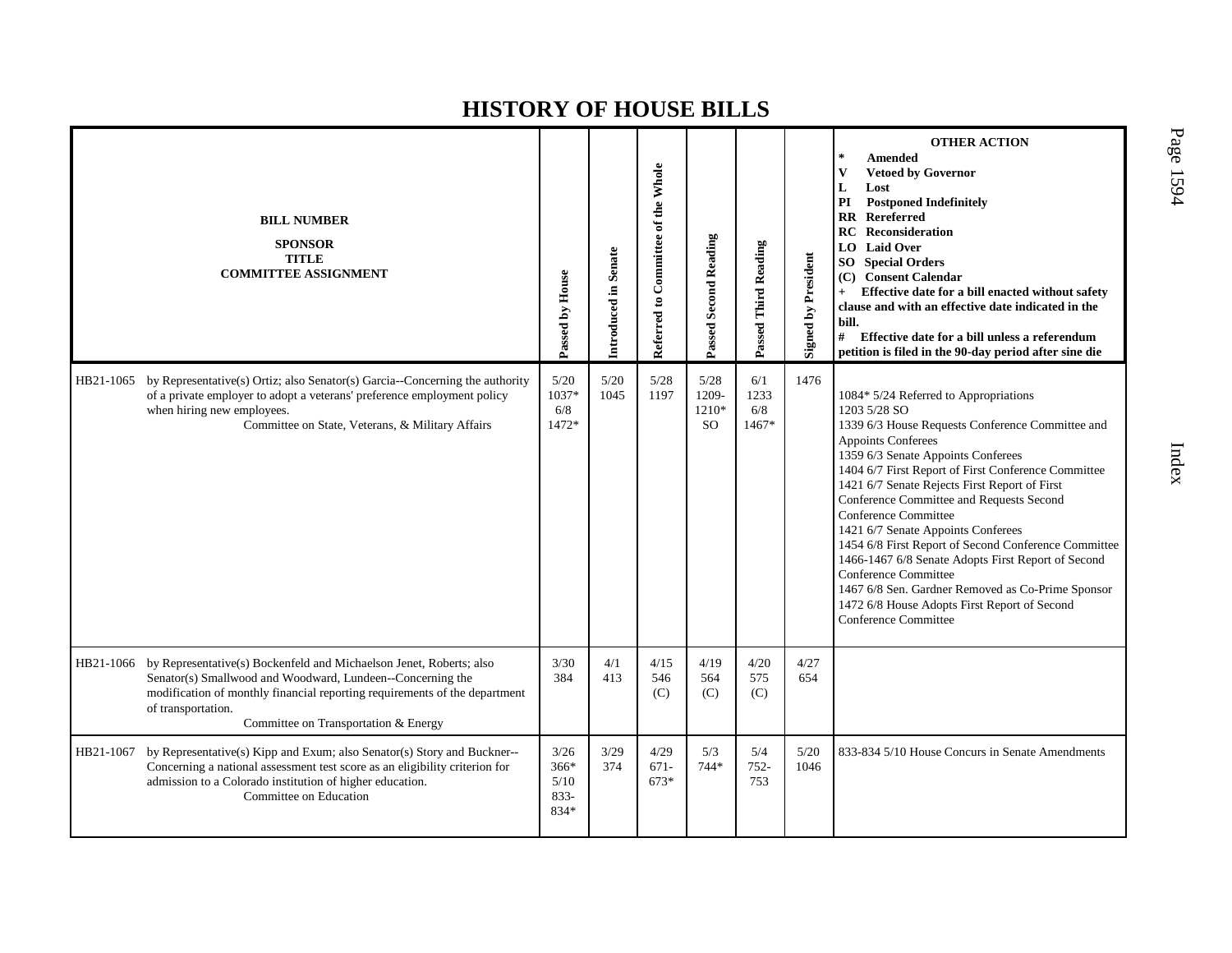# HISTORY OF HOUSE BILLS

| BILL NUMBER<br>SPONSOR<br>TITLE<br>COMMITTEE ASSIGNMENT | Passed by House | Introduced in Senate | Referred to Committee of the Whole | Passed Second Reading | Passed Third Reading | Signed by President | OTHER ACTION<br>* Amended<br>V Vetoed by Governor<br>L Lost<br>PI Postponed Indefinitely<br>RR Rereferred<br>RC Reconsideration<br>LO Laid Over<br>SO Special Orders<br>(C) Consent Calendar<br>+ Effective date for a bill enacted without safety clause and with an effective date indicated in the bill.<br># Effective date for a bill unless a referendum petition is filed in the 90-day period after sine die |
|---|---|---|---|---|---|---|---|
| HB21-1065 by Representative(s) Ortiz; also Senator(s) Garcia--Concerning the authority of a private employer to adopt a veterans' preference employment policy when hiring new employees.<br>Committee on State, Veterans, & Military Affairs | 5/20 1037* 6/8 1472* | 5/20 1045 | 5/28 1197 | 5/28 1209-1210* SO | 6/1 1233 6/8 1467* | 1476 | 1084* 5/24 Referred to Appropriations<br>1203 5/28 SO<br>1339 6/3 House Requests Conference Committee and Appoints Conferees<br>1359 6/3 Senate Appoints Conferees<br>1404 6/7 First Report of First Conference Committee<br>1421 6/7 Senate Rejects First Report of First Conference Committee and Requests Second Conference Committee<br>1421 6/7 Senate Appoints Conferees<br>1454 6/8 First Report of Second Conference Committee<br>1466-1467 6/8 Senate Adopts First Report of Second Conference Committee<br>1467 6/8 Sen. Gardner Removed as Co-Prime Sponsor<br>1472 6/8 House Adopts First Report of Second Conference Committee |
| HB21-1066 by Representative(s) Bockenfeld and Michaelson Jenet, Roberts; also Senator(s) Smallwood and Woodward, Lundeen--Concerning the modification of monthly financial reporting requirements of the department of transportation.<br>Committee on Transportation & Energy | 3/30 384 | 4/1 413 | 4/15 546 (C) | 4/19 564 (C) | 4/20 575 (C) | 4/27 654 | |
| HB21-1067 by Representative(s) Kipp and Exum; also Senator(s) Story and Buckner--Concerning a national assessment test score as an eligibility criterion for admission to a Colorado institution of higher education.<br>Committee on Education | 3/26 366* 5/10 833-834* | 3/29 374 | 4/29 671-673* | 5/3 744* | 5/4 752-753 | 5/20 1046 | 833-834 5/10 House Concurs in Senate Amendments |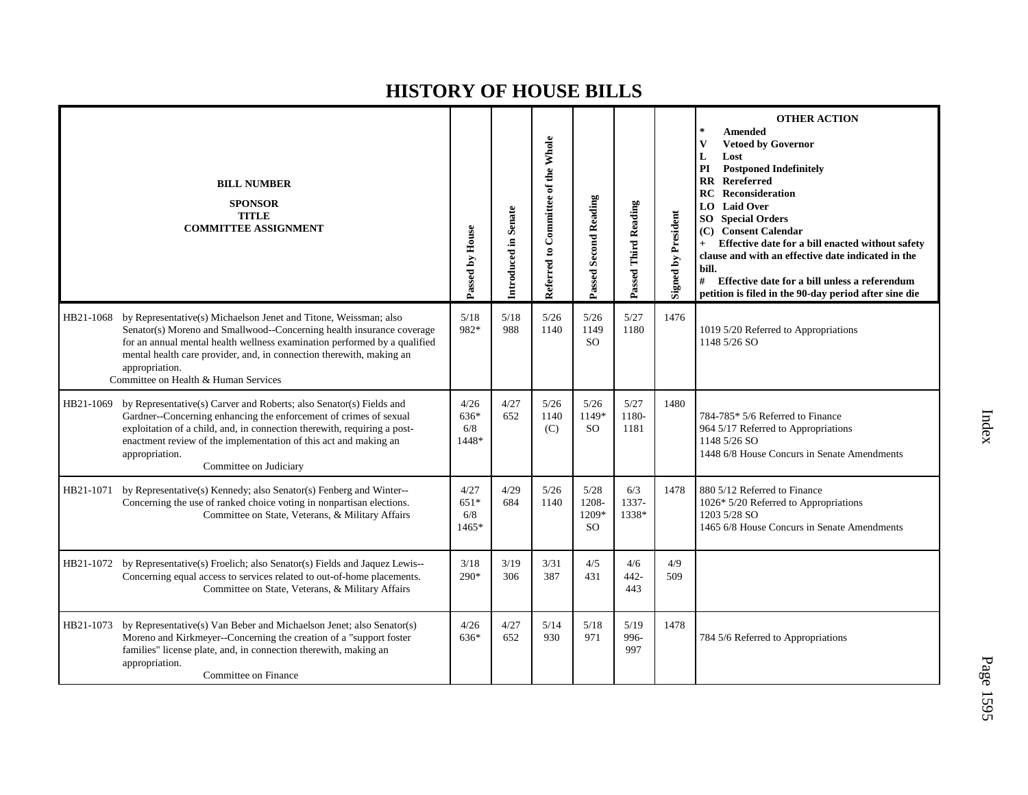# HISTORY OF HOUSE BILLS

| BILL NUMBER<br>SPONSOR<br>TITLE<br>COMMITTEE ASSIGNMENT | Passed by House | Introduced in Senate | Referred to Committee of the Whole | Passed Second Reading | Passed Third Reading | Signed by President | OTHER ACTION<br>* Amended<br>V Vetoed by Governor<br>L Lost<br>PI Postponed Indefinitely<br>RR Rereferred<br>RC Reconsideration<br>LO Laid Over<br>SO Special Orders<br>(C) Consent Calendar<br>+ Effective date for a bill enacted without safety clause and with an effective date indicated in the bill.<br># Effective date for a bill unless a referendum petition is filed in the 90-day period after sine die |
|---|---|---|---|---|---|---|---|
| HB21-1068 by Representative(s) Michaelson Jenet and Titone, Weissman; also Senator(s) Moreno and Smallwood--Concerning health insurance coverage for an annual mental health wellness examination performed by a qualified mental health care provider, and, in connection therewith, making an appropriation.<br>Committee on Health & Human Services | 5/18<br>982* | 5/18<br>988 | 5/26<br>1140 | 5/26<br>1149<br>SO | 5/27<br>1180 | 1476 | 1019 5/20 Referred to Appropriations<br>1148 5/26 SO |
| HB21-1069 by Representative(s) Carver and Roberts; also Senator(s) Fields and Gardner--Concerning enhancing the enforcement of crimes of sexual exploitation of a child, and, in connection therewith, requiring a post-enactment review of the implementation of this act and making an appropriation.<br>Committee on Judiciary | 4/26<br>636*<br>6/8<br>1448* | 4/27<br>652 | 5/26<br>1140<br>(C) | 5/26<br>1149*<br>SO | 5/27<br>1180-<br>1181 | 1480 | 784-785* 5/6 Referred to Finance<br>964 5/17 Referred to Appropriations<br>1148 5/26 SO<br>1448 6/8 House Concurs in Senate Amendments |
| HB21-1071 by Representative(s) Kennedy; also Senator(s) Fenberg and Winter--Concerning the use of ranked choice voting in nonpartisan elections.<br>Committee on State, Veterans, & Military Affairs | 4/27<br>651*<br>6/8<br>1465* | 4/29<br>684 | 5/26<br>1140 | 5/28<br>1208-<br>1209*<br>SO | 6/3<br>1337-<br>1338* | 1478 | 880 5/12 Referred to Finance<br>1026* 5/20 Referred to Appropriations<br>1203 5/28 SO<br>1465 6/8 House Concurs in Senate Amendments |
| HB21-1072 by Representative(s) Froelich; also Senator(s) Fields and Jaquez Lewis--Concerning equal access to services related to out-of-home placements.<br>Committee on State, Veterans, & Military Affairs | 3/18<br>290* | 3/19<br>306 | 3/31<br>387 | 4/5<br>431 | 4/6<br>442-<br>443 | 4/9<br>509 | |
| HB21-1073 by Representative(s) Van Beber and Michaelson Jenet; also Senator(s) Moreno and Kirkmeyer--Concerning the creation of a "support foster families" license plate, and, in connection therewith, making an appropriation.<br>Committee on Finance | 4/26<br>636* | 4/27<br>652 | 5/14<br>930 | 5/18<br>971 | 5/19<br>996-<br>997 | 1478 | 784 5/6 Referred to Appropriations |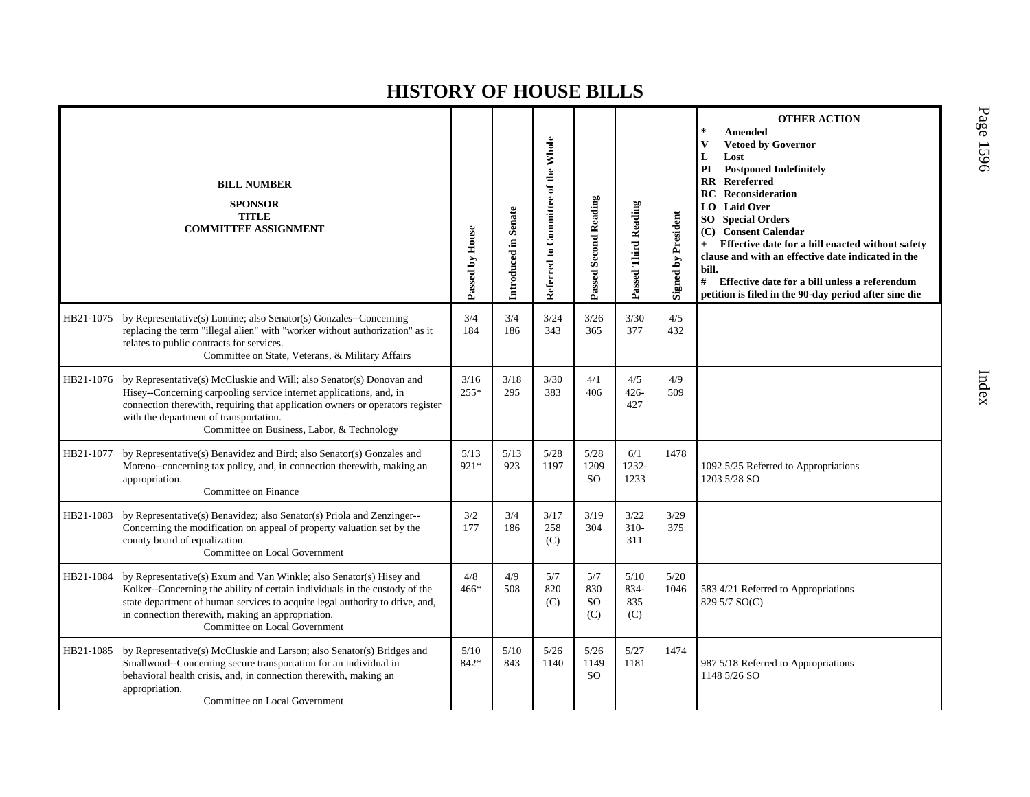# HISTORY OF HOUSE BILLS

| BILL NUMBER<br>SPONSOR<br>TITLE<br>COMMITTEE ASSIGNMENT | Passed by House | Introduced in Senate | Referred to Committee of the Whole | Passed Second Reading | Passed Third Reading | Signed by President | OTHER ACTION<br>* Amended<br>V Vetoed by Governor<br>L Lost<br>PI Postponed Indefinitely<br>RR Rereferred<br>RC Reconsideration<br>LO Laid Over<br>SO Special Orders<br>(C) Consent Calendar<br>+ Effective date for a bill enacted without safety clause and with an effective date indicated in the bill.<br># Effective date for a bill unless a referendum petition is filed in the 90-day period after sine die |
|---|---|---|---|---|---|---|---|
| HB21-1075 by Representative(s) Lontine; also Senator(s) Gonzales--Concerning replacing the term "illegal alien" with "worker without authorization" as it relates to public contracts for services.<br>Committee on State, Veterans, & Military Affairs | 3/4<br>184 | 3/4<br>186 | 3/24<br>343 | 3/26<br>365 | 3/30<br>377 | 4/5<br>432 | |
| HB21-1076 by Representative(s) McCluskie and Will; also Senator(s) Donovan and Hisey--Concerning carpooling service internet applications, and, in connection therewith, requiring that application owners or operators register with the department of transportation.<br>Committee on Business, Labor, & Technology | 3/16<br>255* | 3/18<br>295 | 3/30<br>383 | 4/1<br>406 | 4/5<br>426-427 | 4/9<br>509 | |
| HB21-1077 by Representative(s) Benavidez and Bird; also Senator(s) Gonzales and Moreno--concerning tax policy, and, in connection therewith, making an appropriation.<br>Committee on Finance | 5/13<br>921* | 5/13<br>923 | 5/28<br>1197 | 5/28<br>1209<br>SO | 6/1<br>1232-1233 | 1478 | 1092 5/25 Referred to Appropriations<br>1203 5/28 SO |
| HB21-1083 by Representative(s) Benavidez; also Senator(s) Priola and Zenzinger--Concerning the modification on appeal of property valuation set by the county board of equalization.<br>Committee on Local Government | 3/2<br>177 | 3/4<br>186 | 3/17<br>258<br>(C) | 3/19<br>304 | 3/22<br>310-311 | 3/29<br>375 | |
| HB21-1084 by Representative(s) Exum and Van Winkle; also Senator(s) Hisey and Kolker--Concerning the ability of certain individuals in the custody of the state department of human services to acquire legal authority to drive, and, in connection therewith, making an appropriation.<br>Committee on Local Government | 4/8<br>466* | 4/9<br>508 | 5/7<br>820<br>(C) | 5/7<br>830<br>SO<br>(C) | 5/10<br>834-835<br>(C) | 5/20<br>1046 | 583 4/21 Referred to Appropriations<br>829 5/7 SO(C) |
| HB21-1085 by Representative(s) McCluskie and Larson; also Senator(s) Bridges and Smallwood--Concerning secure transportation for an individual in behavioral health crisis, and, in connection therewith, making an appropriation.<br>Committee on Local Government | 5/10<br>842* | 5/10<br>843 | 5/26<br>1140 | 5/26<br>1149<br>SO | 5/27<br>1181 | 1474 | 987 5/18 Referred to Appropriations<br>1148 5/26 SO |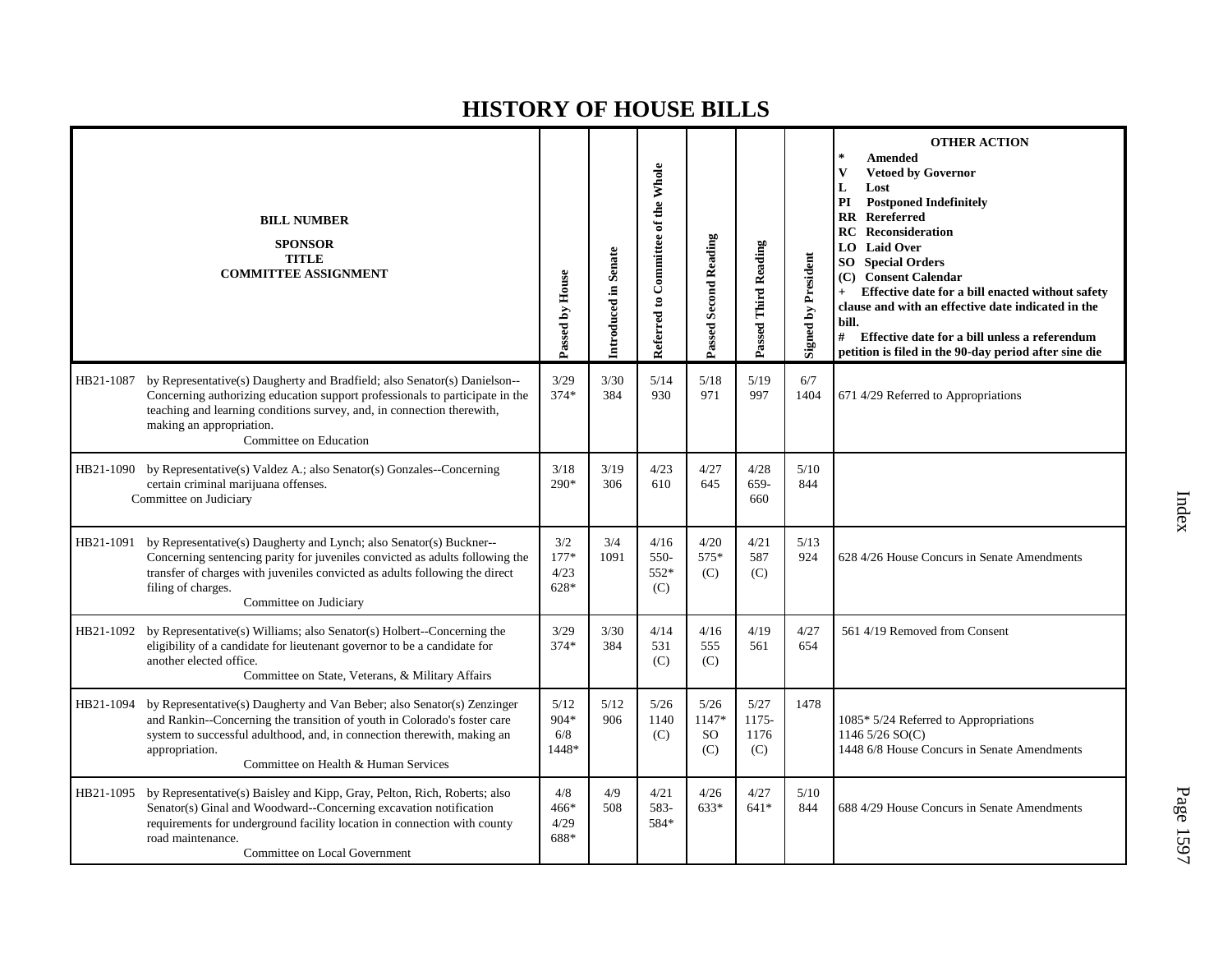# HISTORY OF HOUSE BILLS

| BILL NUMBER<br>SPONSOR<br>TITLE<br>COMMITTEE ASSIGNMENT | Passed by House | Introduced in Senate | Referred to Committee of the Whole | Passed Second Reading | Passed Third Reading | Signed by President | OTHER ACTION<br>* Amended<br>V Vetoed by Governor<br>L Lost<br>PI Postponed Indefinitely<br>RR Rereferred<br>RC Reconsideration<br>LO Laid Over<br>SO Special Orders<br>(C) Consent Calendar<br>+ Effective date for a bill enacted without safety clause and with an effective date indicated in the bill.<br># Effective date for a bill unless a referendum petition is filed in the 90-day period after sine die |
|---|---|---|---|---|---|---|---|
| HB21-1087 by Representative(s) Daugherty and Bradfield; also Senator(s) Danielson--Concerning authorizing education support professionals to participate in the teaching and learning conditions survey, and, in connection therewith, making an appropriation.<br>Committee on Education | 3/29<br>374* | 3/30<br>384 | 5/14<br>930 | 5/18<br>971 | 5/19<br>997 | 6/7<br>1404 | 671 4/29 Referred to Appropriations |
| HB21-1090 by Representative(s) Valdez A.; also Senator(s) Gonzales--Concerning certain criminal marijuana offenses.<br>Committee on Judiciary | 3/18<br>290* | 3/19<br>306 | 4/23<br>610 | 4/27<br>645 | 4/28<br>659-660 | 5/10<br>844 | |
| HB21-1091 by Representative(s) Daugherty and Lynch; also Senator(s) Buckner--Concerning sentencing parity for juveniles convicted as adults following the transfer of charges with juveniles convicted as adults following the direct filing of charges.<br>Committee on Judiciary | 3/2<br>177*<br>4/23<br>628* | 3/4<br>1091 | 4/16<br>550-552*<br>(C) | 4/20<br>575*<br>(C) | 4/21<br>587<br>(C) | 5/13<br>924 | 628 4/26 House Concurs in Senate Amendments |
| HB21-1092 by Representative(s) Williams; also Senator(s) Holbert--Concerning the eligibility of a candidate for lieutenant governor to be a candidate for another elected office.<br>Committee on State, Veterans, & Military Affairs | 3/29<br>374* | 3/30<br>384 | 4/14<br>531<br>(C) | 4/16<br>555<br>(C) | 4/19<br>561 | 4/27<br>654 | 561 4/19 Removed from Consent |
| HB21-1094 by Representative(s) Daugherty and Van Beber; also Senator(s) Zenzinger and Rankin--Concerning the transition of youth in Colorado's foster care system to successful adulthood, and, in connection therewith, making an appropriation.<br>Committee on Health & Human Services | 5/12<br>904*<br>6/8<br>1448* | 5/12<br>906 | 5/26<br>1140<br>(C) | 5/26<br>1147*<br>SO<br>(C) | 5/27<br>1175-1176<br>(C) | 1478 | 1085* 5/24 Referred to Appropriations<br>1146 5/26 SO(C)<br>1448 6/8 House Concurs in Senate Amendments |
| HB21-1095 by Representative(s) Baisley and Kipp, Gray, Pelton, Rich, Roberts; also Senator(s) Ginal and Woodward--Concerning excavation notification requirements for underground facility location in connection with county road maintenance.<br>Committee on Local Government | 4/8<br>466*<br>4/29<br>688* | 4/9<br>508 | 4/21<br>583-584* | 4/26<br>633* | 4/27<br>641* | 5/10<br>844 | 688 4/29 House Concurs in Senate Amendments |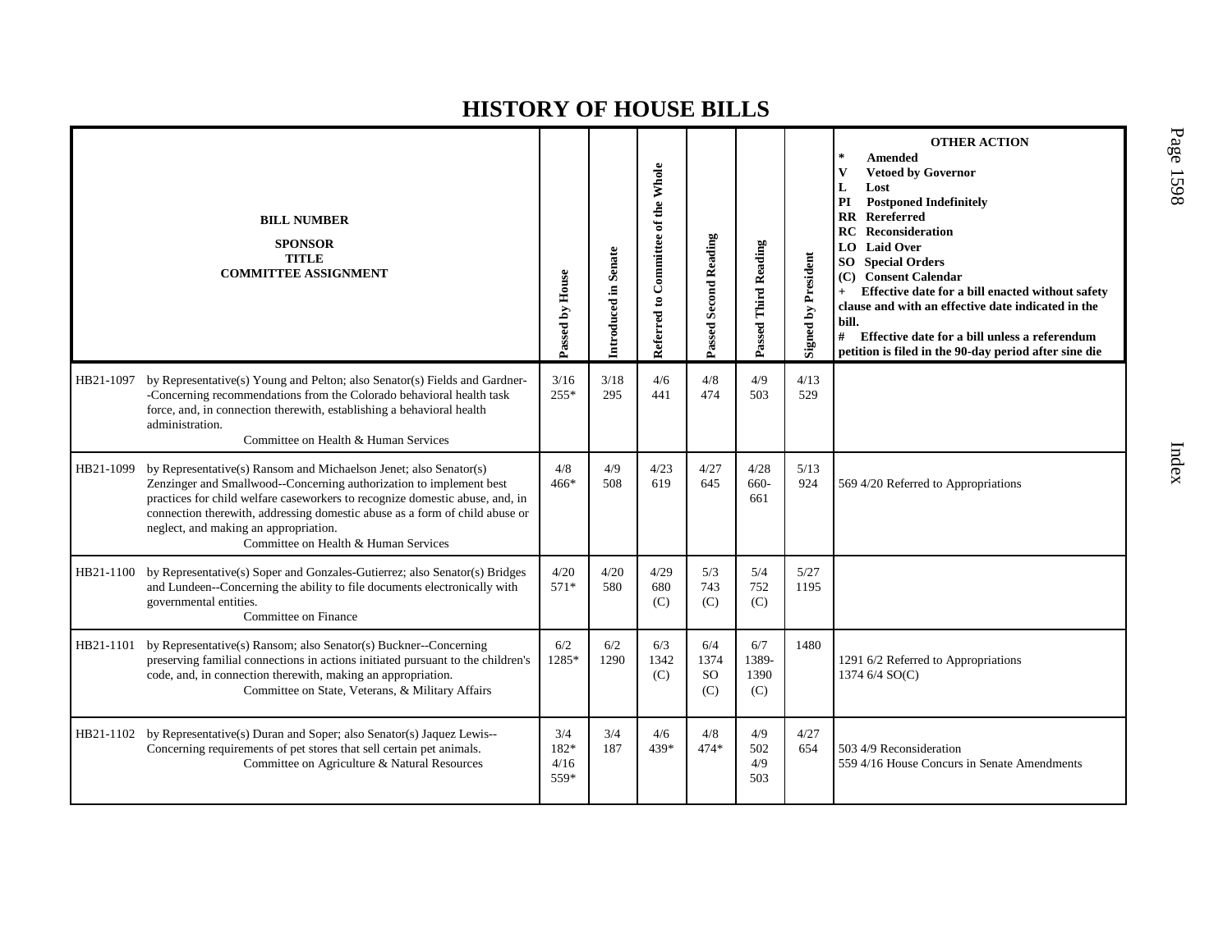# HISTORY OF HOUSE BILLS

| BILL NUMBER<br>SPONSOR<br>TITLE<br>COMMITTEE ASSIGNMENT | Passed by House | Introduced in Senate | Referred to Committee of the Whole | Passed Second Reading | Passed Third Reading | Signed by President | OTHER ACTION<br>* Amended<br>V Vetoed by Governor<br>L Lost<br>PI Postponed Indefinitely<br>RR Rereferred<br>RC Reconsideration<br>LO Laid Over<br>SO Special Orders<br>(C) Consent Calendar<br>+ Effective date for a bill enacted without safety clause and with an effective date indicated in the bill.<br># Effective date for a bill unless a referendum petition is filed in the 90-day period after sine die |
|---|---|---|---|---|---|---|---|
| HB21-1097 by Representative(s) Young and Pelton; also Senator(s) Fields and Gardner--Concerning recommendations from the Colorado behavioral health task force, and, in connection therewith, establishing a behavioral health administration.<br>Committee on Health & Human Services | 3/16<br>255* | 3/18<br>295 | 4/6<br>441 | 4/8<br>474 | 4/9<br>503 | 4/13<br>529 | |
| HB21-1099 by Representative(s) Ransom and Michaelson Jenet; also Senator(s) Zenzinger and Smallwood--Concerning authorization to implement best practices for child welfare caseworkers to recognize domestic abuse, and, in connection therewith, addressing domestic abuse as a form of child abuse or neglect, and making an appropriation.<br>Committee on Health & Human Services | 4/8<br>466* | 4/9<br>508 | 4/23<br>619 | 4/27<br>645 | 4/28<br>660-661 | 5/13<br>924 | 569 4/20 Referred to Appropriations |
| HB21-1100 by Representative(s) Soper and Gonzales-Gutierrez; also Senator(s) Bridges and Lundeen--Concerning the ability to file documents electronically with governmental entities.<br>Committee on Finance | 4/20<br>571* | 4/20<br>580 | 4/29<br>680<br>(C) | 5/3<br>743<br>(C) | 5/4<br>752<br>(C) | 5/27<br>1195 | |
| HB21-1101 by Representative(s) Ransom; also Senator(s) Buckner--Concerning preserving familial connections in actions initiated pursuant to the children's code, and, in connection therewith, making an appropriation.<br>Committee on State, Veterans, & Military Affairs | 6/2<br>1285* | 6/2<br>1290 | 6/3<br>1342<br>(C) | 6/4<br>1374<br>SO<br>(C) | 6/7<br>1389-1390<br>(C) | 1480 | 1291 6/2 Referred to Appropriations<br>1374 6/4 SO(C) |
| HB21-1102 by Representative(s) Duran and Soper; also Senator(s) Jaquez Lewis--Concerning requirements of pet stores that sell certain pet animals.<br>Committee on Agriculture & Natural Resources | 3/4<br>182*<br>4/16<br>559* | 3/4<br>187 | 4/6<br>439* | 4/8<br>474* | 4/9<br>502<br>4/9<br>503 | 4/27<br>654 | 503 4/9 Reconsideration<br>559 4/16 House Concurs in Senate Amendments |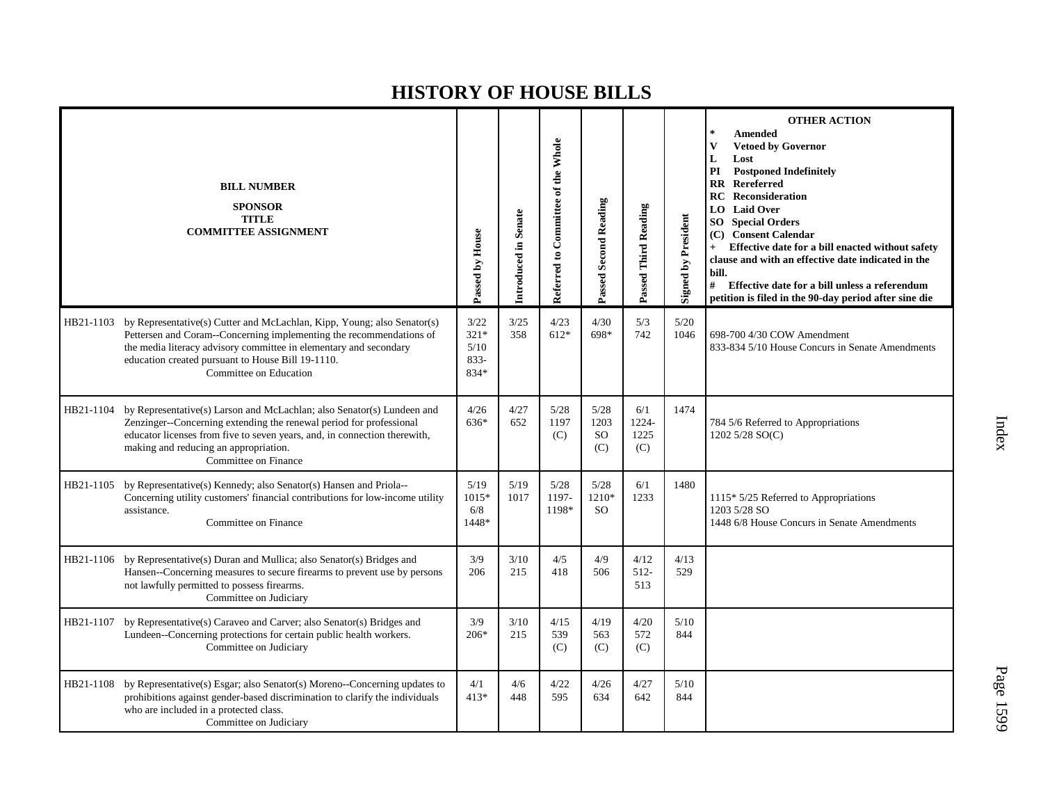# HISTORY OF HOUSE BILLS

| BILL NUMBER<br>SPONSOR<br>TITLE<br>COMMITTEE ASSIGNMENT | Passed by House | Introduced in Senate | Referred to Committee of the Whole | Passed Second Reading | Passed Third Reading | Signed by President | OTHER ACTION<br>* Amended<br>V Vetoed by Governor<br>L Lost<br>PI Postponed Indefinitely<br>RR Rereferred<br>RC Reconsideration<br>LO Laid Over<br>SO Special Orders<br>(C) Consent Calendar<br>+ Effective date for a bill enacted without safety clause and with an effective date indicated in the bill.<br># Effective date for a bill unless a referendum petition is filed in the 90-day period after sine die |
|---|---|---|---|---|---|---|---|
| HB21-1103 by Representative(s) Cutter and McLachlan, Kipp, Young; also Senator(s) Pettersen and Coram--Concerning implementing the recommendations of the media literacy advisory committee in elementary and secondary education created pursuant to House Bill 19-1110.<br>Committee on Education | 3/22<br>321*<br>5/10<br>833-834* | 3/25<br>358 | 4/23<br>612* | 4/30<br>698* | 5/3<br>742 | 5/20<br>1046 | 698-700 4/30 COW Amendment<br>833-834 5/10 House Concurs in Senate Amendments |
| HB21-1104 by Representative(s) Larson and McLachlan; also Senator(s) Lundeen and Zenzinger--Concerning extending the renewal period for professional educator licenses from five to seven years, and, in connection therewith, making and reducing an appropriation.<br>Committee on Finance | 4/26<br>636* | 4/27<br>652 | 5/28<br>1197<br>(C) | 5/28<br>1203<br>SO<br>(C) | 6/1<br>1224-1225<br>(C) | 1474 | 784 5/6 Referred to Appropriations<br>1202 5/28 SO(C) |
| HB21-1105 by Representative(s) Kennedy; also Senator(s) Hansen and Priola--Concerning utility customers' financial contributions for low-income utility assistance.<br>Committee on Finance | 5/19<br>1015*<br>6/8<br>1448* | 5/19<br>1017 | 5/28<br>1197-1198* | 5/28<br>1210*<br>SO | 6/1<br>1233 | 1480 | 1115* 5/25 Referred to Appropriations<br>1203 5/28 SO<br>1448 6/8 House Concurs in Senate Amendments |
| HB21-1106 by Representative(s) Duran and Mullica; also Senator(s) Bridges and Hansen--Concerning measures to secure firearms to prevent use by persons not lawfully permitted to possess firearms.<br>Committee on Judiciary | 3/9<br>206 | 3/10<br>215 | 4/5<br>418 | 4/9<br>506 | 4/12<br>512-513 | 4/13<br>529 | |
| HB21-1107 by Representative(s) Caraveo and Carver; also Senator(s) Bridges and Lundeen--Concerning protections for certain public health workers.<br>Committee on Judiciary | 3/9<br>206* | 3/10<br>215 | 4/15<br>539<br>(C) | 4/19<br>563<br>(C) | 4/20<br>572<br>(C) | 5/10<br>844 | |
| HB21-1108 by Representative(s) Esgar; also Senator(s) Moreno--Concerning updates to prohibitions against gender-based discrimination to clarify the individuals who are included in a protected class.<br>Committee on Judiciary | 4/1<br>413* | 4/6<br>448 | 4/22<br>595 | 4/26<br>634 | 4/27<br>642 | 5/10<br>844 | |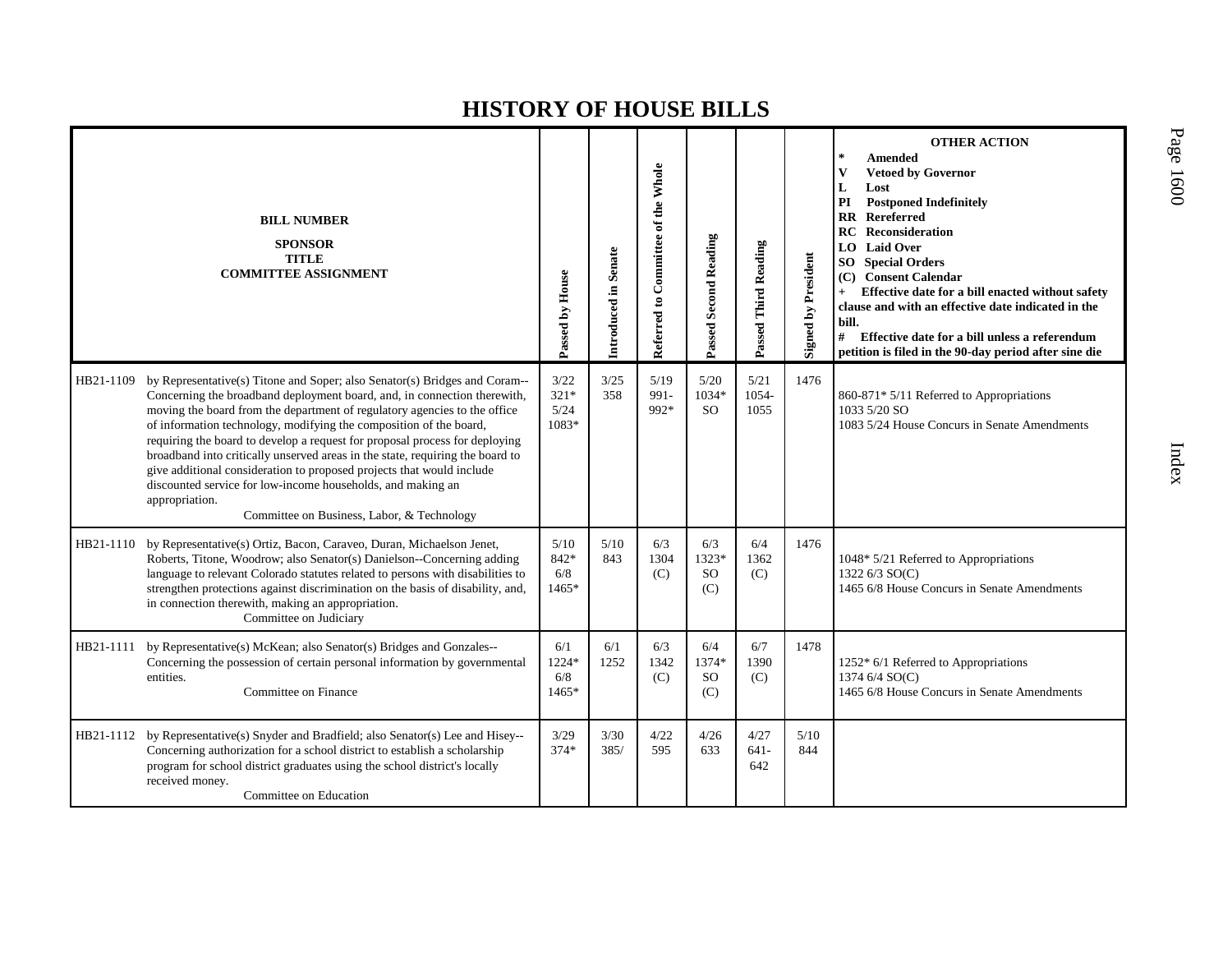# HISTORY OF HOUSE BILLS

| BILL NUMBER<br>SPONSOR<br>TITLE<br>COMMITTEE ASSIGNMENT | | Passed by House | Introduced in Senate | Referred to Committee of the Whole | Passed Second Reading | Passed Third Reading | Signed by President | OTHER ACTION<br>* Amended<br>V Vetoed by Governor<br>L Lost<br>PI Postponed Indefinitely<br>RR Rereferred<br>RC Reconsideration<br>LO Laid Over<br>SO Special Orders<br>(C) Consent Calendar<br>+ Effective date for a bill enacted without safety clause and with an effective date indicated in the bill.<br># Effective date for a bill unless a referendum petition is filed in the 90-day period after sine die |
|---|---|---|---|---|---|---|---|---|
| HB21-1109 | by Representative(s) Titone and Soper; also Senator(s) Bridges and Coram--Concerning the broadband deployment board, and, in connection therewith, moving the board from the department of regulatory agencies to the office of information technology, modifying the composition of the board, requiring the board to develop a request for proposal process for deploying broadband into critically unserved areas in the state, requiring the board to give additional consideration to proposed projects that would include discounted service for low-income households, and making an appropriation.<br>Committee on Business, Labor, & Technology | 3/22<br>321*<br>5/24<br>1083* | 3/25<br>358 | 5/19<br>991-<br>992* | 5/20<br>1034*<br>SO | 5/21<br>1054-<br>1055 | 1476 | 860-871* 5/11 Referred to Appropriations<br>1033 5/20 SO<br>1083 5/24 House Concurs in Senate Amendments |
| HB21-1110 | by Representative(s) Ortiz, Bacon, Caraveo, Duran, Michaelson Jenet, Roberts, Titone, Woodrow; also Senator(s) Danielson--Concerning adding language to relevant Colorado statutes related to persons with disabilities to strengthen protections against discrimination on the basis of disability, and, in connection therewith, making an appropriation.<br>Committee on Judiciary | 5/10<br>842*<br>6/8<br>1465* | 5/10<br>843 | 6/3<br>1304<br>(C) | 6/3<br>1323*<br>SO<br>(C) | 6/4<br>1362<br>(C) | 1476 | 1048* 5/21 Referred to Appropriations<br>1322 6/3 SO(C)<br>1465 6/8 House Concurs in Senate Amendments |
| HB21-1111 | by Representative(s) McKean; also Senator(s) Bridges and Gonzales--Concerning the possession of certain personal information by governmental entities.<br>Committee on Finance | 6/1<br>1224*<br>6/8<br>1465* | 6/1<br>1252 | 6/3<br>1342<br>(C) | 6/4<br>1374*<br>SO<br>(C) | 6/7<br>1390<br>(C) | 1478 | 1252* 6/1 Referred to Appropriations<br>1374 6/4 SO(C)<br>1465 6/8 House Concurs in Senate Amendments |
| HB21-1112 | by Representative(s) Snyder and Bradfield; also Senator(s) Lee and Hisey--Concerning authorization for a school district to establish a scholarship program for school district graduates using the school district's locally received money.<br>Committee on Education | 3/29<br>374* | 3/30<br>385/ | 4/22<br>595 | 4/26<br>633 | 4/27<br>641-<br>642 | 5/10<br>844 | |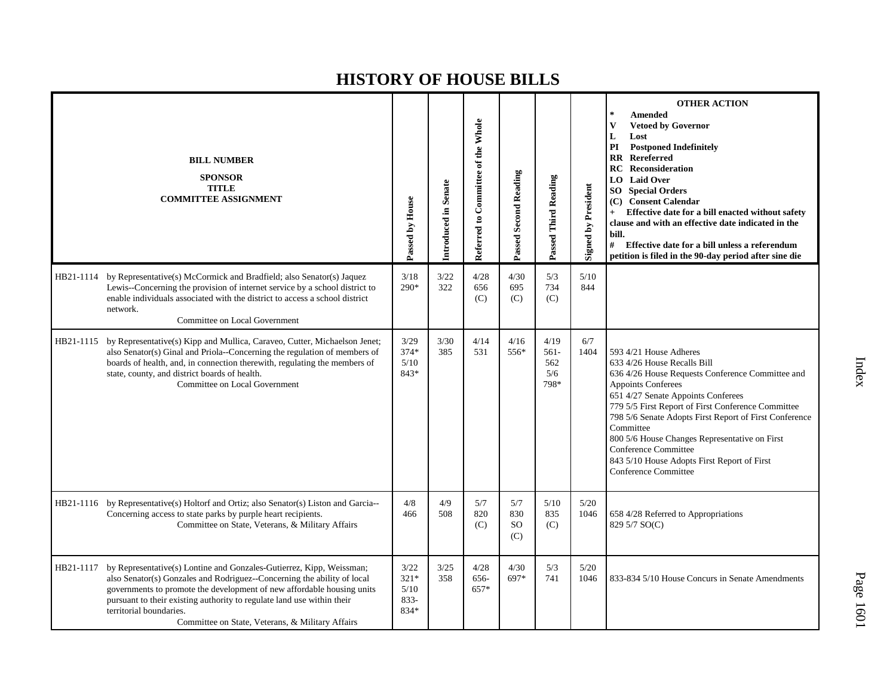# HISTORY OF HOUSE BILLS

| BILL NUMBER<br>SPONSOR<br>TITLE<br>COMMITTEE ASSIGNMENT | Passed by House | Introduced in Senate | Referred to Committee of the Whole | Passed Second Reading | Passed Third Reading | Signed by President | OTHER ACTION<br>* Amended<br>V Vetoed by Governor<br>L Lost<br>PI Postponed Indefinitely<br>RR Rereferred<br>RC Reconsideration<br>LO Laid Over<br>SO Special Orders<br>(C) Consent Calendar<br>+ Effective date for a bill enacted without safety clause and with an effective date indicated in the bill.<br># Effective date for a bill unless a referendum petition is filed in the 90-day period after sine die |
|---|---|---|---|---|---|---|---|
| HB21-1114 by Representative(s) McCormick and Bradfield; also Senator(s) Jaquez Lewis--Concerning the provision of internet service by a school district to enable individuals associated with the district to access a school district network.<br>Committee on Local Government | 3/18<br>290* | 3/22<br>322 | 4/28<br>656<br>(C) | 4/30<br>695<br>(C) | 5/3<br>734<br>(C) | 5/10<br>844 | |
| HB21-1115 by Representative(s) Kipp and Mullica, Caraveo, Cutter, Michaelson Jenet; also Senator(s) Ginal and Priola--Concerning the regulation of members of boards of health, and, in connection therewith, regulating the members of state, county, and district boards of health.<br>Committee on Local Government | 3/29<br>374*<br>5/10<br>843* | 3/30<br>385 | 4/14<br>531 | 4/16<br>556* | 4/19<br>561-<br>562<br>5/6<br>798* | 6/7<br>1404 | 593 4/21 House Adheres<br>633 4/26 House Recalls Bill<br>636 4/26 House Requests Conference Committee and Appoints Conferees<br>651 4/27 Senate Appoints Conferees<br>779 5/5 First Report of First Conference Committee<br>798 5/6 Senate Adopts First Report of First Conference Committee<br>800 5/6 House Changes Representative on First Conference Committee<br>843 5/10 House Adopts First Report of First Conference Committee |
| HB21-1116 by Representative(s) Holtorf and Ortiz; also Senator(s) Liston and Garcia--Concerning access to state parks by purple heart recipients.<br>Committee on State, Veterans, & Military Affairs | 4/8<br>466 | 4/9<br>508 | 5/7<br>820<br>(C) | 5/7<br>830<br>SO<br>(C) | 5/10<br>835<br>(C) | 5/20<br>1046 | 658 4/28 Referred to Appropriations<br>829 5/7 SO(C) |
| HB21-1117 by Representative(s) Lontine and Gonzales-Gutierrez, Kipp, Weissman; also Senator(s) Gonzales and Rodriguez--Concerning the ability of local governments to promote the development of new affordable housing units pursuant to their existing authority to regulate land use within their territorial boundaries.<br>Committee on State, Veterans, & Military Affairs | 3/22<br>321*<br>5/10<br>833-<br>834* | 3/25<br>358 | 4/28<br>656-<br>657* | 4/30<br>697* | 5/3<br>741 | 5/20<br>1046 | 833-834 5/10 House Concurs in Senate Amendments |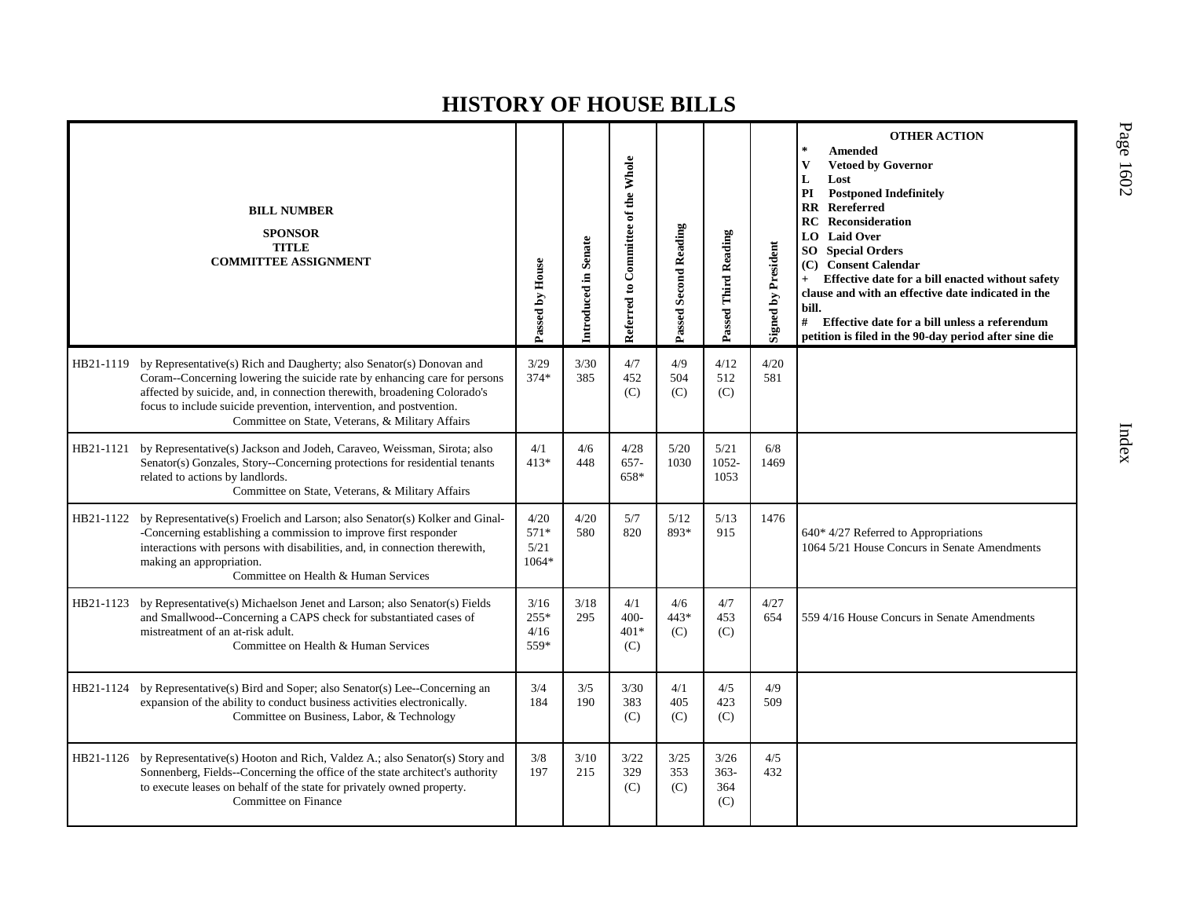# HISTORY OF HOUSE BILLS

| BILL NUMBER<br>SPONSOR<br>TITLE<br>COMMITTEE ASSIGNMENT | Passed by House | Introduced in Senate | Referred to Committee of the Whole | Passed Second Reading | Passed Third Reading | Signed by President | OTHER ACTION<br>* Amended<br>V Vetoed by Governor<br>L Lost<br>PI Postponed Indefinitely<br>RR Rereferred<br>RC Reconsideration<br>LO Laid Over<br>SO Special Orders<br>(C) Consent Calendar<br>+ Effective date for a bill enacted without safety clause and with an effective date indicated in the bill.<br># Effective date for a bill unless a referendum petition is filed in the 90-day period after sine die |
|---|---|---|---|---|---|---|---|
| HB21-1119 by Representative(s) Rich and Daugherty; also Senator(s) Donovan and Coram--Concerning lowering the suicide rate by enhancing care for persons affected by suicide, and, in connection therewith, broadening Colorado's focus to include suicide prevention, intervention, and postvention.<br>Committee on State, Veterans, & Military Affairs | 3/29<br>374* | 3/30<br>385 | 4/7<br>452<br>(C) | 4/9<br>504<br>(C) | 4/12<br>512<br>(C) | 4/20<br>581 | |
| HB21-1121 by Representative(s) Jackson and Jodeh, Caraveo, Weissman, Sirota; also Senator(s) Gonzales, Story--Concerning protections for residential tenants related to actions by landlords.<br>Committee on State, Veterans, & Military Affairs | 4/1<br>413* | 4/6<br>448 | 4/28<br>657-<br>658* | 5/20<br>1030 | 5/21<br>1052-<br>1053 | 6/8<br>1469 | |
| HB21-1122 by Representative(s) Froelich and Larson; also Senator(s) Kolker and Ginal--Concerning establishing a commission to improve first responder interactions with persons with disabilities, and, in connection therewith, making an appropriation.<br>Committee on Health & Human Services | 4/20<br>571*<br>5/21<br>1064* | 4/20<br>580 | 5/7<br>820 | 5/12<br>893* | 5/13<br>915 | 1476 | 640* 4/27 Referred to Appropriations<br>1064 5/21 House Concurs in Senate Amendments |
| HB21-1123 by Representative(s) Michaelson Jenet and Larson; also Senator(s) Fields and Smallwood--Concerning a CAPS check for substantiated cases of mistreatment of an at-risk adult.<br>Committee on Health & Human Services | 3/16<br>255*<br>4/16<br>559* | 3/18<br>295 | 4/1<br>400-<br>401*<br>(C) | 4/6<br>443*<br>(C) | 4/7<br>453<br>(C) | 4/27<br>654 | 559 4/16 House Concurs in Senate Amendments |
| HB21-1124 by Representative(s) Bird and Soper; also Senator(s) Lee--Concerning an expansion of the ability to conduct business activities electronically.<br>Committee on Business, Labor, & Technology | 3/4<br>184 | 3/5<br>190 | 3/30<br>383<br>(C) | 4/1<br>405<br>(C) | 4/5<br>423<br>(C) | 4/9<br>509 | |
| HB21-1126 by Representative(s) Hooton and Rich, Valdez A.; also Senator(s) Story and Sonnenberg, Fields--Concerning the office of the state architect's authority to execute leases on behalf of the state for privately owned property.<br>Committee on Finance | 3/8<br>197 | 3/10<br>215 | 3/22<br>329<br>(C) | 3/25<br>353<br>(C) | 3/26<br>363-<br>364<br>(C) | 4/5<br>432 | |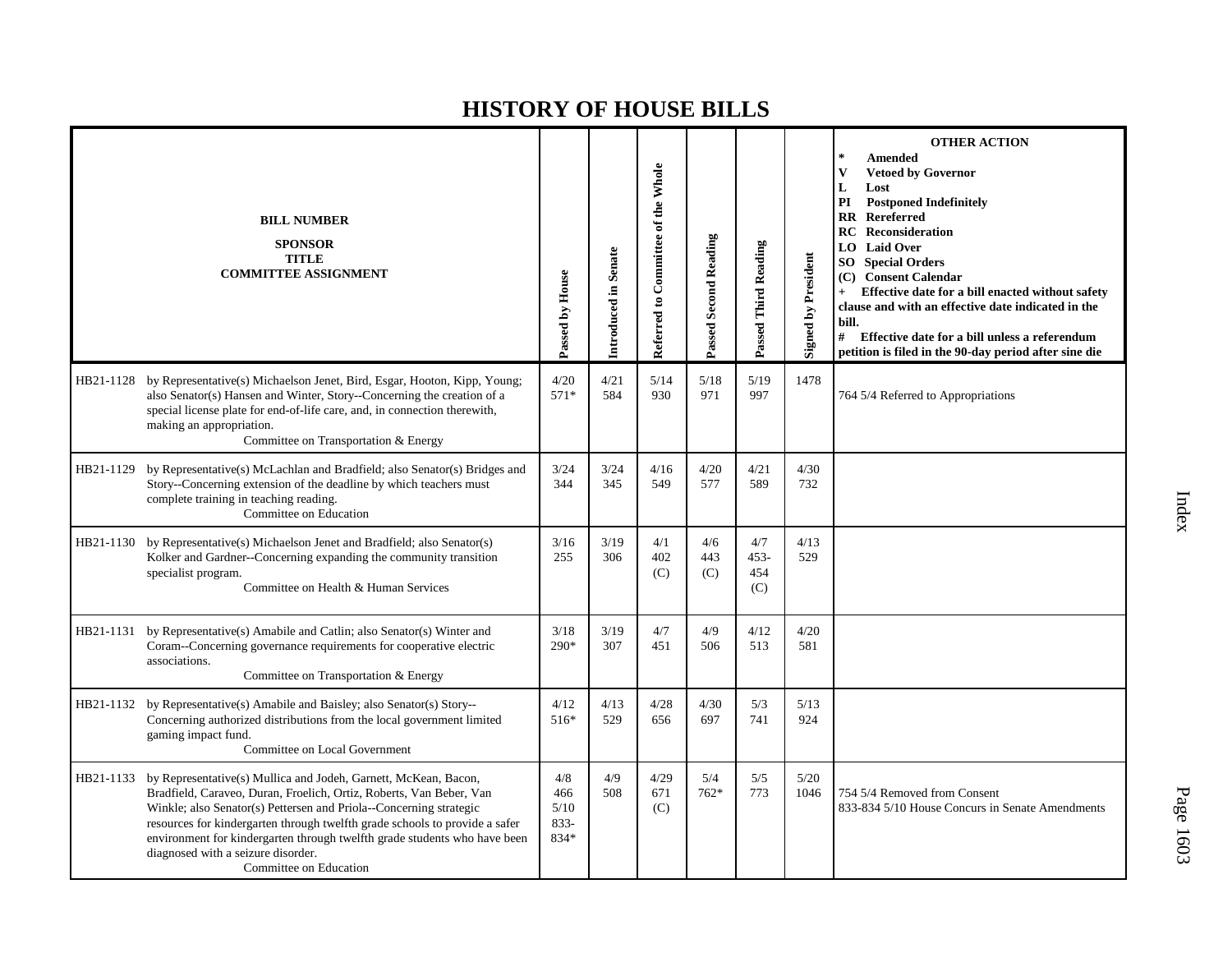# HISTORY OF HOUSE BILLS

| BILL NUMBER<br>SPONSOR<br>TITLE<br>COMMITTEE ASSIGNMENT | Passed by House | Introduced in Senate | Referred to Committee of the Whole | Passed Second Reading | Passed Third Reading | Signed by President | OTHER ACTION<br>* Amended<br>V Vetoed by Governor<br>L Lost<br>PI Postponed Indefinitely<br>RR Rereferred<br>RC Reconsideration<br>LO Laid Over<br>SO Special Orders<br>(C) Consent Calendar<br>+ Effective date for a bill enacted without safety clause and with an effective date indicated in the bill.<br># Effective date for a bill unless a referendum petition is filed in the 90-day period after sine die |
|---|---|---|---|---|---|---|---|
| HB21-1128 by Representative(s) Michaelson Jenet, Bird, Esgar, Hooton, Kipp, Young; also Senator(s) Hansen and Winter, Story--Concerning the creation of a special license plate for end-of-life care, and, in connection therewith, making an appropriation.<br>Committee on Transportation & Energy | 4/20<br>571* | 4/21<br>584 | 5/14<br>930 | 5/18<br>971 | 5/19<br>997 | 1478 | 764 5/4 Referred to Appropriations |
| HB21-1129 by Representative(s) McLachlan and Bradfield; also Senator(s) Bridges and Story--Concerning extension of the deadline by which teachers must complete training in teaching reading.<br>Committee on Education | 3/24<br>344 | 3/24<br>345 | 4/16<br>549 | 4/20<br>577 | 4/21<br>589 | 4/30<br>732 | |
| HB21-1130 by Representative(s) Michaelson Jenet and Bradfield; also Senator(s) Kolker and Gardner--Concerning expanding the community transition specialist program.<br>Committee on Health & Human Services | 3/16<br>255 | 3/19<br>306 | 4/1<br>402<br>(C) | 4/6<br>443<br>(C) | 4/7<br>453-<br>454<br>(C) | 4/13<br>529 | |
| HB21-1131 by Representative(s) Amabile and Catlin; also Senator(s) Winter and Coram--Concerning governance requirements for cooperative electric associations.<br>Committee on Transportation & Energy | 3/18<br>290* | 3/19<br>307 | 4/7<br>451 | 4/9<br>506 | 4/12<br>513 | 4/20<br>581 | |
| HB21-1132 by Representative(s) Amabile and Baisley; also Senator(s) Story--Concerning authorized distributions from the local government limited gaming impact fund.<br>Committee on Local Government | 4/12<br>516* | 4/13<br>529 | 4/28<br>656 | 4/30<br>697 | 5/3<br>741 | 5/13<br>924 | |
| HB21-1133 by Representative(s) Mullica and Jodeh, Garnett, McKean, Bacon, Bradfield, Caraveo, Duran, Froelich, Ortiz, Roberts, Van Beber, Van Winkle; also Senator(s) Pettersen and Priola--Concerning strategic resources for kindergarten through twelfth grade schools to provide a safer environment for kindergarten through twelfth grade students who have been diagnosed with a seizure disorder.<br>Committee on Education | 4/8<br>466<br>5/10<br>833-<br>834* | 4/9<br>508 | 4/29<br>671<br>(C) | 5/4<br>762* | 5/5<br>773 | 5/20<br>1046 | 754 5/4 Removed from Consent<br>833-834 5/10 House Concurs in Senate Amendments |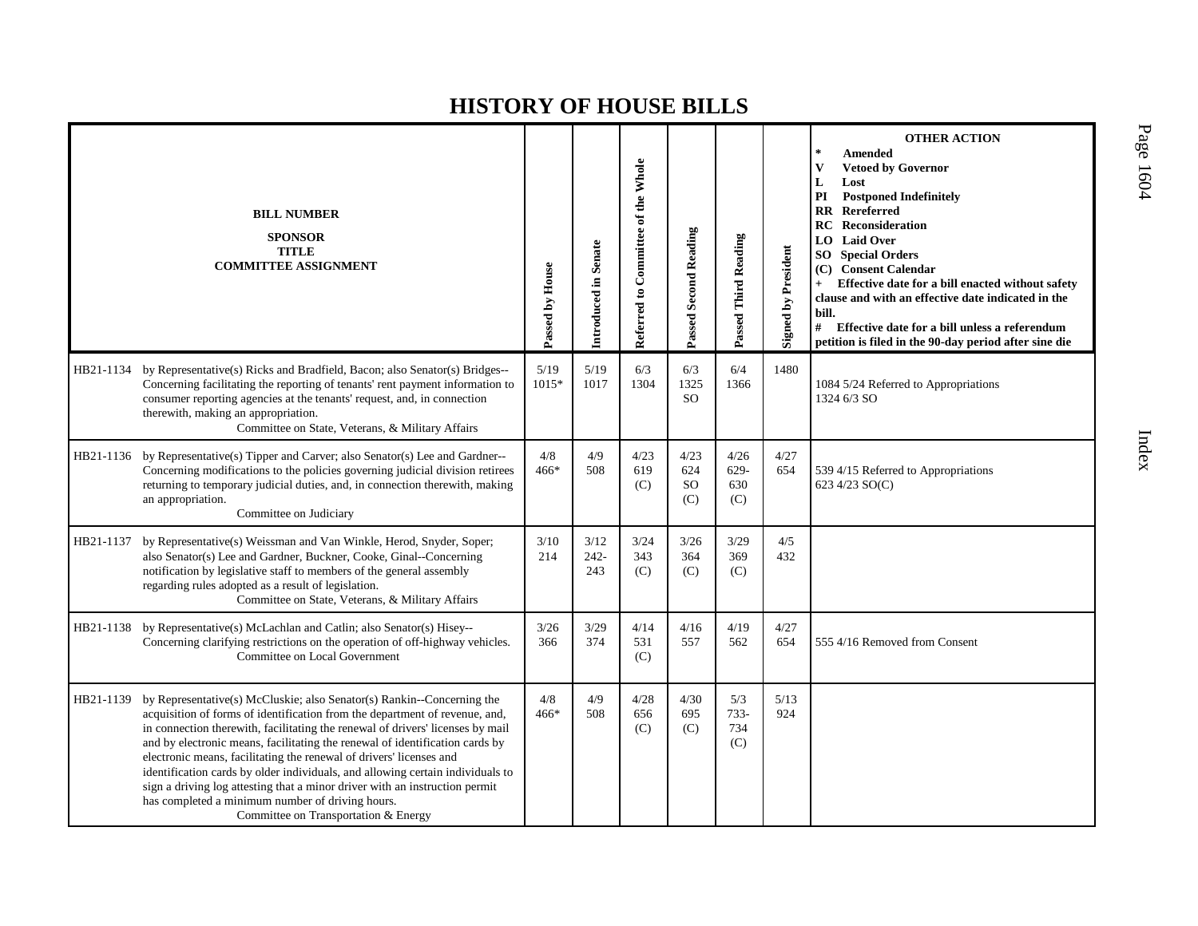# HISTORY OF HOUSE BILLS

| BILL NUMBER<br>SPONSOR<br>TITLE<br>COMMITTEE ASSIGNMENT | Passed by House | Introduced in Senate | Referred to Committee of the Whole | Passed Second Reading | Passed Third Reading | Signed by President | OTHER ACTION<br>* Amended<br>V Vetoed by Governor<br>L Lost<br>PI Postponed Indefinitely<br>RR Rereferred<br>RC Reconsideration<br>LO Laid Over<br>SO Special Orders<br>(C) Consent Calendar<br>+ Effective date for a bill enacted without safety clause and with an effective date indicated in the bill.<br># Effective date for a bill unless a referendum petition is filed in the 90-day period after sine die |
|---|---|---|---|---|---|---|---|
| HB21-1134 by Representative(s) Ricks and Bradfield, Bacon; also Senator(s) Bridges--Concerning facilitating the reporting of tenants' rent payment information to consumer reporting agencies at the tenants' request, and, in connection therewith, making an appropriation.<br>Committee on State, Veterans, & Military Affairs | 5/19<br>1015* | 5/19<br>1017 | 6/3<br>1304 | 6/3<br>1325<br>SO | 6/4<br>1366 | 1480 | 1084 5/24 Referred to Appropriations<br>1324 6/3 SO |
| HB21-1136 by Representative(s) Tipper and Carver; also Senator(s) Lee and Gardner--Concerning modifications to the policies governing judicial division retirees returning to temporary judicial duties, and, in connection therewith, making an appropriation.<br>Committee on Judiciary | 4/8<br>466* | 4/9<br>508 | 4/23<br>619<br>(C) | 4/23<br>624<br>SO<br>(C) | 4/26<br>629-630<br>(C) | 4/27<br>654 | 539 4/15 Referred to Appropriations<br>623 4/23 SO(C) |
| HB21-1137 by Representative(s) Weissman and Van Winkle, Herod, Snyder, Soper; also Senator(s) Lee and Gardner, Buckner, Cooke, Ginal--Concerning notification by legislative staff to members of the general assembly regarding rules adopted as a result of legislation.<br>Committee on State, Veterans, & Military Affairs | 3/10<br>214 | 3/12<br>242-243 | 3/24<br>343<br>(C) | 3/26<br>364<br>(C) | 3/29<br>369<br>(C) | 4/5<br>432 | |
| HB21-1138 by Representative(s) McLachlan and Catlin; also Senator(s) Hisey--Concerning clarifying restrictions on the operation of off-highway vehicles.<br>Committee on Local Government | 3/26<br>366 | 3/29<br>374 | 4/14<br>531<br>(C) | 4/16<br>557 | 4/19<br>562 | 4/27<br>654 | 555 4/16 Removed from Consent |
| HB21-1139 by Representative(s) McCluskie; also Senator(s) Rankin--Concerning the acquisition of forms of identification from the department of revenue, and, in connection therewith, facilitating the renewal of drivers' licenses by mail and by electronic means, facilitating the renewal of identification cards by electronic means, facilitating the renewal of drivers' licenses and identification cards by older individuals, and allowing certain individuals to sign a driving log attesting that a minor driver with an instruction permit has completed a minimum number of driving hours.<br>Committee on Transportation & Energy | 4/8<br>466* | 4/9<br>508 | 4/28<br>656<br>(C) | 4/30<br>695<br>(C) | 5/3<br>733-734<br>(C) | 5/13<br>924 | |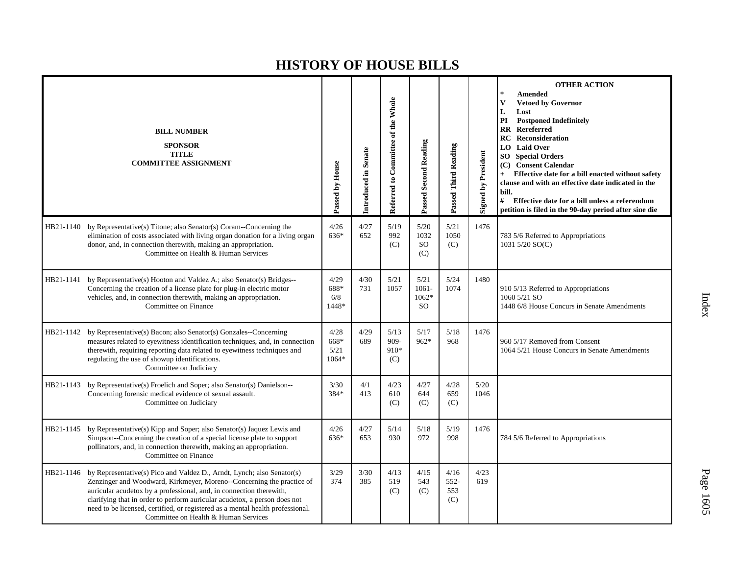# HISTORY OF HOUSE BILLS

| BILL NUMBER<br>SPONSOR<br>TITLE<br>COMMITTEE ASSIGNMENT | Passed by House | Introduced in Senate | Referred to Committee of the Whole | Passed Second Reading | Passed Third Reading | Signed by President | OTHER ACTION<br>* Amended<br>V Vetoed by Governor<br>L Lost<br>PI Postponed Indefinitely<br>RR Rereferred<br>RC Reconsideration<br>LO Laid Over<br>SO Special Orders<br>(C) Consent Calendar<br>+ Effective date for a bill enacted without safety clause and with an effective date indicated in the bill.<br># Effective date for a bill unless a referendum petition is filed in the 90-day period after sine die |
|---|---|---|---|---|---|---|---|
| HB21-1140 by Representative(s) Titone; also Senator(s) Coram--Concerning the elimination of costs associated with living organ donation for a living organ donor, and, in connection therewith, making an appropriation.<br>Committee on Health & Human Services | 4/26<br>636* | 4/27<br>652 | 5/19<br>992<br>(C) | 5/20<br>1032<br>SO<br>(C) | 5/21<br>1050<br>(C) | 1476 | 783 5/6 Referred to Appropriations<br>1031 5/20 SO(C) |
| HB21-1141 by Representative(s) Hooton and Valdez A.; also Senator(s) Bridges--Concerning the creation of a license plate for plug-in electric motor vehicles, and, in connection therewith, making an appropriation.<br>Committee on Finance | 4/29<br>688*<br>6/8<br>1448* | 4/30<br>731 | 5/21<br>1057 | 5/21<br>1061-<br>1062*<br>SO | 5/24<br>1074 | 1480 | 910 5/13 Referred to Appropriations<br>1060 5/21 SO<br>1448 6/8 House Concurs in Senate Amendments |
| HB21-1142 by Representative(s) Bacon; also Senator(s) Gonzales--Concerning measures related to eyewitness identification techniques, and, in connection therewith, requiring reporting data related to eyewitness techniques and regulating the use of showup identifications.<br>Committee on Judiciary | 4/28<br>668*<br>5/21<br>1064* | 4/29<br>689 | 5/13<br>909-<br>910*<br>(C) | 5/17<br>962* | 5/18<br>968 | 1476 | 960 5/17 Removed from Consent<br>1064 5/21 House Concurs in Senate Amendments |
| HB21-1143 by Representative(s) Froelich and Soper; also Senator(s) Danielson--Concerning forensic medical evidence of sexual assault.<br>Committee on Judiciary | 3/30<br>384* | 4/1<br>413 | 4/23<br>610<br>(C) | 4/27<br>644<br>(C) | 4/28<br>659<br>(C) | 5/20<br>1046 | |
| HB21-1145 by Representative(s) Kipp and Soper; also Senator(s) Jaquez Lewis and Simpson--Concerning the creation of a special license plate to support pollinators, and, in connection therewith, making an appropriation.<br>Committee on Finance | 4/26<br>636* | 4/27<br>653 | 5/14<br>930 | 5/18<br>972 | 5/19<br>998 | 1476 | 784 5/6 Referred to Appropriations |
| HB21-1146 by Representative(s) Pico and Valdez D., Arndt, Lynch; also Senator(s) Zenzinger and Woodward, Kirkmeyer, Moreno--Concerning the practice of auricular acudetox by a professional, and, in connection therewith, clarifying that in order to perform auricular acudetox, a person does not need to be licensed, certified, or registered as a mental health professional.<br>Committee on Health & Human Services | 3/29<br>374 | 3/30<br>385 | 4/13<br>519<br>(C) | 4/15<br>543<br>(C) | 4/16<br>552-<br>553<br>(C) | 4/23<br>619 | |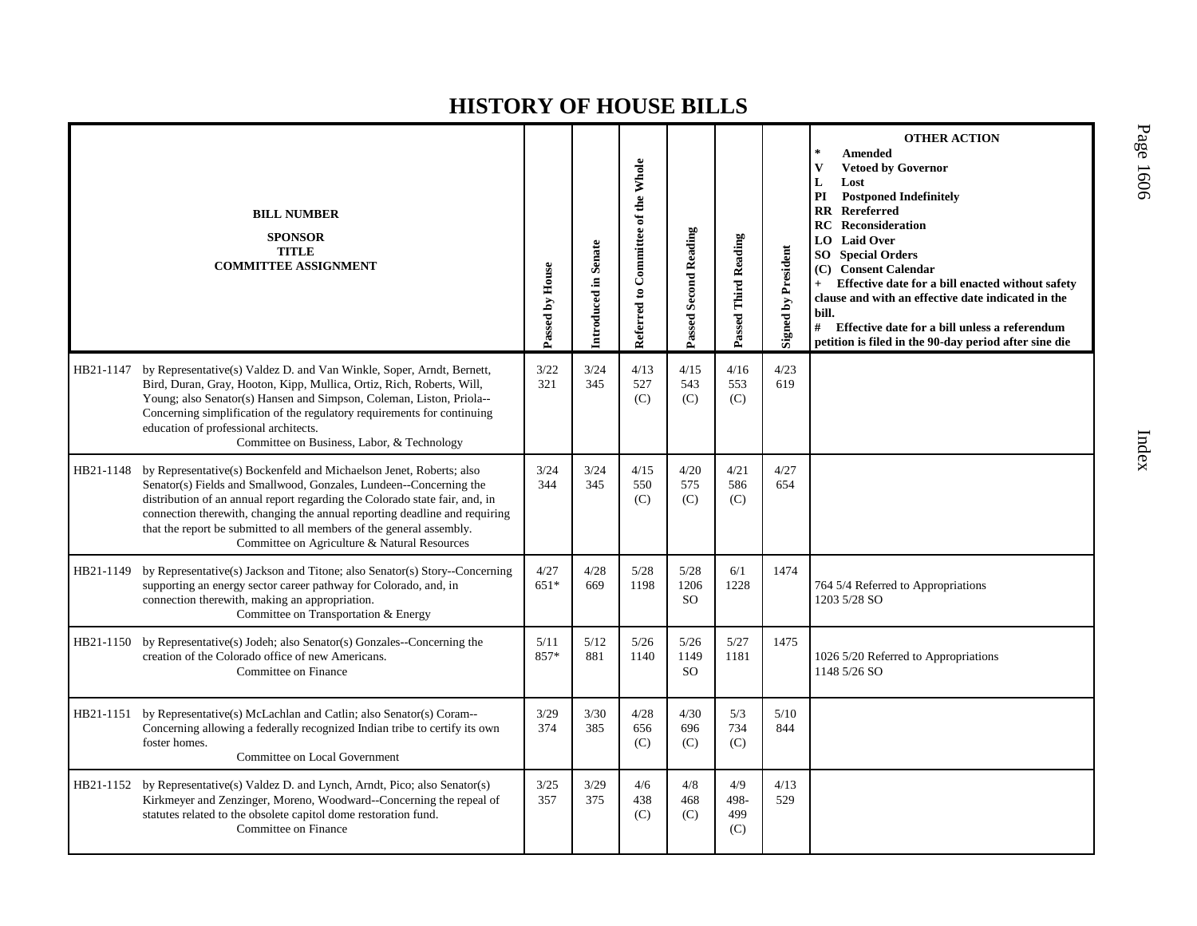# HISTORY OF HOUSE BILLS

| BILL NUMBER SPONSOR TITLE COMMITTEE ASSIGNMENT | Passed by House | Introduced in Senate | Referred to Committee of the Whole | Passed Second Reading | Passed Third Reading | Signed by President | OTHER ACTION * Amended V Vetoed by Governor L Lost PI Postponed Indefinitely RR Rereferred RC Reconsideration LO Laid Over SO Special Orders (C) Consent Calendar + Effective date for a bill enacted without safety clause and with an effective date indicated in the bill. # Effective date for a bill unless a referendum petition is filed in the 90-day period after sine die |
|---|---|---|---|---|---|---|---|
| HB21-1147 by Representative(s) Valdez D. and Van Winkle, Soper, Arndt, Bernett, Bird, Duran, Gray, Hooton, Kipp, Mullica, Ortiz, Rich, Roberts, Will, Young; also Senator(s) Hansen and Simpson, Coleman, Liston, Priola--Concerning simplification of the regulatory requirements for continuing education of professional architects. Committee on Business, Labor, & Technology | 3/22 321 | 3/24 345 | 4/13 527 (C) | 4/15 543 (C) | 4/16 553 (C) | 4/23 619 | |
| HB21-1148 by Representative(s) Bockenfeld and Michaelson Jenet, Roberts; also Senator(s) Fields and Smallwood, Gonzales, Lundeen--Concerning the distribution of an annual report regarding the Colorado state fair, and, in connection therewith, changing the annual reporting deadline and requiring that the report be submitted to all members of the general assembly. Committee on Agriculture & Natural Resources | 3/24 344 | 3/24 345 | 4/15 550 (C) | 4/20 575 (C) | 4/21 586 (C) | 4/27 654 | |
| HB21-1149 by Representative(s) Jackson and Titone; also Senator(s) Story--Concerning supporting an energy sector career pathway for Colorado, and, in connection therewith, making an appropriation. Committee on Transportation & Energy | 4/27 651* | 4/28 669 | 5/28 1198 | 5/28 1206 SO | 6/1 1228 | 1474 | 764 5/4 Referred to Appropriations 1203 5/28 SO |
| HB21-1150 by Representative(s) Jodeh; also Senator(s) Gonzales--Concerning the creation of the Colorado office of new Americans. Committee on Finance | 5/11 857* | 5/12 881 | 5/26 1140 | 5/26 1149 SO | 5/27 1181 | 1475 | 1026 5/20 Referred to Appropriations 1148 5/26 SO |
| HB21-1151 by Representative(s) McLachlan and Catlin; also Senator(s) Coram--Concerning allowing a federally recognized Indian tribe to certify its own foster homes. Committee on Local Government | 3/29 374 | 3/30 385 | 4/28 656 (C) | 4/30 696 (C) | 5/3 734 (C) | 5/10 844 | |
| HB21-1152 by Representative(s) Valdez D. and Lynch, Arndt, Pico; also Senator(s) Kirkmeyer and Zenzinger, Moreno, Woodward--Concerning the repeal of statutes related to the obsolete capitol dome restoration fund. Committee on Finance | 3/25 357 | 3/29 375 | 4/6 438 (C) | 4/8 468 (C) | 4/9 498-499 (C) | 4/13 529 | |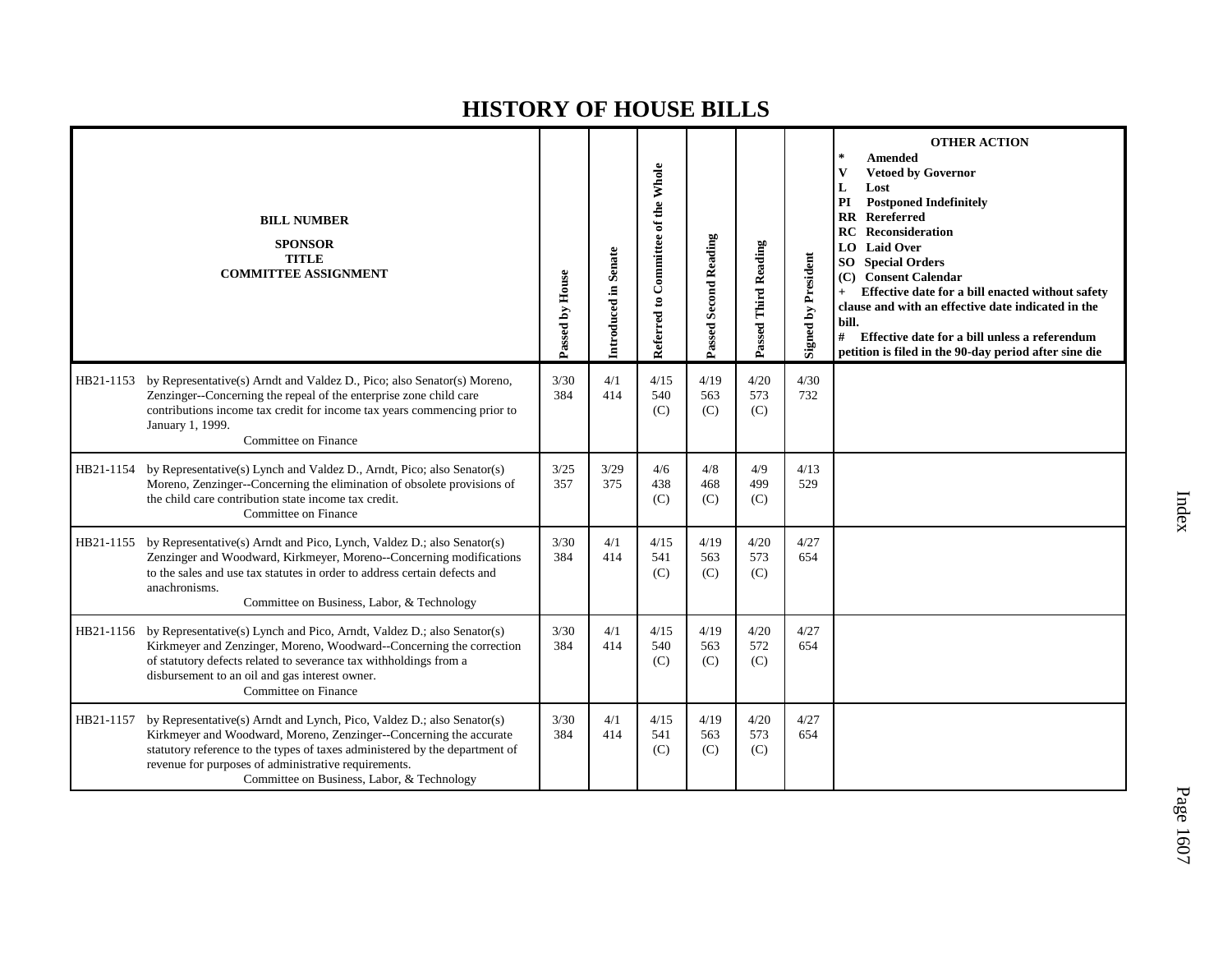# HISTORY OF HOUSE BILLS

| BILL NUMBER<br>SPONSOR<br>TITLE<br>COMMITTEE ASSIGNMENT | Passed by House | Introduced in Senate | Referred to Committee of the Whole | Passed Second Reading | Passed Third Reading | Signed by President | OTHER ACTION<br>* Amended<br>V Vetoed by Governor<br>L Lost<br>PI Postponed Indefinitely<br>RR Rereferred<br>RC Reconsideration<br>LO Laid Over<br>SO Special Orders<br>(C) Consent Calendar<br>+ Effective date for a bill enacted without safety clause and with an effective date indicated in the bill.<br># Effective date for a bill unless a referendum petition is filed in the 90-day period after sine die |
|---|---|---|---|---|---|---|---|
| HB21-1153 by Representative(s) Arndt and Valdez D., Pico; also Senator(s) Moreno, Zenzinger--Concerning the repeal of the enterprise zone child care contributions income tax credit for income tax years commencing prior to January 1, 1999.<br>Committee on Finance | 3/30<br>384 | 4/1<br>414 | 4/15<br>540<br>(C) | 4/19<br>563<br>(C) | 4/20<br>573<br>(C) | 4/30<br>732 | |
| HB21-1154 by Representative(s) Lynch and Valdez D., Arndt, Pico; also Senator(s) Moreno, Zenzinger--Concerning the elimination of obsolete provisions of the child care contribution state income tax credit.<br>Committee on Finance | 3/25<br>357 | 3/29<br>375 | 4/6<br>438<br>(C) | 4/8<br>468<br>(C) | 4/9<br>499<br>(C) | 4/13<br>529 | |
| HB21-1155 by Representative(s) Arndt and Pico, Lynch, Valdez D.; also Senator(s) Zenzinger and Woodward, Kirkmeyer, Moreno--Concerning modifications to the sales and use tax statutes in order to address certain defects and anachronisms.<br>Committee on Business, Labor, & Technology | 3/30<br>384 | 4/1<br>414 | 4/15<br>541<br>(C) | 4/19<br>563<br>(C) | 4/20<br>573<br>(C) | 4/27<br>654 | |
| HB21-1156 by Representative(s) Lynch and Pico, Arndt, Valdez D.; also Senator(s) Kirkmeyer and Zenzinger, Moreno, Woodward--Concerning the correction of statutory defects related to severance tax withholdings from a disbursement to an oil and gas interest owner.<br>Committee on Finance | 3/30<br>384 | 4/1<br>414 | 4/15<br>540<br>(C) | 4/19<br>563<br>(C) | 4/20<br>572<br>(C) | 4/27<br>654 | |
| HB21-1157 by Representative(s) Arndt and Lynch, Pico, Valdez D.; also Senator(s) Kirkmeyer and Woodward, Moreno, Zenzinger--Concerning the accurate statutory reference to the types of taxes administered by the department of revenue for purposes of administrative requirements.<br>Committee on Business, Labor, & Technology | 3/30<br>384 | 4/1<br>414 | 4/15<br>541<br>(C) | 4/19<br>563<br>(C) | 4/20<br>573<br>(C) | 4/27<br>654 | |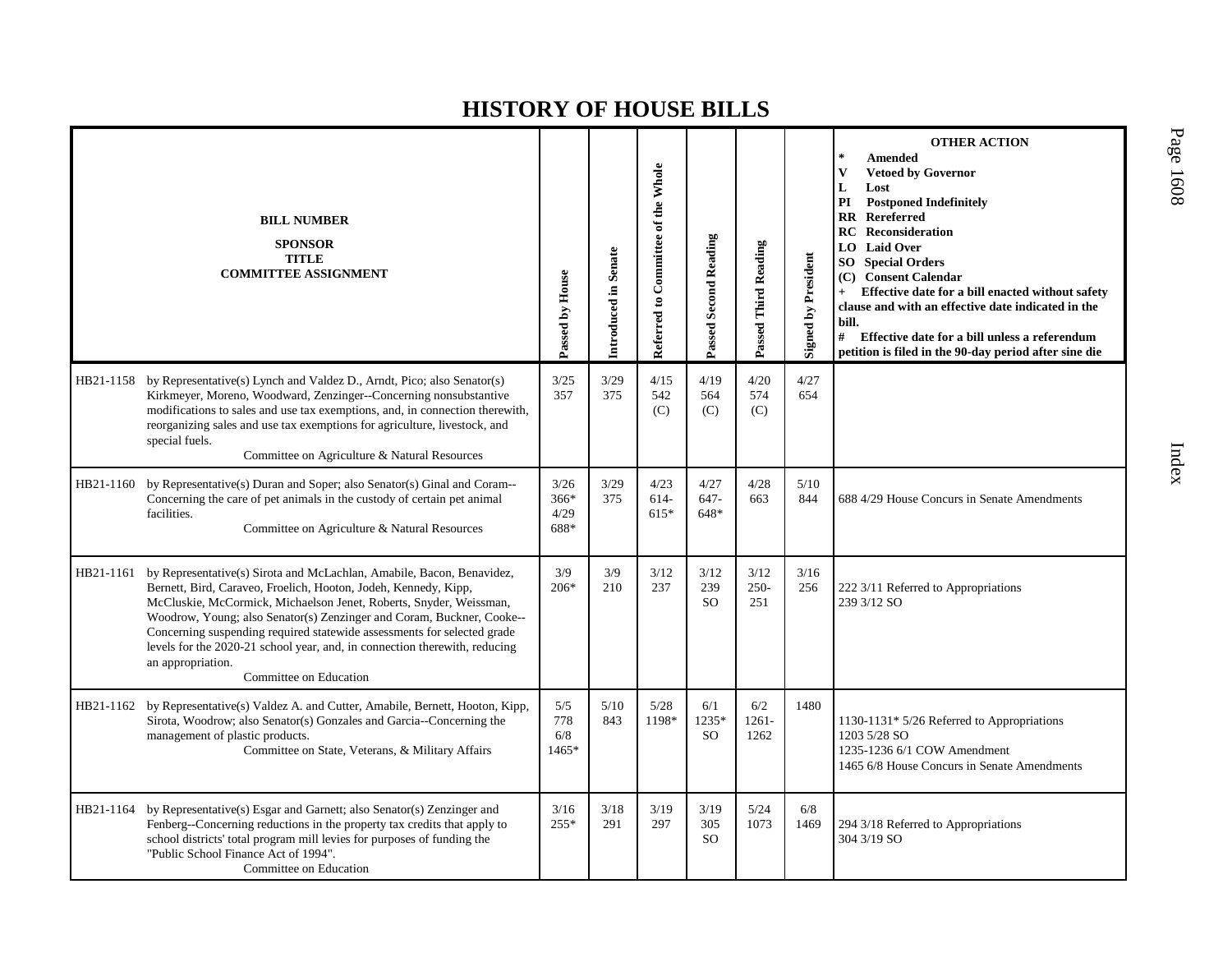# HISTORY OF HOUSE BILLS

| BILL NUMBER<br>SPONSOR<br>TITLE<br>COMMITTEE ASSIGNMENT | Passed by House | Introduced in Senate | Referred to Committee of the Whole | Passed Second Reading | Passed Third Reading | Signed by President | OTHER ACTION<br>* Amended<br>V Vetoed by Governor<br>L Lost<br>PI Postponed Indefinitely<br>RR Rereferred<br>RC Reconsideration<br>LO Laid Over<br>SO Special Orders<br>(C) Consent Calendar<br>+ Effective date for a bill enacted without safety clause and with an effective date indicated in the bill.<br># Effective date for a bill unless a referendum petition is filed in the 90-day period after sine die |
|---|---|---|---|---|---|---|---|
| HB21-1158 by Representative(s) Lynch and Valdez D., Arndt, Pico; also Senator(s) Kirkmeyer, Moreno, Woodward, Zenzinger--Concerning nonsubstantive modifications to sales and use tax exemptions, and, in connection therewith, reorganizing sales and use tax exemptions for agriculture, livestock, and special fuels.<br>Committee on Agriculture & Natural Resources | 3/25<br>357 | 3/29<br>375 | 4/15<br>542<br>(C) | 4/19<br>564<br>(C) | 4/20<br>574<br>(C) | 4/27<br>654 | |
| HB21-1160 by Representative(s) Duran and Soper; also Senator(s) Ginal and Coram--Concerning the care of pet animals in the custody of certain pet animal facilities.<br>Committee on Agriculture & Natural Resources | 3/26<br>366*<br>4/29<br>688* | 3/29<br>375 | 4/23<br>614-615* | 4/27<br>647-648* | 4/28<br>663 | 5/10<br>844 | 688 4/29 House Concurs in Senate Amendments |
| HB21-1161 by Representative(s) Sirota and McLachlan, Amabile, Bacon, Benavidez, Bernett, Bird, Caraveo, Froelich, Hooton, Jodeh, Kennedy, Kipp, McCluskie, McCormick, Michaelson Jenet, Roberts, Snyder, Weissman, Woodrow, Young; also Senator(s) Zenzinger and Coram, Buckner, Cooke--Concerning suspending required statewide assessments for selected grade levels for the 2020-21 school year, and, in connection therewith, reducing an appropriation.<br>Committee on Education | 3/9<br>206* | 3/9<br>210 | 3/12<br>237 | 3/12<br>239<br>SO | 3/12<br>250-251 | 3/16<br>256 | 222 3/11 Referred to Appropriations<br>239 3/12 SO |
| HB21-1162 by Representative(s) Valdez A. and Cutter, Amabile, Bernett, Hooton, Kipp, Sirota, Woodrow; also Senator(s) Gonzales and Garcia--Concerning the management of plastic products.<br>Committee on State, Veterans, & Military Affairs | 5/5<br>778<br>6/8<br>1465* | 5/10<br>843 | 5/28<br>1198* | 6/1<br>1235*<br>SO | 6/2<br>1261-1262 | 1480 | 1130-1131* 5/26 Referred to Appropriations<br>1203 5/28 SO<br>1235-1236 6/1 COW Amendment<br>1465 6/8 House Concurs in Senate Amendments |
| HB21-1164 by Representative(s) Esgar and Garnett; also Senator(s) Zenzinger and Fenberg--Concerning reductions in the property tax credits that apply to school districts' total program mill levies for purposes of funding the "Public School Finance Act of 1994".<br>Committee on Education | 3/16<br>255* | 3/18<br>291 | 3/19<br>297 | 3/19<br>305<br>SO | 5/24<br>1073 | 6/8<br>1469 | 294 3/18 Referred to Appropriations<br>304 3/19 SO |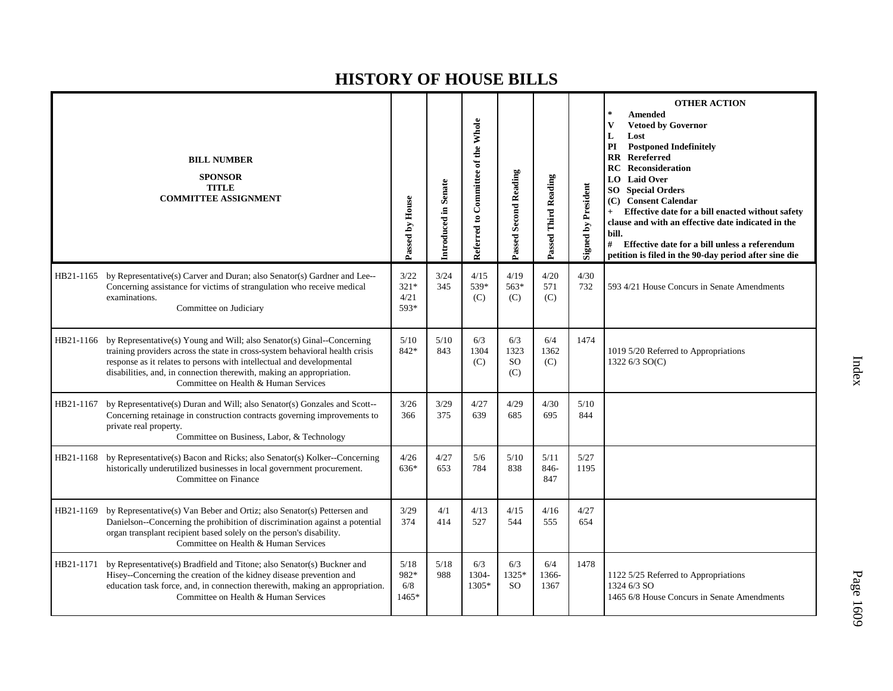# HISTORY OF HOUSE BILLS

| BILL NUMBER / SPONSOR / TITLE / COMMITTEE ASSIGNMENT | Passed by House | Introduced in Senate | Referred to Committee of the Whole | Passed Second Reading | Passed Third Reading | Signed by President | OTHER ACTION: * Amended; V Vetoed by Governor; L Lost; PI Postponed Indefinitely; RR Rereferred; RC Reconsideration; LO Laid Over; SO Special Orders; (C) Consent Calendar; + Effective date for a bill enacted without safety clause and with an effective date indicated in the bill.; # Effective date for a bill unless a referendum petition is filed in the 90-day period after sine die |
|---|---|---|---|---|---|---|---|
| HB21-1165 by Representative(s) Carver and Duran; also Senator(s) Gardner and Lee--Concerning assistance for victims of strangulation who receive medical examinations. Committee on Judiciary | 3/22 321* 4/21 593* | 3/24 345 | 4/15 539* (C) | 4/19 563* (C) | 4/20 571 (C) | 4/30 732 | 593 4/21 House Concurs in Senate Amendments |
| HB21-1166 by Representative(s) Young and Will; also Senator(s) Ginal--Concerning training providers across the state in cross-system behavioral health crisis response as it relates to persons with intellectual and developmental disabilities, and, in connection therewith, making an appropriation. Committee on Health & Human Services | 5/10 842* | 5/10 843 | 6/3 1304 (C) | 6/3 1323 SO (C) | 6/4 1362 (C) | 1474 | 1019 5/20 Referred to Appropriations<br>1322 6/3 SO(C) |
| HB21-1167 by Representative(s) Duran and Will; also Senator(s) Gonzales and Scott--Concerning retainage in construction contracts governing improvements to private real property. Committee on Business, Labor, & Technology | 3/26 366 | 3/29 375 | 4/27 639 | 4/29 685 | 4/30 695 | 5/10 844 | |
| HB21-1168 by Representative(s) Bacon and Ricks; also Senator(s) Kolker--Concerning historically underutilized businesses in local government procurement. Committee on Finance | 4/26 636* | 4/27 653 | 5/6 784 | 5/10 838 | 5/11 846-847 | 5/27 1195 | |
| HB21-1169 by Representative(s) Van Beber and Ortiz; also Senator(s) Pettersen and Danielson--Concerning the prohibition of discrimination against a potential organ transplant recipient based solely on the person's disability. Committee on Health & Human Services | 3/29 374 | 4/1 414 | 4/13 527 | 4/15 544 | 4/16 555 | 4/27 654 | |
| HB21-1171 by Representative(s) Bradfield and Titone; also Senator(s) Buckner and Hisey--Concerning the creation of the kidney disease prevention and education task force, and, in connection therewith, making an appropriation. Committee on Health & Human Services | 5/18 982* 6/8 1465* | 5/18 988 | 6/3 1304-1305* | 6/3 1325* SO | 6/4 1366-1367 | 1478 | 1122 5/25 Referred to Appropriations<br>1324 6/3 SO<br>1465 6/8 House Concurs in Senate Amendments |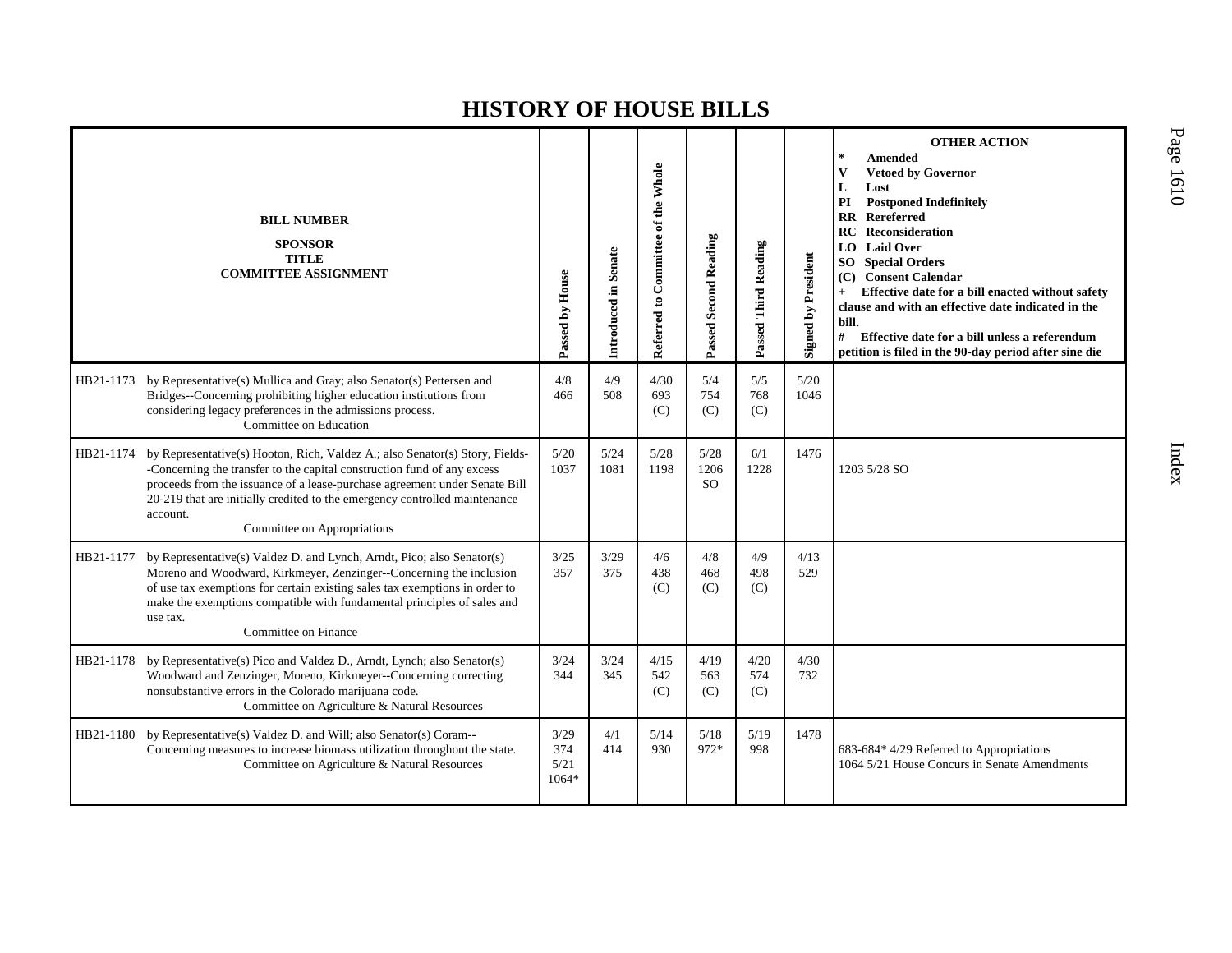# HISTORY OF HOUSE BILLS

| BILL NUMBER<br>SPONSOR<br>TITLE<br>COMMITTEE ASSIGNMENT | Passed by House | Introduced in Senate | Referred to Committee of the Whole | Passed Second Reading | Passed Third Reading | Signed by President | OTHER ACTION<br>* Amended<br>V Vetoed by Governor<br>L Lost<br>PI Postponed Indefinitely<br>RR Rereferred<br>RC Reconsideration<br>LO Laid Over<br>SO Special Orders<br>(C) Consent Calendar<br>+ Effective date for a bill enacted without safety clause and with an effective date indicated in the bill.<br># Effective date for a bill unless a referendum petition is filed in the 90-day period after sine die |
|---|---|---|---|---|---|---|---|
| HB21-1173 by Representative(s) Mullica and Gray; also Senator(s) Pettersen and Bridges--Concerning prohibiting higher education institutions from considering legacy preferences in the admissions process.<br>Committee on Education | 4/8<br>466 | 4/9<br>508 | 4/30<br>693<br>(C) | 5/4<br>754<br>(C) | 5/5<br>768<br>(C) | 5/20<br>1046 | |
| HB21-1174 by Representative(s) Hooton, Rich, Valdez A.; also Senator(s) Story, Fields--Concerning the transfer to the capital construction fund of any excess proceeds from the issuance of a lease-purchase agreement under Senate Bill 20-219 that are initially credited to the emergency controlled maintenance account.<br>Committee on Appropriations | 5/20<br>1037 | 5/24<br>1081 | 5/28<br>1198 | 5/28<br>1206<br>SO | 6/1<br>1228 | 1476 | 1203 5/28 SO |
| HB21-1177 by Representative(s) Valdez D. and Lynch, Arndt, Pico; also Senator(s) Moreno and Woodward, Kirkmeyer, Zenzinger--Concerning the inclusion of use tax exemptions for certain existing sales tax exemptions in order to make the exemptions compatible with fundamental principles of sales and use tax.<br>Committee on Finance | 3/25<br>357 | 3/29<br>375 | 4/6<br>438<br>(C) | 4/8<br>468<br>(C) | 4/9<br>498<br>(C) | 4/13<br>529 | |
| HB21-1178 by Representative(s) Pico and Valdez D., Arndt, Lynch; also Senator(s) Woodward and Zenzinger, Moreno, Kirkmeyer--Concerning correcting nonsubstantive errors in the Colorado marijuana code.<br>Committee on Agriculture & Natural Resources | 3/24<br>344 | 3/24<br>345 | 4/15<br>542<br>(C) | 4/19<br>563<br>(C) | 4/20<br>574<br>(C) | 4/30<br>732 | |
| HB21-1180 by Representative(s) Valdez D. and Will; also Senator(s) Coram--Concerning measures to increase biomass utilization throughout the state.<br>Committee on Agriculture & Natural Resources | 3/29<br>374<br>5/21<br>1064* | 4/1<br>414 | 5/14<br>930 | 5/18<br>972* | 5/19<br>998 | 1478 | 683-684* 4/29 Referred to Appropriations<br>1064 5/21 House Concurs in Senate Amendments |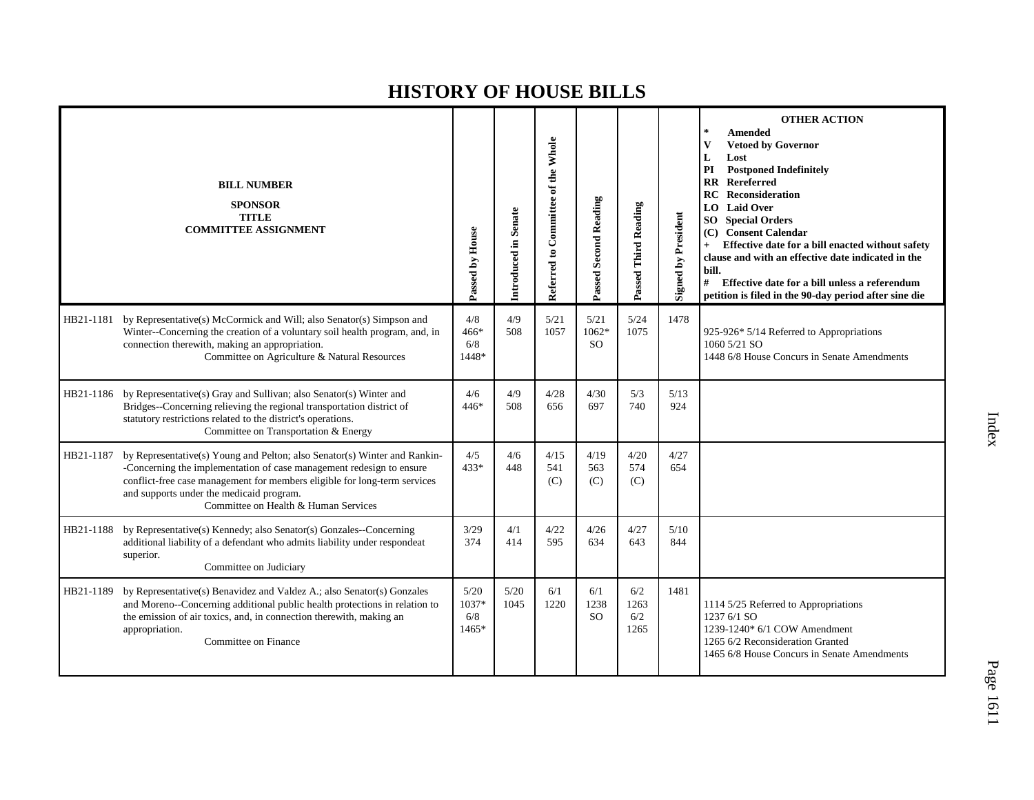# HISTORY OF HOUSE BILLS

| BILL NUMBER<br>SPONSOR<br>TITLE<br>COMMITTEE ASSIGNMENT | Passed by House | Introduced in Senate | Referred to Committee of the Whole | Passed Second Reading | Passed Third Reading | Signed by President | OTHER ACTION<br>* Amended<br>V Vetoed by Governor<br>L Lost<br>PI Postponed Indefinitely<br>RR Rereferred<br>RC Reconsideration<br>LO Laid Over<br>SO Special Orders<br>(C) Consent Calendar<br>+ Effective date for a bill enacted without safety clause and with an effective date indicated in the bill.<br># Effective date for a bill unless a referendum petition is filed in the 90-day period after sine die |
|---|---|---|---|---|---|---|---|
| HB21-1181 by Representative(s) McCormick and Will; also Senator(s) Simpson and Winter--Concerning the creation of a voluntary soil health program, and, in connection therewith, making an appropriation.<br>Committee on Agriculture & Natural Resources | 4/8<br>466*<br>6/8<br>1448* | 4/9<br>508 | 5/21<br>1057 | 5/21<br>1062*<br>SO | 5/24<br>1075 | 1478 | 925-926* 5/14 Referred to Appropriations<br>1060 5/21 SO<br>1448 6/8 House Concurs in Senate Amendments |
| HB21-1186 by Representative(s) Gray and Sullivan; also Senator(s) Winter and Bridges--Concerning relieving the regional transportation district of statutory restrictions related to the district's operations.<br>Committee on Transportation & Energy | 4/6<br>446* | 4/9<br>508 | 4/28<br>656 | 4/30<br>697 | 5/3<br>740 | 5/13<br>924 | |
| HB21-1187 by Representative(s) Young and Pelton; also Senator(s) Winter and Rankin--Concerning the implementation of case management redesign to ensure conflict-free case management for members eligible for long-term services and supports under the medicaid program.<br>Committee on Health & Human Services | 4/5<br>433* | 4/6<br>448 | 4/15<br>541<br>(C) | 4/19<br>563<br>(C) | 4/20<br>574<br>(C) | 4/27<br>654 | |
| HB21-1188 by Representative(s) Kennedy; also Senator(s) Gonzales--Concerning additional liability of a defendant who admits liability under respondeat superior.<br>Committee on Judiciary | 3/29<br>374 | 4/1<br>414 | 4/22<br>595 | 4/26<br>634 | 4/27<br>643 | 5/10<br>844 | |
| HB21-1189 by Representative(s) Benavidez and Valdez A.; also Senator(s) Gonzales and Moreno--Concerning additional public health protections in relation to the emission of air toxics, and, in connection therewith, making an appropriation.<br>Committee on Finance | 5/20<br>1037*<br>6/8<br>1465* | 5/20<br>1045 | 6/1<br>1220 | 6/1<br>1238<br>SO | 6/2<br>1263<br>6/2<br>1265 | 1481 | 1114 5/25 Referred to Appropriations<br>1237 6/1 SO<br>1239-1240* 6/1 COW Amendment<br>1265 6/2 Reconsideration Granted<br>1465 6/8 House Concurs in Senate Amendments |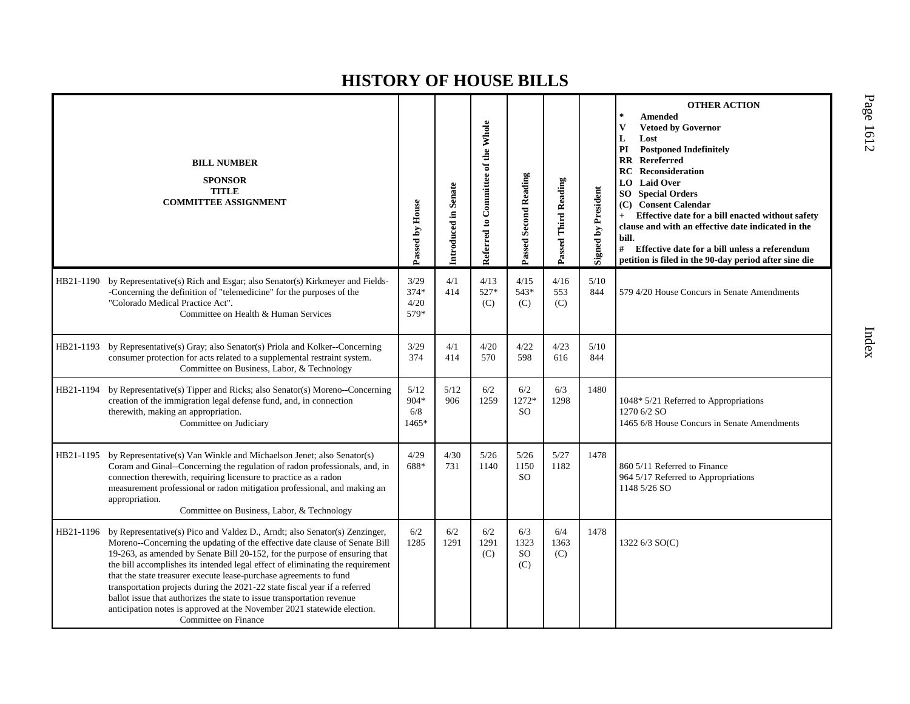# HISTORY OF HOUSE BILLS

| BILL NUMBER<br>SPONSOR<br>TITLE<br>COMMITTEE ASSIGNMENT | | Passed by House | Introduced in Senate | Referred to Committee of the Whole | Passed Second Reading | Passed Third Reading | Signed by President | OTHER ACTION<br>* Amended<br>V Vetoed by Governor<br>L Lost<br>PI Postponed Indefinitely<br>RR Rereferred<br>RC Reconsideration<br>LO Laid Over<br>SO Special Orders<br>(C) Consent Calendar<br>+ Effective date for a bill enacted without safety clause and with an effective date indicated in the bill.<br># Effective date for a bill unless a referendum petition is filed in the 90-day period after sine die |
|---|---|---|---|---|---|---|---|---|
| HB21-1190 | by Representative(s) Rich and Esgar; also Senator(s) Kirkmeyer and Fields--Concerning the definition of "telemedicine" for the purposes of the "Colorado Medical Practice Act".<br>Committee on Health & Human Services | 3/29<br>374*<br>4/20<br>579* | 4/1<br>414 | 4/13<br>527*<br>(C) | 4/15<br>543*<br>(C) | 4/16<br>553<br>(C) | 5/10<br>844 | 579 4/20 House Concurs in Senate Amendments |
| HB21-1193 | by Representative(s) Gray; also Senator(s) Priola and Kolker--Concerning consumer protection for acts related to a supplemental restraint system.<br>Committee on Business, Labor, & Technology | 3/29<br>374 | 4/1<br>414 | 4/20<br>570 | 4/22<br>598 | 4/23<br>616 | 5/10<br>844 | |
| HB21-1194 | by Representative(s) Tipper and Ricks; also Senator(s) Moreno--Concerning creation of the immigration legal defense fund, and, in connection therewith, making an appropriation.<br>Committee on Judiciary | 5/12<br>904*<br>6/8<br>1465* | 5/12<br>906 | 6/2<br>1259 | 6/2<br>1272*<br>SO | 6/3<br>1298 | 1480 | 1048* 5/21 Referred to Appropriations<br>1270 6/2 SO<br>1465 6/8 House Concurs in Senate Amendments |
| HB21-1195 | by Representative(s) Van Winkle and Michaelson Jenet; also Senator(s) Coram and Ginal--Concerning the regulation of radon professionals, and, in connection therewith, requiring licensure to practice as a radon measurement professional or radon mitigation professional, and making an appropriation.<br>Committee on Business, Labor, & Technology | 4/29<br>688* | 4/30<br>731 | 5/26<br>1140 | 5/26<br>1150<br>SO | 5/27<br>1182 | 1478 | 860 5/11 Referred to Finance<br>964 5/17 Referred to Appropriations<br>1148 5/26 SO |
| HB21-1196 | by Representative(s) Pico and Valdez D., Arndt; also Senator(s) Zenzinger, Moreno--Concerning the updating of the effective date clause of Senate Bill 19-263, as amended by Senate Bill 20-152, for the purpose of ensuring that the bill accomplishes its intended legal effect of eliminating the requirement that the state treasurer execute lease-purchase agreements to fund transportation projects during the 2021-22 state fiscal year if a referred ballot issue that authorizes the state to issue transportation revenue anticipation notes is approved at the November 2021 statewide election.<br>Committee on Finance | 6/2<br>1285 | 6/2<br>1291 | 6/2<br>1291<br>(C) | 6/3<br>1323<br>SO<br>(C) | 6/4<br>1363<br>(C) | 1478 | 1322 6/3 SO(C) |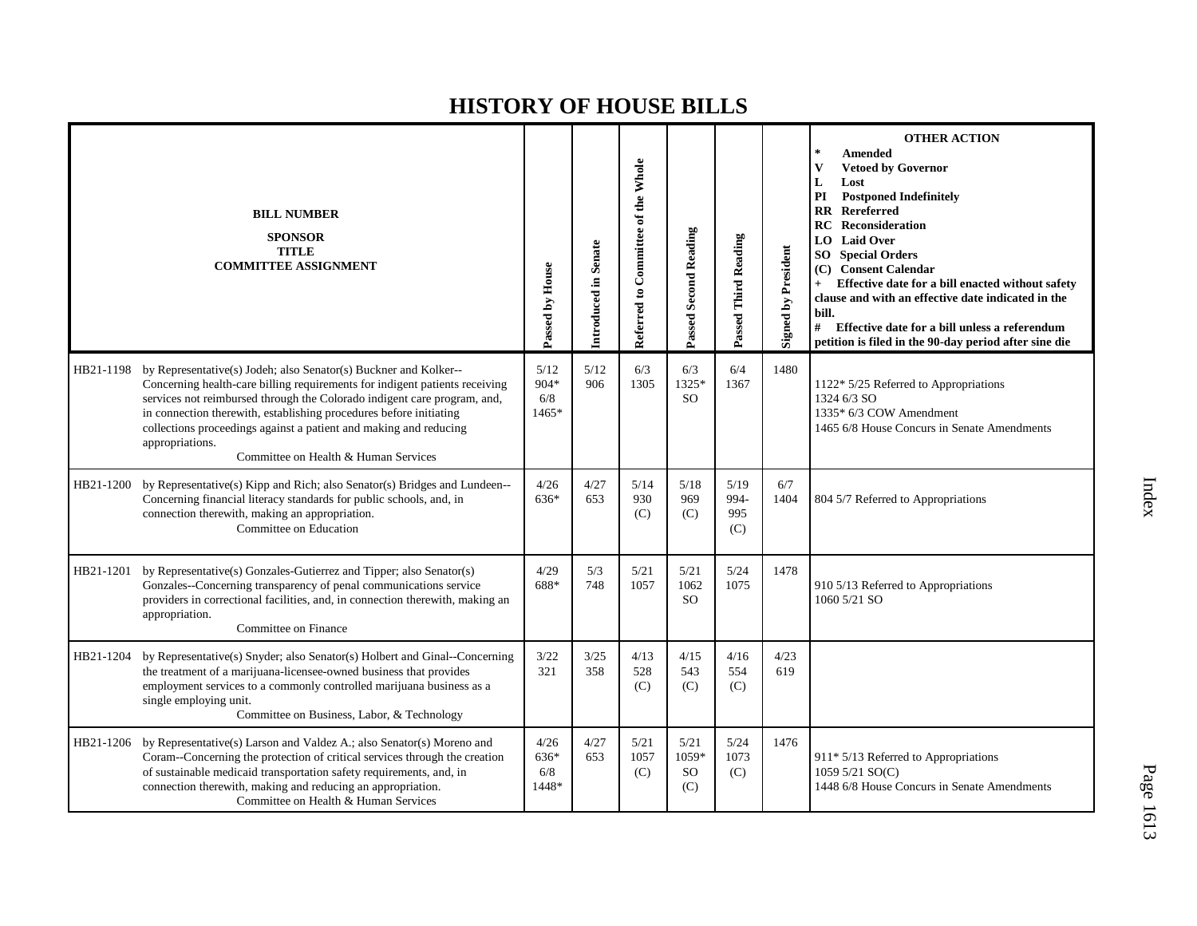# HISTORY OF HOUSE BILLS

| BILL NUMBER SPONSOR TITLE COMMITTEE ASSIGNMENT | Passed by House | Introduced in Senate | Referred to Committee of the Whole | Passed Second Reading | Passed Third Reading | Signed by President | OTHER ACTION * Amended V Vetoed by Governor L Lost PI Postponed Indefinitely RR Rereferred RC Reconsideration LO Laid Over SO Special Orders (C) Consent Calendar + Effective date for a bill enacted without safety clause and with an effective date indicated in the bill. # Effective date for a bill unless a referendum petition is filed in the 90-day period after sine die |
|---|---|---|---|---|---|---|---|
| HB21-1198 by Representative(s) Jodeh; also Senator(s) Buckner and Kolker--Concerning health-care billing requirements for indigent patients receiving services not reimbursed through the Colorado indigent care program, and, in connection therewith, establishing procedures before initiating collections proceedings against a patient and making and reducing appropriations. Committee on Health & Human Services | 5/12 904* 6/8 1465* | 5/12 906 | 6/3 1305 | 6/3 1325* SO | 6/4 1367 | 1480 | 1122* 5/25 Referred to Appropriations 1324 6/3 SO 1335* 6/3 COW Amendment 1465 6/8 House Concurs in Senate Amendments |
| HB21-1200 by Representative(s) Kipp and Rich; also Senator(s) Bridges and Lundeen--Concerning financial literacy standards for public schools, and, in connection therewith, making an appropriation. Committee on Education | 4/26 636* | 4/27 653 | 5/14 930 (C) | 5/18 969 (C) | 5/19 994-995 (C) | 6/7 1404 | 804 5/7 Referred to Appropriations |
| HB21-1201 by Representative(s) Gonzales-Gutierrez and Tipper; also Senator(s) Gonzales--Concerning transparency of penal communications service providers in correctional facilities, and, in connection therewith, making an appropriation. Committee on Finance | 4/29 688* | 5/3 748 | 5/21 1057 | 5/21 1062 SO | 5/24 1075 | 1478 | 910 5/13 Referred to Appropriations 1060 5/21 SO |
| HB21-1204 by Representative(s) Snyder; also Senator(s) Holbert and Ginal--Concerning the treatment of a marijuana-licensee-owned business that provides employment services to a commonly controlled marijuana business as a single employing unit. Committee on Business, Labor, & Technology | 3/22 321 | 3/25 358 | 4/13 528 (C) | 4/15 543 (C) | 4/16 554 (C) | 4/23 619 | |
| HB21-1206 by Representative(s) Larson and Valdez A.; also Senator(s) Moreno and Coram--Concerning the protection of critical services through the creation of sustainable medicaid transportation safety requirements, and, in connection therewith, making and reducing an appropriation. Committee on Health & Human Services | 4/26 636* 6/8 1448* | 4/27 653 | 5/21 1057 (C) | 5/21 1059* SO (C) | 5/24 1073 (C) | 1476 | 911* 5/13 Referred to Appropriations 1059 5/21 SO(C) 1448 6/8 House Concurs in Senate Amendments |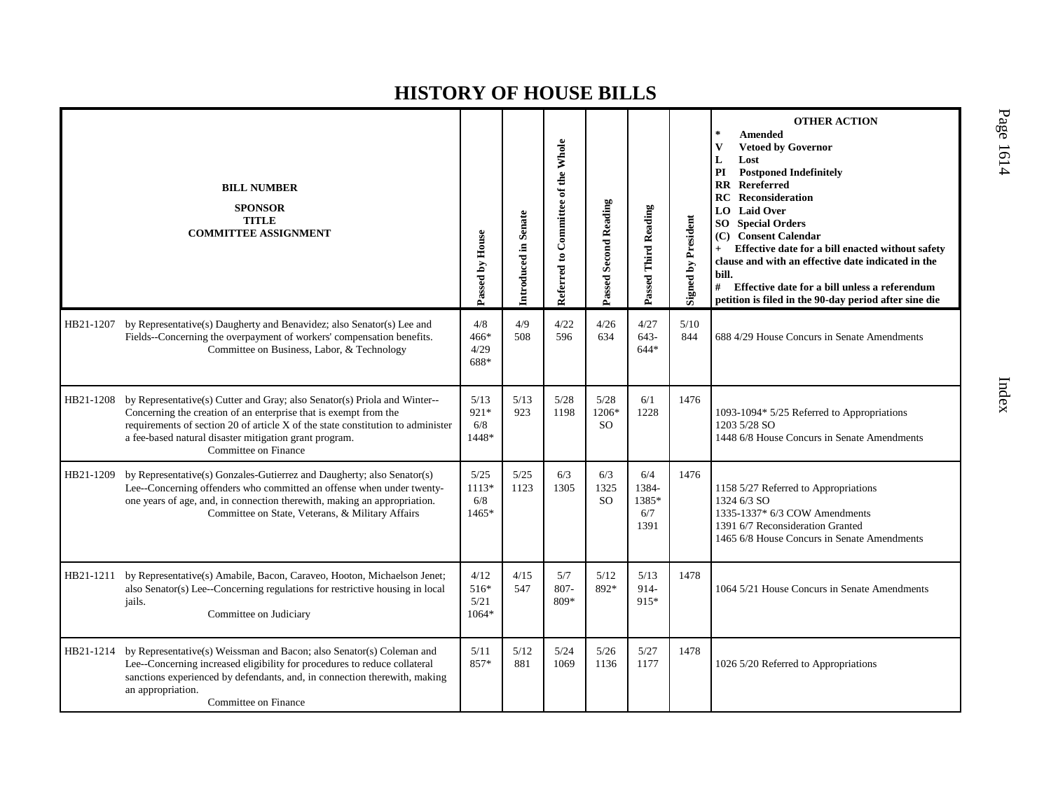# HISTORY OF HOUSE BILLS

| BILL NUMBER<br>SPONSOR<br>TITLE<br>COMMITTEE ASSIGNMENT | Passed by House | Introduced in Senate | Referred to Committee of the Whole | Passed Second Reading | Passed Third Reading | Signed by President | OTHER ACTION<br>* Amended<br>V Vetoed by Governor<br>L Lost<br>PI Postponed Indefinitely<br>RR Rereferred<br>RC Reconsideration<br>LO Laid Over<br>SO Special Orders<br>(C) Consent Calendar<br>+ Effective date for a bill enacted without safety clause and with an effective date indicated in the bill.<br># Effective date for a bill unless a referendum petition is filed in the 90-day period after sine die |
|---|---|---|---|---|---|---|---|
| HB21-1207 by Representative(s) Daugherty and Benavidez; also Senator(s) Lee and Fields--Concerning the overpayment of workers' compensation benefits.<br>Committee on Business, Labor, & Technology | 4/8<br>466*<br>4/29<br>688* | 4/9<br>508 | 4/22<br>596 | 4/26<br>634 | 4/27<br>643-<br>644* | 5/10<br>844 | 688 4/29 House Concurs in Senate Amendments |
| HB21-1208 by Representative(s) Cutter and Gray; also Senator(s) Priola and Winter--Concerning the creation of an enterprise that is exempt from the requirements of section 20 of article X of the state constitution to administer a fee-based natural disaster mitigation grant program.<br>Committee on Finance | 5/13<br>921*<br>6/8<br>1448* | 5/13<br>923 | 5/28<br>1198 | 5/28<br>1206*<br>SO | 6/1<br>1228 | 1476 | 1093-1094* 5/25 Referred to Appropriations<br>1203 5/28 SO<br>1448 6/8 House Concurs in Senate Amendments |
| HB21-1209 by Representative(s) Gonzales-Gutierrez and Daugherty; also Senator(s) Lee--Concerning offenders who committed an offense when under twenty-one years of age, and, in connection therewith, making an appropriation.<br>Committee on State, Veterans, & Military Affairs | 5/25<br>1113*<br>6/8<br>1465* | 5/25<br>1123 | 6/3<br>1305 | 6/3<br>1325<br>SO | 6/4<br>1384-<br>1385*<br>6/7<br>1391 | 1476 | 1158 5/27 Referred to Appropriations<br>1324 6/3 SO<br>1335-1337* 6/3 COW Amendments<br>1391 6/7 Reconsideration Granted<br>1465 6/8 House Concurs in Senate Amendments |
| HB21-1211 by Representative(s) Amabile, Bacon, Caraveo, Hooton, Michaelson Jenet; also Senator(s) Lee--Concerning regulations for restrictive housing in local jails.<br>Committee on Judiciary | 4/12<br>516*<br>5/21<br>1064* | 4/15<br>547 | 5/7<br>807-<br>809* | 5/12<br>892* | 5/13<br>914-<br>915* | 1478 | 1064 5/21 House Concurs in Senate Amendments |
| HB21-1214 by Representative(s) Weissman and Bacon; also Senator(s) Coleman and Lee--Concerning increased eligibility for procedures to reduce collateral sanctions experienced by defendants, and, in connection therewith, making an appropriation.<br>Committee on Finance | 5/11<br>857* | 5/12<br>881 | 5/24<br>1069 | 5/26<br>1136 | 5/27<br>1177 | 1478 | 1026 5/20 Referred to Appropriations |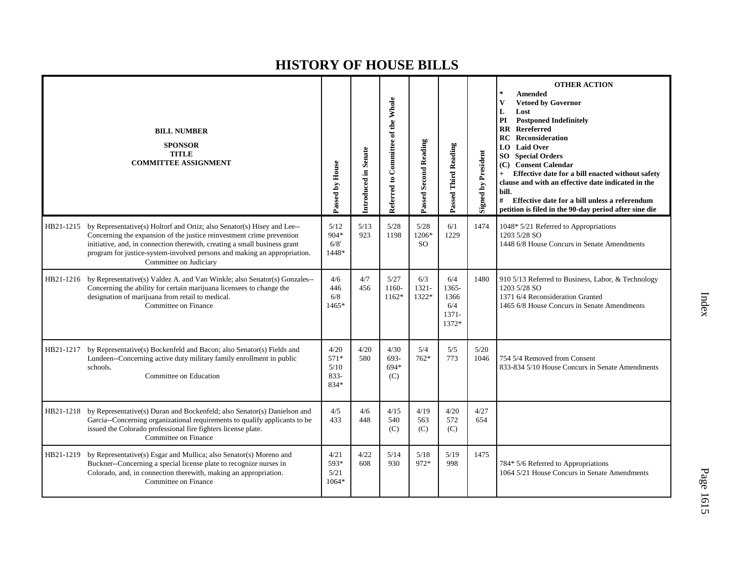# HISTORY OF HOUSE BILLS

| BILL NUMBER<br>SPONSOR<br>TITLE<br>COMMITTEE ASSIGNMENT | Passed by House | Introduced in Senate | Referred to Committee of the Whole | Passed Second Reading | Passed Third Reading | Signed by President | OTHER ACTION<br>* Amended<br>V Vetoed by Governor<br>L Lost<br>PI Postponed Indefinitely<br>RR Rereferred<br>RC Reconsideration<br>LO Laid Over<br>SO Special Orders<br>(C) Consent Calendar<br>+ Effective date for a bill enacted without safety clause and with an effective date indicated in the bill.<br># Effective date for a bill unless a referendum petition is filed in the 90-day period after sine die |
|---|---|---|---|---|---|---|---|
| HB21-1215 by Representative(s) Holtorf and Ortiz; also Senator(s) Hisey and Lee--Concerning the expansion of the justice reinvestment crime prevention initiative, and, in connection therewith, creating a small business grant program for justice-system-involved persons and making an appropriation.<br>Committee on Judiciary | 5/12<br>904*<br>6/8'<br>1448* | 5/13<br>923 | 5/28<br>1198 | 5/28<br>1206*<br>SO | 6/1<br>1229 | 1474 | 1048* 5/21 Referred to Appropriations<br>1203 5/28 SO<br>1448 6/8 House Concurs in Senate Amendments |
| HB21-1216 by Representative(s) Valdez A. and Van Winkle; also Senator(s) Gonzales--Concerning the ability for certain marijuana licensees to change the designation of marijuana from retail to medical.<br>Committee on Finance | 4/6<br>446<br>6/8<br>1465* | 4/7<br>456 | 5/27<br>1160-1162* | 6/3<br>1321-1322* | 6/4<br>1365-1366<br>6/4<br>1371-1372* | 1480 | 910 5/13 Referred to Business, Labor, & Technology<br>1203 5/28 SO<br>1371 6/4 Reconsideration Granted<br>1465 6/8 House Concurs in Senate Amendments |
| HB21-1217 by Representative(s) Bockenfeld and Bacon; also Senator(s) Fields and Lundeen--Concerning active duty military family enrollment in public schools.<br>Committee on Education | 4/20<br>571*<br>5/10<br>833-834* | 4/20<br>580 | 4/30<br>693-694*<br>(C) | 5/4<br>762* | 5/5<br>773 | 5/20<br>1046 | 754 5/4 Removed from Consent<br>833-834 5/10 House Concurs in Senate Amendments |
| HB21-1218 by Representative(s) Duran and Bockenfeld; also Senator(s) Danielson and Garcia--Concerning organizational requirements to qualify applicants to be issued the Colorado professional fire fighters license plate.<br>Committee on Finance | 4/5<br>433 | 4/6<br>448 | 4/15<br>540<br>(C) | 4/19<br>563<br>(C) | 4/20<br>572<br>(C) | 4/27<br>654 | |
| HB21-1219 by Representative(s) Esgar and Mullica; also Senator(s) Moreno and Buckner--Concerning a special license plate to recognize nurses in Colorado, and, in connection therewith, making an appropriation.<br>Committee on Finance | 4/21<br>593*<br>5/21<br>1064* | 4/22<br>608 | 5/14<br>930 | 5/18<br>972* | 5/19<br>998 | 1475 | 784* 5/6 Referred to Appropriations<br>1064 5/21 House Concurs in Senate Amendments |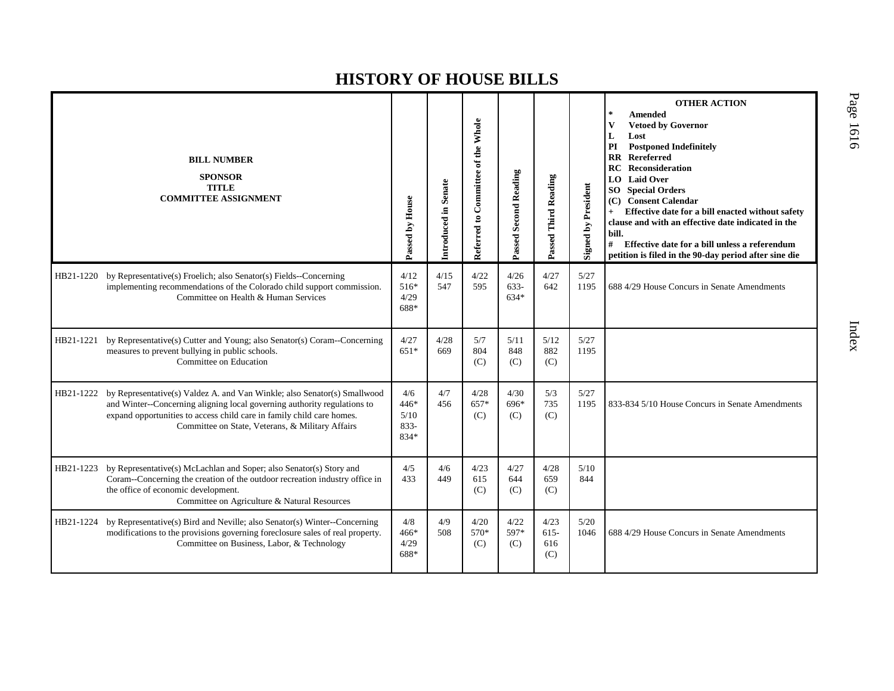# HISTORY OF HOUSE BILLS

| BILL NUMBER<br>SPONSOR<br>TITLE<br>COMMITTEE ASSIGNMENT | Passed by House | Introduced in Senate | Referred to Committee of the Whole | Passed Second Reading | Passed Third Reading | Signed by President | OTHER ACTION<br>* Amended<br>V Vetoed by Governor<br>L Lost<br>PI Postponed Indefinitely<br>RR Rereferred<br>RC Reconsideration<br>LO Laid Over<br>SO Special Orders<br>(C) Consent Calendar<br>+ Effective date for a bill enacted without safety clause and with an effective date indicated in the bill.<br># Effective date for a bill unless a referendum petition is filed in the 90-day period after sine die |
|---|---|---|---|---|---|---|---|
| HB21-1220 by Representative(s) Froelich; also Senator(s) Fields--Concerning implementing recommendations of the Colorado child support commission.<br>Committee on Health & Human Services | 4/12 516* 4/29 688* | 4/15 547 | 4/22 595 | 4/26 633-634* | 4/27 642 | 5/27 1195 | 688 4/29 House Concurs in Senate Amendments |
| HB21-1221 by Representative(s) Cutter and Young; also Senator(s) Coram--Concerning measures to prevent bullying in public schools.<br>Committee on Education | 4/27 651* | 4/28 669 | 5/7 804 (C) | 5/11 848 (C) | 5/12 882 (C) | 5/27 1195 | |
| HB21-1222 by Representative(s) Valdez A. and Van Winkle; also Senator(s) Smallwood and Winter--Concerning aligning local governing authority regulations to expand opportunities to access child care in family child care homes.<br>Committee on State, Veterans, & Military Affairs | 4/6 446* 5/10 833-834* | 4/7 456 | 4/28 657* (C) | 4/30 696* (C) | 5/3 735 (C) | 5/27 1195 | 833-834 5/10 House Concurs in Senate Amendments |
| HB21-1223 by Representative(s) McLachlan and Soper; also Senator(s) Story and Coram--Concerning the creation of the outdoor recreation industry office in the office of economic development.<br>Committee on Agriculture & Natural Resources | 4/5 433 | 4/6 449 | 4/23 615 (C) | 4/27 644 (C) | 4/28 659 (C) | 5/10 844 | |
| HB21-1224 by Representative(s) Bird and Neville; also Senator(s) Winter--Concerning modifications to the provisions governing foreclosure sales of real property.<br>Committee on Business, Labor, & Technology | 4/8 466* 4/29 688* | 4/9 508 | 4/20 570* (C) | 4/22 597* (C) | 4/23 615-616 (C) | 5/20 1046 | 688 4/29 House Concurs in Senate Amendments |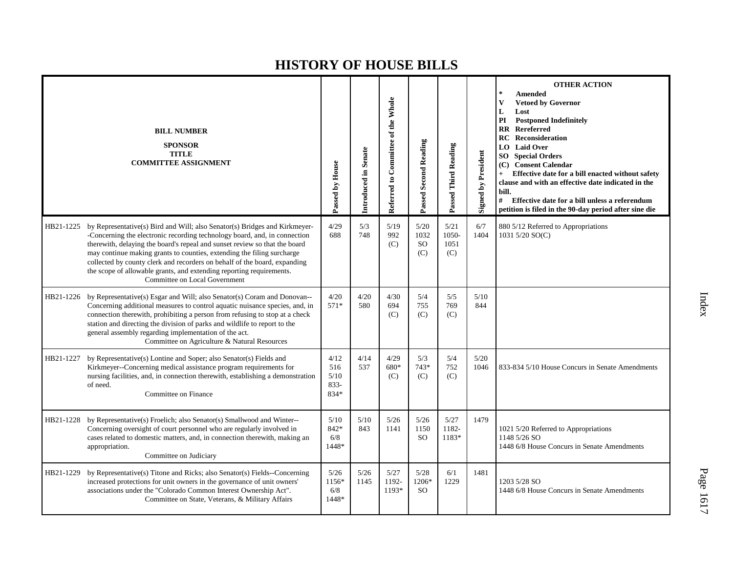# HISTORY OF HOUSE BILLS

| BILL NUMBER SPONSOR TITLE COMMITTEE ASSIGNMENT | | Passed by House | Introduced in Senate | Referred to Committee of the Whole | Passed Second Reading | Passed Third Reading | Signed by President | OTHER ACTION * Amended V Vetoed by Governor L Lost PI Postponed Indefinitely RR Rereferred RC Reconsideration LO Laid Over SO Special Orders (C) Consent Calendar + Effective date for a bill enacted without safety clause and with an effective date indicated in the bill. # Effective date for a bill unless a referendum petition is filed in the 90-day period after sine die |
|---|---|---|---|---|---|---|---|---|
| HB21-1225 | by Representative(s) Bird and Will; also Senator(s) Bridges and Kirkmeyer--Concerning the electronic recording technology board, and, in connection therewith, delaying the board's repeal and sunset review so that the board may continue making grants to counties, extending the filing surcharge collected by county clerk and recorders on behalf of the board, expanding the scope of allowable grants, and extending reporting requirements. Committee on Local Government | 4/29 688 | 5/3 748 | 5/19 992 (C) | 5/20 1032 SO (C) | 5/21 1050-1051 (C) | 6/7 1404 | 880 5/12 Referred to Appropriations 1031 5/20 SO(C) |
| HB21-1226 | by Representative(s) Esgar and Will; also Senator(s) Coram and Donovan--Concerning additional measures to control aquatic nuisance species, and, in connection therewith, prohibiting a person from refusing to stop at a check station and directing the division of parks and wildlife to report to the general assembly regarding implementation of the act. Committee on Agriculture & Natural Resources | 4/20 571* | 4/20 580 | 4/30 694 (C) | 5/4 755 (C) | 5/5 769 (C) | 5/10 844 | |
| HB21-1227 | by Representative(s) Lontine and Soper; also Senator(s) Fields and Kirkmeyer--Concerning medical assistance program requirements for nursing facilities, and, in connection therewith, establishing a demonstration of need. Committee on Finance | 4/12 516 5/10 833-834* | 4/14 537 | 4/29 680* (C) | 5/3 743* (C) | 5/4 752 (C) | 5/20 1046 | 833-834 5/10 House Concurs in Senate Amendments |
| HB21-1228 | by Representative(s) Froelich; also Senator(s) Smallwood and Winter--Concerning oversight of court personnel who are regularly involved in cases related to domestic matters, and, in connection therewith, making an appropriation. Committee on Judiciary | 5/10 842* 6/8 1448* | 5/10 843 | 5/26 1141 | 5/26 1150 SO | 5/27 1182-1183* | 1479 | 1021 5/20 Referred to Appropriations 1148 5/26 SO 1448 6/8 House Concurs in Senate Amendments |
| HB21-1229 | by Representative(s) Titone and Ricks; also Senator(s) Fields--Concerning increased protections for unit owners in the governance of unit owners' associations under the "Colorado Common Interest Ownership Act". Committee on State, Veterans, & Military Affairs | 5/26 1156* 6/8 1448* | 5/26 1145 | 5/27 1192-1193* | 5/28 1206* SO | 6/1 1229 | 1481 | 1203 5/28 SO 1448 6/8 House Concurs in Senate Amendments |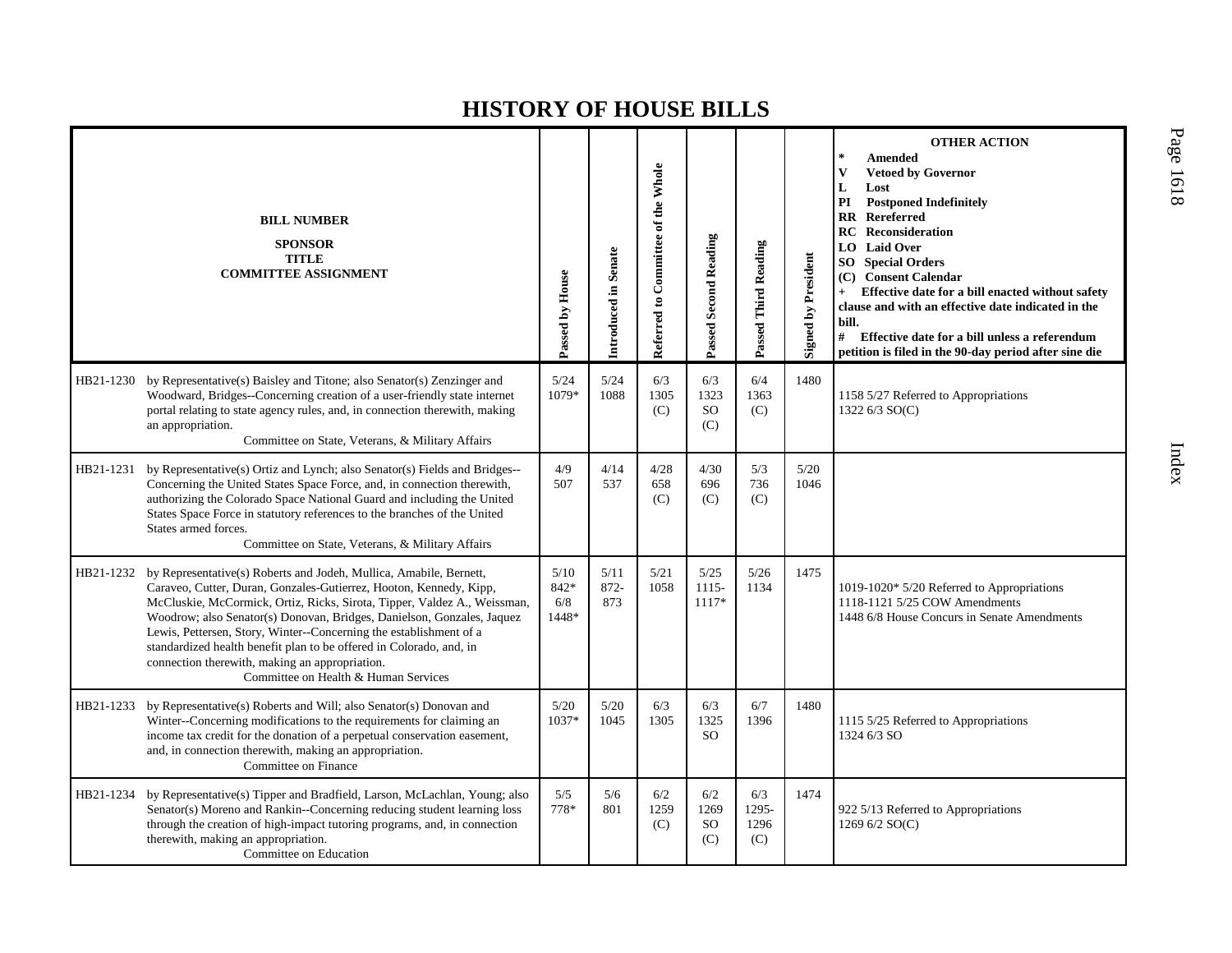# HISTORY OF HOUSE BILLS

| BILL NUMBER<br>SPONSOR<br>TITLE<br>COMMITTEE ASSIGNMENT | Passed by House | Introduced in Senate | Referred to Committee of the Whole | Passed Second Reading | Passed Third Reading | Signed by President | OTHER ACTION<br>* Amended<br>V Vetoed by Governor<br>L Lost<br>PI Postponed Indefinitely<br>RR Rereferred<br>RC Reconsideration<br>LO Laid Over<br>SO Special Orders<br>(C) Consent Calendar<br>+ Effective date for a bill enacted without safety clause and with an effective date indicated in the bill.<br># Effective date for a bill unless a referendum petition is filed in the 90-day period after sine die |
|---|---|---|---|---|---|---|---|
| HB21-1230 by Representative(s) Baisley and Titone; also Senator(s) Zenzinger and Woodward, Bridges--Concerning creation of a user-friendly state internet portal relating to state agency rules, and, in connection therewith, making an appropriation.<br>Committee on State, Veterans, & Military Affairs | 5/24<br>1079* | 5/24<br>1088 | 6/3<br>1305<br>(C) | 6/3<br>1323<br>SO<br>(C) | 6/4<br>1363<br>(C) | 1480 | 1158 5/27 Referred to Appropriations<br>1322 6/3 SO(C) |
| HB21-1231 by Representative(s) Ortiz and Lynch; also Senator(s) Fields and Bridges--Concerning the United States Space Force, and, in connection therewith, authorizing the Colorado Space National Guard and including the United States Space Force in statutory references to the branches of the United States armed forces.<br>Committee on State, Veterans, & Military Affairs | 4/9<br>507 | 4/14<br>537 | 4/28<br>658<br>(C) | 4/30<br>696<br>(C) | 5/3<br>736<br>(C) | 5/20<br>1046 | |
| HB21-1232 by Representative(s) Roberts and Jodeh, Mullica, Amabile, Bernett, Caraveo, Cutter, Duran, Gonzales-Gutierrez, Hooton, Kennedy, Kipp, McCluskie, McCormick, Ortiz, Ricks, Sirota, Tipper, Valdez A., Weissman, Woodrow; also Senator(s) Donovan, Bridges, Danielson, Gonzales, Jaquez Lewis, Pettersen, Story, Winter--Concerning the establishment of a standardized health benefit plan to be offered in Colorado, and, in connection therewith, making an appropriation.<br>Committee on Health & Human Services | 5/10<br>842*<br>6/8<br>1448* | 5/11<br>872-<br>873 | 5/21<br>1058 | 5/25<br>1115-<br>1117* | 5/26<br>1134 | 1475 | 1019-1020* 5/20 Referred to Appropriations<br>1118-1121 5/25 COW Amendments<br>1448 6/8 House Concurs in Senate Amendments |
| HB21-1233 by Representative(s) Roberts and Will; also Senator(s) Donovan and Winter--Concerning modifications to the requirements for claiming an income tax credit for the donation of a perpetual conservation easement, and, in connection therewith, making an appropriation.<br>Committee on Finance | 5/20<br>1037* | 5/20<br>1045 | 6/3<br>1305 | 6/3<br>1325<br>SO | 6/7<br>1396 | 1480 | 1115 5/25 Referred to Appropriations<br>1324 6/3 SO |
| HB21-1234 by Representative(s) Tipper and Bradfield, Larson, McLachlan, Young; also Senator(s) Moreno and Rankin--Concerning reducing student learning loss through the creation of high-impact tutoring programs, and, in connection therewith, making an appropriation.<br>Committee on Education | 5/5<br>778* | 5/6<br>801 | 6/2<br>1259<br>(C) | 6/2<br>1269<br>SO<br>(C) | 6/3<br>1295-<br>1296<br>(C) | 1474 | 922 5/13 Referred to Appropriations<br>1269 6/2 SO(C) |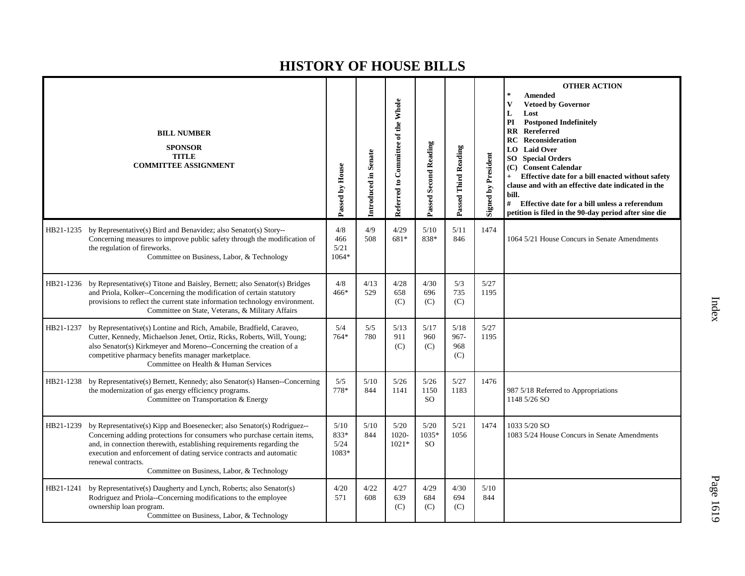# HISTORY OF HOUSE BILLS

| BILL NUMBER SPONSOR TITLE COMMITTEE ASSIGNMENT | Passed by House | Introduced in Senate | Referred to Committee of the Whole | Passed Second Reading | Passed Third Reading | Signed by President | OTHER ACTION * Amended V Vetoed by Governor L Lost PI Postponed Indefinitely RR Rereferred RC Reconsideration LO Laid Over SO Special Orders (C) Consent Calendar + Effective date for a bill enacted without safety clause and with an effective date indicated in the bill. # Effective date for a bill unless a referendum petition is filed in the 90-day period after sine die |
|---|---|---|---|---|---|---|---|
| HB21-1235 by Representative(s) Bird and Benavidez; also Senator(s) Story--Concerning measures to improve public safety through the modification of the regulation of fireworks. Committee on Business, Labor, & Technology | 4/8 466 5/21 1064* | 4/9 508 | 4/29 681* | 5/10 838* | 5/11 846 | 1474 | 1064 5/21 House Concurs in Senate Amendments |
| HB21-1236 by Representative(s) Titone and Baisley, Bernett; also Senator(s) Bridges and Priola, Kolker--Concerning the modification of certain statutory provisions to reflect the current state information technology environment. Committee on State, Veterans, & Military Affairs | 4/8 466* | 4/13 529 | 4/28 658 (C) | 4/30 696 (C) | 5/3 735 (C) | 5/27 1195 | |
| HB21-1237 by Representative(s) Lontine and Rich, Amabile, Bradfield, Caraveo, Cutter, Kennedy, Michaelson Jenet, Ortiz, Ricks, Roberts, Will, Young; also Senator(s) Kirkmeyer and Moreno--Concerning the creation of a competitive pharmacy benefits manager marketplace. Committee on Health & Human Services | 5/4 764* | 5/5 780 | 5/13 911 (C) | 5/17 960 (C) | 5/18 967-968 (C) | 5/27 1195 | |
| HB21-1238 by Representative(s) Bernett, Kennedy; also Senator(s) Hansen--Concerning the modernization of gas energy efficiency programs. Committee on Transportation & Energy | 5/5 778* | 5/10 844 | 5/26 1141 | 5/26 1150 SO | 5/27 1183 | 1476 | 987 5/18 Referred to Appropriations 1148 5/26 SO |
| HB21-1239 by Representative(s) Kipp and Boesenecker; also Senator(s) Rodriguez--Concerning adding protections for consumers who purchase certain items, and, in connection therewith, establishing requirements regarding the execution and enforcement of dating service contracts and automatic renewal contracts. Committee on Business, Labor, & Technology | 5/10 833* 5/24 1083* | 5/10 844 | 5/20 1020-1021* | 5/20 1035* SO | 5/21 1056 | 1474 | 1033 5/20 SO 1083 5/24 House Concurs in Senate Amendments |
| HB21-1241 by Representative(s) Daugherty and Lynch, Roberts; also Senator(s) Rodriguez and Priola--Concerning modifications to the employee ownership loan program. Committee on Business, Labor, & Technology | 4/20 571 | 4/22 608 | 4/27 639 (C) | 4/29 684 (C) | 4/30 694 (C) | 5/10 844 | |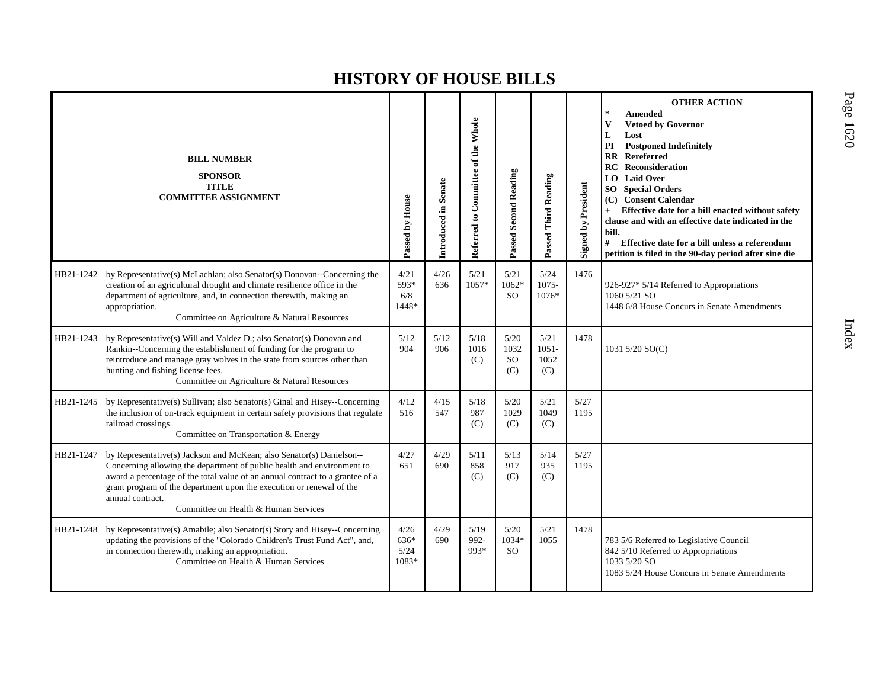# HISTORY OF HOUSE BILLS

| BILL NUMBER<br>SPONSOR<br>TITLE<br>COMMITTEE ASSIGNMENT | Passed by House | Introduced in Senate | Referred to Committee of the Whole | Passed Second Reading | Passed Third Reading | Signed by President | OTHER ACTION<br>* Amended<br>V Vetoed by Governor<br>L Lost<br>PI Postponed Indefinitely<br>RR Rereferred<br>RC Reconsideration<br>LO Laid Over<br>SO Special Orders<br>(C) Consent Calendar<br>+ Effective date for a bill enacted without safety clause and with an effective date indicated in the bill.<br># Effective date for a bill unless a referendum petition is filed in the 90-day period after sine die |
|---|---|---|---|---|---|---|---|
| HB21-1242 by Representative(s) McLachlan; also Senator(s) Donovan--Concerning the creation of an agricultural drought and climate resilience office in the department of agriculture, and, in connection therewith, making an appropriation.<br>Committee on Agriculture & Natural Resources | 4/21<br>593*<br>6/8<br>1448* | 4/26<br>636 | 5/21<br>1057* | 5/21<br>1062*<br>SO | 5/24<br>1075-<br>1076* | 1476 | 926-927* 5/14 Referred to Appropriations<br>1060 5/21 SO<br>1448 6/8 House Concurs in Senate Amendments |
| HB21-1243 by Representative(s) Will and Valdez D.; also Senator(s) Donovan and Rankin--Concerning the establishment of funding for the program to reintroduce and manage gray wolves in the state from sources other than hunting and fishing license fees.<br>Committee on Agriculture & Natural Resources | 5/12<br>904 | 5/12<br>906 | 5/18<br>1016<br>(C) | 5/20<br>1032<br>SO<br>(C) | 5/21<br>1051-<br>1052<br>(C) | 1478 | 1031 5/20 SO(C) |
| HB21-1245 by Representative(s) Sullivan; also Senator(s) Ginal and Hisey--Concerning the inclusion of on-track equipment in certain safety provisions that regulate railroad crossings.<br>Committee on Transportation & Energy | 4/12<br>516 | 4/15<br>547 | 5/18<br>987<br>(C) | 5/20<br>1029<br>(C) | 5/21<br>1049<br>(C) | 5/27<br>1195 | |
| HB21-1247 by Representative(s) Jackson and McKean; also Senator(s) Danielson--Concerning allowing the department of public health and environment to award a percentage of the total value of an annual contract to a grantee of a grant program of the department upon the execution or renewal of the annual contract.<br>Committee on Health & Human Services | 4/27<br>651 | 4/29<br>690 | 5/11<br>858<br>(C) | 5/13<br>917<br>(C) | 5/14<br>935<br>(C) | 5/27<br>1195 | |
| HB21-1248 by Representative(s) Amabile; also Senator(s) Story and Hisey--Concerning updating the provisions of the "Colorado Children's Trust Fund Act", and, in connection therewith, making an appropriation.<br>Committee on Health & Human Services | 4/26<br>636*<br>5/24<br>1083* | 4/29<br>690 | 5/19<br>992-<br>993* | 5/20<br>1034*<br>SO | 5/21<br>1055 | 1478 | 783 5/6 Referred to Legislative Council<br>842 5/10 Referred to Appropriations<br>1033 5/20 SO<br>1083 5/24 House Concurs in Senate Amendments |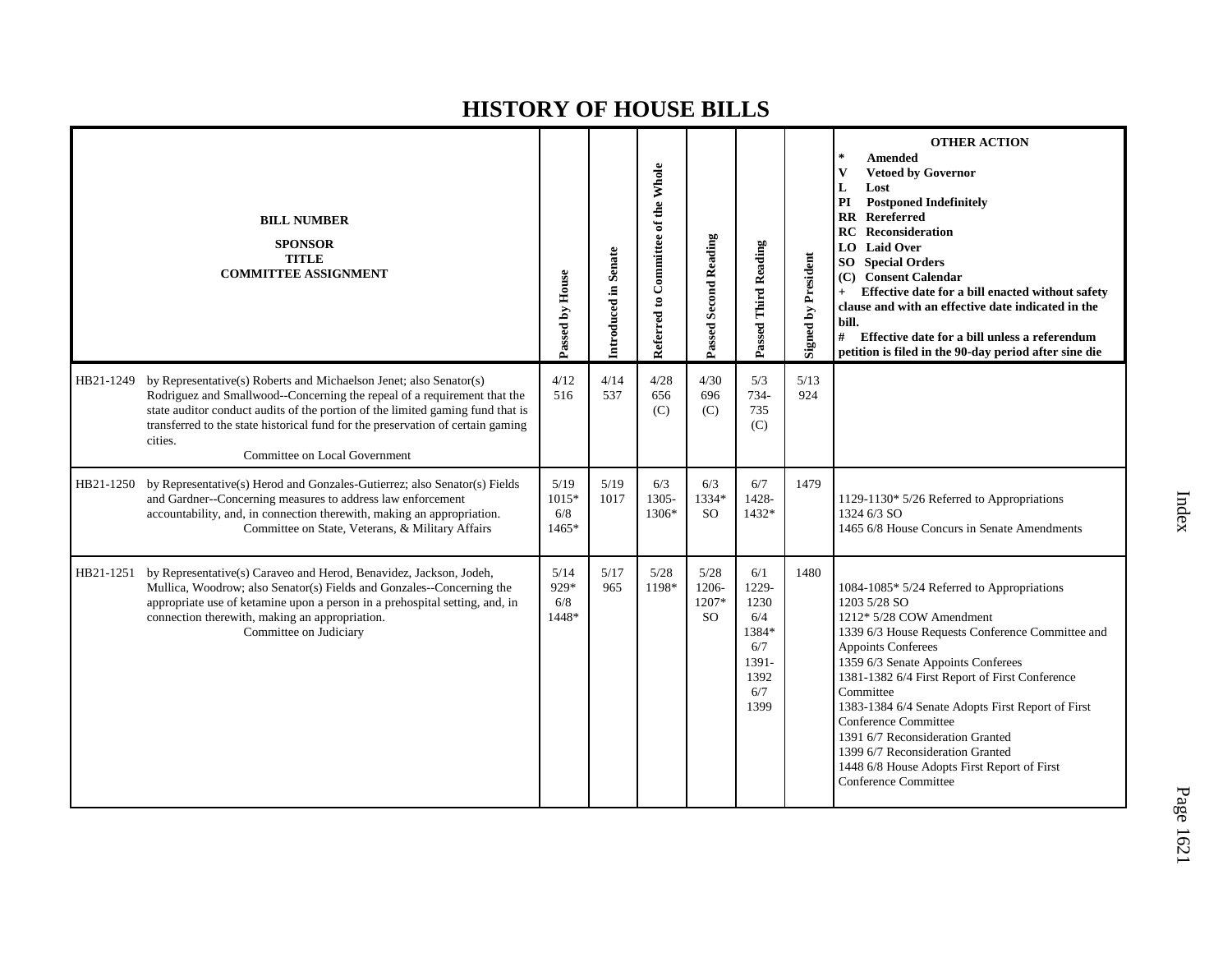# HISTORY OF HOUSE BILLS

| BILL NUMBER<br>SPONSOR<br>TITLE<br>COMMITTEE ASSIGNMENT | Passed by House | Introduced in Senate | Referred to Committee of the Whole | Passed Second Reading | Passed Third Reading | Signed by President | OTHER ACTION<br>* Amended<br>V Vetoed by Governor<br>L Lost<br>PI Postponed Indefinitely<br>RR Rereferred<br>RC Reconsideration<br>LO Laid Over<br>SO Special Orders<br>(C) Consent Calendar<br>+ Effective date for a bill enacted without safety clause and with an effective date indicated in the bill.<br># Effective date for a bill unless a referendum petition is filed in the 90-day period after sine die |
|---|---|---|---|---|---|---|---|
| HB21-1249 by Representative(s) Roberts and Michaelson Jenet; also Senator(s) Rodriguez and Smallwood--Concerning the repeal of a requirement that the state auditor conduct audits of the portion of the limited gaming fund that is transferred to the state historical fund for the preservation of certain gaming cities.<br>Committee on Local Government | 4/12<br>516 | 4/14<br>537 | 4/28<br>656<br>(C) | 4/30<br>696<br>(C) | 5/3<br>734-<br>735<br>(C) | 5/13<br>924 | |
| HB21-1250 by Representative(s) Herod and Gonzales-Gutierrez; also Senator(s) Fields and Gardner--Concerning measures to address law enforcement accountability, and, in connection therewith, making an appropriation.<br>Committee on State, Veterans, & Military Affairs | 5/19<br>1015*<br>6/8<br>1465* | 5/19<br>1017 | 6/3<br>1305-<br>1306* | 6/3<br>1334*<br>SO | 6/7<br>1428-<br>1432* | 1479 | 1129-1130* 5/26 Referred to Appropriations<br>1324 6/3 SO<br>1465 6/8 House Concurs in Senate Amendments |
| HB21-1251 by Representative(s) Caraveo and Herod, Benavidez, Jackson, Jodeh, Mullica, Woodrow; also Senator(s) Fields and Gonzales--Concerning the appropriate use of ketamine upon a person in a prehospital setting, and, in connection therewith, making an appropriation.<br>Committee on Judiciary | 5/14<br>929*<br>6/8<br>1448* | 5/17<br>965 | 5/28<br>1198* | 5/28<br>1206-<br>1207*<br>SO | 6/1<br>1229-<br>1230<br>6/4<br>1384*<br>6/7<br>1391-<br>1392<br>6/7<br>1399 | 1480 | 1084-1085* 5/24 Referred to Appropriations<br>1203 5/28 SO<br>1212* 5/28 COW Amendment<br>1339 6/3 House Requests Conference Committee and Appoints Conferees<br>1359 6/3 Senate Appoints Conferees<br>1381-1382 6/4 First Report of First Conference Committee<br>1383-1384 6/4 Senate Adopts First Report of First Conference Committee<br>1391 6/7 Reconsideration Granted<br>1399 6/7 Reconsideration Granted<br>1448 6/8 House Adopts First Report of First Conference Committee |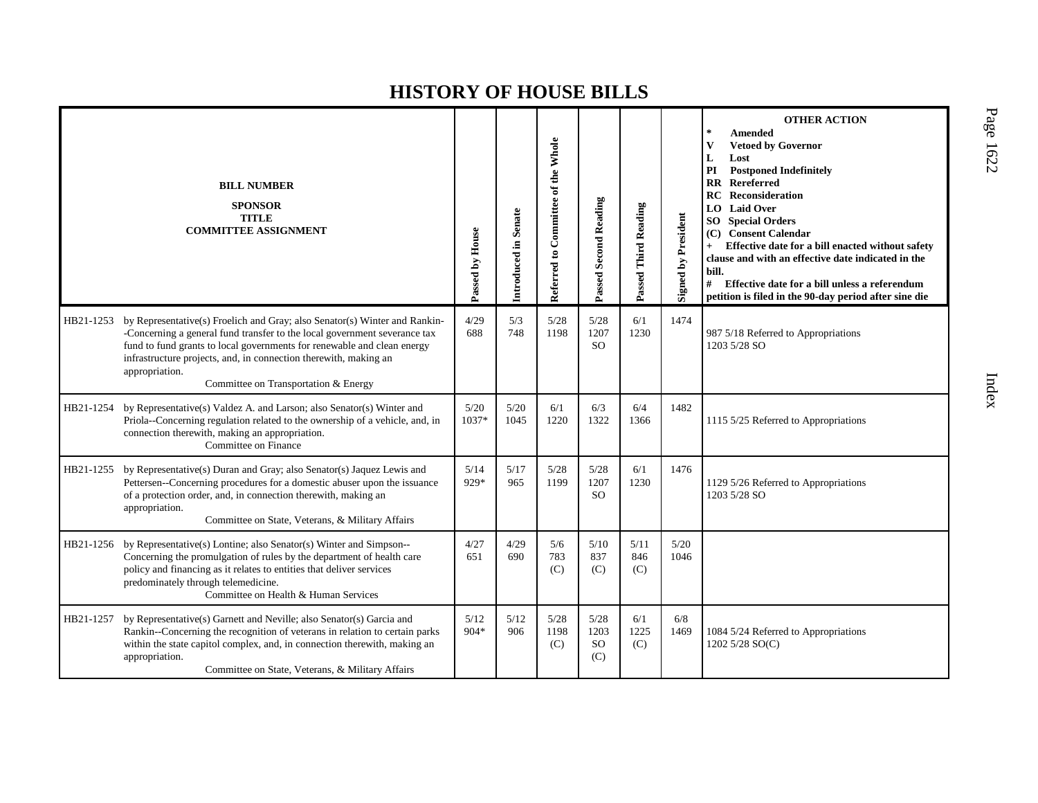# HISTORY OF HOUSE BILLS

| BILL NUMBER<br>SPONSOR<br>TITLE<br>COMMITTEE ASSIGNMENT | | Passed by House | Introduced in Senate | Referred to Committee of the Whole | Passed Second Reading | Passed Third Reading | Signed by President | OTHER ACTION<br>* Amended<br>V Vetoed by Governor<br>L Lost<br>PI Postponed Indefinitely<br>RR Rereferred<br>RC Reconsideration<br>LO Laid Over<br>SO Special Orders<br>(C) Consent Calendar<br>+ Effective date for a bill enacted without safety clause and with an effective date indicated in the bill.<br># Effective date for a bill unless a referendum petition is filed in the 90-day period after sine die |
|---|---|---|---|---|---|---|---|---|
| HB21-1253 | by Representative(s) Froelich and Gray; also Senator(s) Winter and Rankin--Concerning a general fund transfer to the local government severance tax fund to fund grants to local governments for renewable and clean energy infrastructure projects, and, in connection therewith, making an appropriation.<br>Committee on Transportation & Energy | 4/29<br>688 | 5/3<br>748 | 5/28<br>1198 | 5/28<br>1207<br>SO | 6/1<br>1230 | 1474 | 987 5/18 Referred to Appropriations<br>1203 5/28 SO |
| HB21-1254 | by Representative(s) Valdez A. and Larson; also Senator(s) Winter and Priola--Concerning regulation related to the ownership of a vehicle, and, in connection therewith, making an appropriation.<br>Committee on Finance | 5/20<br>1037* | 5/20<br>1045 | 6/1<br>1220 | 6/3<br>1322 | 6/4<br>1366 | 1482 | 1115 5/25 Referred to Appropriations |
| HB21-1255 | by Representative(s) Duran and Gray; also Senator(s) Jaquez Lewis and Pettersen--Concerning procedures for a domestic abuser upon the issuance of a protection order, and, in connection therewith, making an appropriation.<br>Committee on State, Veterans, & Military Affairs | 5/14<br>929* | 5/17<br>965 | 5/28<br>1199 | 5/28<br>1207<br>SO | 6/1<br>1230 | 1476 | 1129 5/26 Referred to Appropriations<br>1203 5/28 SO |
| HB21-1256 | by Representative(s) Lontine; also Senator(s) Winter and Simpson--Concerning the promulgation of rules by the department of health care policy and financing as it relates to entities that deliver services predominately through telemedicine.<br>Committee on Health & Human Services | 4/27<br>651 | 4/29<br>690 | 5/6<br>783<br>(C) | 5/10<br>837<br>(C) | 5/11<br>846<br>(C) | 5/20<br>1046 | |
| HB21-1257 | by Representative(s) Garnett and Neville; also Senator(s) Garcia and Rankin--Concerning the recognition of veterans in relation to certain parks within the state capitol complex, and, in connection therewith, making an appropriation.<br>Committee on State, Veterans, & Military Affairs | 5/12<br>904* | 5/12<br>906 | 5/28<br>1198<br>(C) | 5/28<br>1203<br>SO<br>(C) | 6/1<br>1225<br>(C) | 6/8<br>1469 | 1084 5/24 Referred to Appropriations<br>1202 5/28 SO(C) |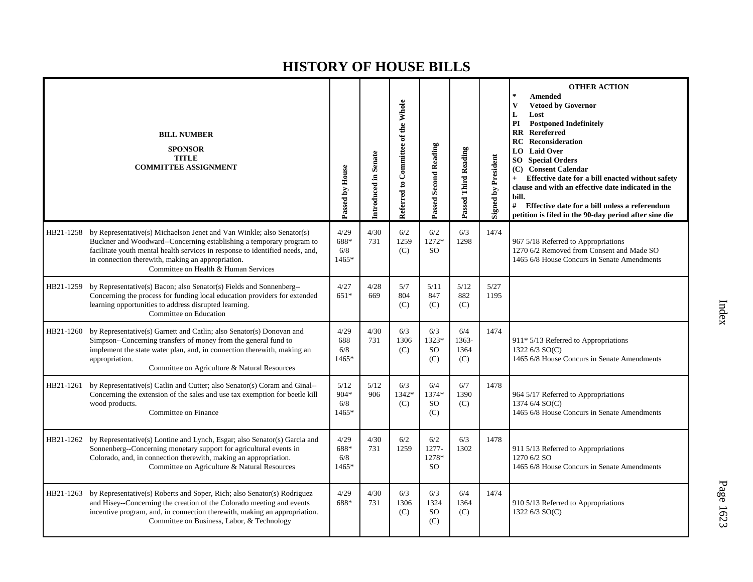# HISTORY OF HOUSE BILLS

| BILL NUMBER<br>SPONSOR<br>TITLE<br>COMMITTEE ASSIGNMENT | Passed by House | Introduced in Senate | Referred to Committee of the Whole | Passed Second Reading | Passed Third Reading | Signed by President | OTHER ACTION<br>* Amended<br>V Vetoed by Governor<br>L Lost<br>PI Postponed Indefinitely<br>RR Rereferred<br>RC Reconsideration<br>LO Laid Over<br>SO Special Orders<br>(C) Consent Calendar<br>+ Effective date for a bill enacted without safety clause and with an effective date indicated in the bill.<br># Effective date for a bill unless a referendum petition is filed in the 90-day period after sine die |
|---|---|---|---|---|---|---|---|
| HB21-1258 by Representative(s) Michaelson Jenet and Van Winkle; also Senator(s) Buckner and Woodward--Concerning establishing a temporary program to facilitate youth mental health services in response to identified needs, and, in connection therewith, making an appropriation.<br>Committee on Health & Human Services | 4/29<br>688*<br>6/8<br>1465* | 4/30<br>731 | 6/2<br>1259<br>(C) | 6/2<br>1272*<br>SO | 6/3<br>1298 | 1474 | 967 5/18 Referred to Appropriations<br>1270 6/2 Removed from Consent and Made SO<br>1465 6/8 House Concurs in Senate Amendments |
| HB21-1259 by Representative(s) Bacon; also Senator(s) Fields and Sonnenberg--Concerning the process for funding local education providers for extended learning opportunities to address disrupted learning.<br>Committee on Education | 4/27<br>651* | 4/28<br>669 | 5/7<br>804<br>(C) | 5/11<br>847<br>(C) | 5/12<br>882<br>(C) | 5/27<br>1195 | |
| HB21-1260 by Representative(s) Garnett and Catlin; also Senator(s) Donovan and Simpson--Concerning transfers of money from the general fund to implement the state water plan, and, in connection therewith, making an appropriation.<br>Committee on Agriculture & Natural Resources | 4/29<br>688<br>6/8<br>1465* | 4/30<br>731 | 6/3<br>1306<br>(C) | 6/3<br>1323*<br>SO<br>(C) | 6/4<br>1363-<br>1364<br>(C) | 1474 | 911* 5/13 Referred to Appropriations<br>1322 6/3 SO(C)<br>1465 6/8 House Concurs in Senate Amendments |
| HB21-1261 by Representative(s) Catlin and Cutter; also Senator(s) Coram and Ginal--Concerning the extension of the sales and use tax exemption for beetle kill wood products.<br>Committee on Finance | 5/12<br>904*<br>6/8<br>1465* | 5/12<br>906 | 6/3<br>1342*<br>(C) | 6/4<br>1374*<br>SO<br>(C) | 6/7<br>1390<br>(C) | 1478 | 964 5/17 Referred to Appropriations<br>1374 6/4 SO(C)<br>1465 6/8 House Concurs in Senate Amendments |
| HB21-1262 by Representative(s) Lontine and Lynch, Esgar; also Senator(s) Garcia and Sonnenberg--Concerning monetary support for agricultural events in Colorado, and, in connection therewith, making an appropriation.<br>Committee on Agriculture & Natural Resources | 4/29<br>688*<br>6/8<br>1465* | 4/30<br>731 | 6/2<br>1259 | 6/2<br>1277-<br>1278*<br>SO | 6/3<br>1302 | 1478 | 911 5/13 Referred to Appropriations<br>1270 6/2 SO<br>1465 6/8 House Concurs in Senate Amendments |
| HB21-1263 by Representative(s) Roberts and Soper, Rich; also Senator(s) Rodriguez and Hisey--Concerning the creation of the Colorado meeting and events incentive program, and, in connection therewith, making an appropriation.<br>Committee on Business, Labor, & Technology | 4/29<br>688* | 4/30<br>731 | 6/3<br>1306<br>(C) | 6/3<br>1324<br>SO<br>(C) | 6/4<br>1364<br>(C) | 1474 | 910 5/13 Referred to Appropriations<br>1322 6/3 SO(C) |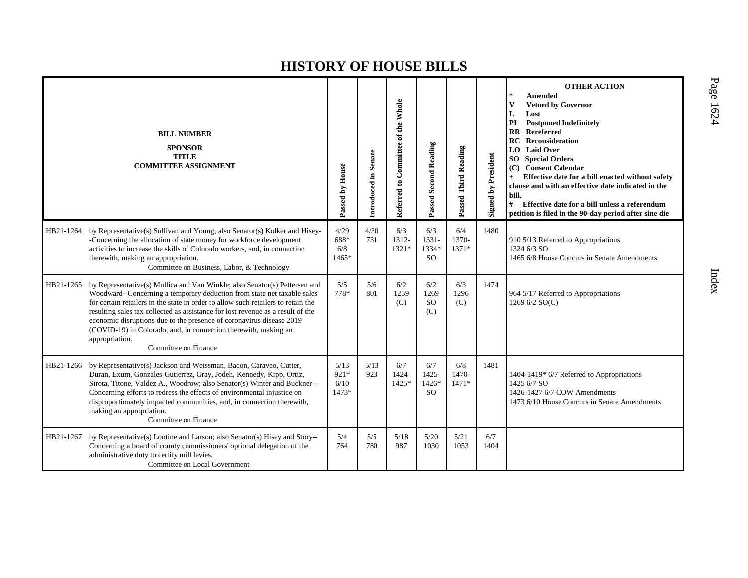# HISTORY OF HOUSE BILLS

| BILL NUMBER<br>SPONSOR<br>TITLE<br>COMMITTEE ASSIGNMENT | Passed by House | Introduced in Senate | Referred to Committee of the Whole | Passed Second Reading | Passed Third Reading | Signed by President | OTHER ACTION<br>* Amended<br>V Vetoed by Governor<br>L Lost<br>PI Postponed Indefinitely<br>RR Rereferred<br>RC Reconsideration<br>LO Laid Over<br>SO Special Orders<br>(C) Consent Calendar<br>+ Effective date for a bill enacted without safety clause and with an effective date indicated in the bill.<br># Effective date for a bill unless a referendum petition is filed in the 90-day period after sine die |
|---|---|---|---|---|---|---|---|
| HB21-1264 by Representative(s) Sullivan and Young; also Senator(s) Kolker and Hisey--Concerning the allocation of state money for workforce development activities to increase the skills of Colorado workers, and, in connection therewith, making an appropriation.<br>Committee on Business, Labor, & Technology | 4/29 688* 6/8 1465* | 4/30 731 | 6/3 1312-1321* | 6/3 1331-1334* SO | 6/4 1370-1371* | 1480 | 910 5/13 Referred to Appropriations<br>1324 6/3 SO<br>1465 6/8 House Concurs in Senate Amendments |
| HB21-1265 by Representative(s) Mullica and Van Winkle; also Senator(s) Pettersen and Woodward--Concerning a temporary deduction from state net taxable sales for certain retailers in the state in order to allow such retailers to retain the resulting sales tax collected as assistance for lost revenue as a result of the economic disruptions due to the presence of coronavirus disease 2019 (COVID-19) in Colorado, and, in connection therewith, making an appropriation.<br>Committee on Finance | 5/5 778* | 5/6 801 | 6/2 1259 (C) | 6/2 1269 SO (C) | 6/3 1296 (C) | 1474 | 964 5/17 Referred to Appropriations<br>1269 6/2 SO(C) |
| HB21-1266 by Representative(s) Jackson and Weissman, Bacon, Caraveo, Cutter, Duran, Exum, Gonzales-Gutierrez, Gray, Jodeh, Kennedy, Kipp, Ortiz, Sirota, Titone, Valdez A., Woodrow; also Senator(s) Winter and Buckner--Concerning efforts to redress the effects of environmental injustice on disproportionately impacted communities, and, in connection therewith, making an appropriation.<br>Committee on Finance | 5/13 921* 6/10 1473* | 5/13 923 | 6/7 1424-1425* | 6/7 1425-1426* SO | 6/8 1470-1471* | 1481 | 1404-1419* 6/7 Referred to Appropriations<br>1425 6/7 SO<br>1426-1427 6/7 COW Amendments<br>1473 6/10 House Concurs in Senate Amendments |
| HB21-1267 by Representative(s) Lontine and Larson; also Senator(s) Hisey and Story--Concerning a board of county commissioners' optional delegation of the administrative duty to certify mill levies.<br>Committee on Local Government | 5/4 764 | 5/5 780 | 5/18 987 | 5/20 1030 | 5/21 1053 | 6/7 1404 | |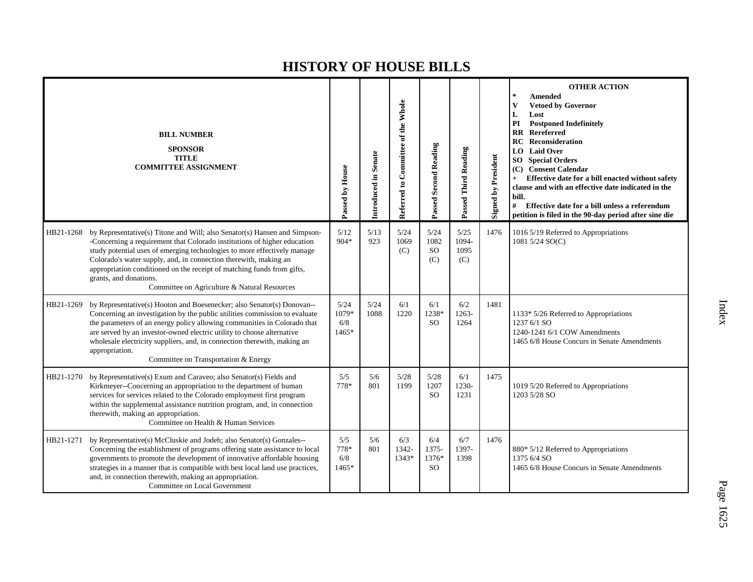# HISTORY OF HOUSE BILLS

| BILL NUMBER<br>SPONSOR<br>TITLE<br>COMMITTEE ASSIGNMENT | | Passed by House | Introduced in Senate | Referred to Committee of the Whole | Passed Second Reading | Passed Third Reading | Signed by President | OTHER ACTION<br>* Amended<br>V Vetoed by Governor<br>L Lost<br>PI Postponed Indefinitely<br>RR Rereferred<br>RC Reconsideration<br>LO Laid Over<br>SO Special Orders<br>(C) Consent Calendar<br>+ Effective date for a bill enacted without safety clause and with an effective date indicated in the bill.<br># Effective date for a bill unless a referendum petition is filed in the 90-day period after sine die |
|---|---|---|---|---|---|---|---|---|
| HB21-1268 | by Representative(s) Titone and Will; also Senator(s) Hansen and Simpson--Concerning a requirement that Colorado institutions of higher education study potential uses of emerging technologies to more effectively manage Colorado's water supply, and, in connection therewith, making an appropriation conditioned on the receipt of matching funds from gifts, grants, and donations.<br>Committee on Agriculture & Natural Resources | 5/12<br>904* | 5/13<br>923 | 5/24<br>1069<br>(C) | 5/24<br>1082<br>SO<br>(C) | 5/25<br>1094-<br>1095<br>(C) | 1476 | 1016 5/19 Referred to Appropriations<br>1081 5/24 SO(C) |
| HB21-1269 | by Representative(s) Hooton and Boesenecker; also Senator(s) Donovan--Concerning an investigation by the public utilities commission to evaluate the parameters of an energy policy allowing communities in Colorado that are served by an investor-owned electric utility to choose alternative wholesale electricity suppliers, and, in connection therewith, making an appropriation.<br>Committee on Transportation & Energy | 5/24<br>1079*<br>6/8<br>1465* | 5/24<br>1088 | 6/1<br>1220 | 6/1<br>1238*<br>SO | 6/2<br>1263-<br>1264 | 1481 | 1133* 5/26 Referred to Appropriations<br>1237 6/1 SO<br>1240-1241 6/1 COW Amendments<br>1465 6/8 House Concurs in Senate Amendments |
| HB21-1270 | by Representative(s) Exum and Caraveo; also Senator(s) Fields and Kirkmeyer--Concerning an appropriation to the department of human services for services related to the Colorado employment first program within the supplemental assistance nutrition program, and, in connection therewith, making an appropriation.<br>Committee on Health & Human Services | 5/5<br>778* | 5/6<br>801 | 5/28<br>1199 | 5/28<br>1207<br>SO | 6/1<br>1230-<br>1231 | 1475 | 1019 5/20 Referred to Appropriations<br>1203 5/28 SO |
| HB21-1271 | by Representative(s) McCluskie and Jodeh; also Senator(s) Gonzales--Concerning the establishment of programs offering state assistance to local governments to promote the development of innovative affordable housing strategies in a manner that is compatible with best local land use practices, and, in connection therewith, making an appropriation.<br>Committee on Local Government | 5/5<br>778*<br>6/8<br>1465* | 5/6<br>801 | 6/3<br>1342-<br>1343* | 6/4<br>1375-<br>1376*<br>SO | 6/7<br>1397-<br>1398 | 1476 | 880* 5/12 Referred to Appropriations<br>1375 6/4 SO<br>1465 6/8 House Concurs in Senate Amendments |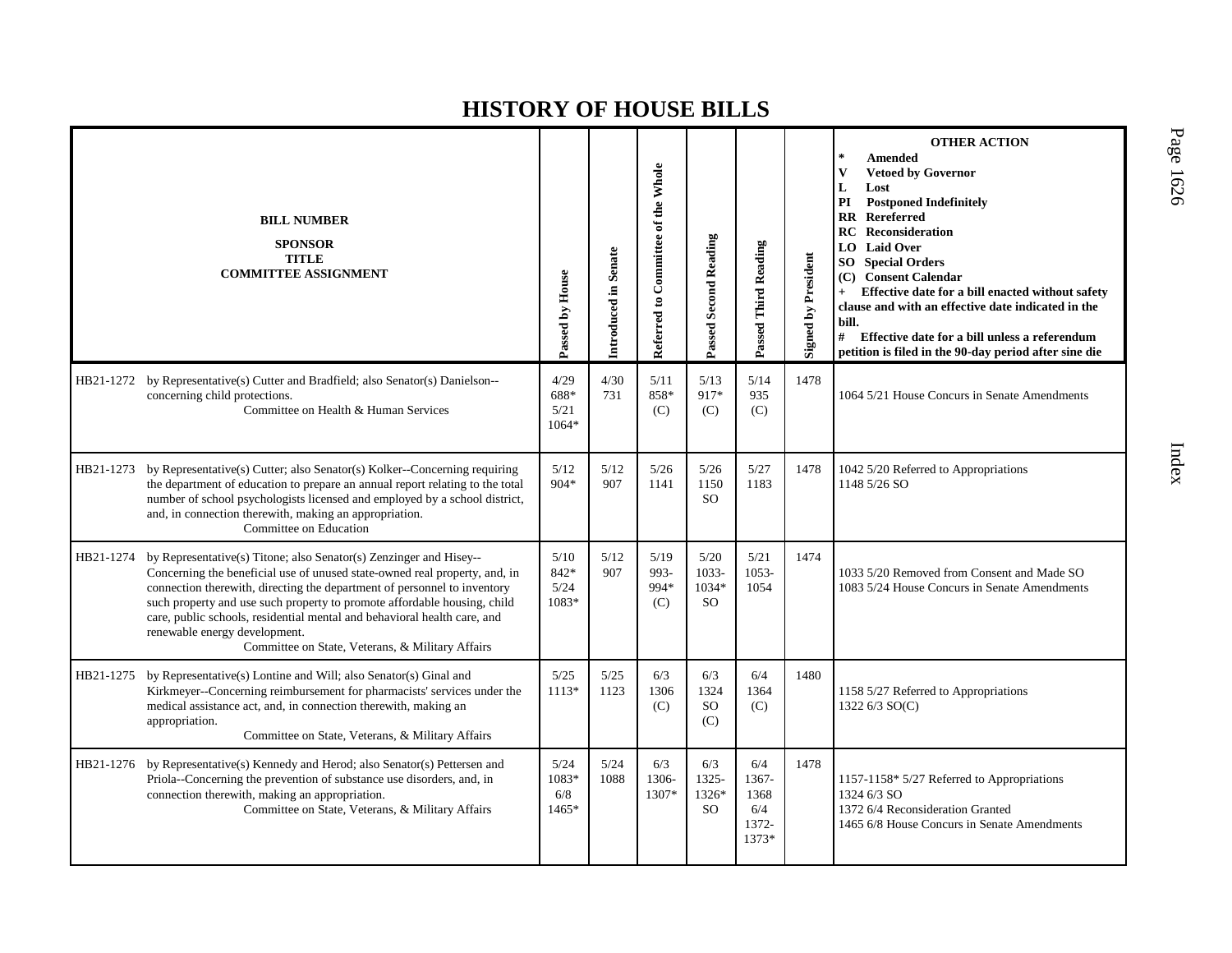# HISTORY OF HOUSE BILLS

| BILL NUMBER<br>SPONSOR<br>TITLE<br>COMMITTEE ASSIGNMENT | Passed by House | Introduced in Senate | Referred to Committee of the Whole | Passed Second Reading | Passed Third Reading | Signed by President | OTHER ACTION<br>* Amended<br>V Vetoed by Governor<br>L Lost<br>PI Postponed Indefinitely<br>RR Rereferred<br>RC Reconsideration<br>LO Laid Over<br>SO Special Orders<br>(C) Consent Calendar<br>+ Effective date for a bill enacted without safety clause and with an effective date indicated in the bill.<br># Effective date for a bill unless a referendum petition is filed in the 90-day period after sine die |
|---|---|---|---|---|---|---|---|
| HB21-1272 by Representative(s) Cutter and Bradfield; also Senator(s) Danielson--concerning child protections.<br>Committee on Health & Human Services | 4/29<br>688*<br>5/21<br>1064* | 4/30<br>731 | 5/11<br>858*<br>(C) | 5/13<br>917*<br>(C) | 5/14<br>935<br>(C) | 1478 | 1064 5/21 House Concurs in Senate Amendments |
| HB21-1273 by Representative(s) Cutter; also Senator(s) Kolker--Concerning requiring the department of education to prepare an annual report relating to the total number of school psychologists licensed and employed by a school district, and, in connection therewith, making an appropriation.<br>Committee on Education | 5/12<br>904* | 5/12<br>907 | 5/26<br>1141 | 5/26<br>1150<br>SO | 5/27<br>1183 | 1478 | 1042 5/20 Referred to Appropriations<br>1148 5/26 SO |
| HB21-1274 by Representative(s) Titone; also Senator(s) Zenzinger and Hisey--Concerning the beneficial use of unused state-owned real property, and, in connection therewith, directing the department of personnel to inventory such property and use such property to promote affordable housing, child care, public schools, residential mental and behavioral health care, and renewable energy development.<br>Committee on State, Veterans, & Military Affairs | 5/10<br>842*<br>5/24<br>1083* | 5/12<br>907 | 5/19<br>993-<br>994*<br>(C) | 5/20<br>1033-<br>1034*<br>SO | 5/21<br>1053-<br>1054 | 1474 | 1033 5/20 Removed from Consent and Made SO<br>1083 5/24 House Concurs in Senate Amendments |
| HB21-1275 by Representative(s) Lontine and Will; also Senator(s) Ginal and Kirkmeyer--Concerning reimbursement for pharmacists' services under the medical assistance act, and, in connection therewith, making an appropriation.<br>Committee on State, Veterans, & Military Affairs | 5/25<br>1113* | 5/25<br>1123 | 6/3<br>1306<br>(C) | 6/3<br>1324<br>SO<br>(C) | 6/4<br>1364<br>(C) | 1480 | 1158 5/27 Referred to Appropriations<br>1322 6/3 SO(C) |
| HB21-1276 by Representative(s) Kennedy and Herod; also Senator(s) Pettersen and Priola--Concerning the prevention of substance use disorders, and, in connection therewith, making an appropriation.<br>Committee on State, Veterans, & Military Affairs | 5/24<br>1083*<br>6/8<br>1465* | 5/24<br>1088 | 6/3<br>1306-<br>1307* | 6/3<br>1325-<br>1326*<br>SO | 6/4<br>1367-<br>1368<br>6/4<br>1372-<br>1373* | 1478 | 1157-1158* 5/27 Referred to Appropriations<br>1324 6/3 SO<br>1372 6/4 Reconsideration Granted<br>1465 6/8 House Concurs in Senate Amendments |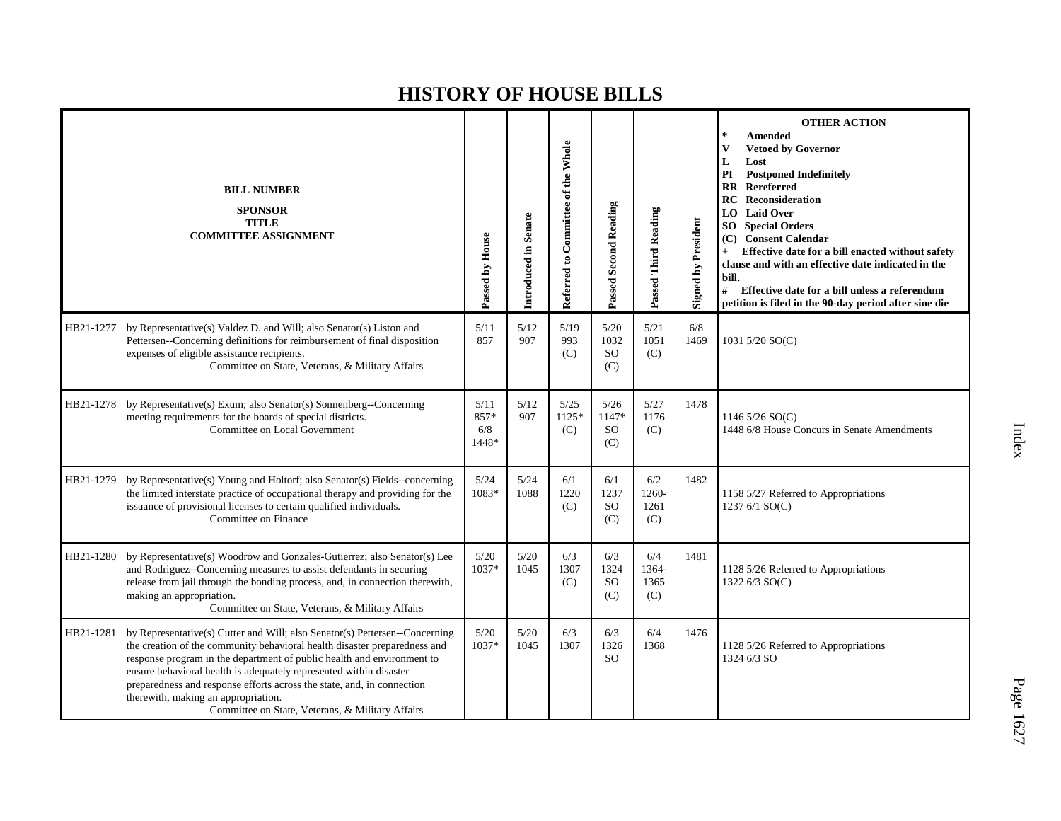# HISTORY OF HOUSE BILLS

| BILL NUMBER SPONSOR TITLE COMMITTEE ASSIGNMENT | Passed by House | Introduced in Senate | Referred to Committee of the Whole | Passed Second Reading | Passed Third Reading | Signed by President | OTHER ACTION * Amended V Vetoed by Governor L Lost PI Postponed Indefinitely RR Rereferred RC Reconsideration LO Laid Over SO Special Orders (C) Consent Calendar + Effective date for a bill enacted without safety clause and with an effective date indicated in the bill. # Effective date for a bill unless a referendum petition is filed in the 90-day period after sine die |
|---|---|---|---|---|---|---|---|
| HB21-1277 by Representative(s) Valdez D. and Will; also Senator(s) Liston and Pettersen--Concerning definitions for reimbursement of final disposition expenses of eligible assistance recipients. Committee on State, Veterans, & Military Affairs | 5/11 857 | 5/12 907 | 5/19 993 (C) | 5/20 1032 SO (C) | 5/21 1051 (C) | 6/8 1469 | 1031 5/20 SO(C) |
| HB21-1278 by Representative(s) Exum; also Senator(s) Sonnenberg--Concerning meeting requirements for the boards of special districts. Committee on Local Government | 5/11 857* 6/8 1448* | 5/12 907 | 5/25 1125* (C) | 5/26 1147* SO (C) | 5/27 1176 (C) | 1478 | 1146 5/26 SO(C) 1448 6/8 House Concurs in Senate Amendments |
| HB21-1279 by Representative(s) Young and Holtorf; also Senator(s) Fields--concerning the limited interstate practice of occupational therapy and providing for the issuance of provisional licenses to certain qualified individuals. Committee on Finance | 5/24 1083* | 5/24 1088 | 6/1 1220 (C) | 6/1 1237 SO (C) | 6/2 1260-1261 (C) | 1482 | 1158 5/27 Referred to Appropriations 1237 6/1 SO(C) |
| HB21-1280 by Representative(s) Woodrow and Gonzales-Gutierrez; also Senator(s) Lee and Rodriguez--Concerning measures to assist defendants in securing release from jail through the bonding process, and, in connection therewith, making an appropriation. Committee on State, Veterans, & Military Affairs | 5/20 1037* | 5/20 1045 | 6/3 1307 (C) | 6/3 1324 SO (C) | 6/4 1364-1365 (C) | 1481 | 1128 5/26 Referred to Appropriations 1322 6/3 SO(C) |
| HB21-1281 by Representative(s) Cutter and Will; also Senator(s) Pettersen--Concerning the creation of the community behavioral health disaster preparedness and response program in the department of public health and environment to ensure behavioral health is adequately represented within disaster preparedness and response efforts across the state, and, in connection therewith, making an appropriation. Committee on State, Veterans, & Military Affairs | 5/20 1037* | 5/20 1045 | 6/3 1307 | 6/3 1326 SO | 6/4 1368 | 1476 | 1128 5/26 Referred to Appropriations 1324 6/3 SO |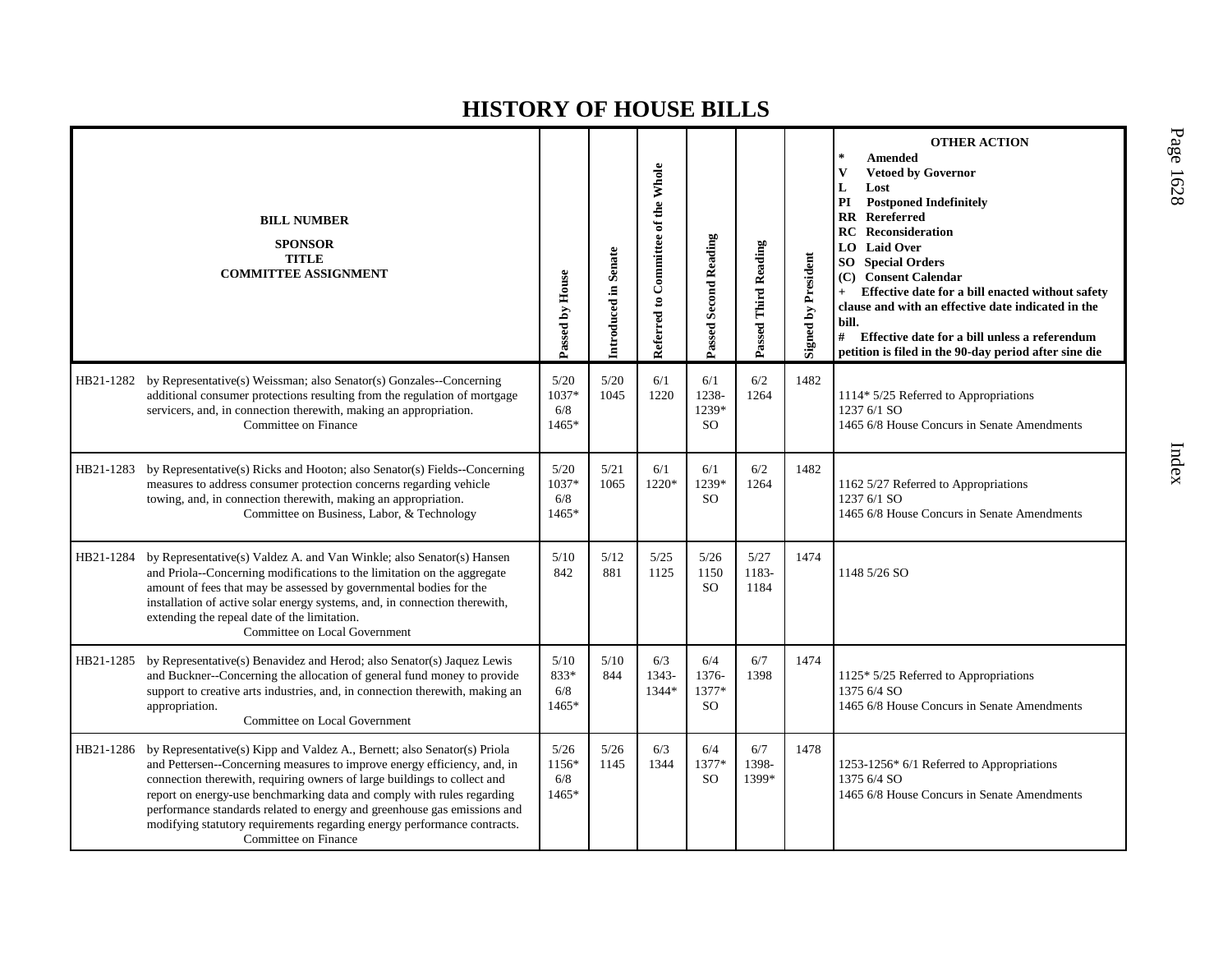# HISTORY OF HOUSE BILLS

| BILL NUMBER<br>SPONSOR<br>TITLE<br>COMMITTEE ASSIGNMENT | Passed by House | Introduced in Senate | Referred to Committee of the Whole | Passed Second Reading | Passed Third Reading | Signed by President | OTHER ACTION<br>* Amended<br>V Vetoed by Governor<br>L Lost<br>PI Postponed Indefinitely<br>RR Rereferred<br>RC Reconsideration<br>LO Laid Over<br>SO Special Orders<br>(C) Consent Calendar<br>+ Effective date for a bill enacted without safety clause and with an effective date indicated in the bill.<br># Effective date for a bill unless a referendum petition is filed in the 90-day period after sine die |
|---|---|---|---|---|---|---|---|
| HB21-1282 by Representative(s) Weissman; also Senator(s) Gonzales--Concerning additional consumer protections resulting from the regulation of mortgage servicers, and, in connection therewith, making an appropriation.<br>Committee on Finance | 5/20<br>1037*<br>6/8<br>1465* | 5/20<br>1045 | 6/1<br>1220 | 6/1<br>1238-<br>1239*<br>SO | 6/2<br>1264 | 1482 | 1114* 5/25 Referred to Appropriations<br>1237 6/1 SO<br>1465 6/8 House Concurs in Senate Amendments |
| HB21-1283 by Representative(s) Ricks and Hooton; also Senator(s) Fields--Concerning measures to address consumer protection concerns regarding vehicle towing, and, in connection therewith, making an appropriation.<br>Committee on Business, Labor, & Technology | 5/20<br>1037*<br>6/8<br>1465* | 5/21<br>1065 | 6/1<br>1220* | 6/1<br>1239*<br>SO | 6/2<br>1264 | 1482 | 1162 5/27 Referred to Appropriations<br>1237 6/1 SO<br>1465 6/8 House Concurs in Senate Amendments |
| HB21-1284 by Representative(s) Valdez A. and Van Winkle; also Senator(s) Hansen and Priola--Concerning modifications to the limitation on the aggregate amount of fees that may be assessed by governmental bodies for the installation of active solar energy systems, and, in connection therewith, extending the repeal date of the limitation.<br>Committee on Local Government | 5/10<br>842 | 5/12<br>881 | 5/25<br>1125 | 5/26<br>1150<br>SO | 5/27<br>1183-<br>1184 | 1474 | 1148 5/26 SO |
| HB21-1285 by Representative(s) Benavidez and Herod; also Senator(s) Jaquez Lewis and Buckner--Concerning the allocation of general fund money to provide support to creative arts industries, and, in connection therewith, making an appropriation.<br>Committee on Local Government | 5/10<br>833*<br>6/8<br>1465* | 5/10<br>844 | 6/3<br>1343-<br>1344* | 6/4<br>1376-<br>1377*<br>SO | 6/7<br>1398 | 1474 | 1125* 5/25 Referred to Appropriations<br>1375 6/4 SO<br>1465 6/8 House Concurs in Senate Amendments |
| HB21-1286 by Representative(s) Kipp and Valdez A., Bernett; also Senator(s) Priola and Pettersen--Concerning measures to improve energy efficiency, and, in connection therewith, requiring owners of large buildings to collect and report on energy-use benchmarking data and comply with rules regarding performance standards related to energy and greenhouse gas emissions and modifying statutory requirements regarding energy performance contracts.<br>Committee on Finance | 5/26<br>1156*<br>6/8<br>1465* | 5/26<br>1145 | 6/3<br>1344 | 6/4<br>1377*<br>SO | 6/7<br>1398-<br>1399* | 1478 | 1253-1256* 6/1 Referred to Appropriations<br>1375 6/4 SO<br>1465 6/8 House Concurs in Senate Amendments |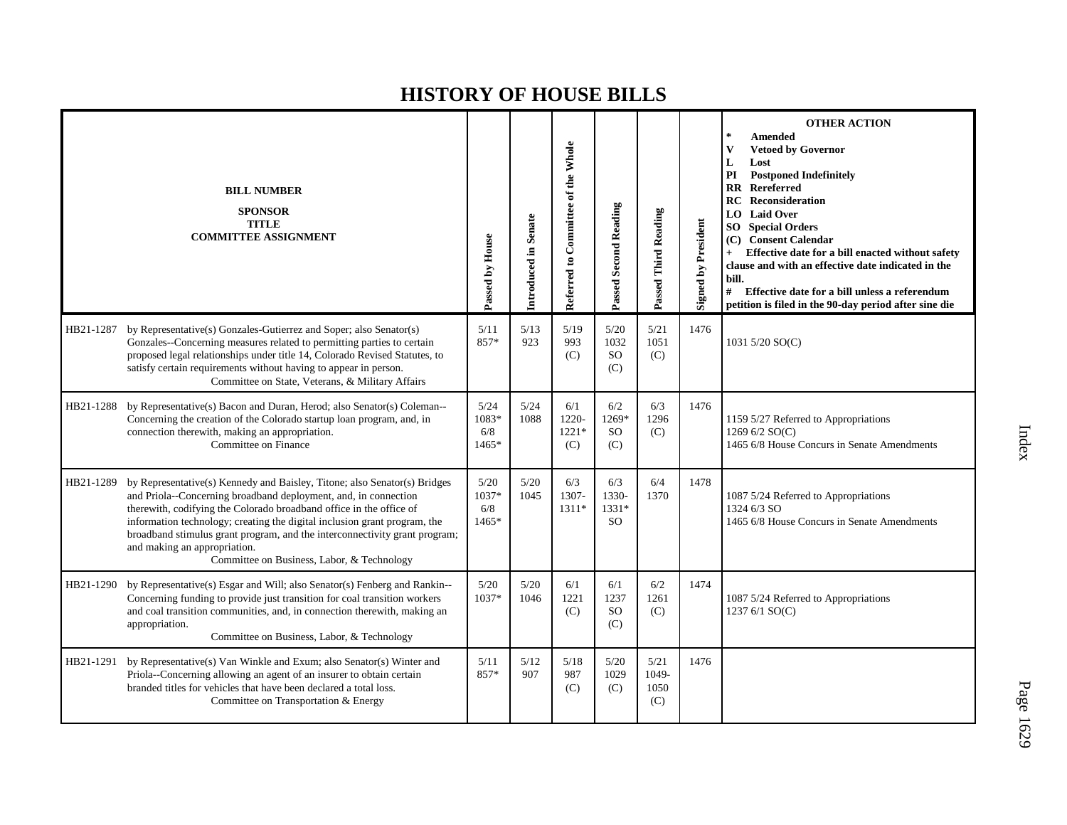# HISTORY OF HOUSE BILLS

| BILL NUMBER<br>SPONSOR<br>TITLE<br>COMMITTEE ASSIGNMENT | Passed by House | Introduced in Senate | Referred to Committee of the Whole | Passed Second Reading | Passed Third Reading | Signed by President | OTHER ACTION<br>* Amended<br>V Vetoed by Governor<br>L Lost<br>PI Postponed Indefinitely<br>RR Rereferred<br>RC Reconsideration<br>LO Laid Over<br>SO Special Orders<br>(C) Consent Calendar<br>+ Effective date for a bill enacted without safety clause and with an effective date indicated in the bill.<br># Effective date for a bill unless a referendum petition is filed in the 90-day period after sine die |
|---|---|---|---|---|---|---|---|
| HB21-1287 by Representative(s) Gonzales-Gutierrez and Soper; also Senator(s) Gonzales--Concerning measures related to permitting parties to certain proposed legal relationships under title 14, Colorado Revised Statutes, to satisfy certain requirements without having to appear in person.<br>Committee on State, Veterans, & Military Affairs | 5/11<br>857* | 5/13<br>923 | 5/19<br>993<br>(C) | 5/20<br>1032<br>SO<br>(C) | 5/21<br>1051<br>(C) | 1476 | 1031 5/20 SO(C) |
| HB21-1288 by Representative(s) Bacon and Duran, Herod; also Senator(s) Coleman--Concerning the creation of the Colorado startup loan program, and, in connection therewith, making an appropriation.<br>Committee on Finance | 5/24<br>1083*<br>6/8<br>1465* | 5/24<br>1088 | 6/1<br>1220-<br>1221*<br>(C) | 6/2<br>1269*<br>SO<br>(C) | 6/3<br>1296<br>(C) | 1476 | 1159 5/27 Referred to Appropriations<br>1269 6/2 SO(C)<br>1465 6/8 House Concurs in Senate Amendments |
| HB21-1289 by Representative(s) Kennedy and Baisley, Titone; also Senator(s) Bridges and Priola--Concerning broadband deployment, and, in connection therewith, codifying the Colorado broadband office in the office of information technology; creating the digital inclusion grant program, the broadband stimulus grant program, and the interconnectivity grant program; and making an appropriation.<br>Committee on Business, Labor, & Technology | 5/20<br>1037*<br>6/8<br>1465* | 5/20<br>1045 | 6/3<br>1307-<br>1311* | 6/3<br>1330-<br>1331*<br>SO | 6/4<br>1370 | 1478 | 1087 5/24 Referred to Appropriations<br>1324 6/3 SO<br>1465 6/8 House Concurs in Senate Amendments |
| HB21-1290 by Representative(s) Esgar and Will; also Senator(s) Fenberg and Rankin--Concerning funding to provide just transition for coal transition workers and coal transition communities, and, in connection therewith, making an appropriation.<br>Committee on Business, Labor, & Technology | 5/20<br>1037* | 5/20<br>1046 | 6/1<br>1221<br>(C) | 6/1<br>1237<br>SO<br>(C) | 6/2<br>1261<br>(C) | 1474 | 1087 5/24 Referred to Appropriations<br>1237 6/1 SO(C) |
| HB21-1291 by Representative(s) Van Winkle and Exum; also Senator(s) Winter and Priola--Concerning allowing an agent of an insurer to obtain certain branded titles for vehicles that have been declared a total loss.<br>Committee on Transportation & Energy | 5/11<br>857* | 5/12<br>907 | 5/18<br>987<br>(C) | 5/20<br>1029<br>(C) | 5/21<br>1049-<br>1050<br>(C) | 1476 | |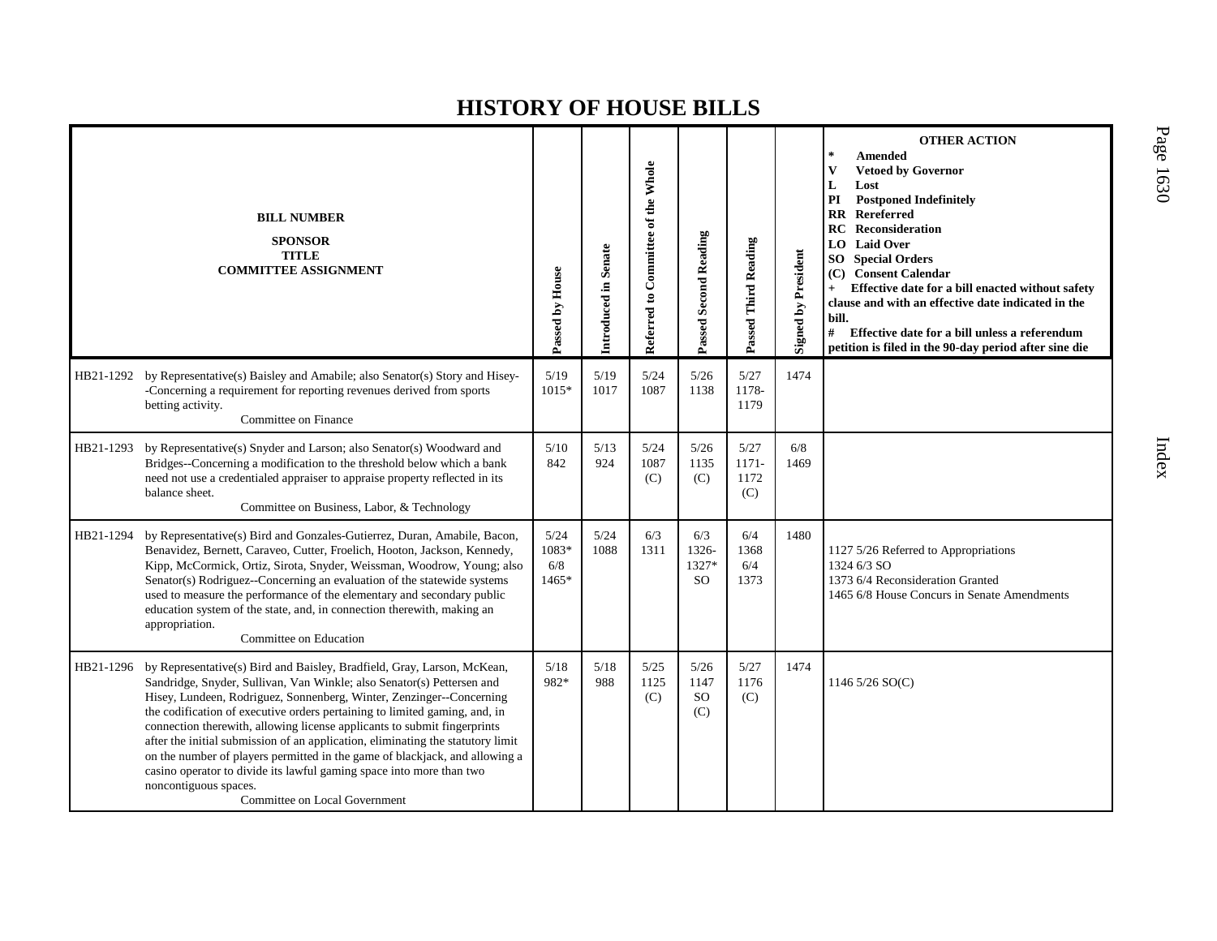# HISTORY OF HOUSE BILLS

| BILL NUMBER<br>SPONSOR<br>TITLE<br>COMMITTEE ASSIGNMENT | Passed by House | Introduced in Senate | Referred to Committee of the Whole | Passed Second Reading | Passed Third Reading | Signed by President | OTHER ACTION<br>* Amended<br>V Vetoed by Governor<br>L Lost<br>PI Postponed Indefinitely<br>RR Rereferred<br>RC Reconsideration<br>LO Laid Over<br>SO Special Orders<br>(C) Consent Calendar<br>+ Effective date for a bill enacted without safety clause and with an effective date indicated in the bill.<br># Effective date for a bill unless a referendum petition is filed in the 90-day period after sine die |
|---|---|---|---|---|---|---|---|
| HB21-1292 by Representative(s) Baisley and Amabile; also Senator(s) Story and Hisey--Concerning a requirement for reporting revenues derived from sports betting activity.<br>Committee on Finance | 5/19<br>1015* | 5/19<br>1017 | 5/24<br>1087 | 5/26<br>1138 | 5/27<br>1178-<br>1179 | 1474 | |
| HB21-1293 by Representative(s) Snyder and Larson; also Senator(s) Woodward and Bridges--Concerning a modification to the threshold below which a bank need not use a credentialed appraiser to appraise property reflected in its balance sheet.<br>Committee on Business, Labor, & Technology | 5/10<br>842 | 5/13<br>924 | 5/24<br>1087<br>(C) | 5/26<br>1135<br>(C) | 5/27<br>1171-<br>1172<br>(C) | 6/8<br>1469 | |
| HB21-1294 by Representative(s) Bird and Gonzales-Gutierrez, Duran, Amabile, Bacon, Benavidez, Bernett, Caraveo, Cutter, Froelich, Hooton, Jackson, Kennedy, Kipp, McCormick, Ortiz, Sirota, Snyder, Weissman, Woodrow, Young; also Senator(s) Rodriguez--Concerning an evaluation of the statewide systems used to measure the performance of the elementary and secondary public education system of the state, and, in connection therewith, making an appropriation.<br>Committee on Education | 5/24<br>1083*<br>6/8<br>1465* | 5/24<br>1088 | 6/3<br>1311 | 6/3<br>1326-<br>1327*<br>SO | 6/4<br>1368<br>6/4<br>1373 | 1480 | 1127 5/26 Referred to Appropriations<br>1324 6/3 SO<br>1373 6/4 Reconsideration Granted<br>1465 6/8 House Concurs in Senate Amendments |
| HB21-1296 by Representative(s) Bird and Baisley, Bradfield, Gray, Larson, McKean, Sandridge, Snyder, Sullivan, Van Winkle; also Senator(s) Pettersen and Hisey, Lundeen, Rodriguez, Sonnenberg, Winter, Zenzinger--Concerning the codification of executive orders pertaining to limited gaming, and, in connection therewith, allowing license applicants to submit fingerprints after the initial submission of an application, eliminating the statutory limit on the number of players permitted in the game of blackjack, and allowing a casino operator to divide its lawful gaming space into more than two noncontiguous spaces.<br>Committee on Local Government | 5/18<br>982* | 5/18<br>988 | 5/25<br>1125<br>(C) | 5/26<br>1147<br>SO<br>(C) | 5/27<br>1176<br>(C) | 1474 | 1146 5/26 SO(C) |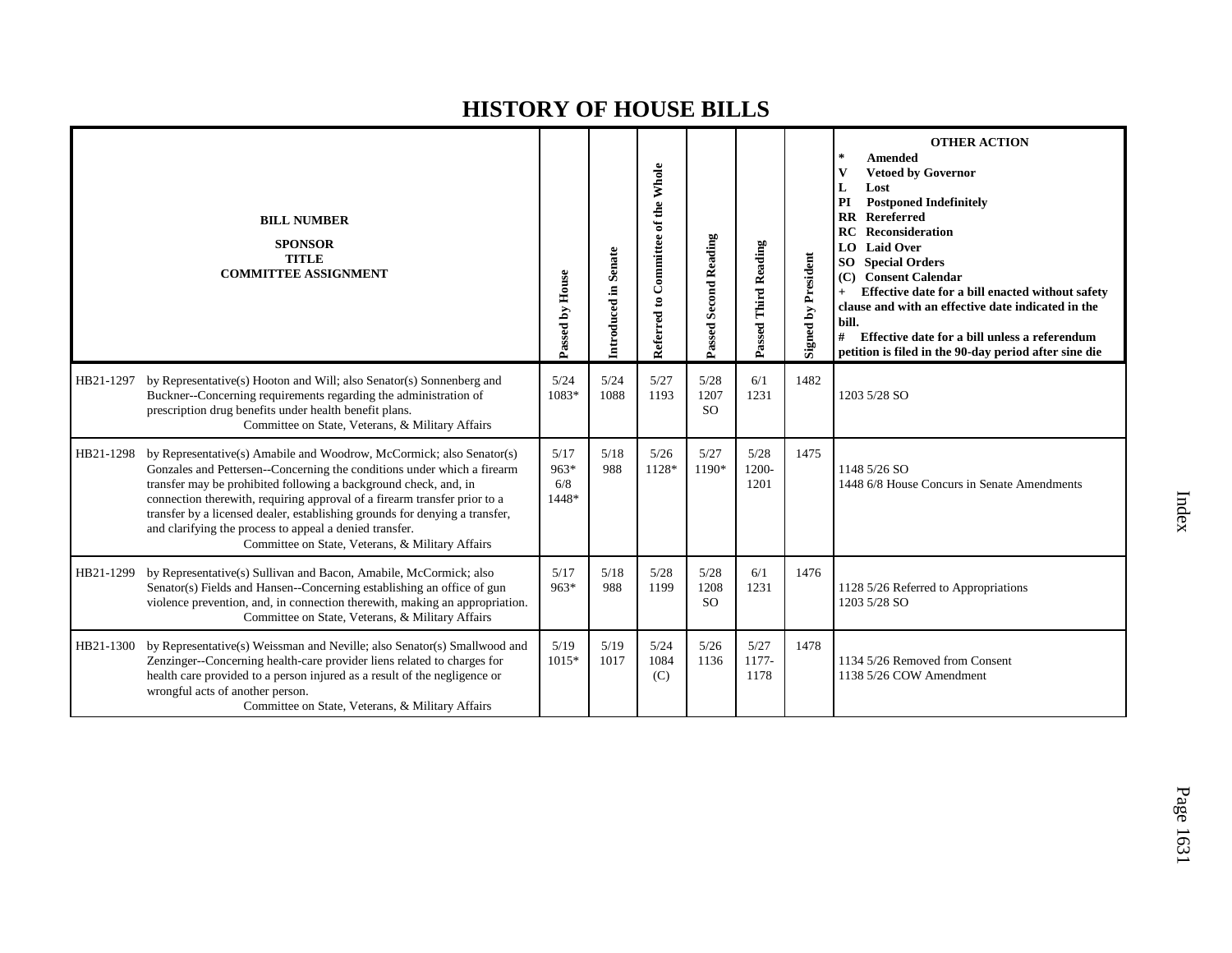# HISTORY OF HOUSE BILLS

| BILL NUMBER<br>SPONSOR<br>TITLE<br>COMMITTEE ASSIGNMENT | | Passed by House | Introduced in Senate | Referred to Committee of the Whole | Passed Second Reading | Passed Third Reading | Signed by President | OTHER ACTION<br>* Amended<br>V Vetoed by Governor<br>L Lost<br>PI Postponed Indefinitely<br>RR Rereferred<br>RC Reconsideration<br>LO Laid Over<br>SO Special Orders<br>(C) Consent Calendar<br>+ Effective date for a bill enacted without safety clause and with an effective date indicated in the bill.<br># Effective date for a bill unless a referendum petition is filed in the 90-day period after sine die |
|---|---|---|---|---|---|---|---|---|
| HB21-1297 | by Representative(s) Hooton and Will; also Senator(s) Sonnenberg and Buckner--Concerning requirements regarding the administration of prescription drug benefits under health benefit plans.<br>Committee on State, Veterans, & Military Affairs | 5/24<br>1083* | 5/24<br>1088 | 5/27<br>1193 | 5/28<br>1207<br>SO | 6/1<br>1231 | 1482 | 1203 5/28 SO |
| HB21-1298 | by Representative(s) Amabile and Woodrow, McCormick; also Senator(s) Gonzales and Pettersen--Concerning the conditions under which a firearm transfer may be prohibited following a background check, and, in connection therewith, requiring approval of a firearm transfer prior to a transfer by a licensed dealer, establishing grounds for denying a transfer, and clarifying the process to appeal a denied transfer.<br>Committee on State, Veterans, & Military Affairs | 5/17<br>963*<br>6/8<br>1448* | 5/18<br>988 | 5/26<br>1128* | 5/27<br>1190* | 5/28<br>1200-<br>1201 | 1475 | 1148 5/26 SO<br>1448 6/8 House Concurs in Senate Amendments |
| HB21-1299 | by Representative(s) Sullivan and Bacon, Amabile, McCormick; also Senator(s) Fields and Hansen--Concerning establishing an office of gun violence prevention, and, in connection therewith, making an appropriation.<br>Committee on State, Veterans, & Military Affairs | 5/17<br>963* | 5/18<br>988 | 5/28<br>1199 | 5/28<br>1208<br>SO | 6/1<br>1231 | 1476 | 1128 5/26 Referred to Appropriations<br>1203 5/28 SO |
| HB21-1300 | by Representative(s) Weissman and Neville; also Senator(s) Smallwood and Zenzinger--Concerning health-care provider liens related to charges for health care provided to a person injured as a result of the negligence or wrongful acts of another person.<br>Committee on State, Veterans, & Military Affairs | 5/19<br>1015* | 5/19<br>1017 | 5/24<br>1084<br>(C) | 5/26<br>1136 | 5/27<br>1177-<br>1178 | 1478 | 1134 5/26 Removed from Consent<br>1138 5/26 COW Amendment |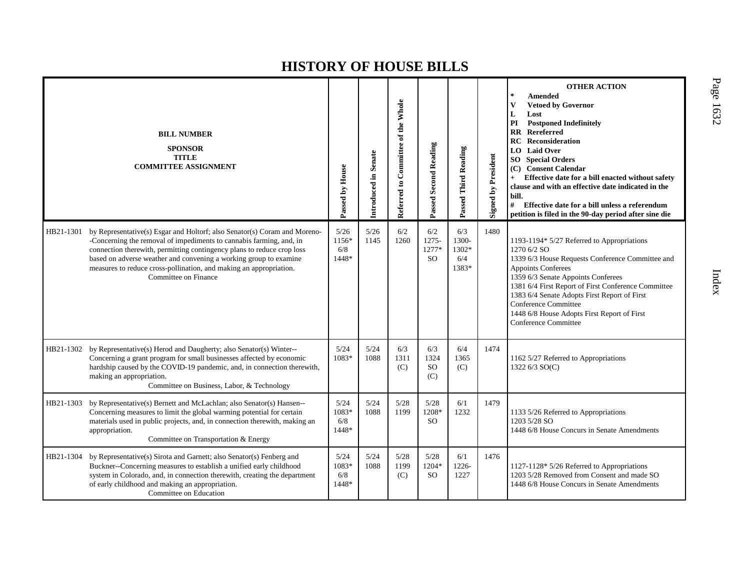# HISTORY OF HOUSE BILLS

| BILL NUMBER<br>SPONSOR<br>TITLE<br>COMMITTEE ASSIGNMENT | Passed by House | Introduced in Senate | Referred to Committee of the Whole | Passed Second Reading | Passed Third Reading | Signed by President | OTHER ACTION<br>* Amended<br>V Vetoed by Governor<br>L Lost<br>PI Postponed Indefinitely<br>RR Rereferred<br>RC Reconsideration<br>LO Laid Over<br>SO Special Orders<br>(C) Consent Calendar<br>+ Effective date for a bill enacted without safety clause and with an effective date indicated in the bill.<br># Effective date for a bill unless a referendum petition is filed in the 90-day period after sine die |
|---|---|---|---|---|---|---|---|
| HB21-1301 by Representative(s) Esgar and Holtorf; also Senator(s) Coram and Moreno--Concerning the removal of impediments to cannabis farming, and, in connection therewith, permitting contingency plans to reduce crop loss based on adverse weather and convening a working group to examine measures to reduce cross-pollination, and making an appropriation.<br>Committee on Finance | 5/26<br>1156*<br>6/8<br>1448* | 5/26<br>1145 | 6/2<br>1260 | 6/2<br>1275-<br>1277*<br>SO | 6/3<br>1300-<br>1302*<br>6/4<br>1383* | 1480 | 1193-1194* 5/27 Referred to Appropriations<br>1270 6/2 SO<br>1339 6/3 House Requests Conference Committee and Appoints Conferees<br>1359 6/3 Senate Appoints Conferees<br>1381 6/4 First Report of First Conference Committee<br>1383 6/4 Senate Adopts First Report of First Conference Committee<br>1448 6/8 House Adopts First Report of First Conference Committee |
| HB21-1302 by Representative(s) Herod and Daugherty; also Senator(s) Winter--Concerning a grant program for small businesses affected by economic hardship caused by the COVID-19 pandemic, and, in connection therewith, making an appropriation.<br>Committee on Business, Labor, & Technology | 5/24<br>1083* | 5/24<br>1088 | 6/3<br>1311<br>(C) | 6/3<br>1324<br>SO<br>(C) | 6/4<br>1365<br>(C) | 1474 | 1162 5/27 Referred to Appropriations<br>1322 6/3 SO(C) |
| HB21-1303 by Representative(s) Bernett and McLachlan; also Senator(s) Hansen--Concerning measures to limit the global warming potential for certain materials used in public projects, and, in connection therewith, making an appropriation.<br>Committee on Transportation & Energy | 5/24<br>1083*<br>6/8<br>1448* | 5/24<br>1088 | 5/28<br>1199 | 5/28<br>1208*<br>SO | 6/1<br>1232 | 1479 | 1133 5/26 Referred to Appropriations<br>1203 5/28 SO<br>1448 6/8 House Concurs in Senate Amendments |
| HB21-1304 by Representative(s) Sirota and Garnett; also Senator(s) Fenberg and Buckner--Concerning measures to establish a unified early childhood system in Colorado, and, in connection therewith, creating the department of early childhood and making an appropriation.<br>Committee on Education | 5/24<br>1083*<br>6/8<br>1448* | 5/24<br>1088 | 5/28<br>1199<br>(C) | 5/28<br>1204*<br>SO | 6/1<br>1226-<br>1227 | 1476 | 1127-1128* 5/26 Referred to Appropriations<br>1203 5/28 Removed from Consent and made SO<br>1448 6/8 House Concurs in Senate Amendments |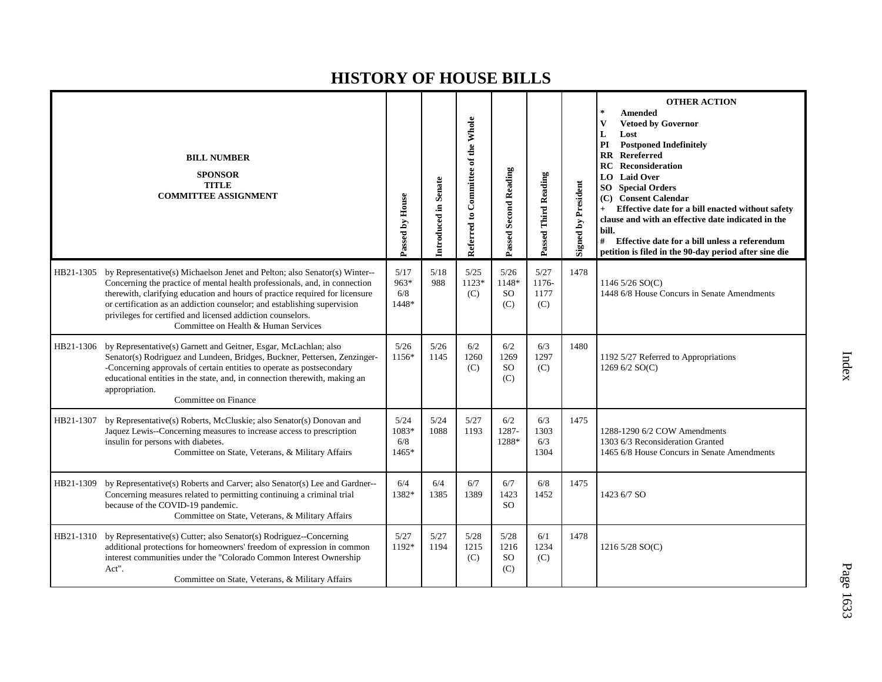# HISTORY OF HOUSE BILLS

| BILL NUMBER<br>SPONSOR<br>TITLE<br>COMMITTEE ASSIGNMENT | Passed by House | Introduced in Senate | Referred to Committee of the Whole | Passed Second Reading | Passed Third Reading | Signed by President | OTHER ACTION<br>* Amended<br>V Vetoed by Governor<br>L Lost<br>PI Postponed Indefinitely<br>RR Rereferred<br>RC Reconsideration<br>LO Laid Over<br>SO Special Orders<br>(C) Consent Calendar<br>+ Effective date for a bill enacted without safety clause and with an effective date indicated in the bill.<br># Effective date for a bill unless a referendum petition is filed in the 90-day period after sine die |
|---|---|---|---|---|---|---|---|
| HB21-1305 by Representative(s) Michaelson Jenet and Pelton; also Senator(s) Winter--Concerning the practice of mental health professionals, and, in connection therewith, clarifying education and hours of practice required for licensure or certification as an addiction counselor; and establishing supervision privileges for certified and licensed addiction counselors.<br>Committee on Health & Human Services | 5/17<br>963*<br>6/8<br>1448* | 5/18<br>988 | 5/25<br>1123*<br>(C) | 5/26<br>1148*<br>SO<br>(C) | 5/27<br>1176-<br>1177<br>(C) | 1478 | 1146 5/26 SO(C)<br>1448 6/8 House Concurs in Senate Amendments |
| HB21-1306 by Representative(s) Garnett and Geitner, Esgar, McLachlan; also Senator(s) Rodriguez and Lundeen, Bridges, Buckner, Pettersen, Zenzinger--Concerning approvals of certain entities to operate as postsecondary educational entities in the state, and, in connection therewith, making an appropriation.<br>Committee on Finance | 5/26<br>1156* | 5/26<br>1145 | 6/2<br>1260<br>(C) | 6/2<br>1269<br>SO<br>(C) | 6/3<br>1297<br>(C) | 1480 | 1192 5/27 Referred to Appropriations<br>1269 6/2 SO(C) |
| HB21-1307 by Representative(s) Roberts, McCluskie; also Senator(s) Donovan and Jaquez Lewis--Concerning measures to increase access to prescription insulin for persons with diabetes.<br>Committee on State, Veterans, & Military Affairs | 5/24<br>1083*<br>6/8<br>1465* | 5/24<br>1088 | 5/27<br>1193 | 6/2<br>1287-<br>1288* | 6/3<br>1303<br>6/3<br>1304 | 1475 | 1288-1290 6/2 COW Amendments<br>1303 6/3 Reconsideration Granted<br>1465 6/8 House Concurs in Senate Amendments |
| HB21-1309 by Representative(s) Roberts and Carver; also Senator(s) Lee and Gardner--Concerning measures related to permitting continuing a criminal trial because of the COVID-19 pandemic.<br>Committee on State, Veterans, & Military Affairs | 6/4<br>1382* | 6/4<br>1385 | 6/7<br>1389 | 6/7<br>1423<br>SO | 6/8<br>1452 | 1475 | 1423 6/7 SO |
| HB21-1310 by Representative(s) Cutter; also Senator(s) Rodriguez--Concerning additional protections for homeowners' freedom of expression in common interest communities under the "Colorado Common Interest Ownership Act".<br>Committee on State, Veterans, & Military Affairs | 5/27<br>1192* | 5/27<br>1194 | 5/28<br>1215<br>(C) | 5/28<br>1216<br>SO<br>(C) | 6/1<br>1234<br>(C) | 1478 | 1216 5/28 SO(C) |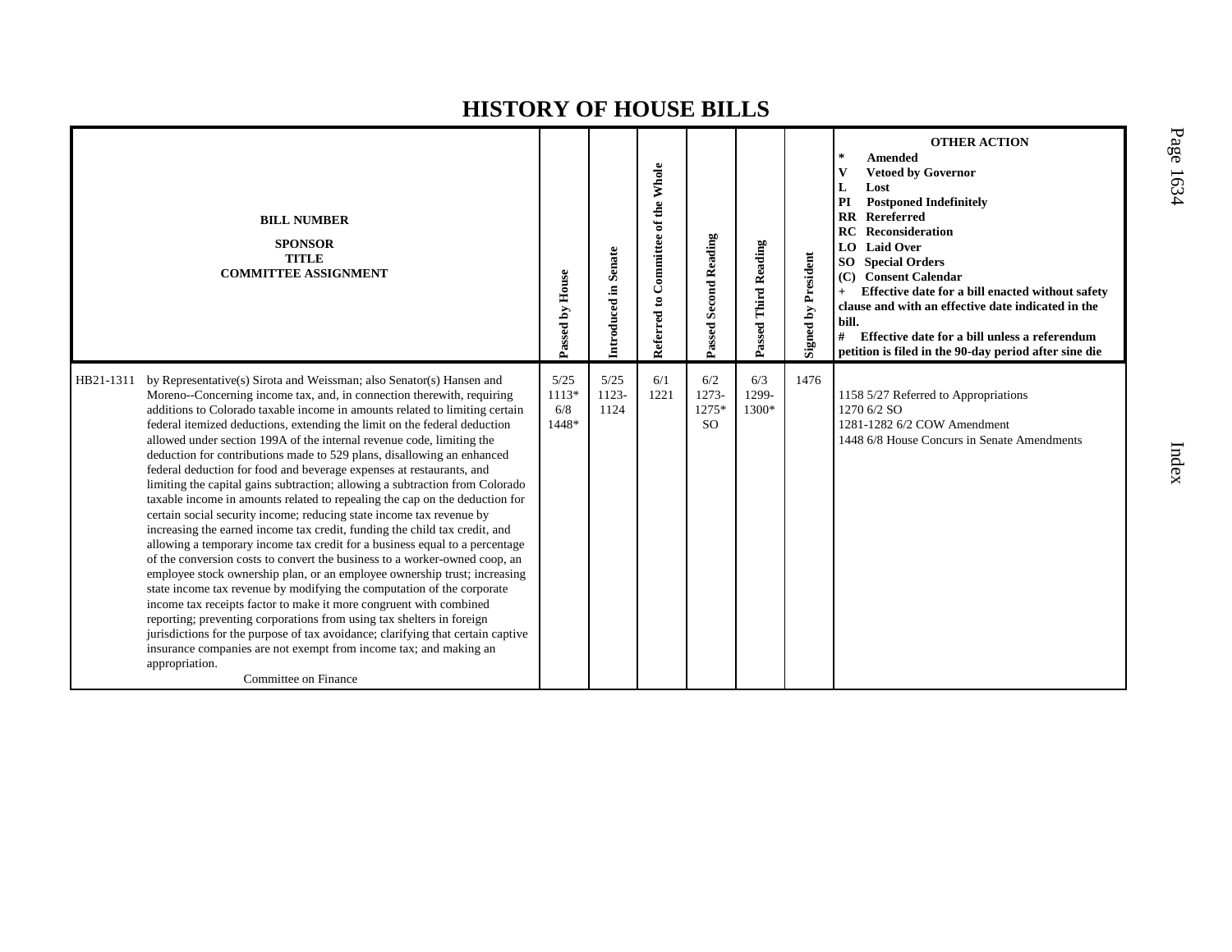# HISTORY OF HOUSE BILLS

| BILL NUMBER<br>SPONSOR<br>TITLE<br>COMMITTEE ASSIGNMENT | Passed by House | Introduced in Senate | Referred to Committee of the Whole | Passed Second Reading | Passed Third Reading | Signed by President | OTHER ACTION<br>* Amended<br>V Vetoed by Governor<br>L Lost<br>PI Postponed Indefinitely<br>RR Rereferred<br>RC Reconsideration<br>LO Laid Over<br>SO Special Orders<br>(C) Consent Calendar<br>+ Effective date for a bill enacted without safety clause and with an effective date indicated in the bill.<br># Effective date for a bill unless a referendum petition is filed in the 90-day period after sine die |
|---|---|---|---|---|---|---|---|
| HB21-1311 by Representative(s) Sirota and Weissman; also Senator(s) Hansen and Moreno--Concerning income tax, and, in connection therewith, requiring additions to Colorado taxable income in amounts related to limiting certain federal itemized deductions, extending the limit on the federal deduction allowed under section 199A of the internal revenue code, limiting the deduction for contributions made to 529 plans, disallowing an enhanced federal deduction for food and beverage expenses at restaurants, and limiting the capital gains subtraction; allowing a subtraction from Colorado taxable income in amounts related to repealing the cap on the deduction for certain social security income; reducing state income tax revenue by increasing the earned income tax credit, funding the child tax credit, and allowing a temporary income tax credit for a business equal to a percentage of the conversion costs to convert the business to a worker-owned coop, an employee stock ownership plan, or an employee ownership trust; increasing state income tax revenue by modifying the computation of the corporate income tax receipts factor to make it more congruent with combined reporting; preventing corporations from using tax shelters in foreign jurisdictions for the purpose of tax avoidance; clarifying that certain captive insurance companies are not exempt from income tax; and making an appropriation.<br>Committee on Finance | 5/25<br>1113*<br>6/8<br>1448* | 5/25<br>1123-<br>1124 | 6/1<br>1221 | 6/2<br>1273-<br>1275*<br>SO | 6/3<br>1299-<br>1300* | 1476 | 1158 5/27 Referred to Appropriations<br>1270 6/2 SO<br>1281-1282 6/2 COW Amendment<br>1448 6/8 House Concurs in Senate Amendments |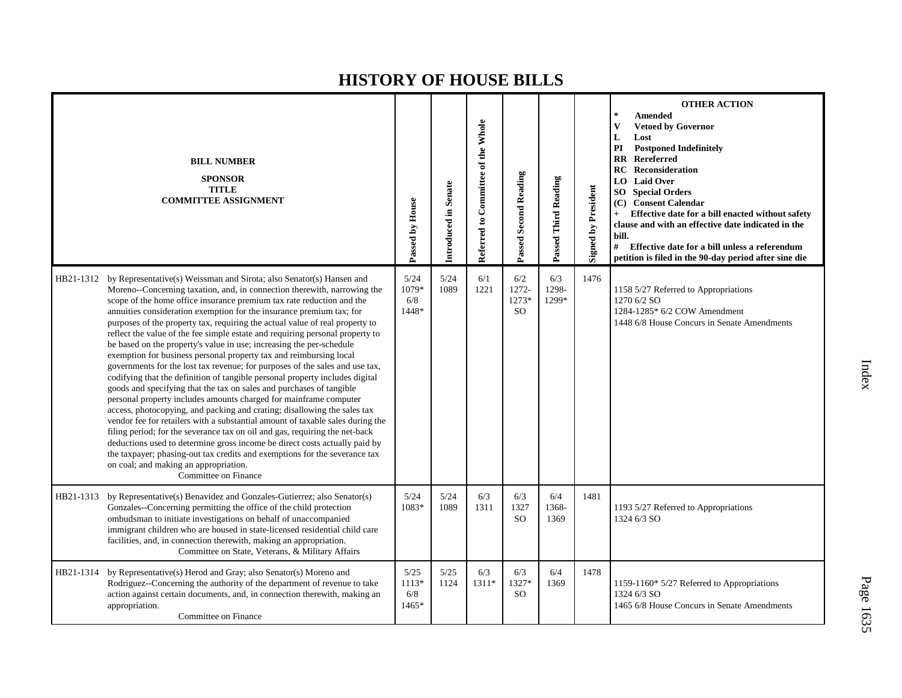# HISTORY OF HOUSE BILLS

| BILL NUMBER<br>SPONSOR<br>TITLE<br>COMMITTEE ASSIGNMENT | Passed by House | Introduced in Senate | Referred to Committee of the Whole | Passed Second Reading | Passed Third Reading | Signed by President | OTHER ACTION<br>* Amended<br>V Vetoed by Governor<br>L Lost<br>PI Postponed Indefinitely<br>RR Rereferred<br>RC Reconsideration<br>LO Laid Over<br>SO Special Orders<br>(C) Consent Calendar<br>+ Effective date for a bill enacted without safety clause and with an effective date indicated in the bill.<br># Effective date for a bill unless a referendum petition is filed in the 90-day period after sine die |
|---|---|---|---|---|---|---|---|
| HB21-1312 by Representative(s) Weissman and Sirota; also Senator(s) Hansen and Moreno--Concerning taxation, and, in connection therewith, narrowing the scope of the home office insurance premium tax rate reduction and the annuities consideration exemption for the insurance premium tax; for purposes of the property tax, requiring the actual value of real property to reflect the value of the fee simple estate and requiring personal property to be based on the property's value in use; increasing the per-schedule exemption for business personal property tax and reimbursing local governments for the lost tax revenue; for purposes of the sales and use tax, codifying that the definition of tangible personal property includes digital goods and specifying that the tax on sales and purchases of tangible personal property includes amounts charged for mainframe computer access, photocopying, and packing and crating; disallowing the sales tax vendor fee for retailers with a substantial amount of taxable sales during the filing period; for the severance tax on oil and gas, requiring the net-back deductions used to determine gross income be direct costs actually paid by the taxpayer; phasing-out tax credits and exemptions for the severance tax on coal; and making an appropriation.<br>Committee on Finance | 5/24<br>1079*<br>6/8<br>1448* | 5/24<br>1089 | 6/1<br>1221 | 6/2<br>1272-<br>1273*<br>SO | 6/3<br>1298-<br>1299* | 1476 | 1158 5/27 Referred to Appropriations<br>1270 6/2 SO<br>1284-1285* 6/2 COW Amendment<br>1448 6/8 House Concurs in Senate Amendments |
| HB21-1313 by Representative(s) Benavidez and Gonzales-Gutierrez; also Senator(s) Gonzales--Concerning permitting the office of the child protection ombudsman to initiate investigations on behalf of unaccompanied immigrant children who are housed in state-licensed residential child care facilities, and, in connection therewith, making an appropriation.<br>Committee on State, Veterans, & Military Affairs | 5/24<br>1083* | 5/24<br>1089 | 6/3<br>1311 | 6/3<br>1327<br>SO | 6/4<br>1368-<br>1369 | 1481 | 1193 5/27 Referred to Appropriations<br>1324 6/3 SO |
| HB21-1314 by Representative(s) Herod and Gray; also Senator(s) Moreno and Rodriguez--Concerning the authority of the department of revenue to take action against certain documents, and, in connection therewith, making an appropriation.<br>Committee on Finance | 5/25<br>1113*<br>6/8<br>1465* | 5/25<br>1124 | 6/3<br>1311* | 6/3<br>1327*<br>SO | 6/4<br>1369 | 1478 | 1159-1160* 5/27 Referred to Appropriations<br>1324 6/3 SO<br>1465 6/8 House Concurs in Senate Amendments |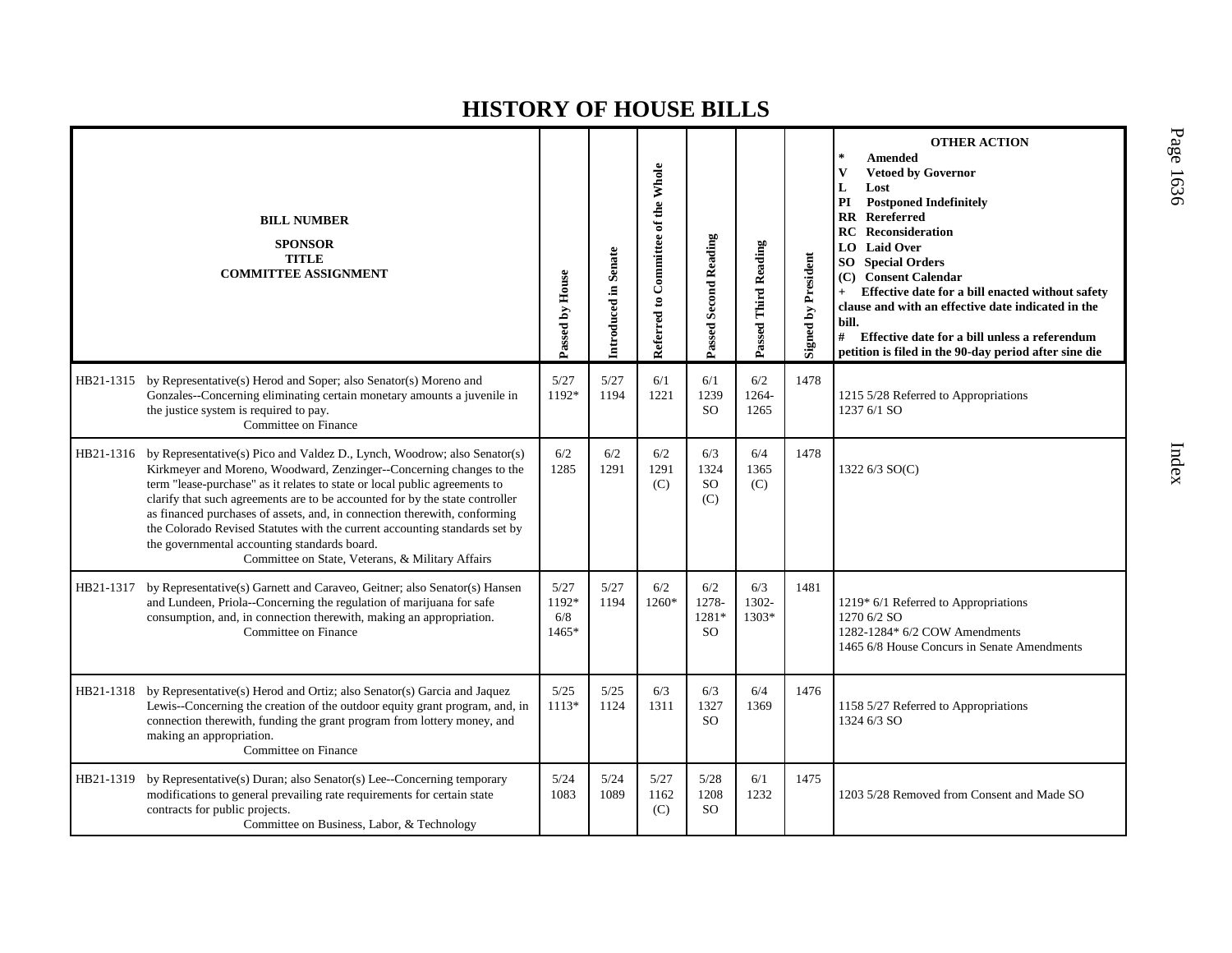# HISTORY OF HOUSE BILLS

| BILL NUMBER<br>SPONSOR<br>TITLE<br>COMMITTEE ASSIGNMENT | | Passed by House | Introduced in Senate | Referred to Committee of the Whole | Passed Second Reading | Passed Third Reading | Signed by President | OTHER ACTION<br>* Amended<br>V Vetoed by Governor<br>L Lost<br>PI Postponed Indefinitely<br>RR Rereferred<br>RC Reconsideration<br>LO Laid Over<br>SO Special Orders<br>(C) Consent Calendar<br>+ Effective date for a bill enacted without safety clause and with an effective date indicated in the bill.<br># Effective date for a bill unless a referendum petition is filed in the 90-day period after sine die |
|---|---|---|---|---|---|---|---|---|
| HB21-1315 | by Representative(s) Herod and Soper; also Senator(s) Moreno and Gonzales--Concerning eliminating certain monetary amounts a juvenile in the justice system is required to pay.<br>Committee on Finance | 5/27<br>1192* | 5/27<br>1194 | 6/1<br>1221 | 6/1<br>1239<br>SO | 6/2<br>1264-<br>1265 | 1478 | 1215 5/28 Referred to Appropriations<br>1237 6/1 SO |
| HB21-1316 | by Representative(s) Pico and Valdez D., Lynch, Woodrow; also Senator(s) Kirkmeyer and Moreno, Woodward, Zenzinger--Concerning changes to the term "lease-purchase" as it relates to state or local public agreements to clarify that such agreements are to be accounted for by the state controller as financed purchases of assets, and, in connection therewith, conforming the Colorado Revised Statutes with the current accounting standards set by the governmental accounting standards board.<br>Committee on State, Veterans, & Military Affairs | 6/2<br>1285 | 6/2<br>1291 | 6/2<br>1291<br>(C) | 6/3<br>1324<br>SO<br>(C) | 6/4<br>1365<br>(C) | 1478 | 1322 6/3 SO(C) |
| HB21-1317 | by Representative(s) Garnett and Caraveo, Geitner; also Senator(s) Hansen and Lundeen, Priola--Concerning the regulation of marijuana for safe consumption, and, in connection therewith, making an appropriation.<br>Committee on Finance | 5/27<br>1192*<br>6/8<br>1465* | 5/27<br>1194 | 6/2<br>1260* | 6/2<br>1278-<br>1281*<br>SO | 6/3<br>1302-<br>1303* | 1481 | 1219* 6/1 Referred to Appropriations<br>1270 6/2 SO<br>1282-1284* 6/2 COW Amendments<br>1465 6/8 House Concurs in Senate Amendments |
| HB21-1318 | by Representative(s) Herod and Ortiz; also Senator(s) Garcia and Jaquez Lewis--Concerning the creation of the outdoor equity grant program, and, in connection therewith, funding the grant program from lottery money, and making an appropriation.<br>Committee on Finance | 5/25<br>1113* | 5/25<br>1124 | 6/3<br>1311 | 6/3<br>1327<br>SO | 6/4<br>1369 | 1476 | 1158 5/27 Referred to Appropriations<br>1324 6/3 SO |
| HB21-1319 | by Representative(s) Duran; also Senator(s) Lee--Concerning temporary modifications to general prevailing rate requirements for certain state contracts for public projects.<br>Committee on Business, Labor, & Technology | 5/24<br>1083 | 5/24<br>1089 | 5/27<br>1162<br>(C) | 5/28<br>1208<br>SO | 6/1<br>1232 | 1475 | 1203 5/28 Removed from Consent and Made SO |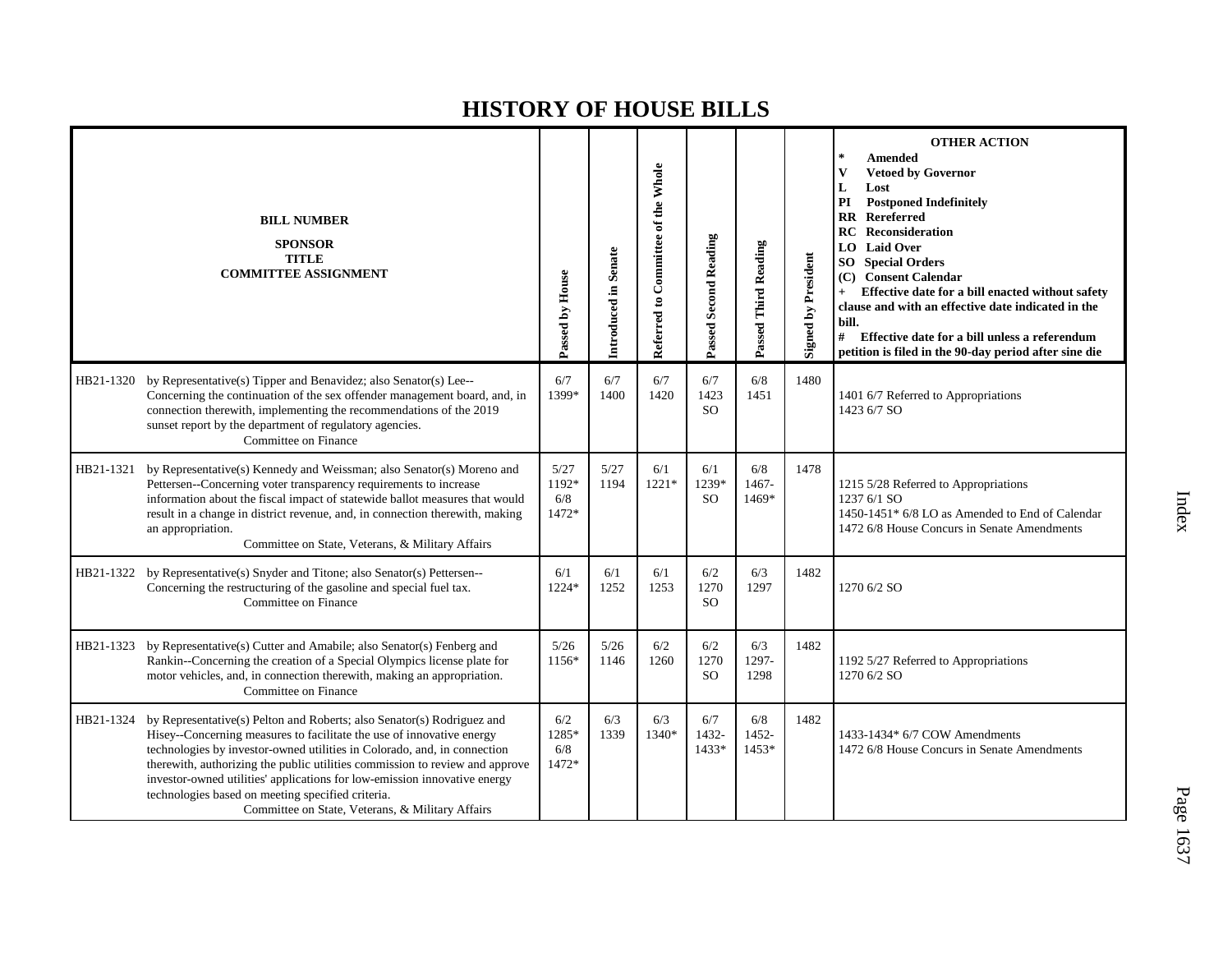# HISTORY OF HOUSE BILLS

| BILL NUMBER<br>SPONSOR<br>TITLE<br>COMMITTEE ASSIGNMENT | | Passed by House | Introduced in Senate | Referred to Committee of the Whole | Passed Second Reading | Passed Third Reading | Signed by President | OTHER ACTION<br>* Amended<br>V Vetoed by Governor<br>L Lost<br>PI Postponed Indefinitely<br>RR Rereferred<br>RC Reconsideration<br>LO Laid Over<br>SO Special Orders<br>(C) Consent Calendar<br>+ Effective date for a bill enacted without safety clause and with an effective date indicated in the bill.<br># Effective date for a bill unless a referendum petition is filed in the 90-day period after sine die |
|---|---|---|---|---|---|---|---|---|
| HB21-1320 | by Representative(s) Tipper and Benavidez; also Senator(s) Lee--Concerning the continuation of the sex offender management board, and, in connection therewith, implementing the recommendations of the 2019 sunset report by the department of regulatory agencies.<br>Committee on Finance | 6/7<br>1399* | 6/7<br>1400 | 6/7<br>1420 | 6/7<br>1423<br>SO | 6/8<br>1451 | 1480 | 1401 6/7 Referred to Appropriations<br>1423 6/7 SO |
| HB21-1321 | by Representative(s) Kennedy and Weissman; also Senator(s) Moreno and Pettersen--Concerning voter transparency requirements to increase information about the fiscal impact of statewide ballot measures that would result in a change in district revenue, and, in connection therewith, making an appropriation.<br>Committee on State, Veterans, & Military Affairs | 5/27<br>1192*<br>6/8<br>1472* | 5/27<br>1194 | 6/1<br>1221* | 6/1<br>1239*<br>SO | 6/8<br>1467-<br>1469* | 1478 | 1215 5/28 Referred to Appropriations<br>1237 6/1 SO<br>1450-1451* 6/8 LO as Amended to End of Calendar<br>1472 6/8 House Concurs in Senate Amendments |
| HB21-1322 | by Representative(s) Snyder and Titone; also Senator(s) Pettersen--Concerning the restructuring of the gasoline and special fuel tax.<br>Committee on Finance | 6/1<br>1224* | 6/1<br>1252 | 6/1<br>1253 | 6/2<br>1270<br>SO | 6/3<br>1297 | 1482 | 1270 6/2 SO |
| HB21-1323 | by Representative(s) Cutter and Amabile; also Senator(s) Fenberg and Rankin--Concerning the creation of a Special Olympics license plate for motor vehicles, and, in connection therewith, making an appropriation.<br>Committee on Finance | 5/26<br>1156* | 5/26<br>1146 | 6/2<br>1260 | 6/2<br>1270<br>SO | 6/3<br>1297-<br>1298 | 1482 | 1192 5/27 Referred to Appropriations<br>1270 6/2 SO |
| HB21-1324 | by Representative(s) Pelton and Roberts; also Senator(s) Rodriguez and Hisey--Concerning measures to facilitate the use of innovative energy technologies by investor-owned utilities in Colorado, and, in connection therewith, authorizing the public utilities commission to review and approve investor-owned utilities' applications for low-emission innovative energy technologies based on meeting specified criteria.<br>Committee on State, Veterans, & Military Affairs | 6/2<br>1285*<br>6/8<br>1472* | 6/3<br>1339 | 6/3<br>1340* | 6/7<br>1432-<br>1433* | 6/8<br>1452-<br>1453* | 1482 | 1433-1434* 6/7 COW Amendments<br>1472 6/8 House Concurs in Senate Amendments |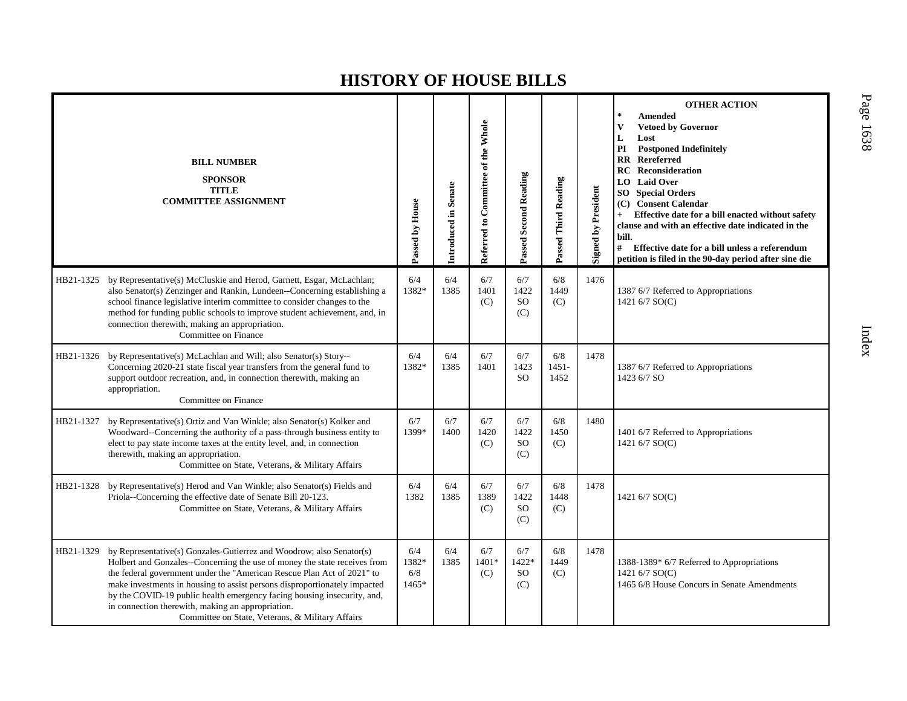# HISTORY OF HOUSE BILLS

| BILL NUMBER<br>SPONSOR<br>TITLE<br>COMMITTEE ASSIGNMENT | Passed by House | Introduced in Senate | Referred to Committee of the Whole | Passed Second Reading | Passed Third Reading | Signed by President | OTHER ACTION<br>* Amended<br>V Vetoed by Governor<br>L Lost<br>PI Postponed Indefinitely<br>RR Rereferred<br>RC Reconsideration<br>LO Laid Over<br>SO Special Orders<br>(C) Consent Calendar<br>+ Effective date for a bill enacted without safety clause and with an effective date indicated in the bill.<br># Effective date for a bill unless a referendum petition is filed in the 90-day period after sine die |
|---|---|---|---|---|---|---|---|
| HB21-1325 by Representative(s) McCluskie and Herod, Garnett, Esgar, McLachlan; also Senator(s) Zenzinger and Rankin, Lundeen--Concerning establishing a school finance legislative interim committee to consider changes to the method for funding public schools to improve student achievement, and, in connection therewith, making an appropriation.<br>Committee on Finance | 6/4<br>1382* | 6/4<br>1385 | 6/7<br>1401<br>(C) | 6/7<br>1422<br>SO<br>(C) | 6/8<br>1449<br>(C) | 1476 | 1387 6/7 Referred to Appropriations<br>1421 6/7 SO(C) |
| HB21-1326 by Representative(s) McLachlan and Will; also Senator(s) Story--Concerning 2020-21 state fiscal year transfers from the general fund to support outdoor recreation, and, in connection therewith, making an appropriation.<br>Committee on Finance | 6/4<br>1382* | 6/4<br>1385 | 6/7<br>1401 | 6/7<br>1423<br>SO | 6/8<br>1451-<br>1452 | 1478 | 1387 6/7 Referred to Appropriations<br>1423 6/7 SO |
| HB21-1327 by Representative(s) Ortiz and Van Winkle; also Senator(s) Kolker and Woodward--Concerning the authority of a pass-through business entity to elect to pay state income taxes at the entity level, and, in connection therewith, making an appropriation.<br>Committee on State, Veterans, & Military Affairs | 6/7<br>1399* | 6/7<br>1400 | 6/7<br>1420<br>(C) | 6/7<br>1422<br>SO<br>(C) | 6/8<br>1450<br>(C) | 1480 | 1401 6/7 Referred to Appropriations<br>1421 6/7 SO(C) |
| HB21-1328 by Representative(s) Herod and Van Winkle; also Senator(s) Fields and Priola--Concerning the effective date of Senate Bill 20-123.<br>Committee on State, Veterans, & Military Affairs | 6/4<br>1382 | 6/4<br>1385 | 6/7<br>1389<br>(C) | 6/7<br>1422<br>SO<br>(C) | 6/8<br>1448<br>(C) | 1478 | 1421 6/7 SO(C) |
| HB21-1329 by Representative(s) Gonzales-Gutierrez and Woodrow; also Senator(s) Holbert and Gonzales--Concerning the use of money the state receives from the federal government under the "American Rescue Plan Act of 2021" to make investments in housing to assist persons disproportionately impacted by the COVID-19 public health emergency facing housing insecurity, and, in connection therewith, making an appropriation.<br>Committee on State, Veterans, & Military Affairs | 6/4<br>1382*<br>6/8<br>1465* | 6/4<br>1385 | 6/7<br>1401*<br>(C) | 6/7<br>1422*<br>SO<br>(C) | 6/8<br>1449<br>(C) | 1478 | 1388-1389* 6/7 Referred to Appropriations<br>1421 6/7 SO(C)<br>1465 6/8 House Concurs in Senate Amendments |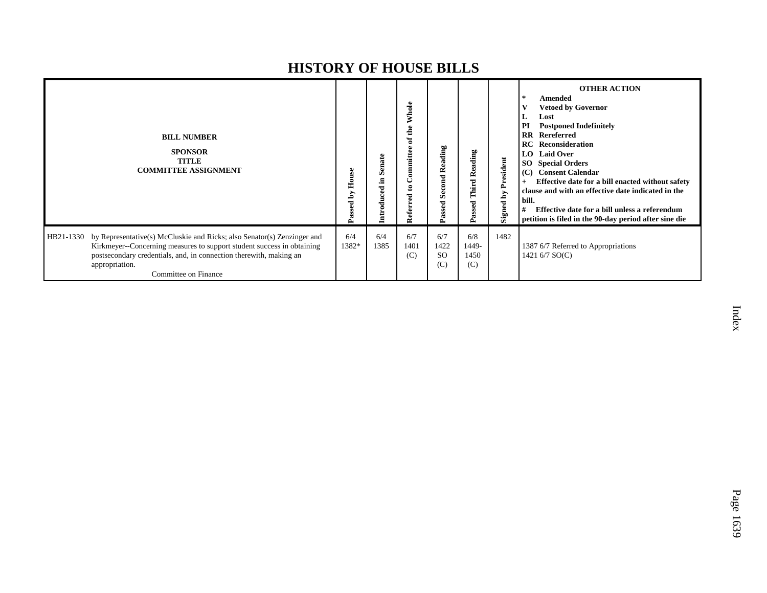# HISTORY OF HOUSE BILLS

| BILL NUMBER<br>SPONSOR<br>TITLE<br>COMMITTEE ASSIGNMENT | Passed by House | Introduced in Senate | Referred to Committee of the Whole | Passed Second Reading | Passed Third Reading | Signed by President | OTHER ACTION<br>* Amended<br>V Vetoed by Governor<br>L Lost<br>PI Postponed Indefinitely<br>RR Rereferred<br>RC Reconsideration<br>LO Laid Over<br>SO Special Orders<br>(C) Consent Calendar<br>+ Effective date for a bill enacted without safety clause and with an effective date indicated in the bill.<br># Effective date for a bill unless a referendum petition is filed in the 90-day period after sine die |
|---|---|---|---|---|---|---|---|
| HB21-1330 by Representative(s) McCluskie and Ricks; also Senator(s) Zenzinger and Kirkmeyer--Concerning measures to support student success in obtaining postsecondary credentials, and, in connection therewith, making an appropriation.<br>Committee on Finance | 6/4<br>1382* | 6/4<br>1385 | 6/7<br>1401<br>(C) | 6/7<br>1422<br>SO<br>(C) | 6/8<br>1449-<br>1450<br>(C) | 1482 | 1387 6/7 Referred to Appropriations<br>1421 6/7 SO(C) |

Index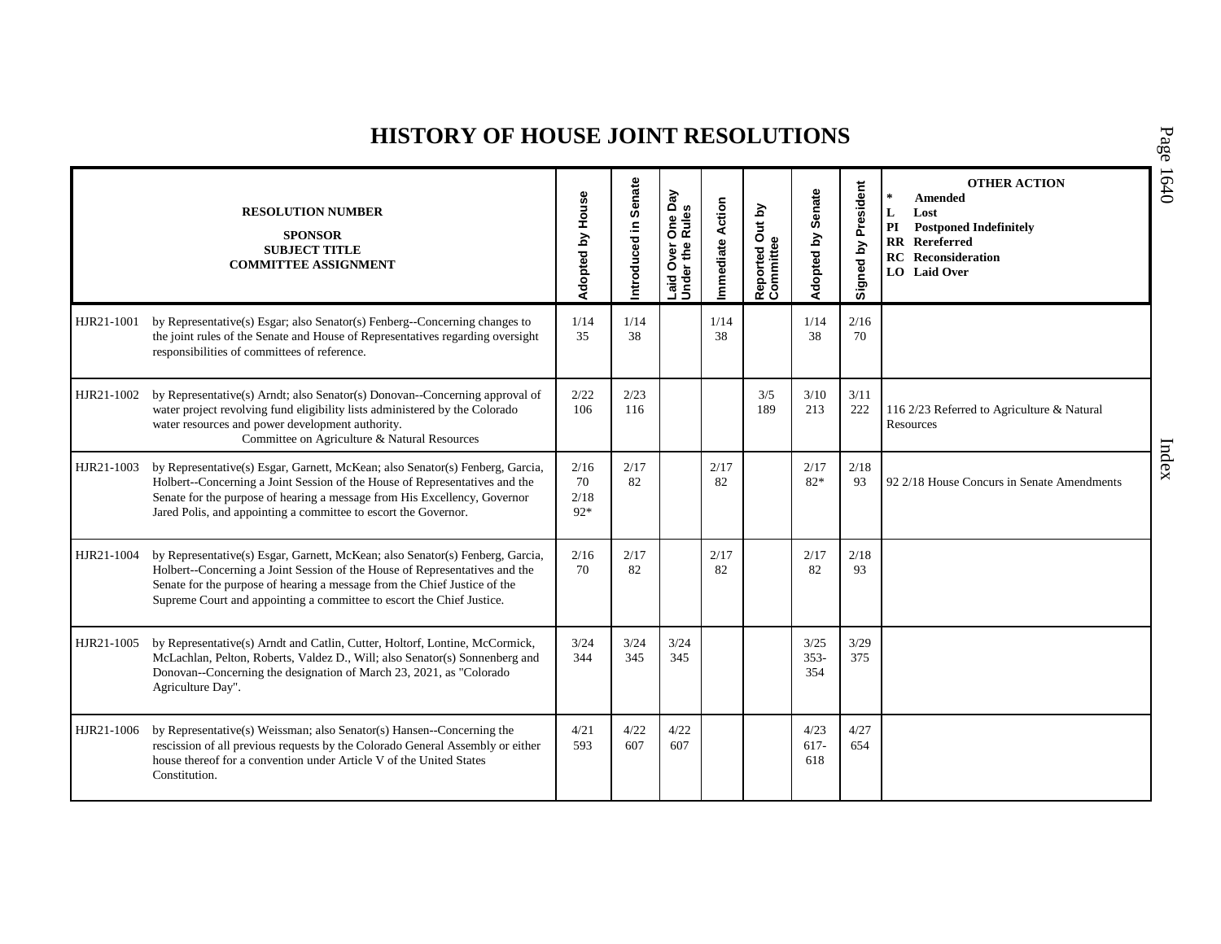# HISTORY OF HOUSE JOINT RESOLUTIONS

| RESOLUTION NUMBER / SPONSOR / SUBJECT TITLE / COMMITTEE ASSIGNMENT | Adopted by House | Introduced in Senate | Laid Over One Day Under the Rules | Immediate Action | Reported Out by Committee | Adopted by Senate | Signed by President | OTHER ACTION (* Amended, L Lost, PI Postponed Indefinitely, RR Rereferred, RC Reconsideration, LO Laid Over) |
|---|---|---|---|---|---|---|---|---|
| HJR21-1001 by Representative(s) Esgar; also Senator(s) Fenberg--Concerning changes to the joint rules of the Senate and House of Representatives regarding oversight responsibilities of committees of reference. | 1/14 35 | 1/14 38 | | 1/14 38 | | 1/14 38 | 2/16 70 | |
| HJR21-1002 by Representative(s) Arndt; also Senator(s) Donovan--Concerning approval of water project revolving fund eligibility lists administered by the Colorado water resources and power development authority. Committee on Agriculture & Natural Resources | 2/22 106 | 2/23 116 | | | 3/5 189 | 3/10 213 | 3/11 222 | 116 2/23 Referred to Agriculture & Natural Resources |
| HJR21-1003 by Representative(s) Esgar, Garnett, McKean; also Senator(s) Fenberg, Garcia, Holbert--Concerning a Joint Session of the House of Representatives and the Senate for the purpose of hearing a message from His Excellency, Governor Jared Polis, and appointing a committee to escort the Governor. | 2/16 70 2/18 92* | 2/17 82 | | 2/17 82 | | 2/17 82* | 2/18 93 | 92 2/18 House Concurs in Senate Amendments |
| HJR21-1004 by Representative(s) Esgar, Garnett, McKean; also Senator(s) Fenberg, Garcia, Holbert--Concerning a Joint Session of the House of Representatives and the Senate for the purpose of hearing a message from the Chief Justice of the Supreme Court and appointing a committee to escort the Chief Justice. | 2/16 70 | 2/17 82 | | 2/17 82 | | 2/17 82 | 2/18 93 | |
| HJR21-1005 by Representative(s) Arndt and Catlin, Cutter, Holtorf, Lontine, McCormick, McLachlan, Pelton, Roberts, Valdez D., Will; also Senator(s) Sonnenberg and Donovan--Concerning the designation of March 23, 2021, as "Colorado Agriculture Day". | 3/24 344 | 3/24 345 | 3/24 345 | | | 3/25 353-354 | 3/29 375 | |
| HJR21-1006 by Representative(s) Weissman; also Senator(s) Hansen--Concerning the rescission of all previous requests by the Colorado General Assembly or either house thereof for a convention under Article V of the United States Constitution. | 4/21 593 | 4/22 607 | 4/22 607 | | | 4/23 617-618 | 4/27 654 | |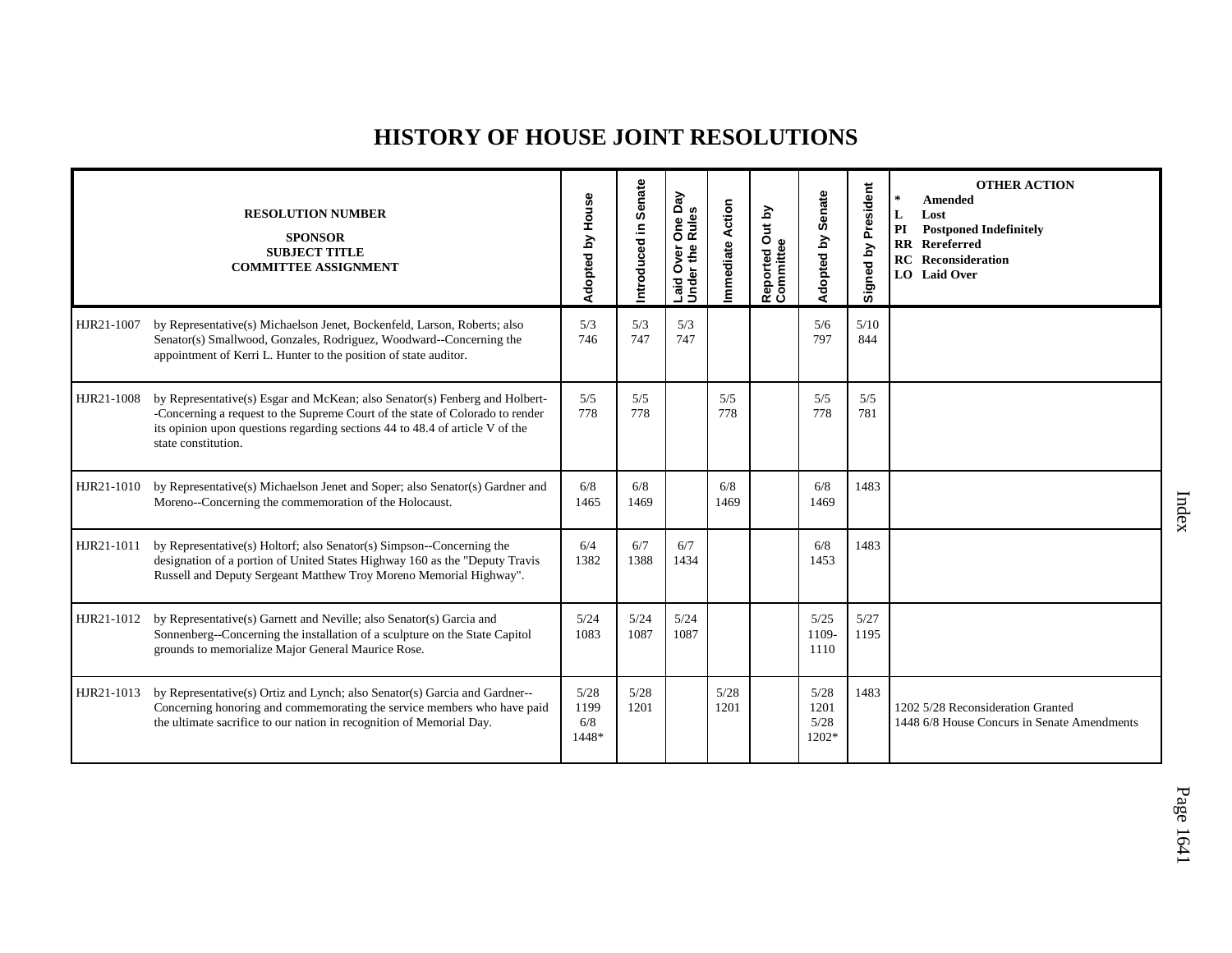# HISTORY OF HOUSE JOINT RESOLUTIONS

| RESOLUTION NUMBER<br>SPONSOR<br>SUBJECT TITLE<br>COMMITTEE ASSIGNMENT | Adopted by House | Introduced in Senate | Laid Over One Day Under the Rules | Immediate Action | Reported Out by Committee | Adopted by Senate | Signed by President | OTHER ACTION<br>* Amended<br>L Lost<br>PI Postponed Indefinitely<br>RR Rereferred<br>RC Reconsideration<br>LO Laid Over |
|---|---|---|---|---|---|---|---|---|
| HJR21-1007 by Representative(s) Michaelson Jenet, Bockenfeld, Larson, Roberts; also Senator(s) Smallwood, Gonzales, Rodriguez, Woodward--Concerning the appointment of Kerri L. Hunter to the position of state auditor. | 5/3<br>746 | 5/3<br>747 | 5/3<br>747 | | | 5/6<br>797 | 5/10<br>844 | |
| HJR21-1008 by Representative(s) Esgar and McKean; also Senator(s) Fenberg and Holbert--Concerning a request to the Supreme Court of the state of Colorado to render its opinion upon questions regarding sections 44 to 48.4 of article V of the state constitution. | 5/5<br>778 | 5/5<br>778 | | 5/5<br>778 | | 5/5<br>778 | 5/5<br>781 | |
| HJR21-1010 by Representative(s) Michaelson Jenet and Soper; also Senator(s) Gardner and Moreno--Concerning the commemoration of the Holocaust. | 6/8<br>1465 | 6/8<br>1469 | | 6/8<br>1469 | | 6/8<br>1469 | 1483 | |
| HJR21-1011 by Representative(s) Holtorf; also Senator(s) Simpson--Concerning the designation of a portion of United States Highway 160 as the "Deputy Travis Russell and Deputy Sergeant Matthew Troy Moreno Memorial Highway". | 6/4<br>1382 | 6/7<br>1388 | 6/7<br>1434 | | | 6/8<br>1453 | 1483 | |
| HJR21-1012 by Representative(s) Garnett and Neville; also Senator(s) Garcia and Sonnenberg--Concerning the installation of a sculpture on the State Capitol grounds to memorialize Major General Maurice Rose. | 5/24<br>1083 | 5/24<br>1087 | 5/24<br>1087 | | | 5/25<br>1109-1110 | 5/27<br>1195 | |
| HJR21-1013 by Representative(s) Ortiz and Lynch; also Senator(s) Garcia and Gardner--Concerning honoring and commemorating the service members who have paid the ultimate sacrifice to our nation in recognition of Memorial Day. | 5/28<br>1199<br>6/8<br>1448* | 5/28<br>1201 | | 5/28<br>1201 | | 5/28<br>1201<br>5/28<br>1202* | 1483 | 1202 5/28 Reconsideration Granted<br>1448 6/8 House Concurs in Senate Amendments |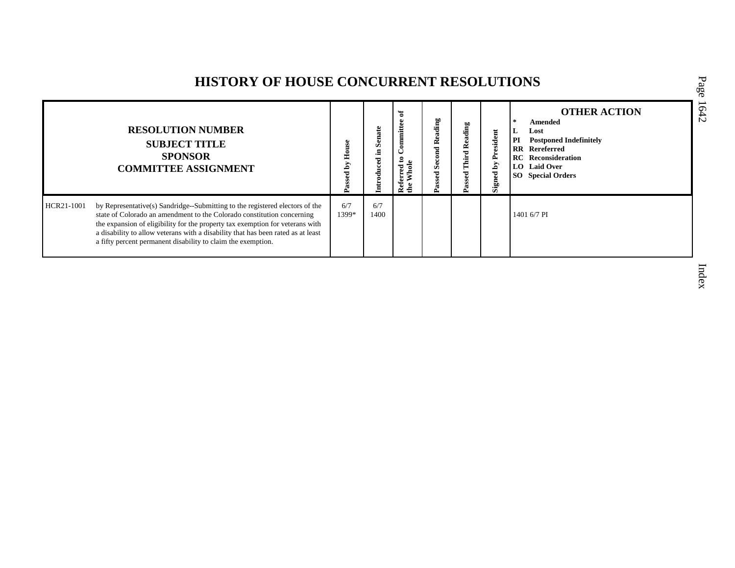# HISTORY OF HOUSE CONCURRENT RESOLUTIONS

| RESOLUTION NUMBER<br>SUBJECT TITLE<br>SPONSOR<br>COMMITTEE ASSIGNMENT | | Passed by House | Introduced in Senate | Referred to Committee of the Whole | Passed Second Reading | Passed Third Reading | Signed by President | OTHER ACTION<br>* Amended<br>L Lost<br>PI Postponed Indefinitely<br>RR Rereferred<br>RC Reconsideration<br>LO Laid Over<br>SO Special Orders |
|---|---|---|---|---|---|---|---|---|
| HCR21-1001 | by Representative(s) Sandridge--Submitting to the registered electors of the state of Colorado an amendment to the Colorado constitution concerning the expansion of eligibility for the property tax exemption for veterans with a disability to allow veterans with a disability that has been rated as at least a fifty percent permanent disability to claim the exemption. | 6/7<br>1399* | 6/7<br>1400 | | | | | 1401 6/7 PI |